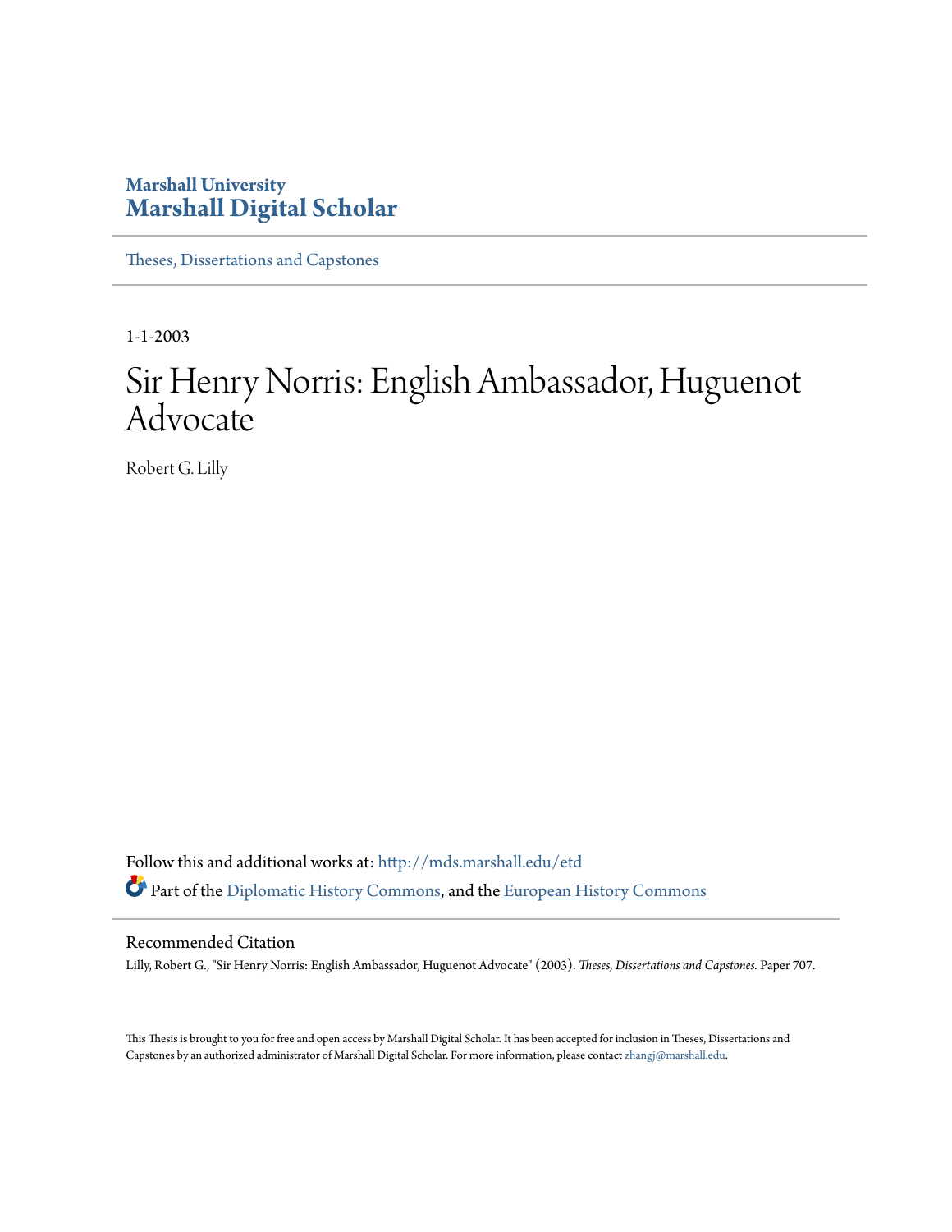Marshall University
**Marshall Digital Scholar**

Theses, Dissertations and Capstones

---

1-1-2003

# Sir Henry Norris: English Ambassador, Huguenot Advocate

Robert G. Lilly

Follow this and additional works at: http://mds.marshall.edu/etd

Part of the Diplomatic History Commons, and the European History Commons

## Recommended Citation

Lilly, Robert G., "Sir Henry Norris: English Ambassador, Huguenot Advocate" (2003). *Theses, Dissertations and Capstones.* Paper 707.

This Thesis is brought to you for free and open access by Marshall Digital Scholar. It has been accepted for inclusion in Theses, Dissertations and Capstones by an authorized administrator of Marshall Digital Scholar. For more information, please contact zhangj@marshall.edu.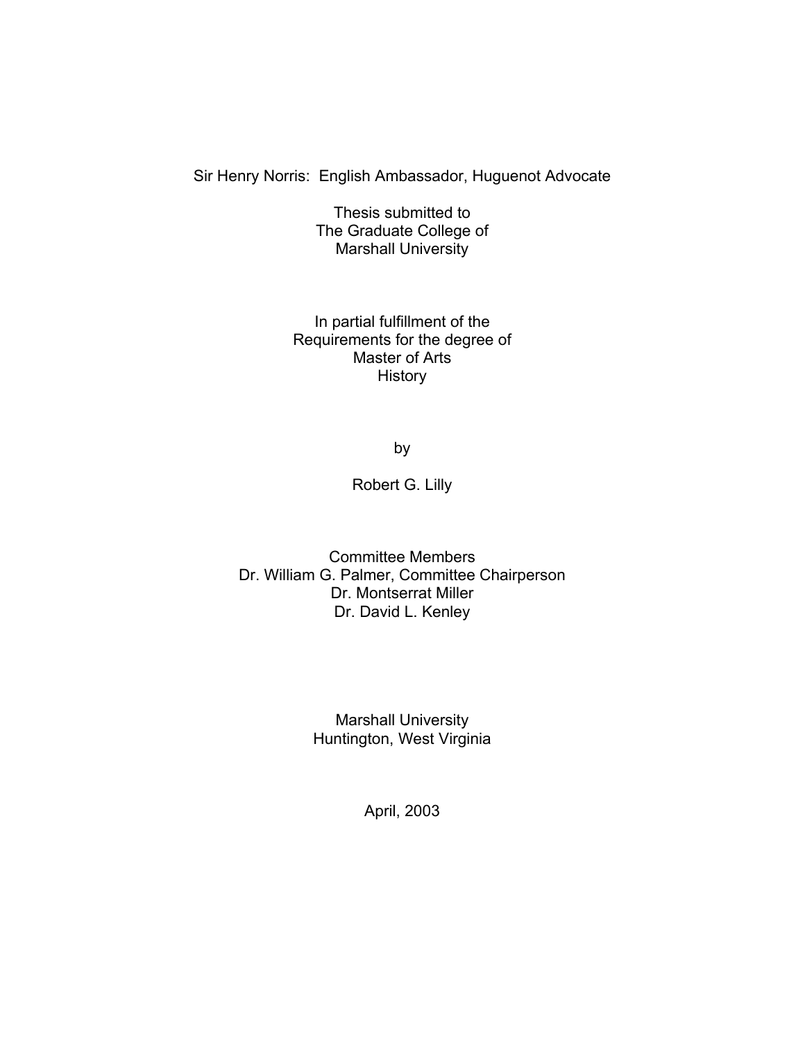# Sir Henry Norris: English Ambassador, Huguenot Advocate

Thesis submitted to
The Graduate College of
Marshall University

In partial fulfillment of the
Requirements for the degree of
Master of Arts
History

by

Robert G. Lilly

Committee Members
Dr. William G. Palmer, Committee Chairperson
Dr. Montserrat Miller
Dr. David L. Kenley

Marshall University
Huntington, West Virginia

April, 2003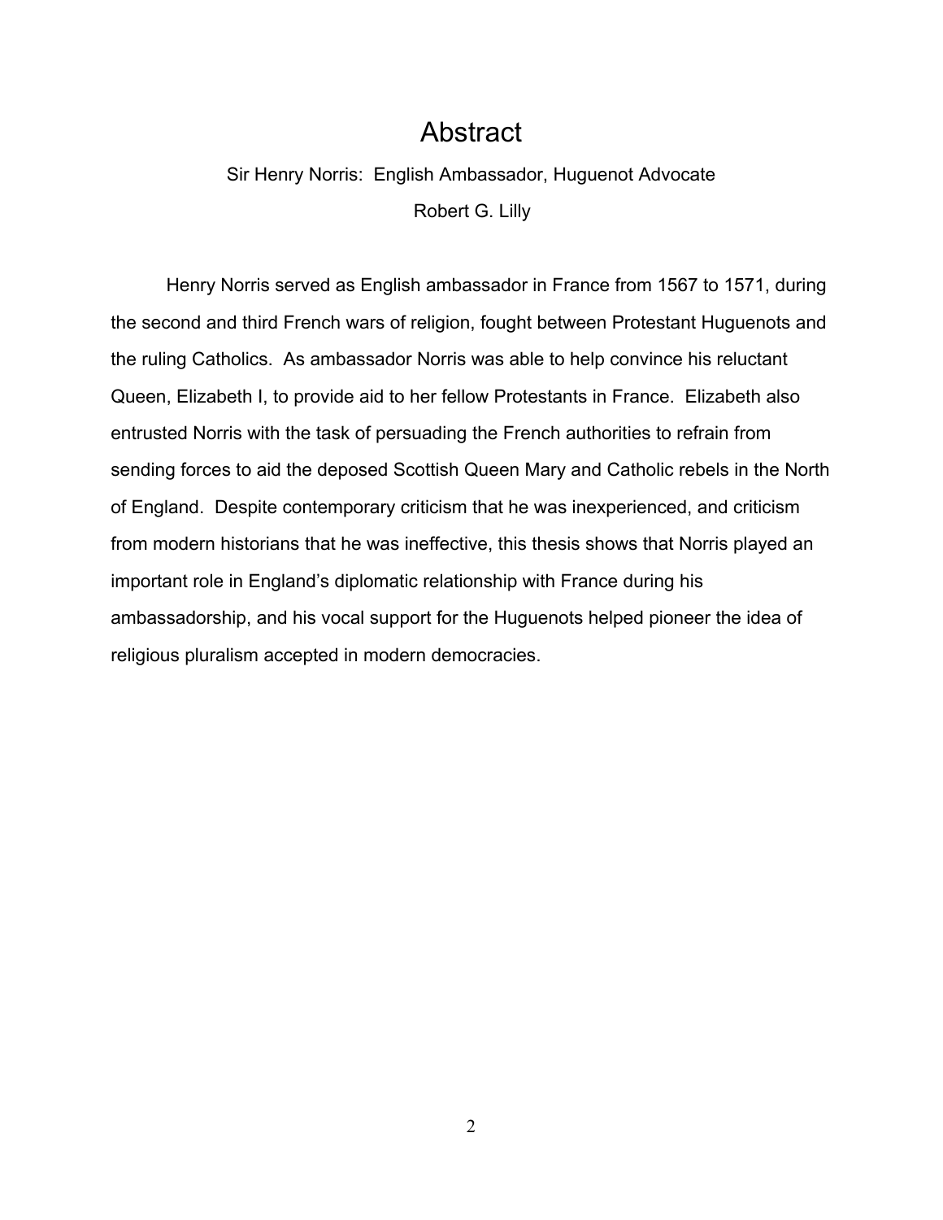# Abstract

Sir Henry Norris: English Ambassador, Huguenot Advocate

Robert G. Lilly

Henry Norris served as English ambassador in France from 1567 to 1571, during the second and third French wars of religion, fought between Protestant Huguenots and the ruling Catholics. As ambassador Norris was able to help convince his reluctant Queen, Elizabeth I, to provide aid to her fellow Protestants in France. Elizabeth also entrusted Norris with the task of persuading the French authorities to refrain from sending forces to aid the deposed Scottish Queen Mary and Catholic rebels in the North of England. Despite contemporary criticism that he was inexperienced, and criticism from modern historians that he was ineffective, this thesis shows that Norris played an important role in England's diplomatic relationship with France during his ambassadorship, and his vocal support for the Huguenots helped pioneer the idea of religious pluralism accepted in modern democracies.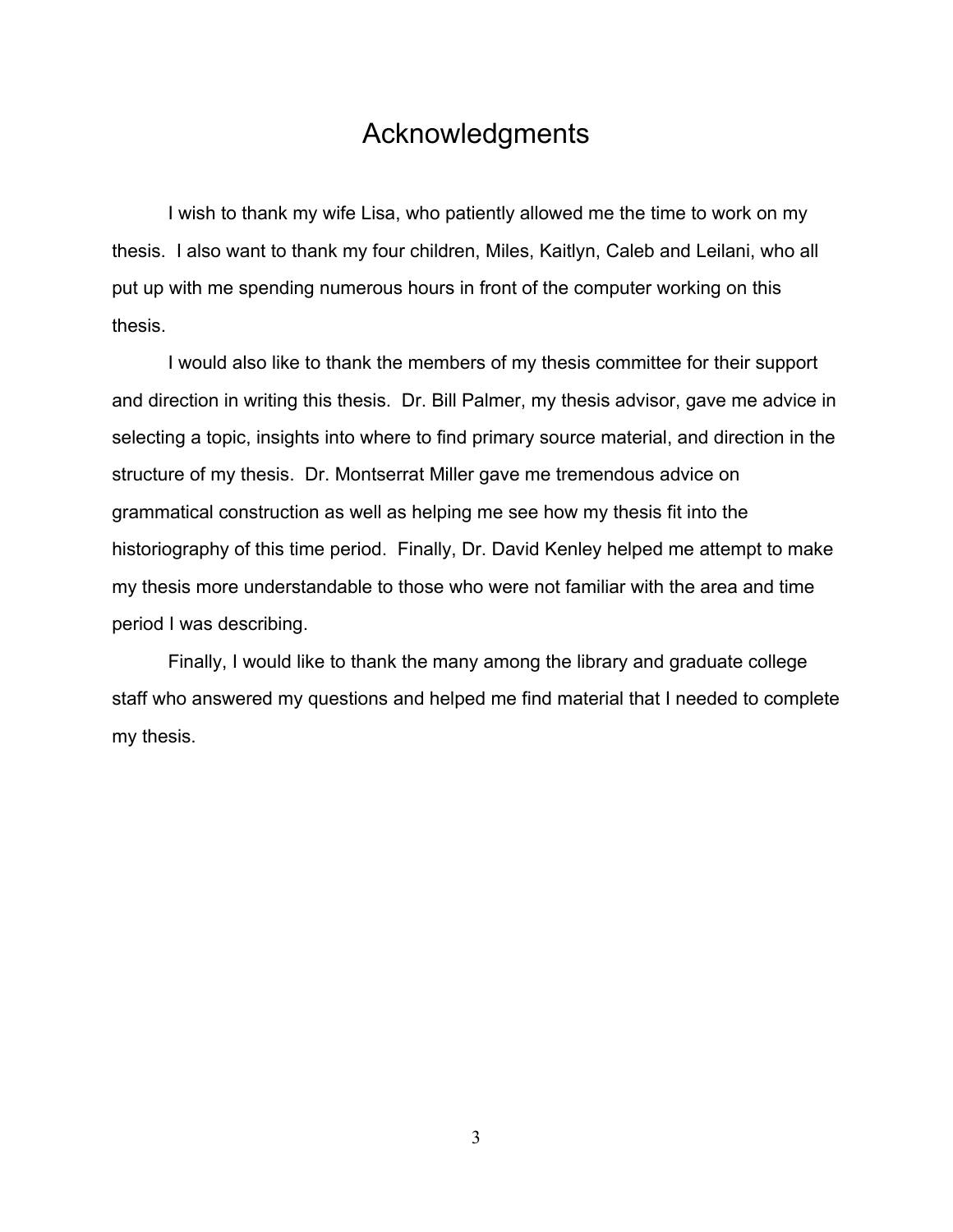# Acknowledgments

I wish to thank my wife Lisa, who patiently allowed me the time to work on my thesis. I also want to thank my four children, Miles, Kaitlyn, Caleb and Leilani, who all put up with me spending numerous hours in front of the computer working on this thesis.

I would also like to thank the members of my thesis committee for their support and direction in writing this thesis. Dr. Bill Palmer, my thesis advisor, gave me advice in selecting a topic, insights into where to find primary source material, and direction in the structure of my thesis. Dr. Montserrat Miller gave me tremendous advice on grammatical construction as well as helping me see how my thesis fit into the historiography of this time period. Finally, Dr. David Kenley helped me attempt to make my thesis more understandable to those who were not familiar with the area and time period I was describing.

Finally, I would like to thank the many among the library and graduate college staff who answered my questions and helped me find material that I needed to complete my thesis.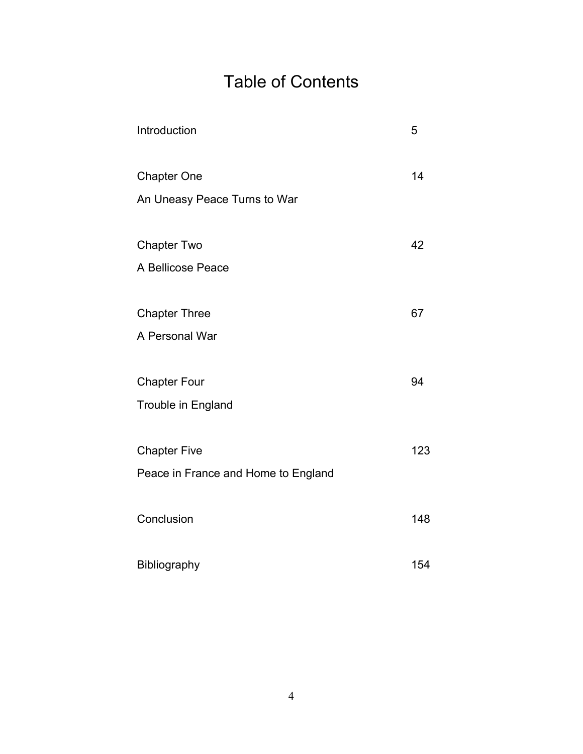# Table of Contents

| | |
|---|---|
| Introduction | 5 |
| Chapter One<br>An Uneasy Peace Turns to War | 14 |
| Chapter Two<br>A Bellicose Peace | 42 |
| Chapter Three<br>A Personal War | 67 |
| Chapter Four<br>Trouble in England | 94 |
| Chapter Five<br>Peace in France and Home to England | 123 |
| Conclusion | 148 |
| Bibliography | 154 |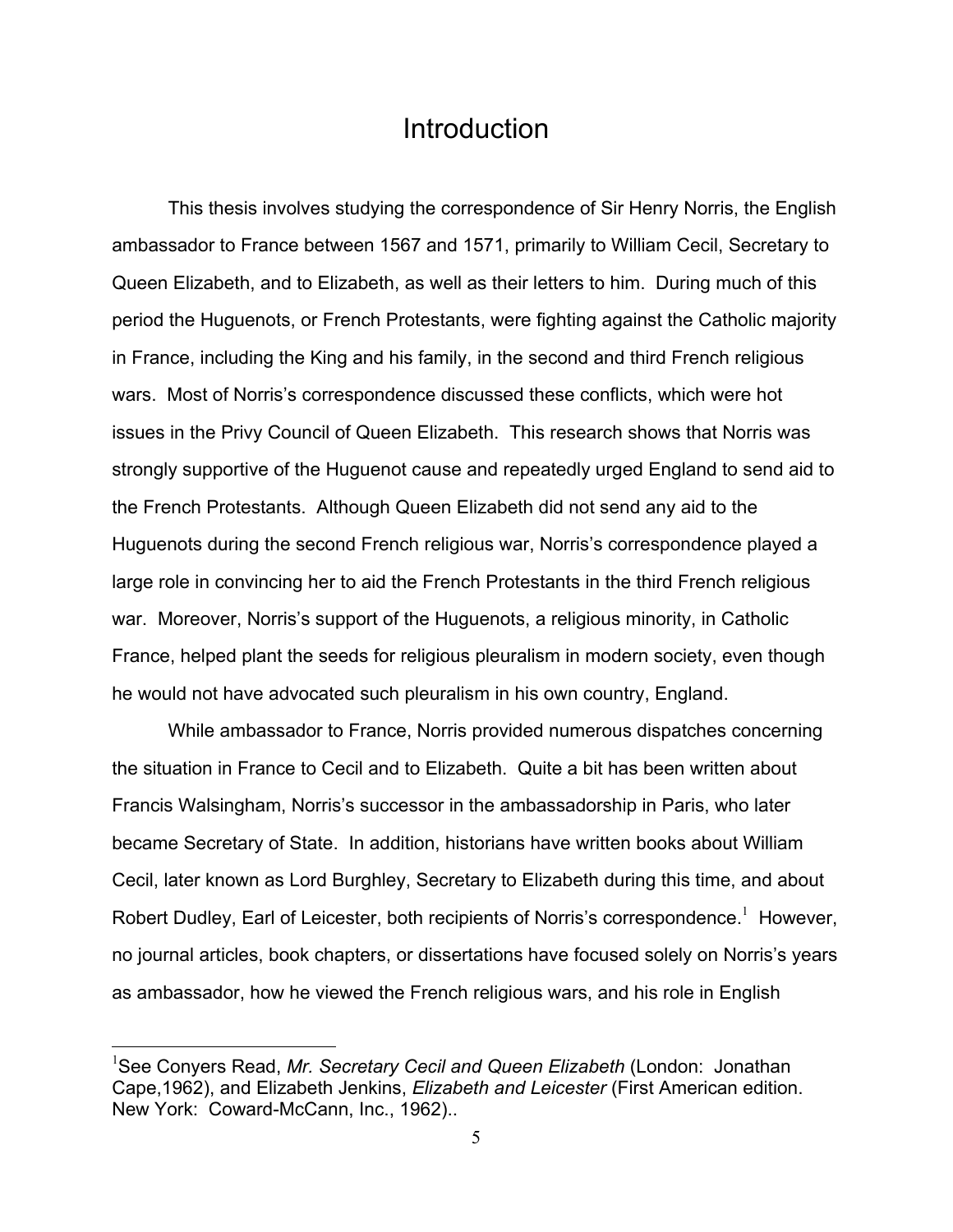# Introduction

This thesis involves studying the correspondence of Sir Henry Norris, the English ambassador to France between 1567 and 1571, primarily to William Cecil, Secretary to Queen Elizabeth, and to Elizabeth, as well as their letters to him. During much of this period the Huguenots, or French Protestants, were fighting against the Catholic majority in France, including the King and his family, in the second and third French religious wars. Most of Norris's correspondence discussed these conflicts, which were hot issues in the Privy Council of Queen Elizabeth. This research shows that Norris was strongly supportive of the Huguenot cause and repeatedly urged England to send aid to the French Protestants. Although Queen Elizabeth did not send any aid to the Huguenots during the second French religious war, Norris's correspondence played a large role in convincing her to aid the French Protestants in the third French religious war. Moreover, Norris's support of the Huguenots, a religious minority, in Catholic France, helped plant the seeds for religious pleuralism in modern society, even though he would not have advocated such pleuralism in his own country, England.

While ambassador to France, Norris provided numerous dispatches concerning the situation in France to Cecil and to Elizabeth. Quite a bit has been written about Francis Walsingham, Norris's successor in the ambassadorship in Paris, who later became Secretary of State. In addition, historians have written books about William Cecil, later known as Lord Burghley, Secretary to Elizabeth during this time, and about Robert Dudley, Earl of Leicester, both recipients of Norris's correspondence.[1] However, no journal articles, book chapters, or dissertations have focused solely on Norris's years as ambassador, how he viewed the French religious wars, and his role in English

[1]See Conyers Read, *Mr. Secretary Cecil and Queen Elizabeth* (London: Jonathan Cape,1962), and Elizabeth Jenkins, *Elizabeth and Leicester* (First American edition. New York: Coward-McCann, Inc., 1962)..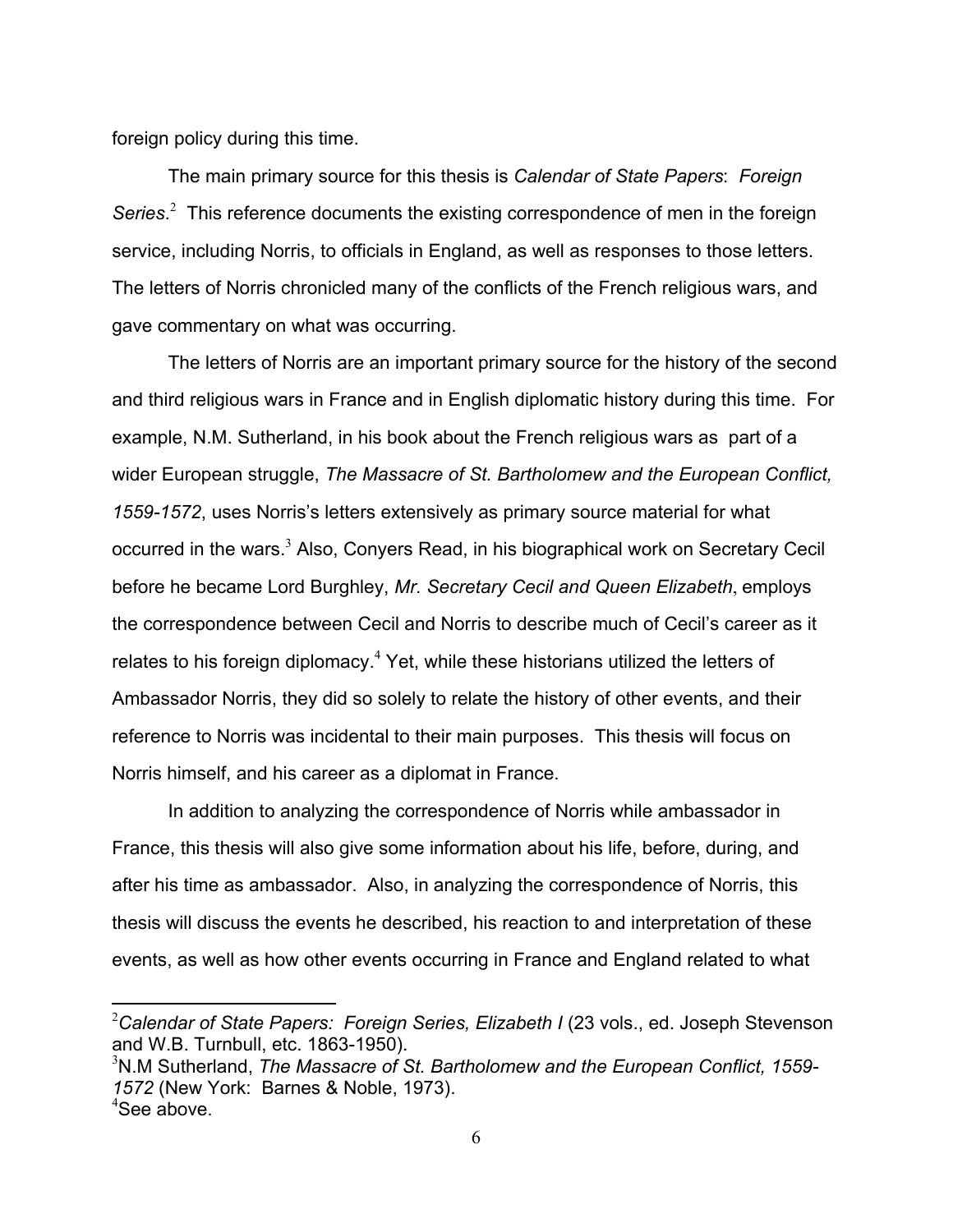foreign policy during this time.

The main primary source for this thesis is *Calendar of State Papers*: *Foreign Series*.[2] This reference documents the existing correspondence of men in the foreign service, including Norris, to officials in England, as well as responses to those letters. The letters of Norris chronicled many of the conflicts of the French religious wars, and gave commentary on what was occurring.

The letters of Norris are an important primary source for the history of the second and third religious wars in France and in English diplomatic history during this time. For example, N.M. Sutherland, in his book about the French religious wars as part of a wider European struggle, *The Massacre of St. Bartholomew and the European Conflict, 1559-1572*, uses Norris's letters extensively as primary source material for what occurred in the wars.[3] Also, Conyers Read, in his biographical work on Secretary Cecil before he became Lord Burghley, *Mr. Secretary Cecil and Queen Elizabeth*, employs the correspondence between Cecil and Norris to describe much of Cecil's career as it relates to his foreign diplomacy.[4] Yet, while these historians utilized the letters of Ambassador Norris, they did so solely to relate the history of other events, and their reference to Norris was incidental to their main purposes. This thesis will focus on Norris himself, and his career as a diplomat in France.

In addition to analyzing the correspondence of Norris while ambassador in France, this thesis will also give some information about his life, before, during, and after his time as ambassador. Also, in analyzing the correspondence of Norris, this thesis will discuss the events he described, his reaction to and interpretation of these events, as well as how other events occurring in France and England related to what

---

[2]*Calendar of State Papers: Foreign Series, Elizabeth I* (23 vols., ed. Joseph Stevenson and W.B. Turnbull, etc. 1863-1950).

[3]N.M Sutherland, *The Massacre of St. Bartholomew and the European Conflict, 1559-1572* (New York: Barnes & Noble, 1973).

[4]See above.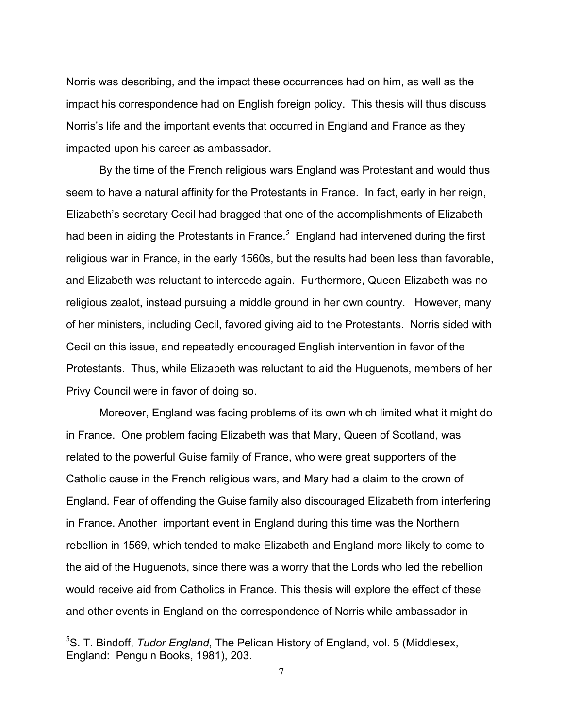Norris was describing, and the impact these occurrences had on him, as well as the impact his correspondence had on English foreign policy. This thesis will thus discuss Norris's life and the important events that occurred in England and France as they impacted upon his career as ambassador.

By the time of the French religious wars England was Protestant and would thus seem to have a natural affinity for the Protestants in France. In fact, early in her reign, Elizabeth's secretary Cecil had bragged that one of the accomplishments of Elizabeth had been in aiding the Protestants in France.[5] England had intervened during the first religious war in France, in the early 1560s, but the results had been less than favorable, and Elizabeth was reluctant to intercede again. Furthermore, Queen Elizabeth was no religious zealot, instead pursuing a middle ground in her own country. However, many of her ministers, including Cecil, favored giving aid to the Protestants. Norris sided with Cecil on this issue, and repeatedly encouraged English intervention in favor of the Protestants. Thus, while Elizabeth was reluctant to aid the Huguenots, members of her Privy Council were in favor of doing so.

Moreover, England was facing problems of its own which limited what it might do in France. One problem facing Elizabeth was that Mary, Queen of Scotland, was related to the powerful Guise family of France, who were great supporters of the Catholic cause in the French religious wars, and Mary had a claim to the crown of England. Fear of offending the Guise family also discouraged Elizabeth from interfering in France. Another important event in England during this time was the Northern rebellion in 1569, which tended to make Elizabeth and England more likely to come to the aid of the Huguenots, since there was a worry that the Lords who led the rebellion would receive aid from Catholics in France. This thesis will explore the effect of these and other events in England on the correspondence of Norris while ambassador in

[5] S. T. Bindoff, *Tudor England*, The Pelican History of England, vol. 5 (Middlesex, England: Penguin Books, 1981), 203.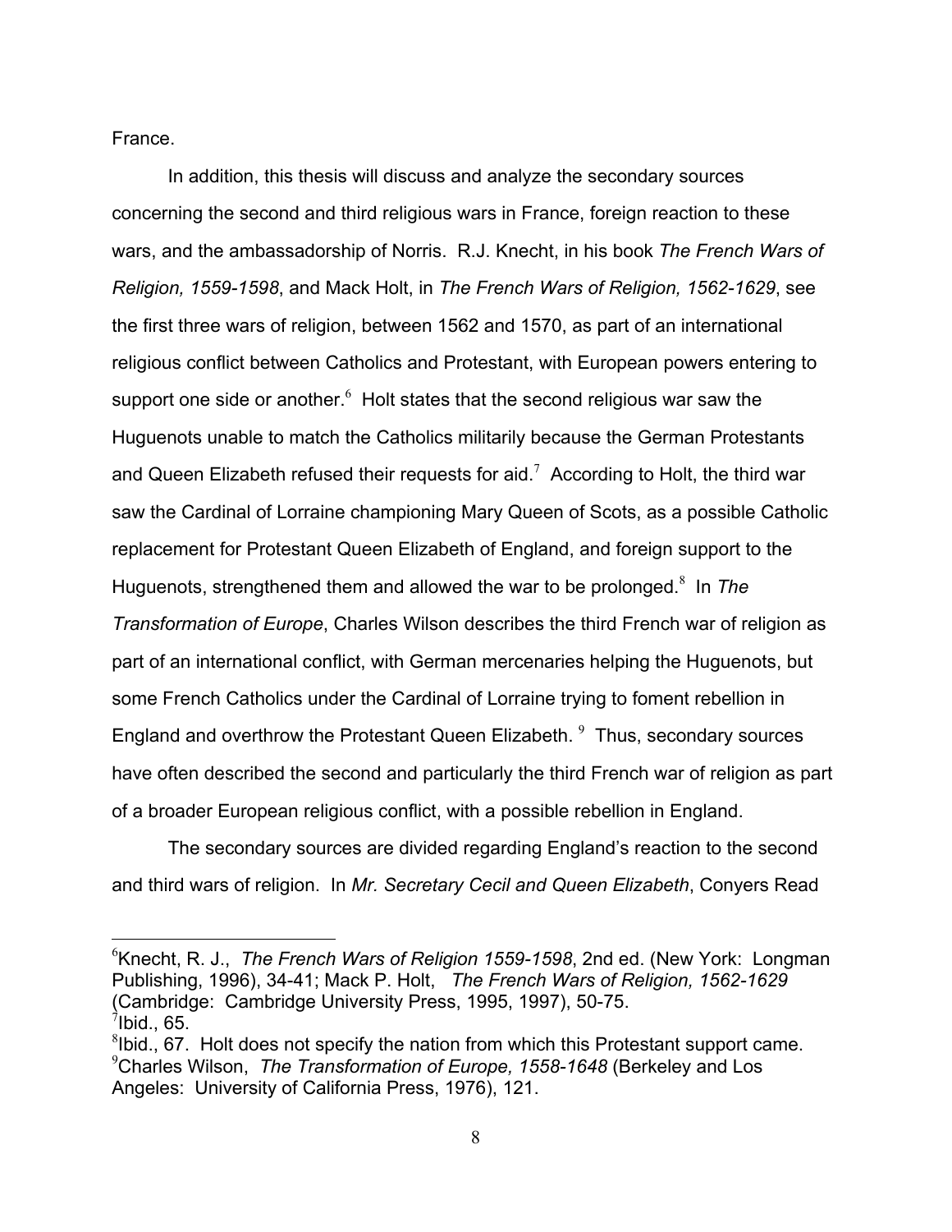France.

In addition, this thesis will discuss and analyze the secondary sources concerning the second and third religious wars in France, foreign reaction to these wars, and the ambassadorship of Norris. R.J. Knecht, in his book *The French Wars of Religion, 1559-1598*, and Mack Holt, in *The French Wars of Religion, 1562-1629*, see the first three wars of religion, between 1562 and 1570, as part of an international religious conflict between Catholics and Protestant, with European powers entering to support one side or another.[6] Holt states that the second religious war saw the Huguenots unable to match the Catholics militarily because the German Protestants and Queen Elizabeth refused their requests for aid.[7] According to Holt, the third war saw the Cardinal of Lorraine championing Mary Queen of Scots, as a possible Catholic replacement for Protestant Queen Elizabeth of England, and foreign support to the Huguenots, strengthened them and allowed the war to be prolonged.[8] In *The Transformation of Europe*, Charles Wilson describes the third French war of religion as part of an international conflict, with German mercenaries helping the Huguenots, but some French Catholics under the Cardinal of Lorraine trying to foment rebellion in England and overthrow the Protestant Queen Elizabeth.[9] Thus, secondary sources have often described the second and particularly the third French war of religion as part of a broader European religious conflict, with a possible rebellion in England.

The secondary sources are divided regarding England's reaction to the second and third wars of religion. In *Mr. Secretary Cecil and Queen Elizabeth*, Conyers Read

---

[6] Knecht, R. J., *The French Wars of Religion 1559-1598*, 2nd ed. (New York: Longman Publishing, 1996), 34-41; Mack P. Holt, *The French Wars of Religion, 1562-1629* (Cambridge: Cambridge University Press, 1995, 1997), 50-75.

[7] Ibid., 65.

[8] Ibid., 67. Holt does not specify the nation from which this Protestant support came.

[9] Charles Wilson, *The Transformation of Europe, 1558-1648* (Berkeley and Los Angeles: University of California Press, 1976), 121.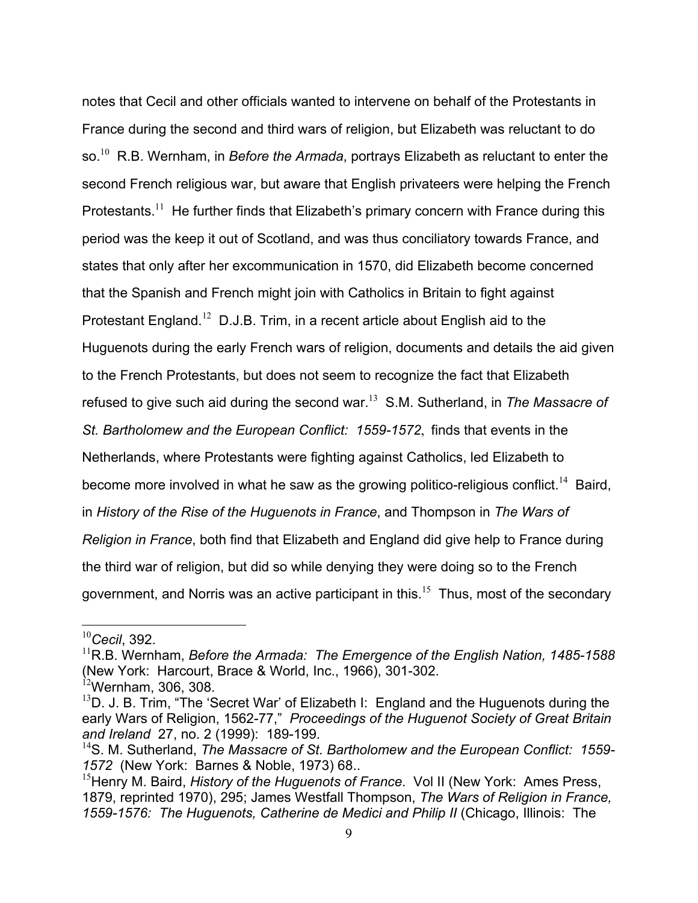notes that Cecil and other officials wanted to intervene on behalf of the Protestants in France during the second and third wars of religion, but Elizabeth was reluctant to do so.[10] R.B. Wernham, in *Before the Armada*, portrays Elizabeth as reluctant to enter the second French religious war, but aware that English privateers were helping the French Protestants.[11] He further finds that Elizabeth's primary concern with France during this period was the keep it out of Scotland, and was thus conciliatory towards France, and states that only after her excommunication in 1570, did Elizabeth become concerned that the Spanish and French might join with Catholics in Britain to fight against Protestant England.[12] D.J.B. Trim, in a recent article about English aid to the Huguenots during the early French wars of religion, documents and details the aid given to the French Protestants, but does not seem to recognize the fact that Elizabeth refused to give such aid during the second war.[13] S.M. Sutherland, in *The Massacre of St. Bartholomew and the European Conflict: 1559-1572*, finds that events in the Netherlands, where Protestants were fighting against Catholics, led Elizabeth to become more involved in what he saw as the growing politico-religious conflict.[14] Baird, in *History of the Rise of the Huguenots in France*, and Thompson in *The Wars of Religion in France*, both find that Elizabeth and England did give help to France during the third war of religion, but did so while denying they were doing so to the French government, and Norris was an active participant in this.[15] Thus, most of the secondary

---

[10] *Cecil*, 392.

[11] R.B. Wernham, *Before the Armada: The Emergence of the English Nation, 1485-1588* (New York: Harcourt, Brace & World, Inc., 1966), 301-302.

[12] Wernham, 306, 308.

[13] D. J. B. Trim, "The 'Secret War' of Elizabeth I: England and the Huguenots during the early Wars of Religion, 1562-77," *Proceedings of the Huguenot Society of Great Britain and Ireland* 27, no. 2 (1999): 189-199.

[14] S. M. Sutherland, *The Massacre of St. Bartholomew and the European Conflict: 1559-1572* (New York: Barnes & Noble, 1973) 68..

[15] Henry M. Baird, *History of the Huguenots of France*. Vol II (New York: Ames Press, 1879, reprinted 1970), 295; James Westfall Thompson, *The Wars of Religion in France, 1559-1576: The Huguenots, Catherine de Medici and Philip II* (Chicago, Illinois: The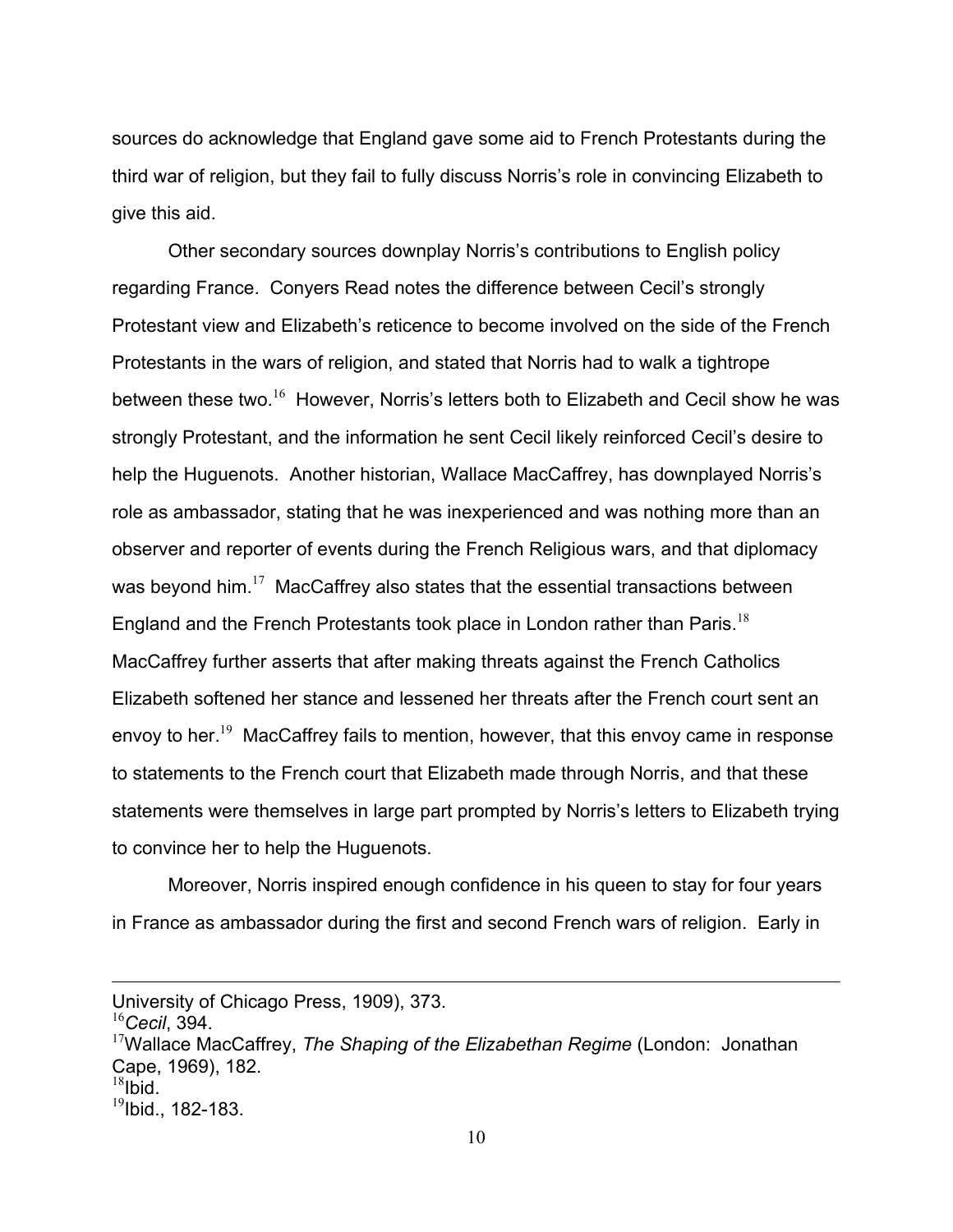sources do acknowledge that England gave some aid to French Protestants during the third war of religion, but they fail to fully discuss Norris's role in convincing Elizabeth to give this aid.

Other secondary sources downplay Norris's contributions to English policy regarding France. Conyers Read notes the difference between Cecil's strongly Protestant view and Elizabeth's reticence to become involved on the side of the French Protestants in the wars of religion, and stated that Norris had to walk a tightrope between these two.[16] However, Norris's letters both to Elizabeth and Cecil show he was strongly Protestant, and the information he sent Cecil likely reinforced Cecil's desire to help the Huguenots. Another historian, Wallace MacCaffrey, has downplayed Norris's role as ambassador, stating that he was inexperienced and was nothing more than an observer and reporter of events during the French Religious wars, and that diplomacy was beyond him.[17] MacCaffrey also states that the essential transactions between England and the French Protestants took place in London rather than Paris.[18] MacCaffrey further asserts that after making threats against the French Catholics Elizabeth softened her stance and lessened her threats after the French court sent an envoy to her.[19] MacCaffrey fails to mention, however, that this envoy came in response to statements to the French court that Elizabeth made through Norris, and that these statements were themselves in large part prompted by Norris's letters to Elizabeth trying to convince her to help the Huguenots.

Moreover, Norris inspired enough confidence in his queen to stay for four years in France as ambassador during the first and second French wars of religion. Early in

---

University of Chicago Press, 1909), 373.

[16] *Cecil*, 394.

[17] Wallace MacCaffrey, *The Shaping of the Elizabethan Regime* (London: Jonathan Cape, 1969), 182.

[18] Ibid.

[19] Ibid., 182-183.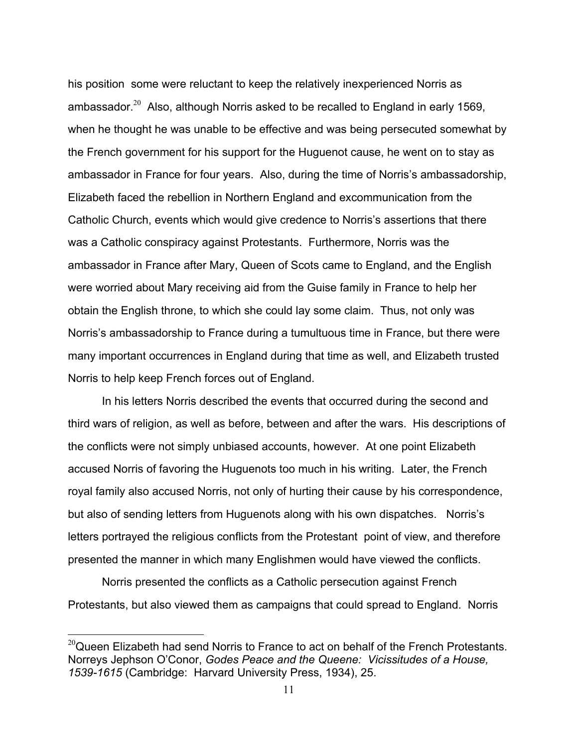his position some were reluctant to keep the relatively inexperienced Norris as ambassador.[20] Also, although Norris asked to be recalled to England in early 1569, when he thought he was unable to be effective and was being persecuted somewhat by the French government for his support for the Huguenot cause, he went on to stay as ambassador in France for four years. Also, during the time of Norris's ambassadorship, Elizabeth faced the rebellion in Northern England and excommunication from the Catholic Church, events which would give credence to Norris's assertions that there was a Catholic conspiracy against Protestants. Furthermore, Norris was the ambassador in France after Mary, Queen of Scots came to England, and the English were worried about Mary receiving aid from the Guise family in France to help her obtain the English throne, to which she could lay some claim. Thus, not only was Norris's ambassadorship to France during a tumultuous time in France, but there were many important occurrences in England during that time as well, and Elizabeth trusted Norris to help keep French forces out of England.

In his letters Norris described the events that occurred during the second and third wars of religion, as well as before, between and after the wars. His descriptions of the conflicts were not simply unbiased accounts, however. At one point Elizabeth accused Norris of favoring the Huguenots too much in his writing. Later, the French royal family also accused Norris, not only of hurting their cause by his correspondence, but also of sending letters from Huguenots along with his own dispatches. Norris's letters portrayed the religious conflicts from the Protestant point of view, and therefore presented the manner in which many Englishmen would have viewed the conflicts.

Norris presented the conflicts as a Catholic persecution against French Protestants, but also viewed them as campaigns that could spread to England. Norris

---

[20]Queen Elizabeth had send Norris to France to act on behalf of the French Protestants. Norreys Jephson O'Conor, *Godes Peace and the Queene: Vicissitudes of a House, 1539-1615* (Cambridge: Harvard University Press, 1934), 25.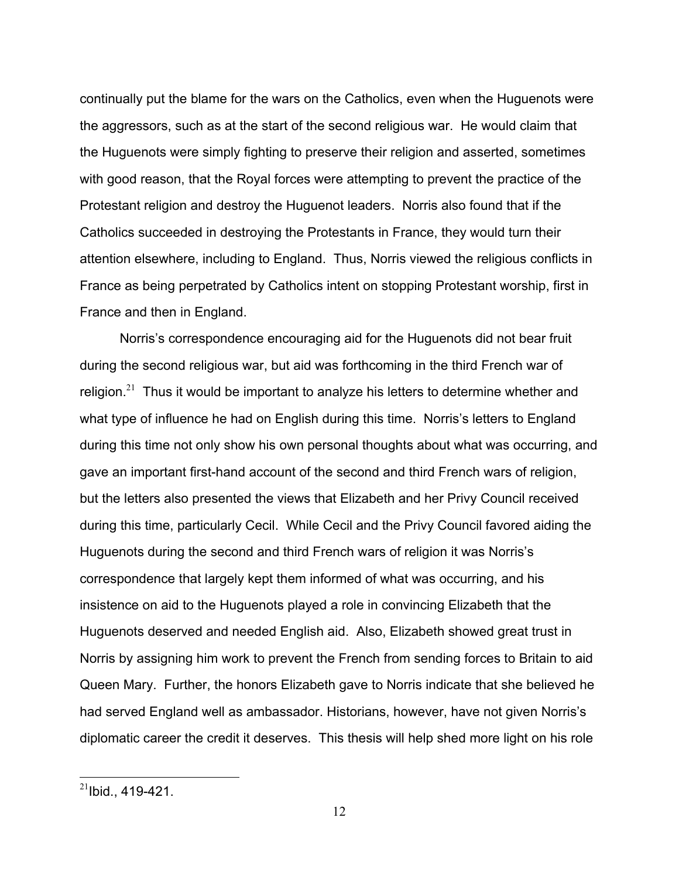continually put the blame for the wars on the Catholics, even when the Huguenots were the aggressors, such as at the start of the second religious war. He would claim that the Huguenots were simply fighting to preserve their religion and asserted, sometimes with good reason, that the Royal forces were attempting to prevent the practice of the Protestant religion and destroy the Huguenot leaders. Norris also found that if the Catholics succeeded in destroying the Protestants in France, they would turn their attention elsewhere, including to England. Thus, Norris viewed the religious conflicts in France as being perpetrated by Catholics intent on stopping Protestant worship, first in France and then in England.

Norris's correspondence encouraging aid for the Huguenots did not bear fruit during the second religious war, but aid was forthcoming in the third French war of religion.[21] Thus it would be important to analyze his letters to determine whether and what type of influence he had on English during this time. Norris's letters to England during this time not only show his own personal thoughts about what was occurring, and gave an important first-hand account of the second and third French wars of religion, but the letters also presented the views that Elizabeth and her Privy Council received during this time, particularly Cecil. While Cecil and the Privy Council favored aiding the Huguenots during the second and third French wars of religion it was Norris's correspondence that largely kept them informed of what was occurring, and his insistence on aid to the Huguenots played a role in convincing Elizabeth that the Huguenots deserved and needed English aid. Also, Elizabeth showed great trust in Norris by assigning him work to prevent the French from sending forces to Britain to aid Queen Mary. Further, the honors Elizabeth gave to Norris indicate that she believed he had served England well as ambassador. Historians, however, have not given Norris's diplomatic career the credit it deserves. This thesis will help shed more light on his role

[21] Ibid., 419-421.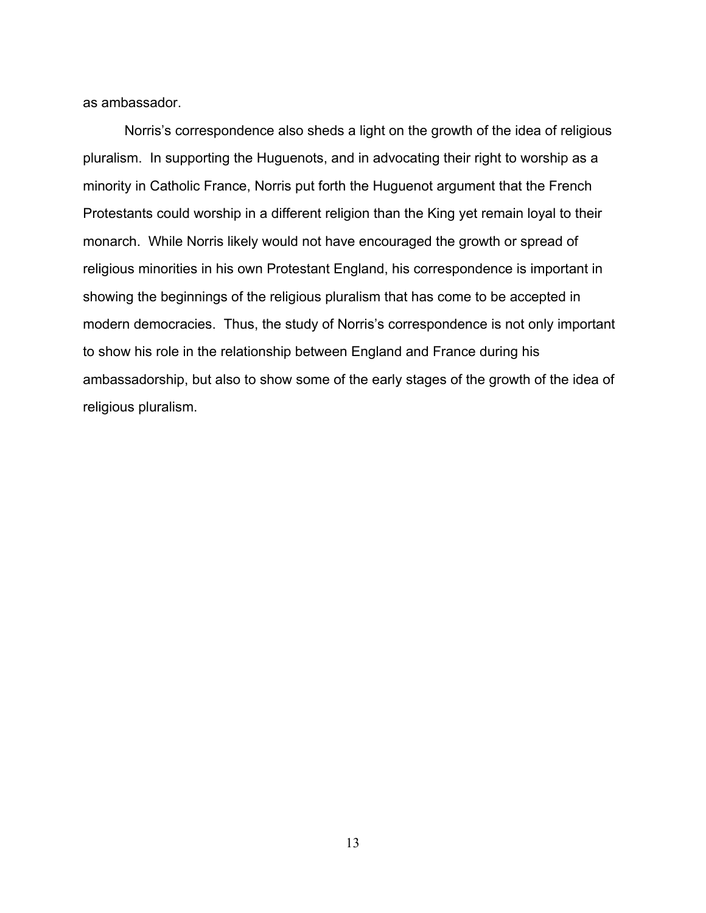as ambassador.

Norris's correspondence also sheds a light on the growth of the idea of religious pluralism. In supporting the Huguenots, and in advocating their right to worship as a minority in Catholic France, Norris put forth the Huguenot argument that the French Protestants could worship in a different religion than the King yet remain loyal to their monarch. While Norris likely would not have encouraged the growth or spread of religious minorities in his own Protestant England, his correspondence is important in showing the beginnings of the religious pluralism that has come to be accepted in modern democracies. Thus, the study of Norris's correspondence is not only important to show his role in the relationship between England and France during his ambassadorship, but also to show some of the early stages of the growth of the idea of religious pluralism.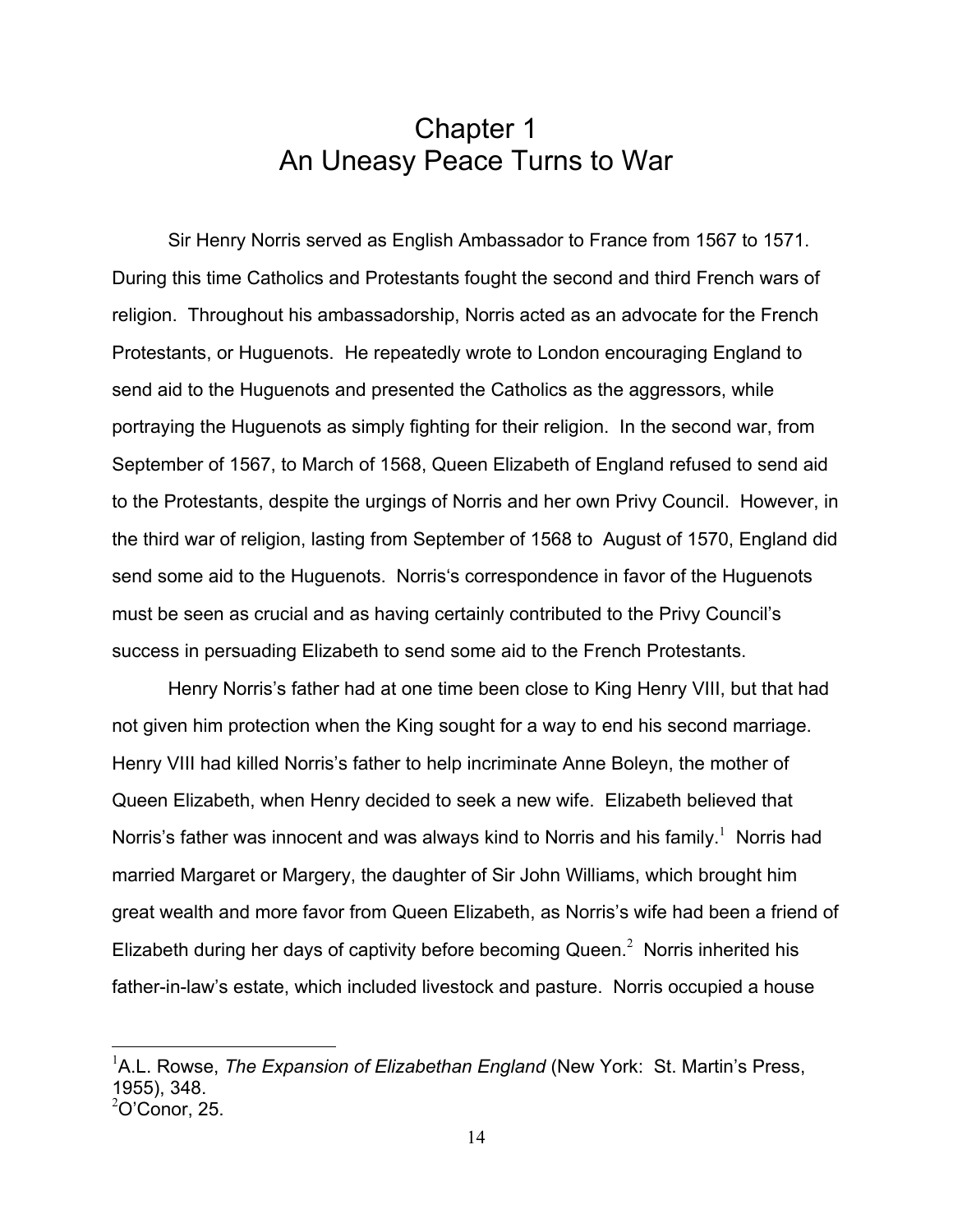# Chapter 1
# An Uneasy Peace Turns to War

Sir Henry Norris served as English Ambassador to France from 1567 to 1571. During this time Catholics and Protestants fought the second and third French wars of religion. Throughout his ambassadorship, Norris acted as an advocate for the French Protestants, or Huguenots. He repeatedly wrote to London encouraging England to send aid to the Huguenots and presented the Catholics as the aggressors, while portraying the Huguenots as simply fighting for their religion. In the second war, from September of 1567, to March of 1568, Queen Elizabeth of England refused to send aid to the Protestants, despite the urgings of Norris and her own Privy Council. However, in the third war of religion, lasting from September of 1568 to August of 1570, England did send some aid to the Huguenots. Norris's correspondence in favor of the Huguenots must be seen as crucial and as having certainly contributed to the Privy Council's success in persuading Elizabeth to send some aid to the French Protestants.

Henry Norris's father had at one time been close to King Henry VIII, but that had not given him protection when the King sought for a way to end his second marriage. Henry VIII had killed Norris's father to help incriminate Anne Boleyn, the mother of Queen Elizabeth, when Henry decided to seek a new wife. Elizabeth believed that Norris's father was innocent and was always kind to Norris and his family.[1] Norris had married Margaret or Margery, the daughter of Sir John Williams, which brought him great wealth and more favor from Queen Elizabeth, as Norris's wife had been a friend of Elizabeth during her days of captivity before becoming Queen.[2] Norris inherited his father-in-law's estate, which included livestock and pasture. Norris occupied a house

---

[1] A.L. Rowse, *The Expansion of Elizabethan England* (New York: St. Martin's Press, 1955), 348.

[2] O'Conor, 25.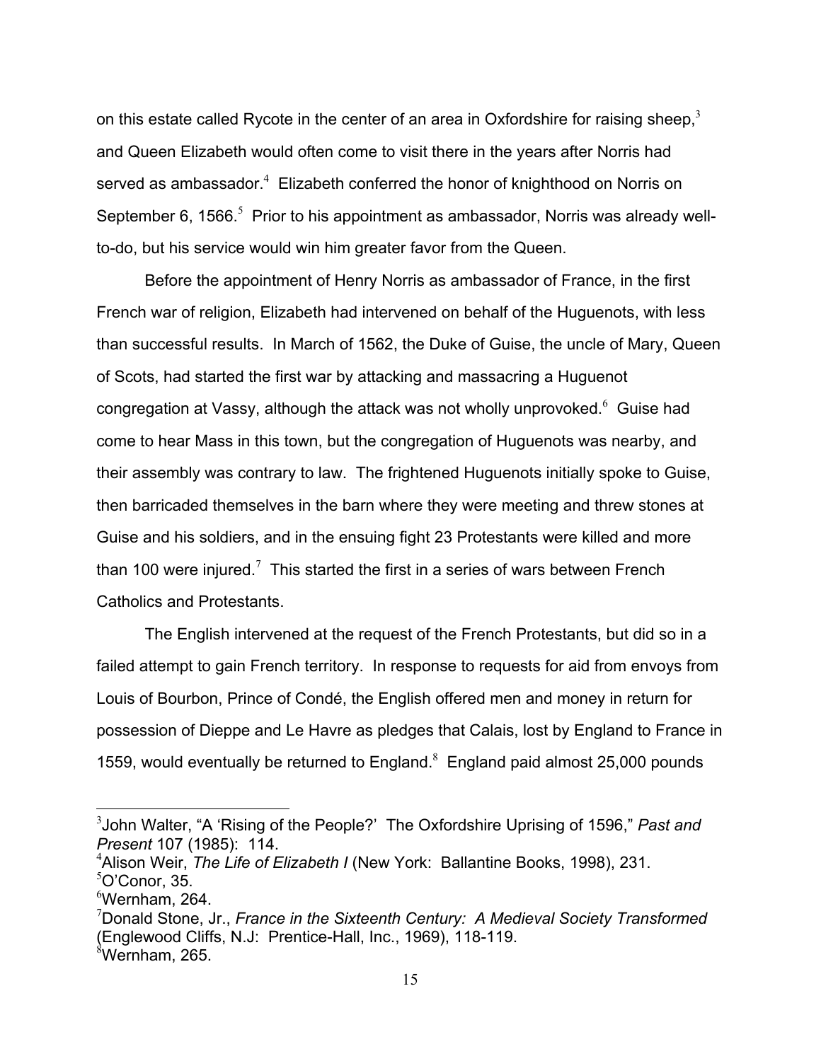on this estate called Rycote in the center of an area in Oxfordshire for raising sheep,[3] and Queen Elizabeth would often come to visit there in the years after Norris had served as ambassador.[4] Elizabeth conferred the honor of knighthood on Norris on September 6, 1566.[5] Prior to his appointment as ambassador, Norris was already well-to-do, but his service would win him greater favor from the Queen.

Before the appointment of Henry Norris as ambassador of France, in the first French war of religion, Elizabeth had intervened on behalf of the Huguenots, with less than successful results. In March of 1562, the Duke of Guise, the uncle of Mary, Queen of Scots, had started the first war by attacking and massacring a Huguenot congregation at Vassy, although the attack was not wholly unprovoked.[6] Guise had come to hear Mass in this town, but the congregation of Huguenots was nearby, and their assembly was contrary to law. The frightened Huguenots initially spoke to Guise, then barricaded themselves in the barn where they were meeting and threw stones at Guise and his soldiers, and in the ensuing fight 23 Protestants were killed and more than 100 were injured.[7] This started the first in a series of wars between French Catholics and Protestants.

The English intervened at the request of the French Protestants, but did so in a failed attempt to gain French territory. In response to requests for aid from envoys from Louis of Bourbon, Prince of Condé, the English offered men and money in return for possession of Dieppe and Le Havre as pledges that Calais, lost by England to France in 1559, would eventually be returned to England.[8] England paid almost 25,000 pounds

---

[3]John Walter, "A 'Rising of the People?' The Oxfordshire Uprising of 1596," *Past and Present* 107 (1985): 114.

[4]Alison Weir, *The Life of Elizabeth I* (New York: Ballantine Books, 1998), 231.

[5]O'Conor, 35.

[6]Wernham, 264.

[7]Donald Stone, Jr., *France in the Sixteenth Century: A Medieval Society Transformed* (Englewood Cliffs, N.J: Prentice-Hall, Inc., 1969), 118-119.

[8]Wernham, 265.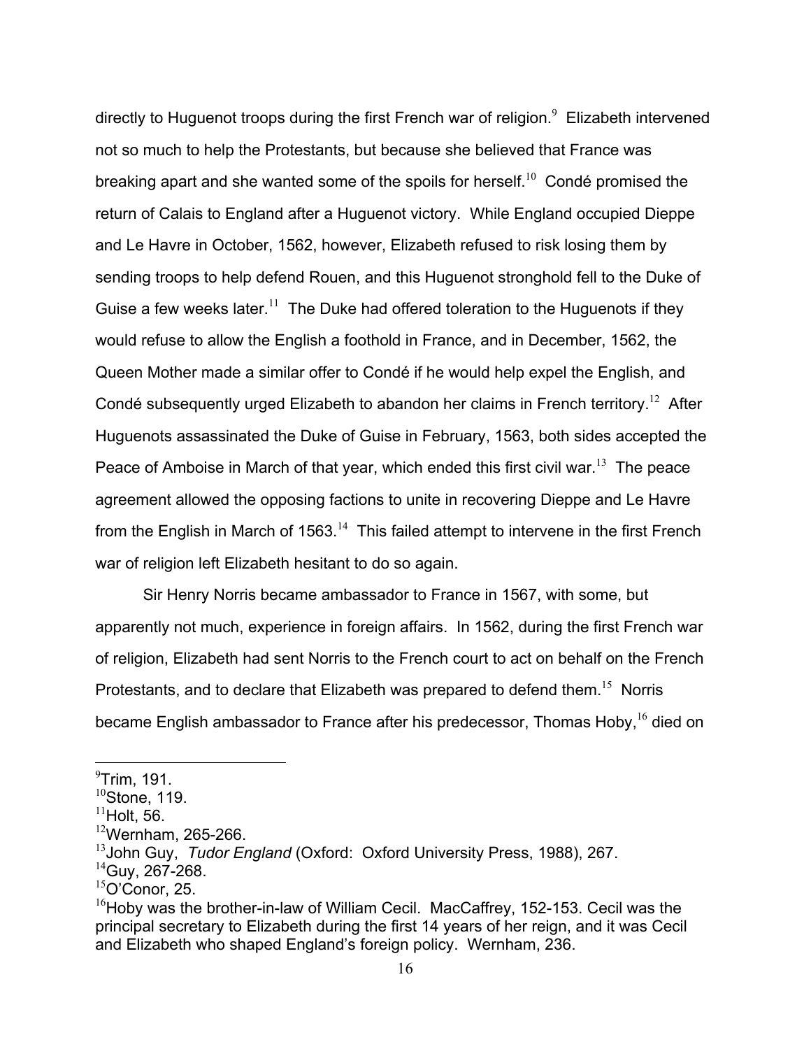directly to Huguenot troops during the first French war of religion.[9] Elizabeth intervened not so much to help the Protestants, but because she believed that France was breaking apart and she wanted some of the spoils for herself.[10] Condé promised the return of Calais to England after a Huguenot victory. While England occupied Dieppe and Le Havre in October, 1562, however, Elizabeth refused to risk losing them by sending troops to help defend Rouen, and this Huguenot stronghold fell to the Duke of Guise a few weeks later.[11] The Duke had offered toleration to the Huguenots if they would refuse to allow the English a foothold in France, and in December, 1562, the Queen Mother made a similar offer to Condé if he would help expel the English, and Condé subsequently urged Elizabeth to abandon her claims in French territory.[12] After Huguenots assassinated the Duke of Guise in February, 1563, both sides accepted the Peace of Amboise in March of that year, which ended this first civil war.[13] The peace agreement allowed the opposing factions to unite in recovering Dieppe and Le Havre from the English in March of 1563.[14] This failed attempt to intervene in the first French war of religion left Elizabeth hesitant to do so again.

Sir Henry Norris became ambassador to France in 1567, with some, but apparently not much, experience in foreign affairs. In 1562, during the first French war of religion, Elizabeth had sent Norris to the French court to act on behalf on the French Protestants, and to declare that Elizabeth was prepared to defend them.[15] Norris became English ambassador to France after his predecessor, Thomas Hoby,[16] died on

---

[9]Trim, 191.

[10]Stone, 119.

[11]Holt, 56.

[12]Wernham, 265-266.

[13]John Guy, *Tudor England* (Oxford: Oxford University Press, 1988), 267.

[14]Guy, 267-268.

[15]O'Conor, 25.

[16]Hoby was the brother-in-law of William Cecil. MacCaffrey, 152-153. Cecil was the principal secretary to Elizabeth during the first 14 years of her reign, and it was Cecil and Elizabeth who shaped England's foreign policy. Wernham, 236.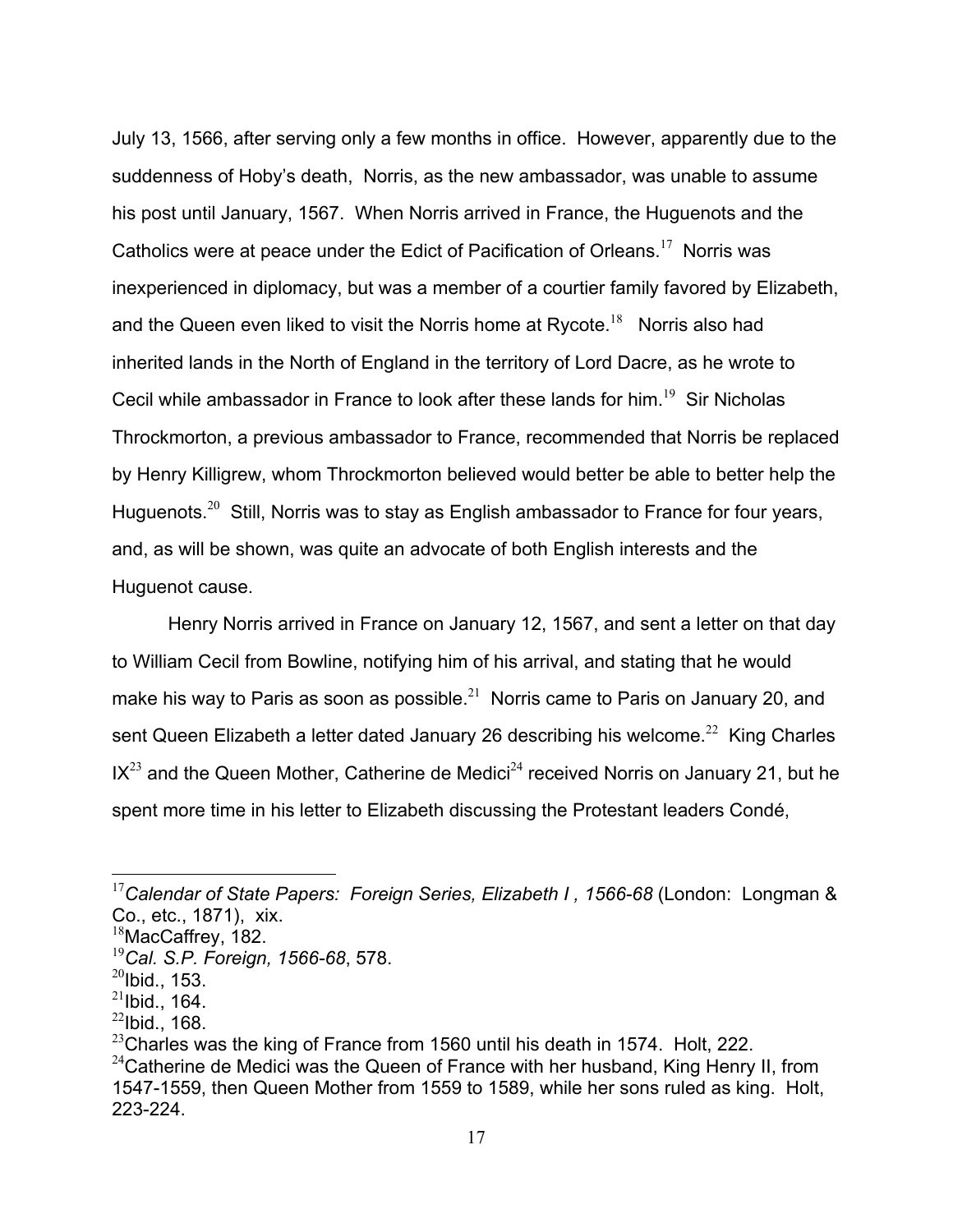July 13, 1566, after serving only a few months in office. However, apparently due to the suddenness of Hoby's death, Norris, as the new ambassador, was unable to assume his post until January, 1567. When Norris arrived in France, the Huguenots and the Catholics were at peace under the Edict of Pacification of Orleans.[17] Norris was inexperienced in diplomacy, but was a member of a courtier family favored by Elizabeth, and the Queen even liked to visit the Norris home at Rycote.[18] Norris also had inherited lands in the North of England in the territory of Lord Dacre, as he wrote to Cecil while ambassador in France to look after these lands for him.[19] Sir Nicholas Throckmorton, a previous ambassador to France, recommended that Norris be replaced by Henry Killigrew, whom Throckmorton believed would better be able to better help the Huguenots.[20] Still, Norris was to stay as English ambassador to France for four years, and, as will be shown, was quite an advocate of both English interests and the Huguenot cause.

Henry Norris arrived in France on January 12, 1567, and sent a letter on that day to William Cecil from Bowline, notifying him of his arrival, and stating that he would make his way to Paris as soon as possible.[21] Norris came to Paris on January 20, and sent Queen Elizabeth a letter dated January 26 describing his welcome.[22] King Charles IX[23] and the Queen Mother, Catherine de Medici[24] received Norris on January 21, but he spent more time in his letter to Elizabeth discussing the Protestant leaders Condé,

---

[17] *Calendar of State Papers: Foreign Series, Elizabeth I , 1566-68* (London: Longman & Co., etc., 1871), xix.

[18] MacCaffrey, 182.

[19] *Cal. S.P. Foreign, 1566-68*, 578.

[20] Ibid., 153.

[21] Ibid., 164.

[22] Ibid., 168.

[23] Charles was the king of France from 1560 until his death in 1574. Holt, 222.

[24] Catherine de Medici was the Queen of France with her husband, King Henry II, from 1547-1559, then Queen Mother from 1559 to 1589, while her sons ruled as king. Holt, 223-224.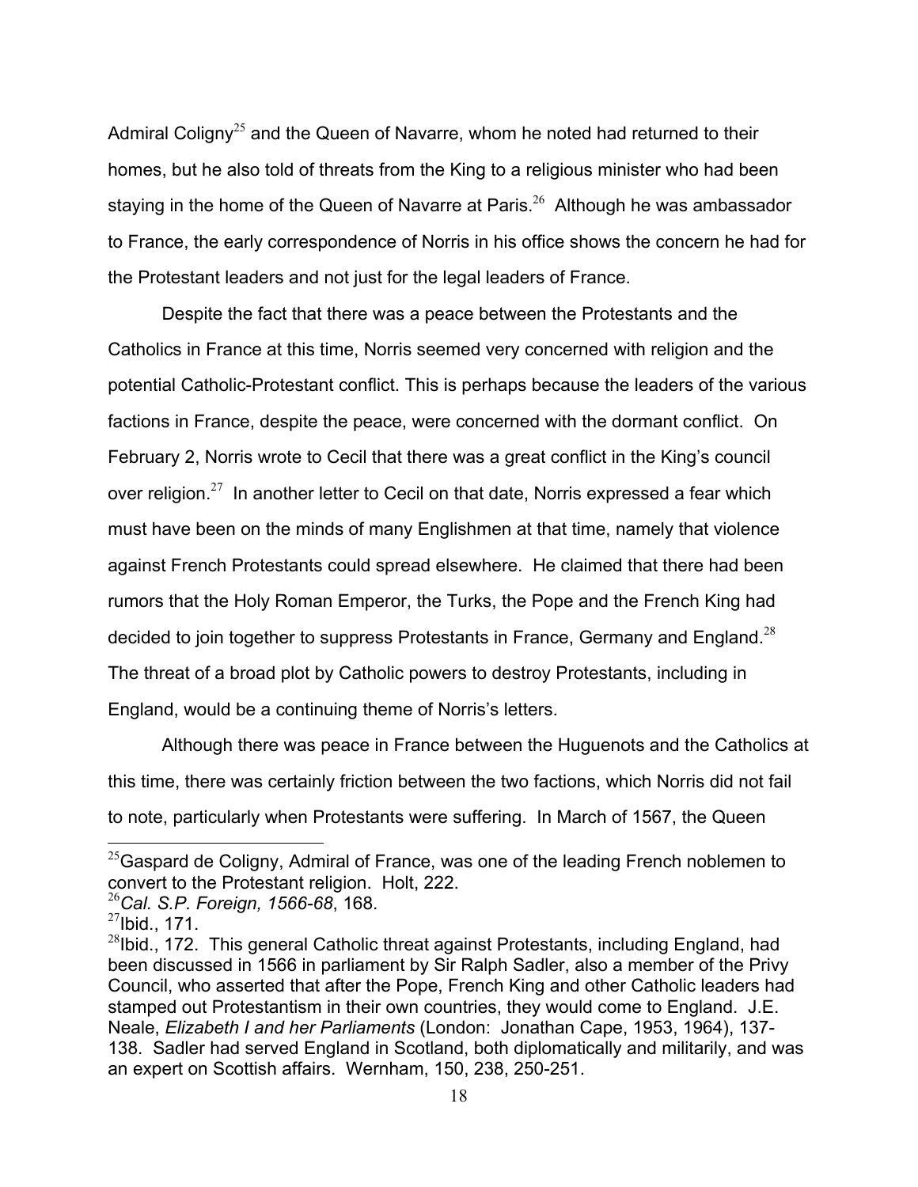Admiral Coligny[25] and the Queen of Navarre, whom he noted had returned to their homes, but he also told of threats from the King to a religious minister who had been staying in the home of the Queen of Navarre at Paris.[26] Although he was ambassador to France, the early correspondence of Norris in his office shows the concern he had for the Protestant leaders and not just for the legal leaders of France.

Despite the fact that there was a peace between the Protestants and the Catholics in France at this time, Norris seemed very concerned with religion and the potential Catholic-Protestant conflict. This is perhaps because the leaders of the various factions in France, despite the peace, were concerned with the dormant conflict. On February 2, Norris wrote to Cecil that there was a great conflict in the King's council over religion.[27] In another letter to Cecil on that date, Norris expressed a fear which must have been on the minds of many Englishmen at that time, namely that violence against French Protestants could spread elsewhere. He claimed that there had been rumors that the Holy Roman Emperor, the Turks, the Pope and the French King had decided to join together to suppress Protestants in France, Germany and England.[28] The threat of a broad plot by Catholic powers to destroy Protestants, including in England, would be a continuing theme of Norris's letters.

Although there was peace in France between the Huguenots and the Catholics at this time, there was certainly friction between the two factions, which Norris did not fail to note, particularly when Protestants were suffering. In March of 1567, the Queen

---

[25]Gaspard de Coligny, Admiral of France, was one of the leading French noblemen to convert to the Protestant religion. Holt, 222.

[26]*Cal. S.P. Foreign, 1566-68*, 168.

[27]Ibid., 171.

[28]Ibid., 172. This general Catholic threat against Protestants, including England, had been discussed in 1566 in parliament by Sir Ralph Sadler, also a member of the Privy Council, who asserted that after the Pope, French King and other Catholic leaders had stamped out Protestantism in their own countries, they would come to England. J.E. Neale, *Elizabeth I and her Parliaments* (London: Jonathan Cape, 1953, 1964), 137-138. Sadler had served England in Scotland, both diplomatically and militarily, and was an expert on Scottish affairs. Wernham, 150, 238, 250-251.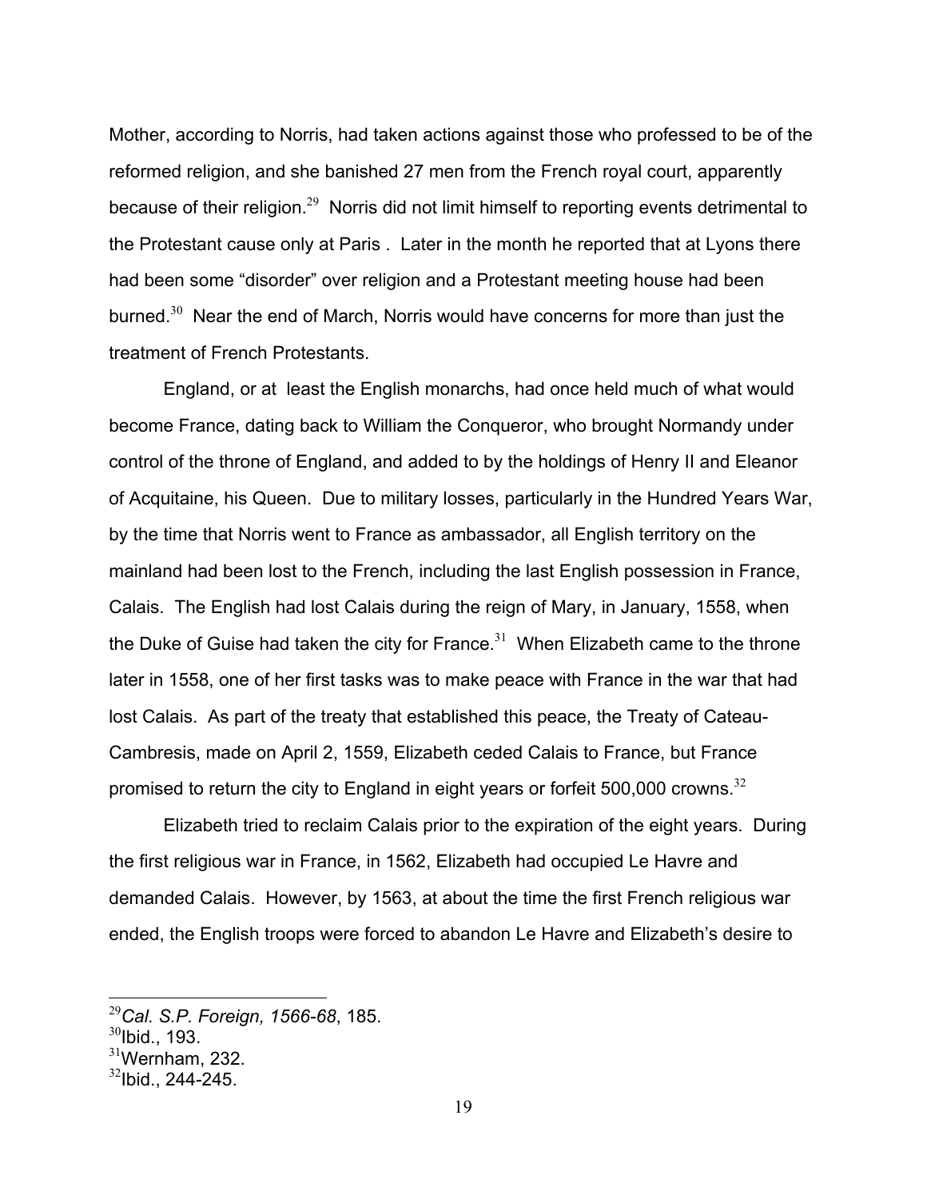Mother, according to Norris, had taken actions against those who professed to be of the reformed religion, and she banished 27 men from the French royal court, apparently because of their religion.[29] Norris did not limit himself to reporting events detrimental to the Protestant cause only at Paris . Later in the month he reported that at Lyons there had been some "disorder" over religion and a Protestant meeting house had been burned.[30] Near the end of March, Norris would have concerns for more than just the treatment of French Protestants.

England, or at least the English monarchs, had once held much of what would become France, dating back to William the Conqueror, who brought Normandy under control of the throne of England, and added to by the holdings of Henry II and Eleanor of Acquitaine, his Queen. Due to military losses, particularly in the Hundred Years War, by the time that Norris went to France as ambassador, all English territory on the mainland had been lost to the French, including the last English possession in France, Calais. The English had lost Calais during the reign of Mary, in January, 1558, when the Duke of Guise had taken the city for France.[31] When Elizabeth came to the throne later in 1558, one of her first tasks was to make peace with France in the war that had lost Calais. As part of the treaty that established this peace, the Treaty of Cateau-Cambresis, made on April 2, 1559, Elizabeth ceded Calais to France, but France promised to return the city to England in eight years or forfeit 500,000 crowns.[32]

Elizabeth tried to reclaim Calais prior to the expiration of the eight years. During the first religious war in France, in 1562, Elizabeth had occupied Le Havre and demanded Calais. However, by 1563, at about the time the first French religious war ended, the English troops were forced to abandon Le Havre and Elizabeth's desire to

---

[29] *Cal. S.P. Foreign, 1566-68*, 185.
[30] Ibid., 193.
[31] Wernham, 232.
[32] Ibid., 244-245.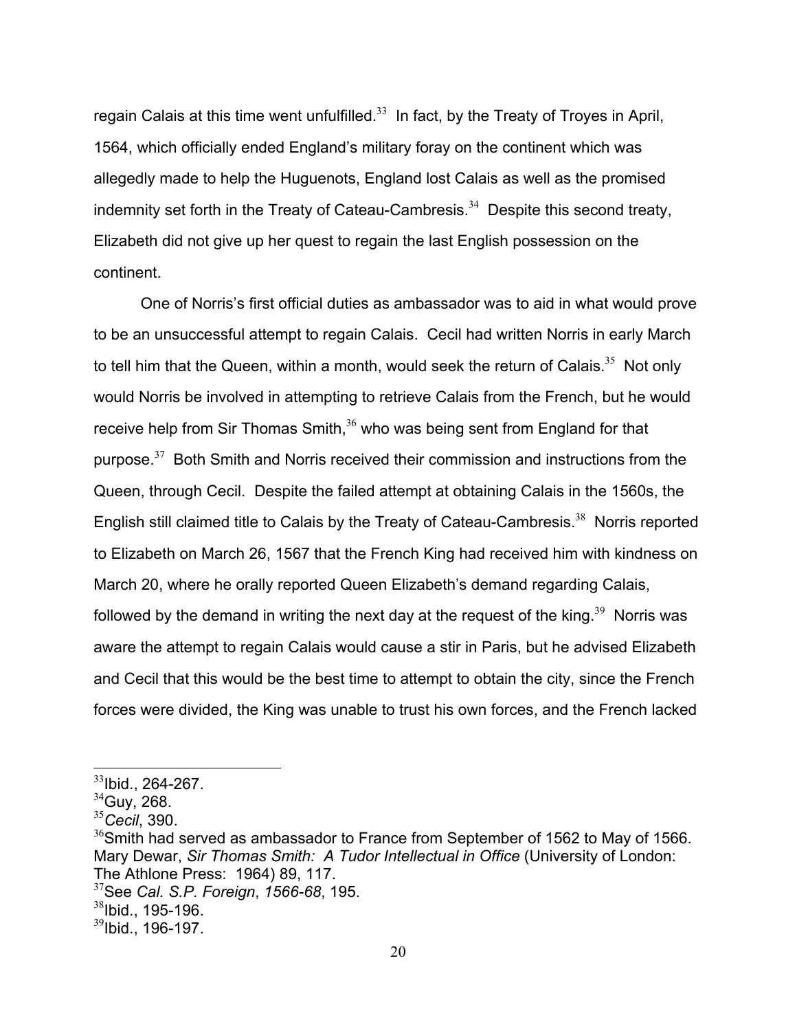regain Calais at this time went unfulfilled.[33] In fact, by the Treaty of Troyes in April, 1564, which officially ended England's military foray on the continent which was allegedly made to help the Huguenots, England lost Calais as well as the promised indemnity set forth in the Treaty of Cateau-Cambresis.[34] Despite this second treaty, Elizabeth did not give up her quest to regain the last English possession on the continent.

One of Norris's first official duties as ambassador was to aid in what would prove to be an unsuccessful attempt to regain Calais. Cecil had written Norris in early March to tell him that the Queen, within a month, would seek the return of Calais.[35] Not only would Norris be involved in attempting to retrieve Calais from the French, but he would receive help from Sir Thomas Smith,[36] who was being sent from England for that purpose.[37] Both Smith and Norris received their commission and instructions from the Queen, through Cecil. Despite the failed attempt at obtaining Calais in the 1560s, the English still claimed title to Calais by the Treaty of Cateau-Cambresis.[38] Norris reported to Elizabeth on March 26, 1567 that the French King had received him with kindness on March 20, where he orally reported Queen Elizabeth's demand regarding Calais, followed by the demand in writing the next day at the request of the king.[39] Norris was aware the attempt to regain Calais would cause a stir in Paris, but he advised Elizabeth and Cecil that this would be the best time to attempt to obtain the city, since the French forces were divided, the King was unable to trust his own forces, and the French lacked

---

[33] Ibid., 264-267.

[34] Guy, 268.

[35] *Cecil*, 390.

[36] Smith had served as ambassador to France from September of 1562 to May of 1566. Mary Dewar, *Sir Thomas Smith: A Tudor Intellectual in Office* (University of London: The Athlone Press: 1964) 89, 117.

[37] See *Cal. S.P. Foreign*, *1566-68*, 195.

[38] Ibid., 195-196.

[39] Ibid., 196-197.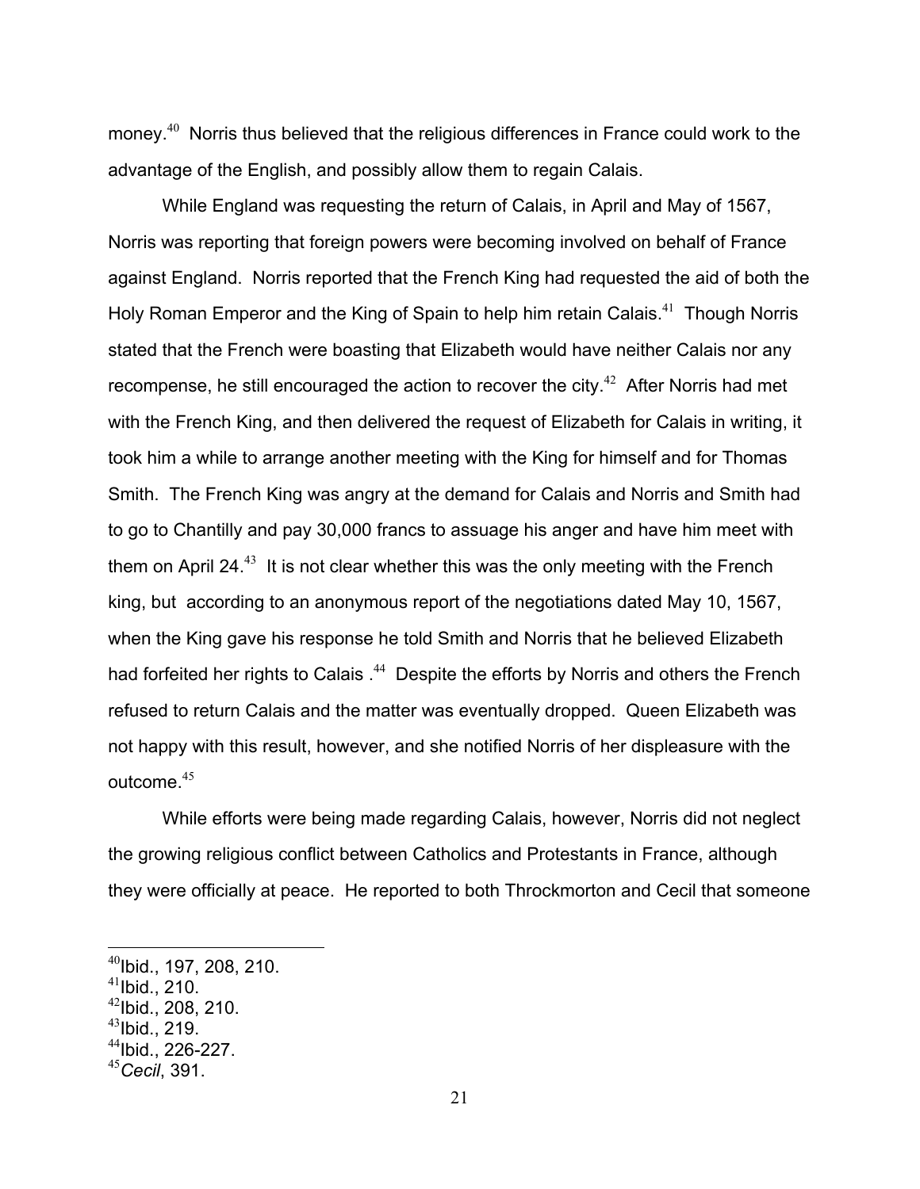money.[40] Norris thus believed that the religious differences in France could work to the advantage of the English, and possibly allow them to regain Calais.

While England was requesting the return of Calais, in April and May of 1567, Norris was reporting that foreign powers were becoming involved on behalf of France against England. Norris reported that the French King had requested the aid of both the Holy Roman Emperor and the King of Spain to help him retain Calais.[41] Though Norris stated that the French were boasting that Elizabeth would have neither Calais nor any recompense, he still encouraged the action to recover the city.[42] After Norris had met with the French King, and then delivered the request of Elizabeth for Calais in writing, it took him a while to arrange another meeting with the King for himself and for Thomas Smith. The French King was angry at the demand for Calais and Norris and Smith had to go to Chantilly and pay 30,000 francs to assuage his anger and have him meet with them on April 24.[43] It is not clear whether this was the only meeting with the French king, but according to an anonymous report of the negotiations dated May 10, 1567, when the King gave his response he told Smith and Norris that he believed Elizabeth had forfeited her rights to Calais .[44] Despite the efforts by Norris and others the French refused to return Calais and the matter was eventually dropped. Queen Elizabeth was not happy with this result, however, and she notified Norris of her displeasure with the outcome.[45]

While efforts were being made regarding Calais, however, Norris did not neglect the growing religious conflict between Catholics and Protestants in France, although they were officially at peace. He reported to both Throckmorton and Cecil that someone

---

[40] Ibid., 197, 208, 210.
[41] Ibid., 210.
[42] Ibid., 208, 210.
[43] Ibid., 219.
[44] Ibid., 226-227.
[45] *Cecil*, 391.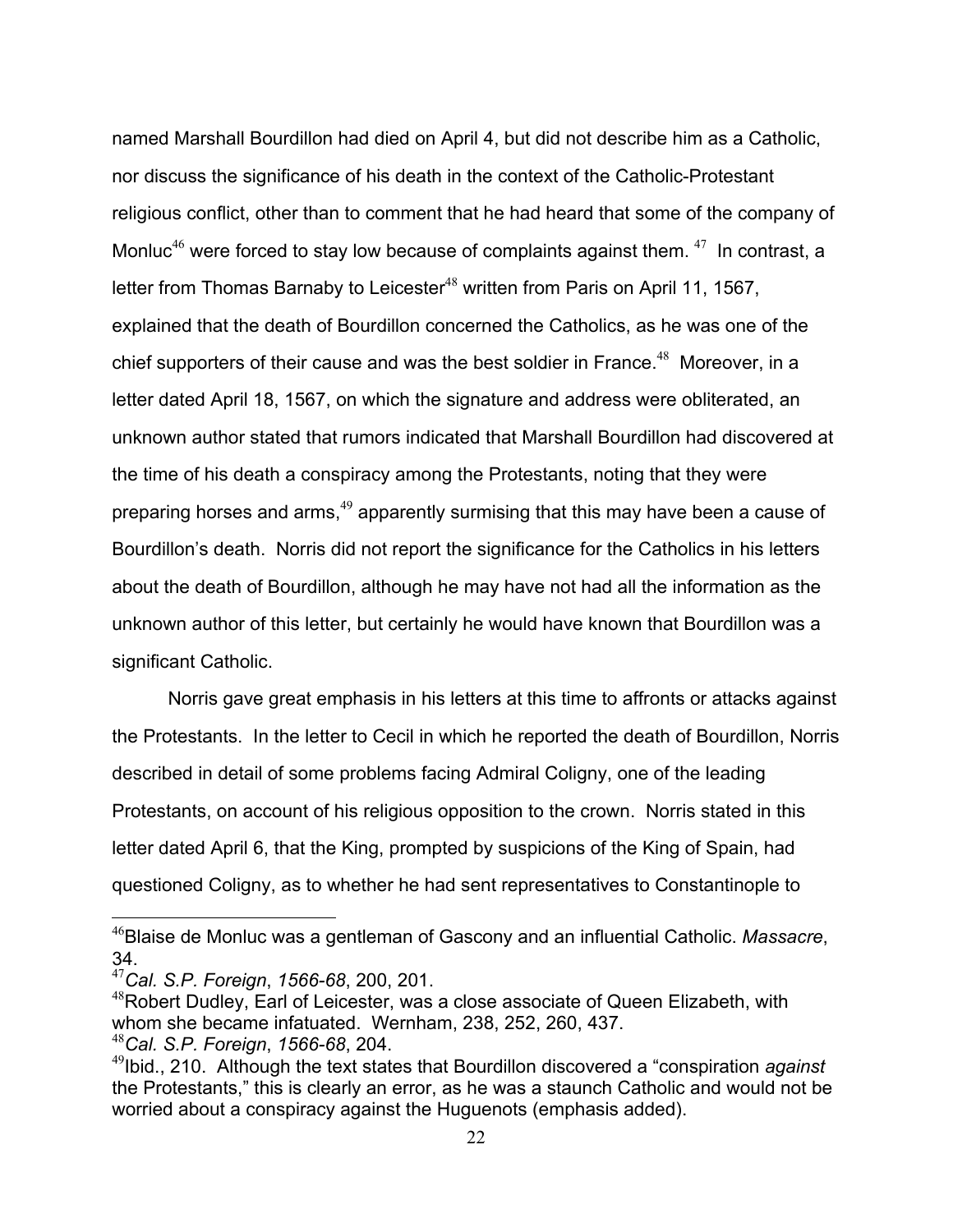named Marshall Bourdillon had died on April 4, but did not describe him as a Catholic, nor discuss the significance of his death in the context of the Catholic-Protestant religious conflict, other than to comment that he had heard that some of the company of Monluc[46] were forced to stay low because of complaints against them. [47] In contrast, a letter from Thomas Barnaby to Leicester[48] written from Paris on April 11, 1567, explained that the death of Bourdillon concerned the Catholics, as he was one of the chief supporters of their cause and was the best soldier in France.[48] Moreover, in a letter dated April 18, 1567, on which the signature and address were obliterated, an unknown author stated that rumors indicated that Marshall Bourdillon had discovered at the time of his death a conspiracy among the Protestants, noting that they were preparing horses and arms,[49] apparently surmising that this may have been a cause of Bourdillon's death. Norris did not report the significance for the Catholics in his letters about the death of Bourdillon, although he may have not had all the information as the unknown author of this letter, but certainly he would have known that Bourdillon was a significant Catholic.

Norris gave great emphasis in his letters at this time to affronts or attacks against the Protestants. In the letter to Cecil in which he reported the death of Bourdillon, Norris described in detail of some problems facing Admiral Coligny, one of the leading Protestants, on account of his religious opposition to the crown. Norris stated in this letter dated April 6, that the King, prompted by suspicions of the King of Spain, had questioned Coligny, as to whether he had sent representatives to Constantinople to

---

[46]Blaise de Monluc was a gentleman of Gascony and an influential Catholic. *Massacre*, 34.

[47]*Cal. S.P. Foreign*, *1566-68*, 200, 201.

[48]Robert Dudley, Earl of Leicester, was a close associate of Queen Elizabeth, with whom she became infatuated. Wernham, 238, 252, 260, 437.

[48]*Cal. S.P. Foreign*, *1566-68*, 204.

[49]Ibid., 210. Although the text states that Bourdillon discovered a "conspiration *against* the Protestants," this is clearly an error, as he was a staunch Catholic and would not be worried about a conspiracy against the Huguenots (emphasis added).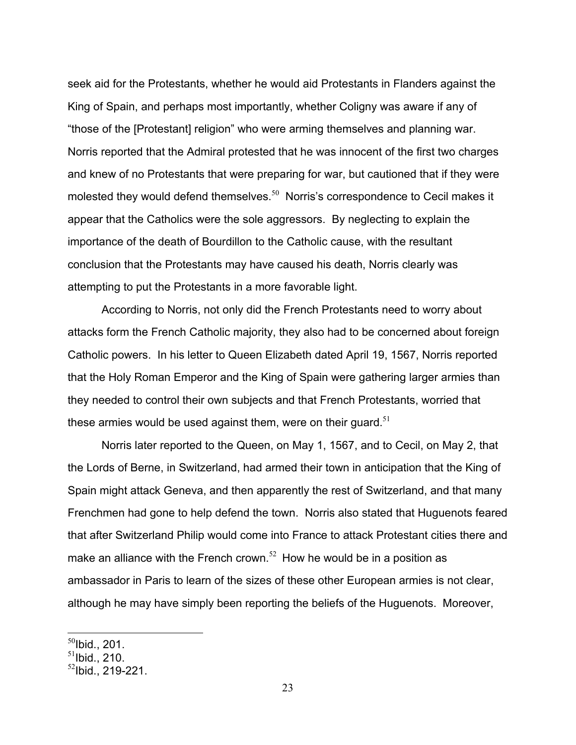seek aid for the Protestants, whether he would aid Protestants in Flanders against the King of Spain, and perhaps most importantly, whether Coligny was aware if any of "those of the [Protestant] religion" who were arming themselves and planning war. Norris reported that the Admiral protested that he was innocent of the first two charges and knew of no Protestants that were preparing for war, but cautioned that if they were molested they would defend themselves.[50] Norris's correspondence to Cecil makes it appear that the Catholics were the sole aggressors. By neglecting to explain the importance of the death of Bourdillon to the Catholic cause, with the resultant conclusion that the Protestants may have caused his death, Norris clearly was attempting to put the Protestants in a more favorable light.

According to Norris, not only did the French Protestants need to worry about attacks form the French Catholic majority, they also had to be concerned about foreign Catholic powers. In his letter to Queen Elizabeth dated April 19, 1567, Norris reported that the Holy Roman Emperor and the King of Spain were gathering larger armies than they needed to control their own subjects and that French Protestants, worried that these armies would be used against them, were on their guard.[51]

Norris later reported to the Queen, on May 1, 1567, and to Cecil, on May 2, that the Lords of Berne, in Switzerland, had armed their town in anticipation that the King of Spain might attack Geneva, and then apparently the rest of Switzerland, and that many Frenchmen had gone to help defend the town. Norris also stated that Huguenots feared that after Switzerland Philip would come into France to attack Protestant cities there and make an alliance with the French crown.[52] How he would be in a position as ambassador in Paris to learn of the sizes of these other European armies is not clear, although he may have simply been reporting the beliefs of the Huguenots. Moreover,

[50]Ibid., 201.
[51]Ibid., 210.
[52]Ibid., 219-221.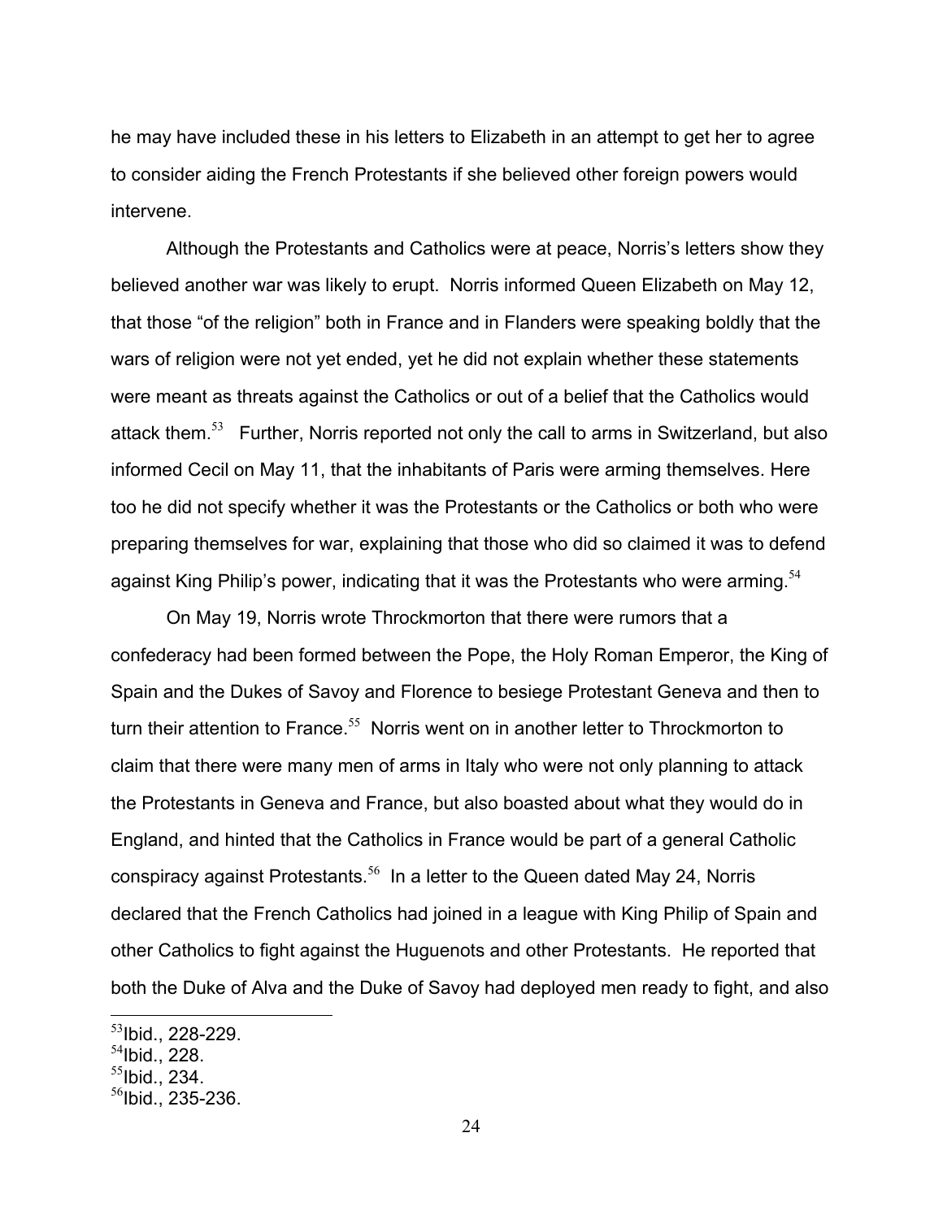he may have included these in his letters to Elizabeth in an attempt to get her to agree to consider aiding the French Protestants if she believed other foreign powers would intervene.

Although the Protestants and Catholics were at peace, Norris's letters show they believed another war was likely to erupt. Norris informed Queen Elizabeth on May 12, that those "of the religion" both in France and in Flanders were speaking boldly that the wars of religion were not yet ended, yet he did not explain whether these statements were meant as threats against the Catholics or out of a belief that the Catholics would attack them.[53] Further, Norris reported not only the call to arms in Switzerland, but also informed Cecil on May 11, that the inhabitants of Paris were arming themselves. Here too he did not specify whether it was the Protestants or the Catholics or both who were preparing themselves for war, explaining that those who did so claimed it was to defend against King Philip's power, indicating that it was the Protestants who were arming.[54]

On May 19, Norris wrote Throckmorton that there were rumors that a confederacy had been formed between the Pope, the Holy Roman Emperor, the King of Spain and the Dukes of Savoy and Florence to besiege Protestant Geneva and then to turn their attention to France.[55] Norris went on in another letter to Throckmorton to claim that there were many men of arms in Italy who were not only planning to attack the Protestants in Geneva and France, but also boasted about what they would do in England, and hinted that the Catholics in France would be part of a general Catholic conspiracy against Protestants.[56] In a letter to the Queen dated May 24, Norris declared that the French Catholics had joined in a league with King Philip of Spain and other Catholics to fight against the Huguenots and other Protestants. He reported that both the Duke of Alva and the Duke of Savoy had deployed men ready to fight, and also

[53] Ibid., 228-229.
[54] Ibid., 228.
[55] Ibid., 234.
[56] Ibid., 235-236.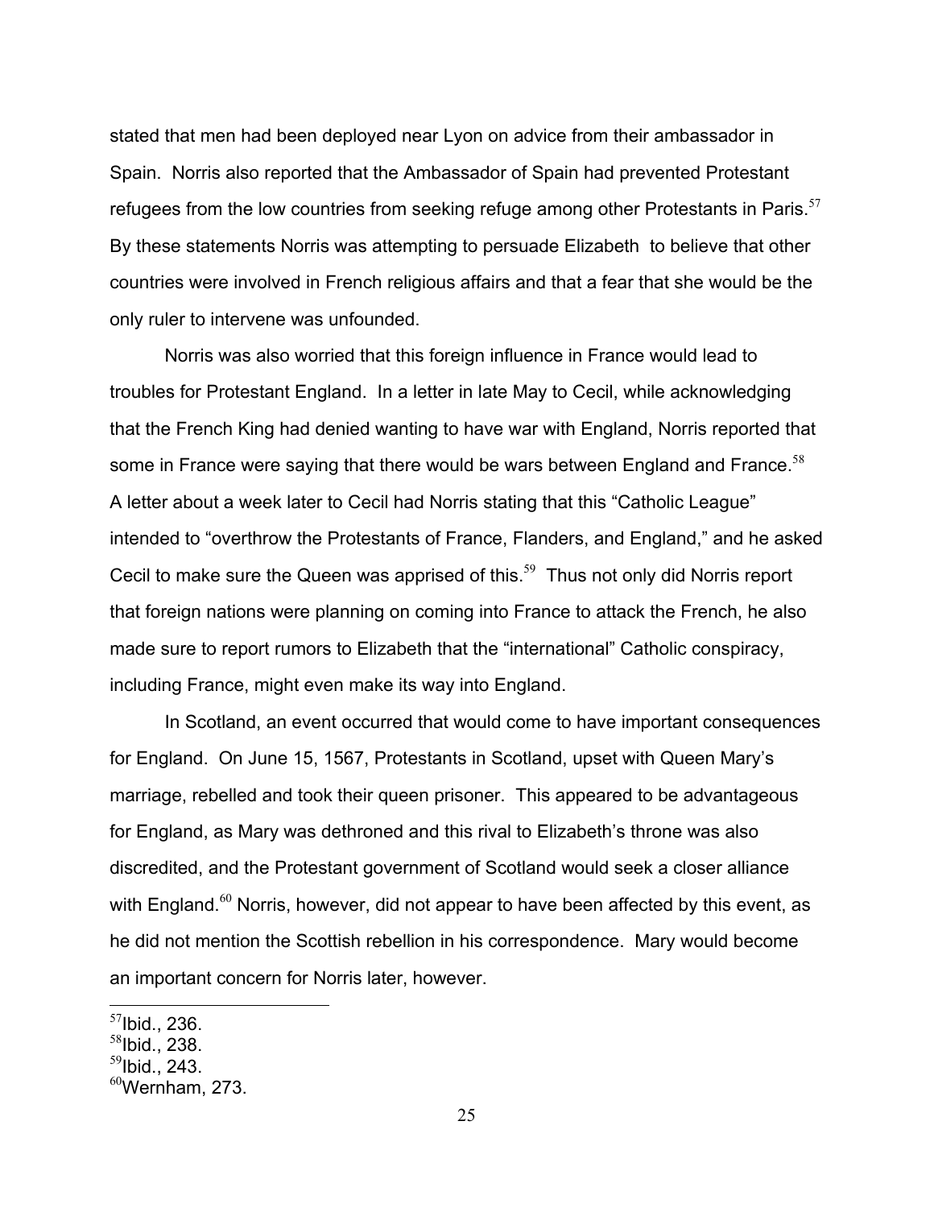stated that men had been deployed near Lyon on advice from their ambassador in Spain. Norris also reported that the Ambassador of Spain had prevented Protestant refugees from the low countries from seeking refuge among other Protestants in Paris.[57] By these statements Norris was attempting to persuade Elizabeth to believe that other countries were involved in French religious affairs and that a fear that she would be the only ruler to intervene was unfounded.

Norris was also worried that this foreign influence in France would lead to troubles for Protestant England. In a letter in late May to Cecil, while acknowledging that the French King had denied wanting to have war with England, Norris reported that some in France were saying that there would be wars between England and France.[58] A letter about a week later to Cecil had Norris stating that this "Catholic League" intended to "overthrow the Protestants of France, Flanders, and England," and he asked Cecil to make sure the Queen was apprised of this.[59] Thus not only did Norris report that foreign nations were planning on coming into France to attack the French, he also made sure to report rumors to Elizabeth that the "international" Catholic conspiracy, including France, might even make its way into England.

In Scotland, an event occurred that would come to have important consequences for England. On June 15, 1567, Protestants in Scotland, upset with Queen Mary's marriage, rebelled and took their queen prisoner. This appeared to be advantageous for England, as Mary was dethroned and this rival to Elizabeth's throne was also discredited, and the Protestant government of Scotland would seek a closer alliance with England.[60] Norris, however, did not appear to have been affected by this event, as he did not mention the Scottish rebellion in his correspondence. Mary would become an important concern for Norris later, however.

---

[57] Ibid., 236.
[58] Ibid., 238.
[59] Ibid., 243.
[60] Wernham, 273.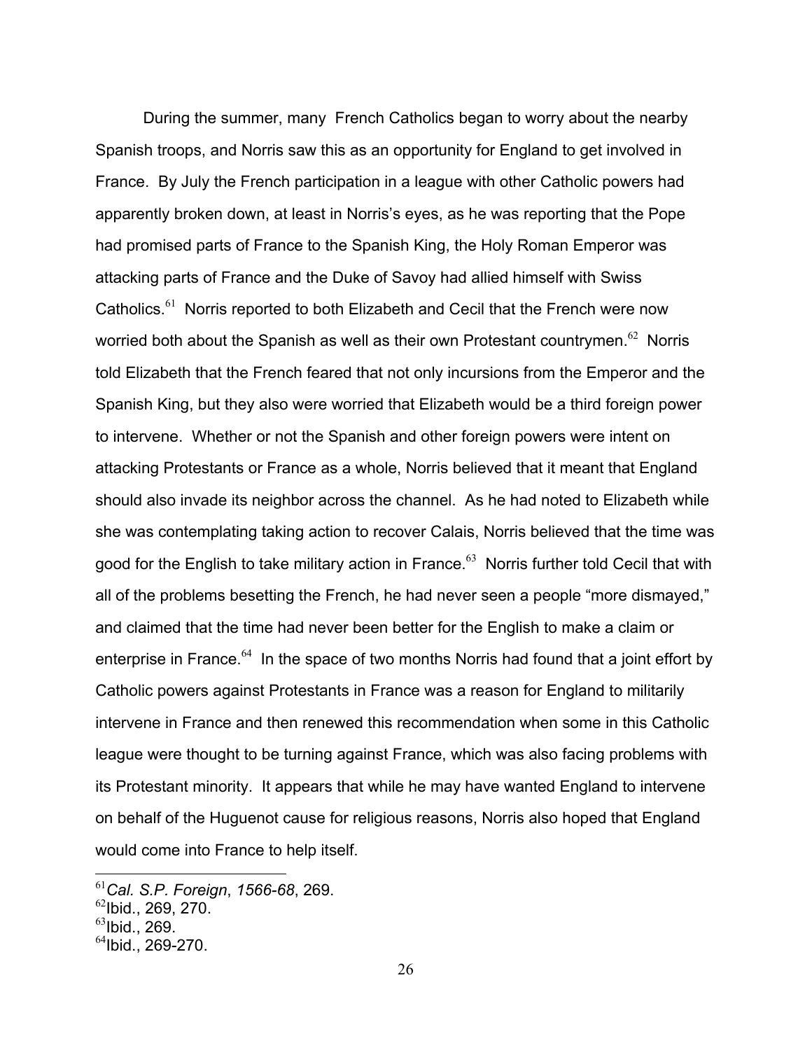During the summer, many French Catholics began to worry about the nearby Spanish troops, and Norris saw this as an opportunity for England to get involved in France. By July the French participation in a league with other Catholic powers had apparently broken down, at least in Norris's eyes, as he was reporting that the Pope had promised parts of France to the Spanish King, the Holy Roman Emperor was attacking parts of France and the Duke of Savoy had allied himself with Swiss Catholics.[61] Norris reported to both Elizabeth and Cecil that the French were now worried both about the Spanish as well as their own Protestant countrymen.[62] Norris told Elizabeth that the French feared that not only incursions from the Emperor and the Spanish King, but they also were worried that Elizabeth would be a third foreign power to intervene. Whether or not the Spanish and other foreign powers were intent on attacking Protestants or France as a whole, Norris believed that it meant that England should also invade its neighbor across the channel. As he had noted to Elizabeth while she was contemplating taking action to recover Calais, Norris believed that the time was good for the English to take military action in France.[63] Norris further told Cecil that with all of the problems besetting the French, he had never seen a people "more dismayed," and claimed that the time had never been better for the English to make a claim or enterprise in France.[64] In the space of two months Norris had found that a joint effort by Catholic powers against Protestants in France was a reason for England to militarily intervene in France and then renewed this recommendation when some in this Catholic league were thought to be turning against France, which was also facing problems with its Protestant minority. It appears that while he may have wanted England to intervene on behalf of the Huguenot cause for religious reasons, Norris also hoped that England would come into France to help itself.

[61] *Cal. S.P. Foreign*, *1566-68*, 269.
[62] Ibid., 269, 270.
[63] Ibid., 269.
[64] Ibid., 269-270.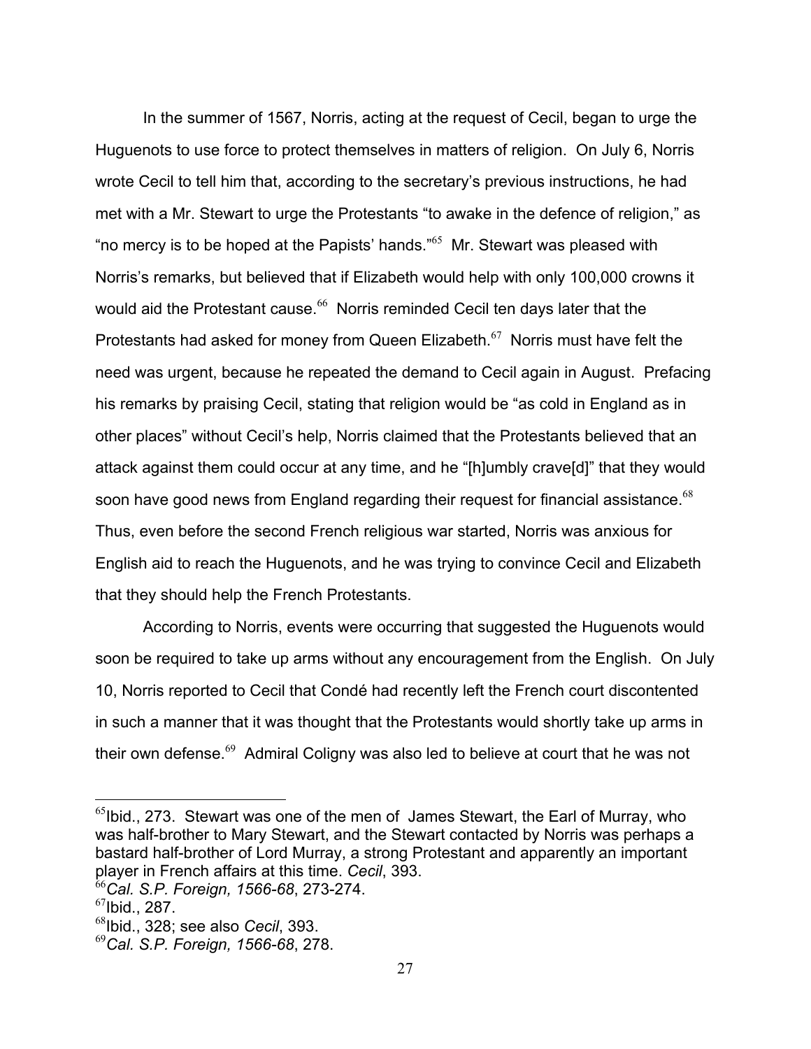In the summer of 1567, Norris, acting at the request of Cecil, began to urge the Huguenots to use force to protect themselves in matters of religion. On July 6, Norris wrote Cecil to tell him that, according to the secretary's previous instructions, he had met with a Mr. Stewart to urge the Protestants "to awake in the defence of religion," as "no mercy is to be hoped at the Papists' hands."[65] Mr. Stewart was pleased with Norris's remarks, but believed that if Elizabeth would help with only 100,000 crowns it would aid the Protestant cause.[66] Norris reminded Cecil ten days later that the Protestants had asked for money from Queen Elizabeth.[67] Norris must have felt the need was urgent, because he repeated the demand to Cecil again in August. Prefacing his remarks by praising Cecil, stating that religion would be "as cold in England as in other places" without Cecil's help, Norris claimed that the Protestants believed that an attack against them could occur at any time, and he "[h]umbly crave[d]" that they would soon have good news from England regarding their request for financial assistance.[68] Thus, even before the second French religious war started, Norris was anxious for English aid to reach the Huguenots, and he was trying to convince Cecil and Elizabeth that they should help the French Protestants.

According to Norris, events were occurring that suggested the Huguenots would soon be required to take up arms without any encouragement from the English. On July 10, Norris reported to Cecil that Condé had recently left the French court discontented in such a manner that it was thought that the Protestants would shortly take up arms in their own defense.[69] Admiral Coligny was also led to believe at court that he was not

---

[65]Ibid., 273. Stewart was one of the men of James Stewart, the Earl of Murray, who was half-brother to Mary Stewart, and the Stewart contacted by Norris was perhaps a bastard half-brother of Lord Murray, a strong Protestant and apparently an important player in French affairs at this time. *Cecil*, 393.

[66]*Cal. S.P. Foreign, 1566-68*, 273-274.

[67]Ibid., 287.

[68]Ibid., 328; see also *Cecil*, 393.

[69]*Cal. S.P. Foreign, 1566-68*, 278.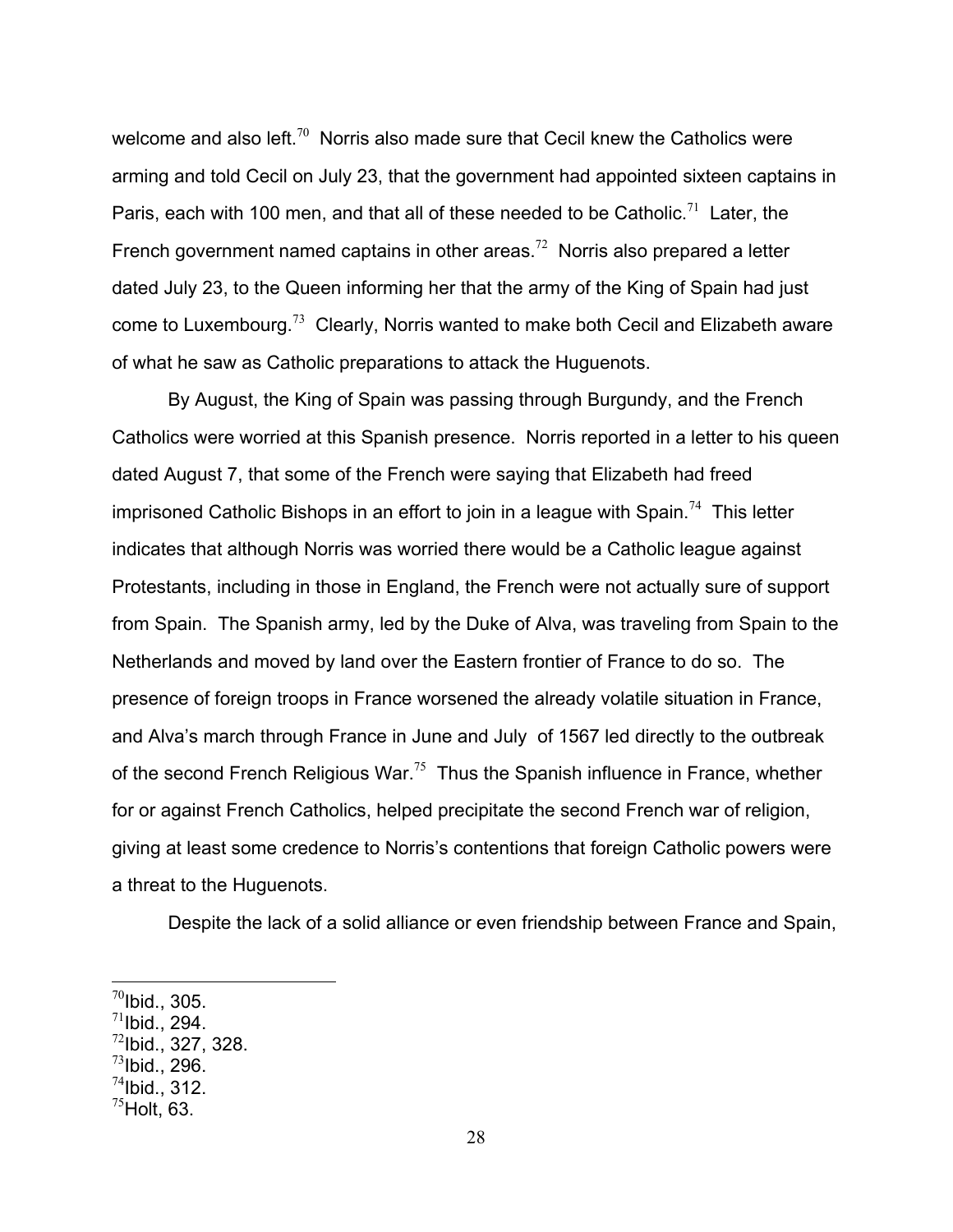welcome and also left.[70] Norris also made sure that Cecil knew the Catholics were arming and told Cecil on July 23, that the government had appointed sixteen captains in Paris, each with 100 men, and that all of these needed to be Catholic.[71] Later, the French government named captains in other areas.[72] Norris also prepared a letter dated July 23, to the Queen informing her that the army of the King of Spain had just come to Luxembourg.[73] Clearly, Norris wanted to make both Cecil and Elizabeth aware of what he saw as Catholic preparations to attack the Huguenots.

By August, the King of Spain was passing through Burgundy, and the French Catholics were worried at this Spanish presence. Norris reported in a letter to his queen dated August 7, that some of the French were saying that Elizabeth had freed imprisoned Catholic Bishops in an effort to join in a league with Spain.[74] This letter indicates that although Norris was worried there would be a Catholic league against Protestants, including in those in England, the French were not actually sure of support from Spain. The Spanish army, led by the Duke of Alva, was traveling from Spain to the Netherlands and moved by land over the Eastern frontier of France to do so. The presence of foreign troops in France worsened the already volatile situation in France, and Alva's march through France in June and July of 1567 led directly to the outbreak of the second French Religious War.[75] Thus the Spanish influence in France, whether for or against French Catholics, helped precipitate the second French war of religion, giving at least some credence to Norris's contentions that foreign Catholic powers were a threat to the Huguenots.

Despite the lack of a solid alliance or even friendship between France and Spain,

---

[70] Ibid., 305.
[71] Ibid., 294.
[72] Ibid., 327, 328.
[73] Ibid., 296.
[74] Ibid., 312.
[75] Holt, 63.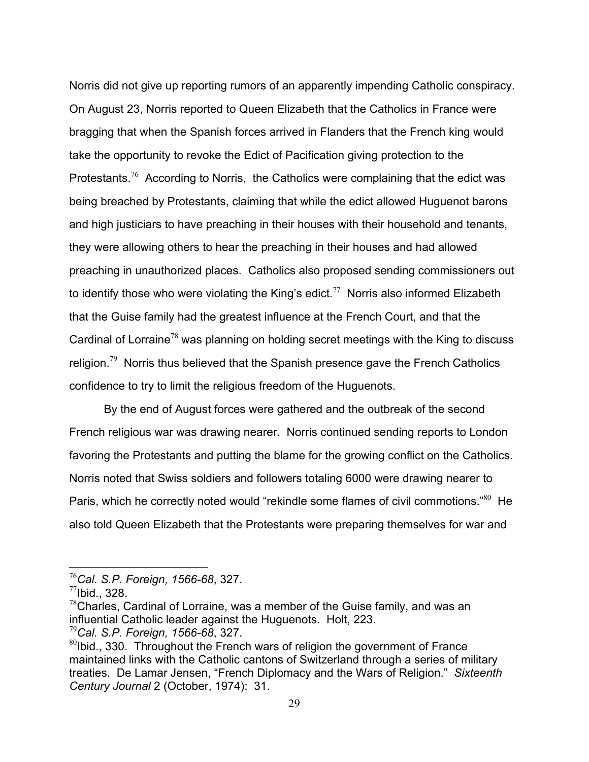Norris did not give up reporting rumors of an apparently impending Catholic conspiracy. On August 23, Norris reported to Queen Elizabeth that the Catholics in France were bragging that when the Spanish forces arrived in Flanders that the French king would take the opportunity to revoke the Edict of Pacification giving protection to the Protestants.[76] According to Norris, the Catholics were complaining that the edict was being breached by Protestants, claiming that while the edict allowed Huguenot barons and high justiciars to have preaching in their houses with their household and tenants, they were allowing others to hear the preaching in their houses and had allowed preaching in unauthorized places. Catholics also proposed sending commissioners out to identify those who were violating the King's edict.[77] Norris also informed Elizabeth that the Guise family had the greatest influence at the French Court, and that the Cardinal of Lorraine[78] was planning on holding secret meetings with the King to discuss religion.[79] Norris thus believed that the Spanish presence gave the French Catholics confidence to try to limit the religious freedom of the Huguenots.

By the end of August forces were gathered and the outbreak of the second French religious war was drawing nearer. Norris continued sending reports to London favoring the Protestants and putting the blame for the growing conflict on the Catholics. Norris noted that Swiss soldiers and followers totaling 6000 were drawing nearer to Paris, which he correctly noted would "rekindle some flames of civil commotions."[80] He also told Queen Elizabeth that the Protestants were preparing themselves for war and

---

[76] *Cal. S.P. Foreign, 1566-68*, 327.

[77] Ibid., 328.

[78] Charles, Cardinal of Lorraine, was a member of the Guise family, and was an influential Catholic leader against the Huguenots. Holt, 223.

[79] *Cal. S.P. Foreign, 1566-68*, 327.

[80] Ibid., 330. Throughout the French wars of religion the government of France maintained links with the Catholic cantons of Switzerland through a series of military treaties. De Lamar Jensen, "French Diplomacy and the Wars of Religion." *Sixteenth Century Journal* 2 (October, 1974): 31.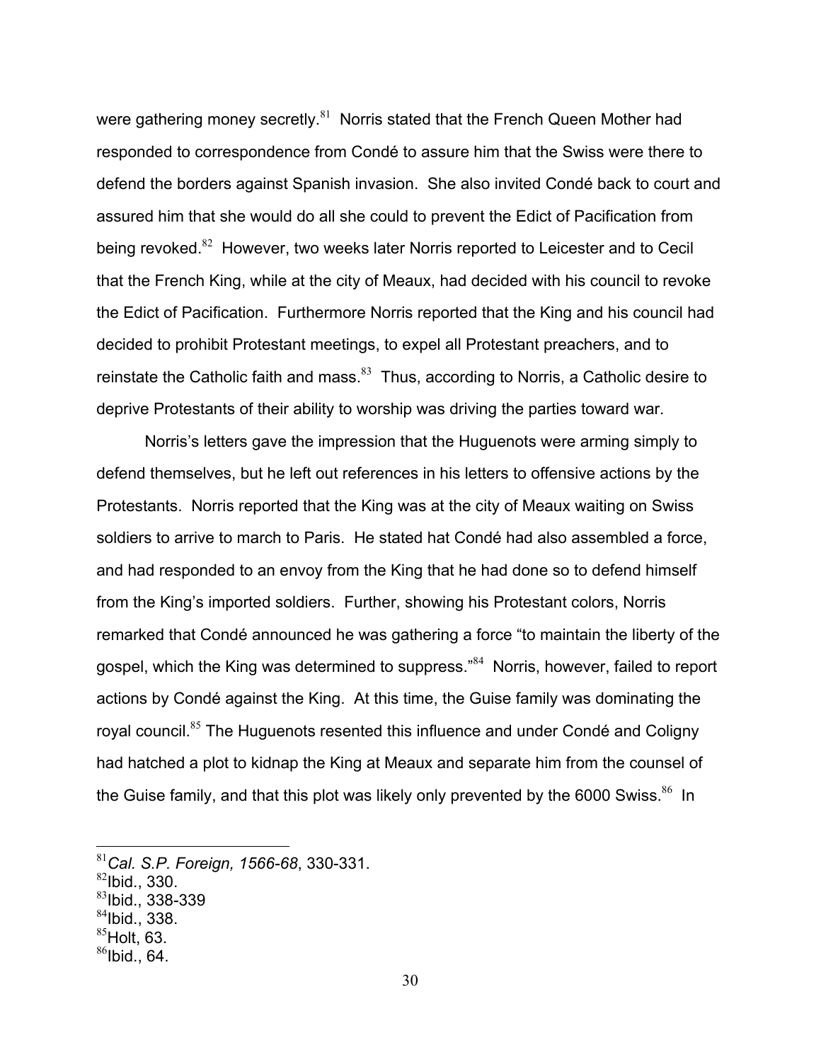were gathering money secretly.[81] Norris stated that the French Queen Mother had responded to correspondence from Condé to assure him that the Swiss were there to defend the borders against Spanish invasion. She also invited Condé back to court and assured him that she would do all she could to prevent the Edict of Pacification from being revoked.[82] However, two weeks later Norris reported to Leicester and to Cecil that the French King, while at the city of Meaux, had decided with his council to revoke the Edict of Pacification. Furthermore Norris reported that the King and his council had decided to prohibit Protestant meetings, to expel all Protestant preachers, and to reinstate the Catholic faith and mass.[83] Thus, according to Norris, a Catholic desire to deprive Protestants of their ability to worship was driving the parties toward war.

Norris's letters gave the impression that the Huguenots were arming simply to defend themselves, but he left out references in his letters to offensive actions by the Protestants. Norris reported that the King was at the city of Meaux waiting on Swiss soldiers to arrive to march to Paris. He stated hat Condé had also assembled a force, and had responded to an envoy from the King that he had done so to defend himself from the King's imported soldiers. Further, showing his Protestant colors, Norris remarked that Condé announced he was gathering a force "to maintain the liberty of the gospel, which the King was determined to suppress."[84] Norris, however, failed to report actions by Condé against the King. At this time, the Guise family was dominating the royal council.[85] The Huguenots resented this influence and under Condé and Coligny had hatched a plot to kidnap the King at Meaux and separate him from the counsel of the Guise family, and that this plot was likely only prevented by the 6000 Swiss.[86] In

[81] *Cal. S.P. Foreign, 1566-68*, 330-331.
[82] Ibid., 330.
[83] Ibid., 338-339
[84] Ibid., 338.
[85] Holt, 63.
[86] Ibid., 64.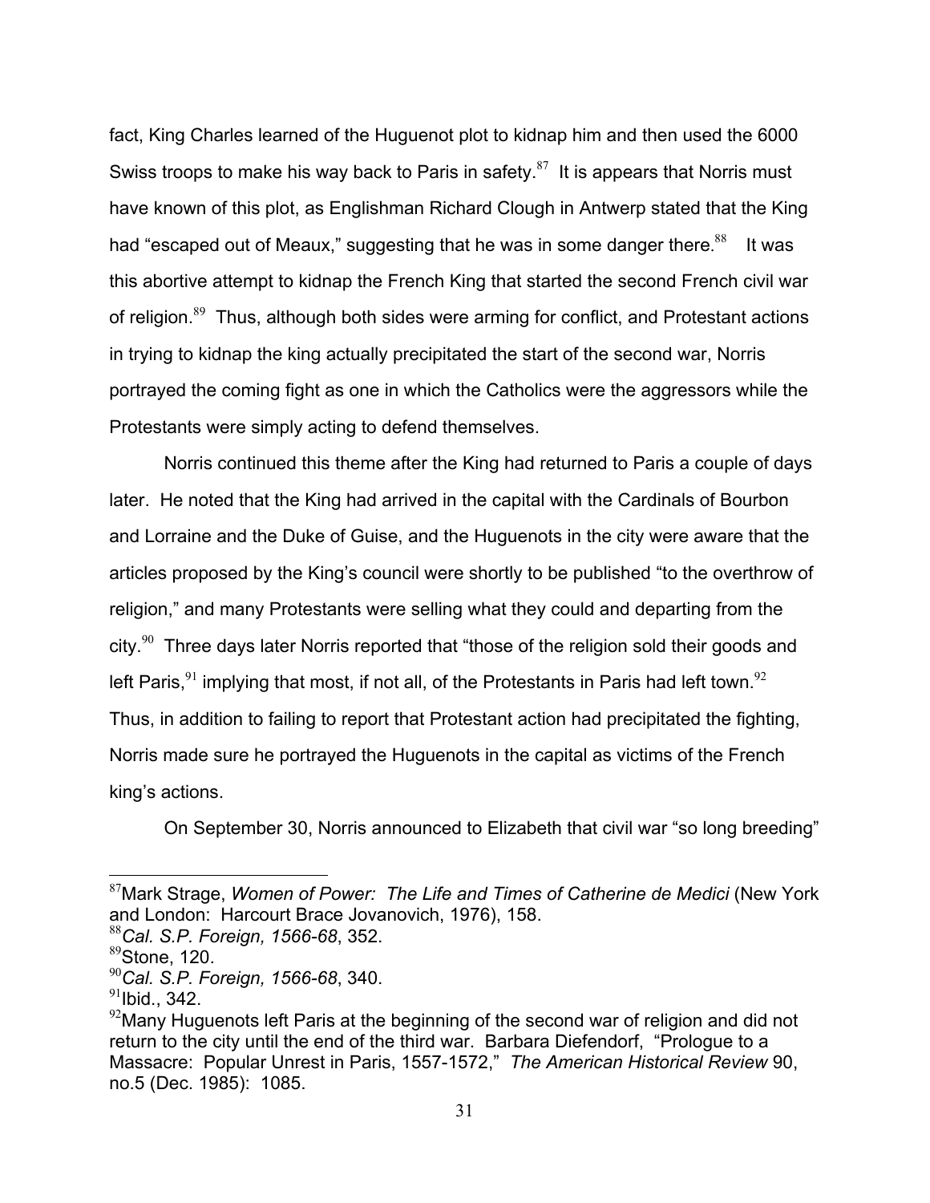fact, King Charles learned of the Huguenot plot to kidnap him and then used the 6000 Swiss troops to make his way back to Paris in safety.[87] It is appears that Norris must have known of this plot, as Englishman Richard Clough in Antwerp stated that the King had "escaped out of Meaux," suggesting that he was in some danger there.[88] It was this abortive attempt to kidnap the French King that started the second French civil war of religion.[89] Thus, although both sides were arming for conflict, and Protestant actions in trying to kidnap the king actually precipitated the start of the second war, Norris portrayed the coming fight as one in which the Catholics were the aggressors while the Protestants were simply acting to defend themselves.

Norris continued this theme after the King had returned to Paris a couple of days later. He noted that the King had arrived in the capital with the Cardinals of Bourbon and Lorraine and the Duke of Guise, and the Huguenots in the city were aware that the articles proposed by the King's council were shortly to be published "to the overthrow of religion," and many Protestants were selling what they could and departing from the city.[90] Three days later Norris reported that "those of the religion sold their goods and left Paris,[91] implying that most, if not all, of the Protestants in Paris had left town.[92] Thus, in addition to failing to report that Protestant action had precipitated the fighting, Norris made sure he portrayed the Huguenots in the capital as victims of the French king's actions.

On September 30, Norris announced to Elizabeth that civil war "so long breeding"

---

[87]Mark Strage, *Women of Power: The Life and Times of Catherine de Medici* (New York and London: Harcourt Brace Jovanovich, 1976), 158.

[88]*Cal. S.P. Foreign, 1566-68*, 352.

[89]Stone, 120.

[90]*Cal. S.P. Foreign, 1566-68*, 340.

[91]Ibid., 342.

[92]Many Huguenots left Paris at the beginning of the second war of religion and did not return to the city until the end of the third war. Barbara Diefendorf, "Prologue to a Massacre: Popular Unrest in Paris, 1557-1572," *The American Historical Review* 90, no.5 (Dec. 1985): 1085.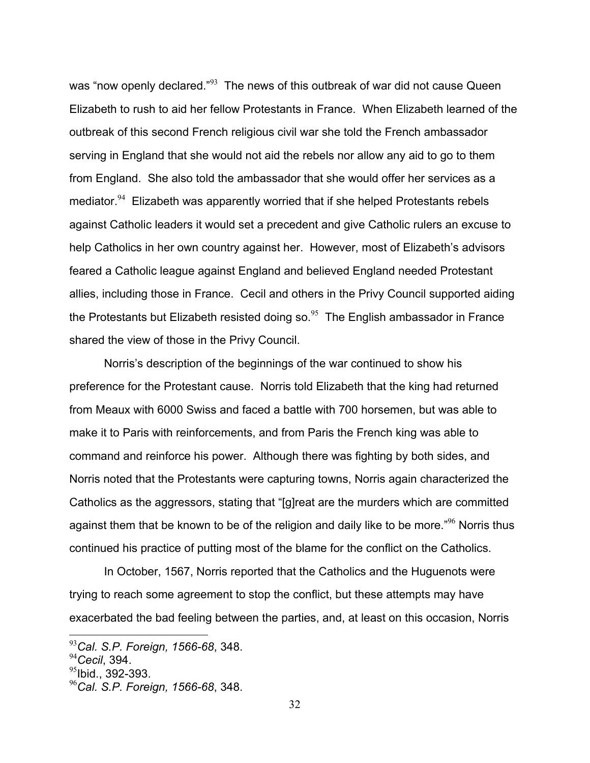was "now openly declared."[93] The news of this outbreak of war did not cause Queen Elizabeth to rush to aid her fellow Protestants in France. When Elizabeth learned of the outbreak of this second French religious civil war she told the French ambassador serving in England that she would not aid the rebels nor allow any aid to go to them from England. She also told the ambassador that she would offer her services as a mediator.[94] Elizabeth was apparently worried that if she helped Protestants rebels against Catholic leaders it would set a precedent and give Catholic rulers an excuse to help Catholics in her own country against her. However, most of Elizabeth's advisors feared a Catholic league against England and believed England needed Protestant allies, including those in France. Cecil and others in the Privy Council supported aiding the Protestants but Elizabeth resisted doing so.[95] The English ambassador in France shared the view of those in the Privy Council.

Norris's description of the beginnings of the war continued to show his preference for the Protestant cause. Norris told Elizabeth that the king had returned from Meaux with 6000 Swiss and faced a battle with 700 horsemen, but was able to make it to Paris with reinforcements, and from Paris the French king was able to command and reinforce his power. Although there was fighting by both sides, and Norris noted that the Protestants were capturing towns, Norris again characterized the Catholics as the aggressors, stating that "[g]reat are the murders which are committed against them that be known to be of the religion and daily like to be more."[96] Norris thus continued his practice of putting most of the blame for the conflict on the Catholics.

In October, 1567, Norris reported that the Catholics and the Huguenots were trying to reach some agreement to stop the conflict, but these attempts may have exacerbated the bad feeling between the parties, and, at least on this occasion, Norris

---

[93] *Cal. S.P. Foreign, 1566-68*, 348.
[94] *Cecil*, 394.
[95] Ibid., 392-393.
[96] *Cal. S.P. Foreign, 1566-68*, 348.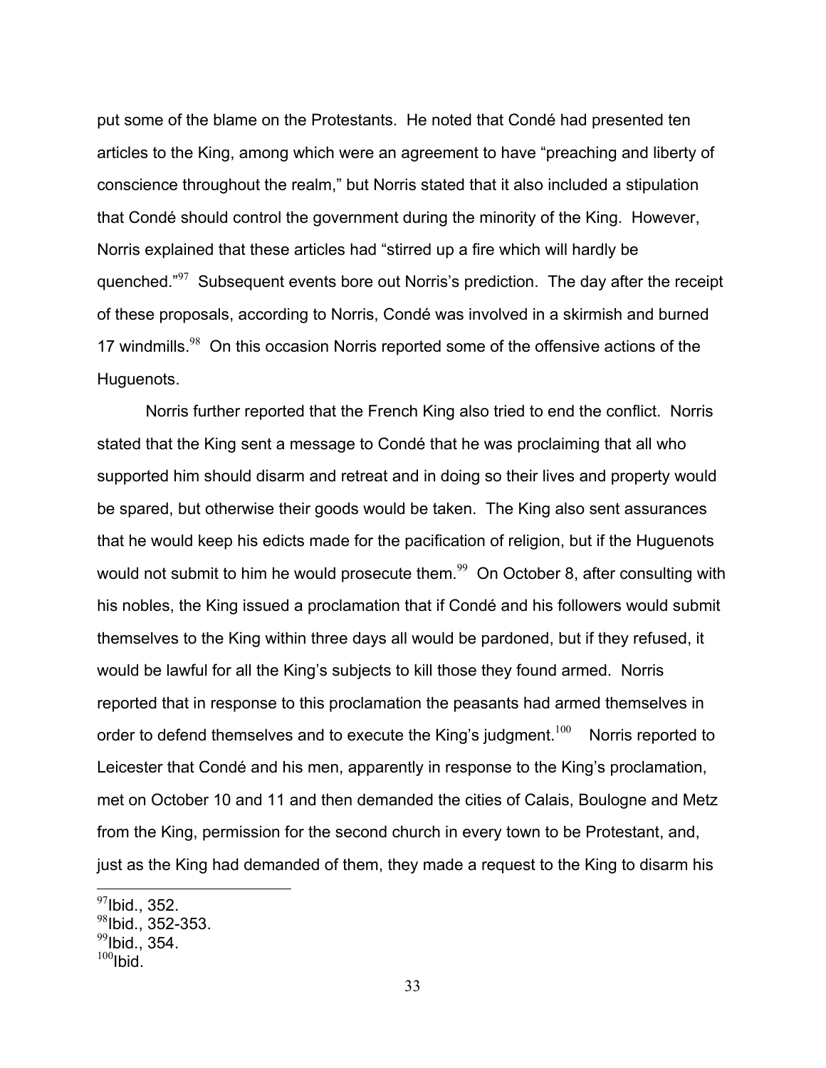put some of the blame on the Protestants. He noted that Condé had presented ten articles to the King, among which were an agreement to have "preaching and liberty of conscience throughout the realm," but Norris stated that it also included a stipulation that Condé should control the government during the minority of the King. However, Norris explained that these articles had "stirred up a fire which will hardly be quenched."[97] Subsequent events bore out Norris's prediction. The day after the receipt of these proposals, according to Norris, Condé was involved in a skirmish and burned 17 windmills.[98] On this occasion Norris reported some of the offensive actions of the Huguenots.

Norris further reported that the French King also tried to end the conflict. Norris stated that the King sent a message to Condé that he was proclaiming that all who supported him should disarm and retreat and in doing so their lives and property would be spared, but otherwise their goods would be taken. The King also sent assurances that he would keep his edicts made for the pacification of religion, but if the Huguenots would not submit to him he would prosecute them.[99] On October 8, after consulting with his nobles, the King issued a proclamation that if Condé and his followers would submit themselves to the King within three days all would be pardoned, but if they refused, it would be lawful for all the King's subjects to kill those they found armed. Norris reported that in response to this proclamation the peasants had armed themselves in order to defend themselves and to execute the King's judgment.[100] Norris reported to Leicester that Condé and his men, apparently in response to the King's proclamation, met on October 10 and 11 and then demanded the cities of Calais, Boulogne and Metz from the King, permission for the second church in every town to be Protestant, and, just as the King had demanded of them, they made a request to the King to disarm his

---

[97] Ibid., 352.

[98] Ibid., 352-353.

[99] Ibid., 354.

[100] Ibid.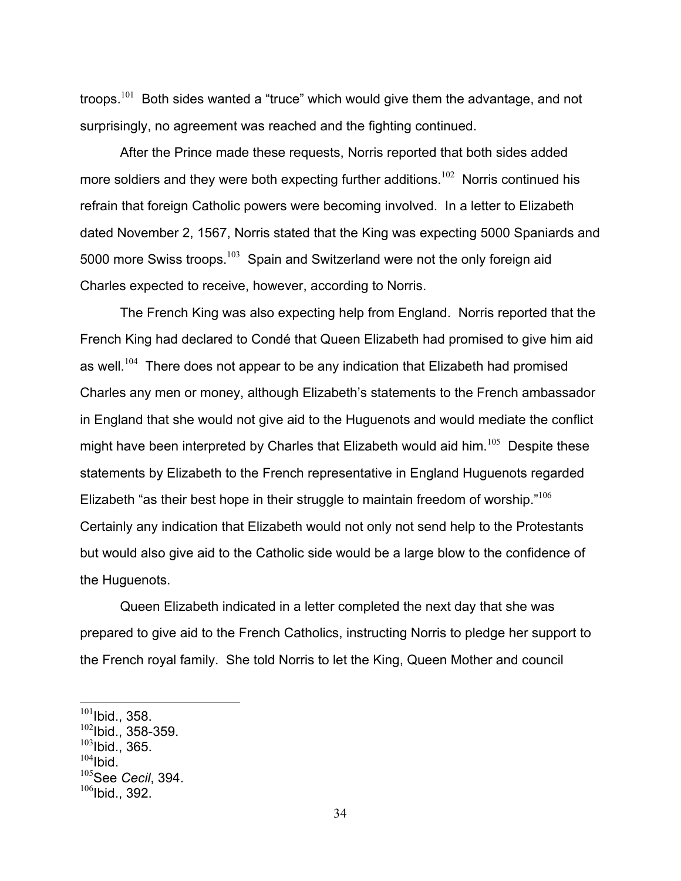troops.[101] Both sides wanted a "truce" which would give them the advantage, and not surprisingly, no agreement was reached and the fighting continued.

After the Prince made these requests, Norris reported that both sides added more soldiers and they were both expecting further additions.[102] Norris continued his refrain that foreign Catholic powers were becoming involved. In a letter to Elizabeth dated November 2, 1567, Norris stated that the King was expecting 5000 Spaniards and 5000 more Swiss troops.[103] Spain and Switzerland were not the only foreign aid Charles expected to receive, however, according to Norris.

The French King was also expecting help from England. Norris reported that the French King had declared to Condé that Queen Elizabeth had promised to give him aid as well.[104] There does not appear to be any indication that Elizabeth had promised Charles any men or money, although Elizabeth's statements to the French ambassador in England that she would not give aid to the Huguenots and would mediate the conflict might have been interpreted by Charles that Elizabeth would aid him.[105] Despite these statements by Elizabeth to the French representative in England Huguenots regarded Elizabeth "as their best hope in their struggle to maintain freedom of worship."[106] Certainly any indication that Elizabeth would not only not send help to the Protestants but would also give aid to the Catholic side would be a large blow to the confidence of the Huguenots.

Queen Elizabeth indicated in a letter completed the next day that she was prepared to give aid to the French Catholics, instructing Norris to pledge her support to the French royal family. She told Norris to let the King, Queen Mother and council

---

[101] Ibid., 358.
[102] Ibid., 358-359.
[103] Ibid., 365.
[104] Ibid.
[105] See *Cecil*, 394.
[106] Ibid., 392.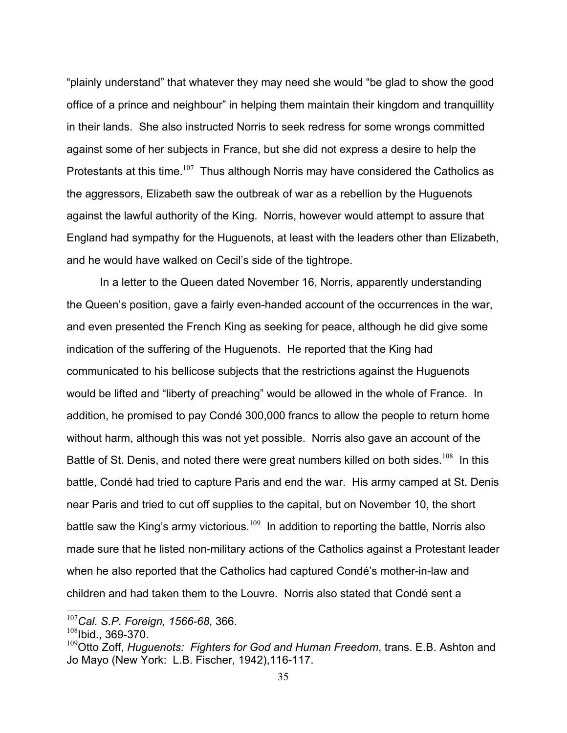"plainly understand" that whatever they may need she would "be glad to show the good office of a prince and neighbour" in helping them maintain their kingdom and tranquillity in their lands. She also instructed Norris to seek redress for some wrongs committed against some of her subjects in France, but she did not express a desire to help the Protestants at this time.[107] Thus although Norris may have considered the Catholics as the aggressors, Elizabeth saw the outbreak of war as a rebellion by the Huguenots against the lawful authority of the King. Norris, however would attempt to assure that England had sympathy for the Huguenots, at least with the leaders other than Elizabeth, and he would have walked on Cecil's side of the tightrope.

In a letter to the Queen dated November 16, Norris, apparently understanding the Queen's position, gave a fairly even-handed account of the occurrences in the war, and even presented the French King as seeking for peace, although he did give some indication of the suffering of the Huguenots. He reported that the King had communicated to his bellicose subjects that the restrictions against the Huguenots would be lifted and "liberty of preaching" would be allowed in the whole of France. In addition, he promised to pay Condé 300,000 francs to allow the people to return home without harm, although this was not yet possible. Norris also gave an account of the Battle of St. Denis, and noted there were great numbers killed on both sides.[108] In this battle, Condé had tried to capture Paris and end the war. His army camped at St. Denis near Paris and tried to cut off supplies to the capital, but on November 10, the short battle saw the King's army victorious.[109] In addition to reporting the battle, Norris also made sure that he listed non-military actions of the Catholics against a Protestant leader when he also reported that the Catholics had captured Condé's mother-in-law and children and had taken them to the Louvre. Norris also stated that Condé sent a

---

[107]*Cal. S.P. Foreign, 1566-68*, 366.

[108]Ibid., 369-370.

[109]Otto Zoff, *Huguenots: Fighters for God and Human Freedom*, trans. E.B. Ashton and Jo Mayo (New York: L.B. Fischer, 1942),116-117.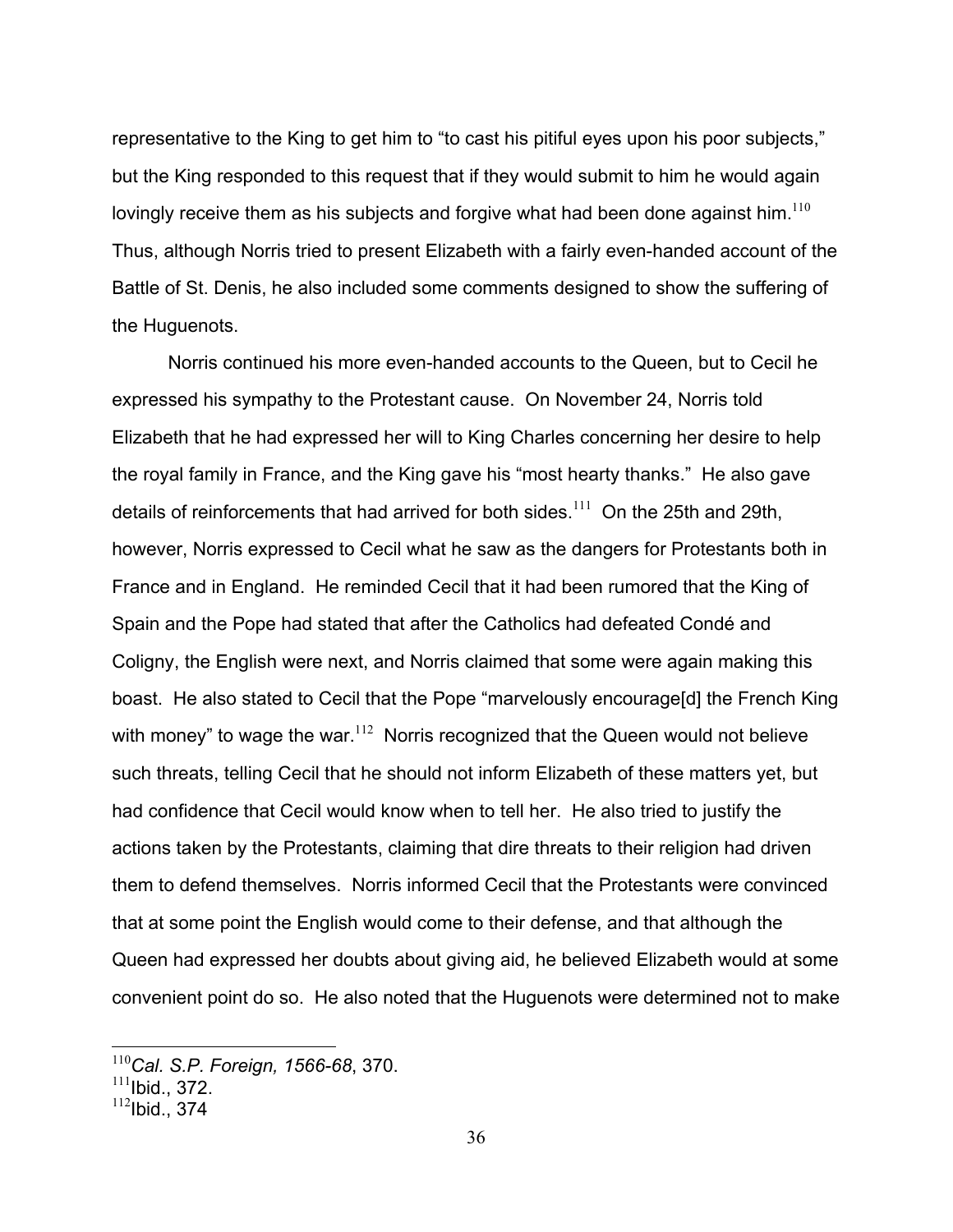representative to the King to get him to "to cast his pitiful eyes upon his poor subjects," but the King responded to this request that if they would submit to him he would again lovingly receive them as his subjects and forgive what had been done against him.[110] Thus, although Norris tried to present Elizabeth with a fairly even-handed account of the Battle of St. Denis, he also included some comments designed to show the suffering of the Huguenots.

Norris continued his more even-handed accounts to the Queen, but to Cecil he expressed his sympathy to the Protestant cause. On November 24, Norris told Elizabeth that he had expressed her will to King Charles concerning her desire to help the royal family in France, and the King gave his "most hearty thanks." He also gave details of reinforcements that had arrived for both sides.[111] On the 25th and 29th, however, Norris expressed to Cecil what he saw as the dangers for Protestants both in France and in England. He reminded Cecil that it had been rumored that the King of Spain and the Pope had stated that after the Catholics had defeated Condé and Coligny, the English were next, and Norris claimed that some were again making this boast. He also stated to Cecil that the Pope "marvelously encourage[d] the French King with money" to wage the war.[112] Norris recognized that the Queen would not believe such threats, telling Cecil that he should not inform Elizabeth of these matters yet, but had confidence that Cecil would know when to tell her. He also tried to justify the actions taken by the Protestants, claiming that dire threats to their religion had driven them to defend themselves. Norris informed Cecil that the Protestants were convinced that at some point the English would come to their defense, and that although the Queen had expressed her doubts about giving aid, he believed Elizabeth would at some convenient point do so. He also noted that the Huguenots were determined not to make

[110] *Cal. S.P. Foreign, 1566-68*, 370.
[111] Ibid., 372.
[112] Ibid., 374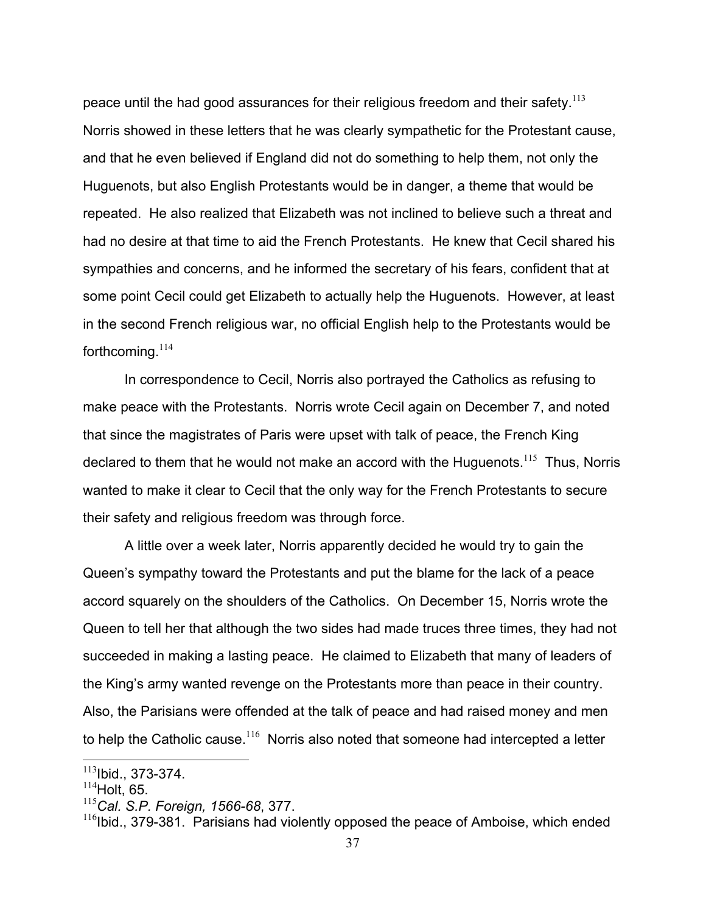peace until the had good assurances for their religious freedom and their safety.[113] Norris showed in these letters that he was clearly sympathetic for the Protestant cause, and that he even believed if England did not do something to help them, not only the Huguenots, but also English Protestants would be in danger, a theme that would be repeated. He also realized that Elizabeth was not inclined to believe such a threat and had no desire at that time to aid the French Protestants. He knew that Cecil shared his sympathies and concerns, and he informed the secretary of his fears, confident that at some point Cecil could get Elizabeth to actually help the Huguenots. However, at least in the second French religious war, no official English help to the Protestants would be forthcoming.[114]

In correspondence to Cecil, Norris also portrayed the Catholics as refusing to make peace with the Protestants. Norris wrote Cecil again on December 7, and noted that since the magistrates of Paris were upset with talk of peace, the French King declared to them that he would not make an accord with the Huguenots.[115] Thus, Norris wanted to make it clear to Cecil that the only way for the French Protestants to secure their safety and religious freedom was through force.

A little over a week later, Norris apparently decided he would try to gain the Queen's sympathy toward the Protestants and put the blame for the lack of a peace accord squarely on the shoulders of the Catholics. On December 15, Norris wrote the Queen to tell her that although the two sides had made truces three times, they had not succeeded in making a lasting peace. He claimed to Elizabeth that many of leaders of the King's army wanted revenge on the Protestants more than peace in their country. Also, the Parisians were offended at the talk of peace and had raised money and men to help the Catholic cause.[116] Norris also noted that someone had intercepted a letter

---

[113] Ibid., 373-374.

[114] Holt, 65.

[115] *Cal. S.P. Foreign, 1566-68*, 377.

[116] Ibid., 379-381. Parisians had violently opposed the peace of Amboise, which ended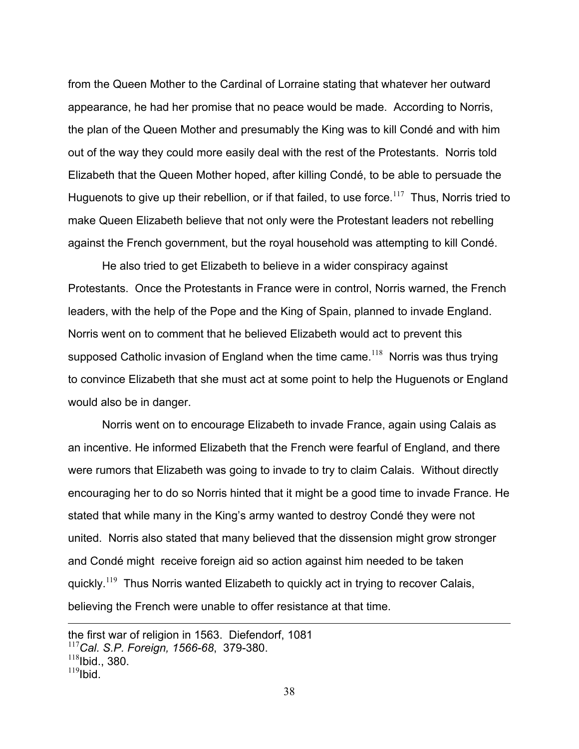from the Queen Mother to the Cardinal of Lorraine stating that whatever her outward appearance, he had her promise that no peace would be made. According to Norris, the plan of the Queen Mother and presumably the King was to kill Condé and with him out of the way they could more easily deal with the rest of the Protestants. Norris told Elizabeth that the Queen Mother hoped, after killing Condé, to be able to persuade the Huguenots to give up their rebellion, or if that failed, to use force.[117] Thus, Norris tried to make Queen Elizabeth believe that not only were the Protestant leaders not rebelling against the French government, but the royal household was attempting to kill Condé.

He also tried to get Elizabeth to believe in a wider conspiracy against Protestants. Once the Protestants in France were in control, Norris warned, the French leaders, with the help of the Pope and the King of Spain, planned to invade England. Norris went on to comment that he believed Elizabeth would act to prevent this supposed Catholic invasion of England when the time came.[118] Norris was thus trying to convince Elizabeth that she must act at some point to help the Huguenots or England would also be in danger.

Norris went on to encourage Elizabeth to invade France, again using Calais as an incentive. He informed Elizabeth that the French were fearful of England, and there were rumors that Elizabeth was going to invade to try to claim Calais. Without directly encouraging her to do so Norris hinted that it might be a good time to invade France. He stated that while many in the King's army wanted to destroy Condé they were not united. Norris also stated that many believed that the dissension might grow stronger and Condé might receive foreign aid so action against him needed to be taken quickly.[119] Thus Norris wanted Elizabeth to quickly act in trying to recover Calais, believing the French were unable to offer resistance at that time.

---

the first war of religion in 1563. Diefendorf, 1081

[117] *Cal. S.P. Foreign, 1566-68*, 379-380.

[118] Ibid., 380.

[119] Ibid.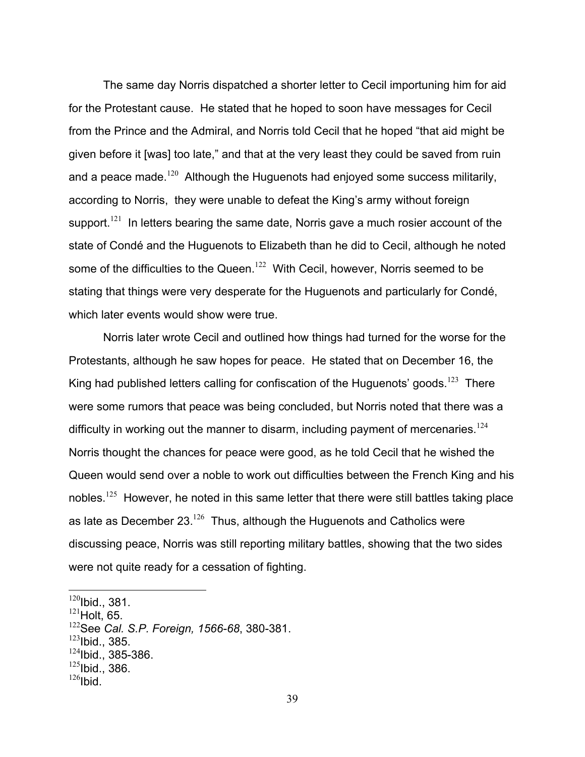The same day Norris dispatched a shorter letter to Cecil importuning him for aid for the Protestant cause. He stated that he hoped to soon have messages for Cecil from the Prince and the Admiral, and Norris told Cecil that he hoped "that aid might be given before it [was] too late," and that at the very least they could be saved from ruin and a peace made.[120] Although the Huguenots had enjoyed some success militarily, according to Norris, they were unable to defeat the King's army without foreign support.[121] In letters bearing the same date, Norris gave a much rosier account of the state of Condé and the Huguenots to Elizabeth than he did to Cecil, although he noted some of the difficulties to the Queen.[122] With Cecil, however, Norris seemed to be stating that things were very desperate for the Huguenots and particularly for Condé, which later events would show were true.

Norris later wrote Cecil and outlined how things had turned for the worse for the Protestants, although he saw hopes for peace. He stated that on December 16, the King had published letters calling for confiscation of the Huguenots' goods.[123] There were some rumors that peace was being concluded, but Norris noted that there was a difficulty in working out the manner to disarm, including payment of mercenaries.[124] Norris thought the chances for peace were good, as he told Cecil that he wished the Queen would send over a noble to work out difficulties between the French King and his nobles.[125] However, he noted in this same letter that there were still battles taking place as late as December 23.[126] Thus, although the Huguenots and Catholics were discussing peace, Norris was still reporting military battles, showing that the two sides were not quite ready for a cessation of fighting.

---

[120]Ibid., 381.
[121]Holt, 65.
[122]See *Cal. S.P. Foreign, 1566-68*, 380-381.
[123]Ibid., 385.
[124]Ibid., 385-386.
[125]Ibid., 386.
[126]Ibid.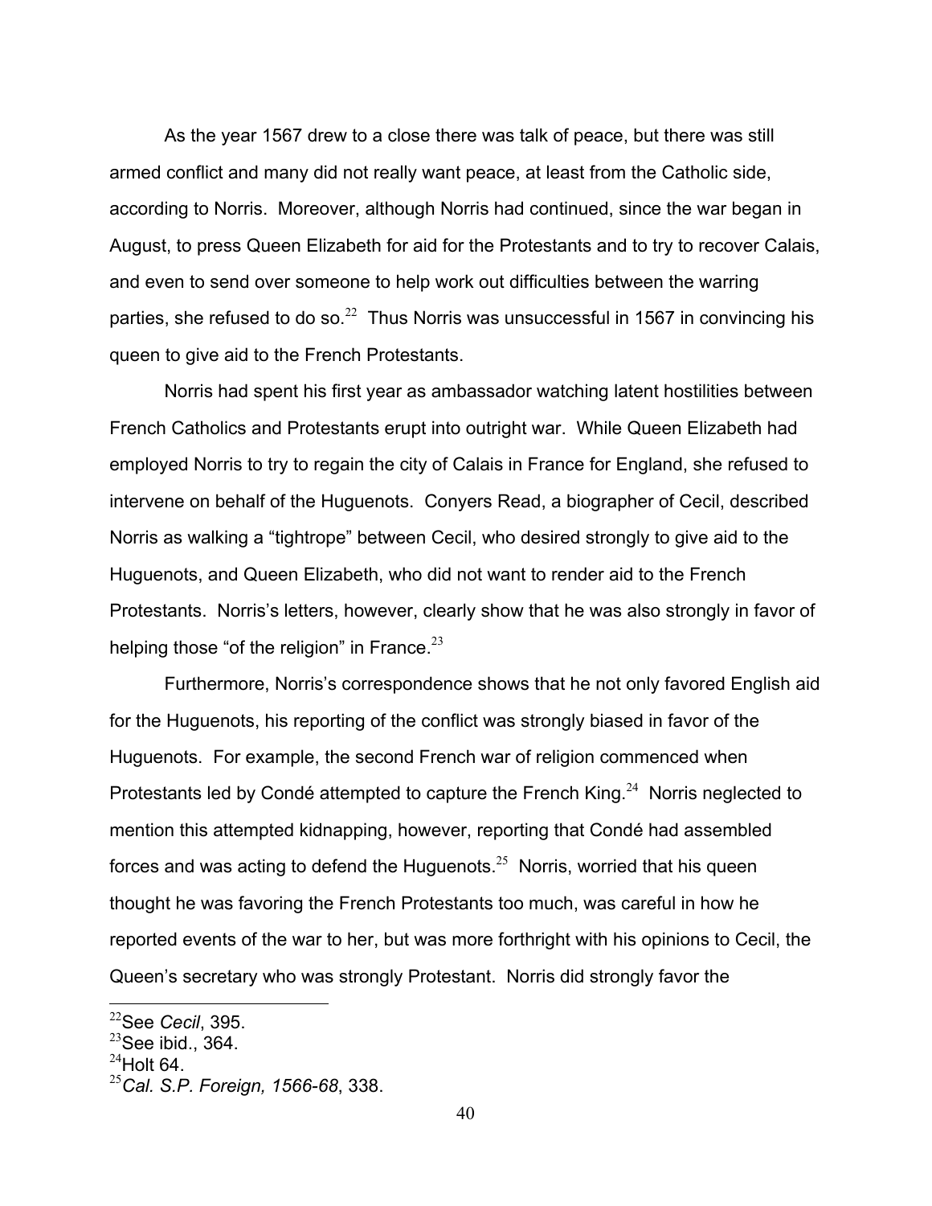As the year 1567 drew to a close there was talk of peace, but there was still armed conflict and many did not really want peace, at least from the Catholic side, according to Norris. Moreover, although Norris had continued, since the war began in August, to press Queen Elizabeth for aid for the Protestants and to try to recover Calais, and even to send over someone to help work out difficulties between the warring parties, she refused to do so.[22] Thus Norris was unsuccessful in 1567 in convincing his queen to give aid to the French Protestants.

Norris had spent his first year as ambassador watching latent hostilities between French Catholics and Protestants erupt into outright war. While Queen Elizabeth had employed Norris to try to regain the city of Calais in France for England, she refused to intervene on behalf of the Huguenots. Conyers Read, a biographer of Cecil, described Norris as walking a "tightrope" between Cecil, who desired strongly to give aid to the Huguenots, and Queen Elizabeth, who did not want to render aid to the French Protestants. Norris's letters, however, clearly show that he was also strongly in favor of helping those "of the religion" in France.[23]

Furthermore, Norris's correspondence shows that he not only favored English aid for the Huguenots, his reporting of the conflict was strongly biased in favor of the Huguenots. For example, the second French war of religion commenced when Protestants led by Condé attempted to capture the French King.[24] Norris neglected to mention this attempted kidnapping, however, reporting that Condé had assembled forces and was acting to defend the Huguenots.[25] Norris, worried that his queen thought he was favoring the French Protestants too much, was careful in how he reported events of the war to her, but was more forthright with his opinions to Cecil, the Queen's secretary who was strongly Protestant. Norris did strongly favor the

---

[22]See *Cecil*, 395.

[23]See ibid., 364.

[24]Holt 64.

[25]*Cal. S.P. Foreign, 1566-68*, 338.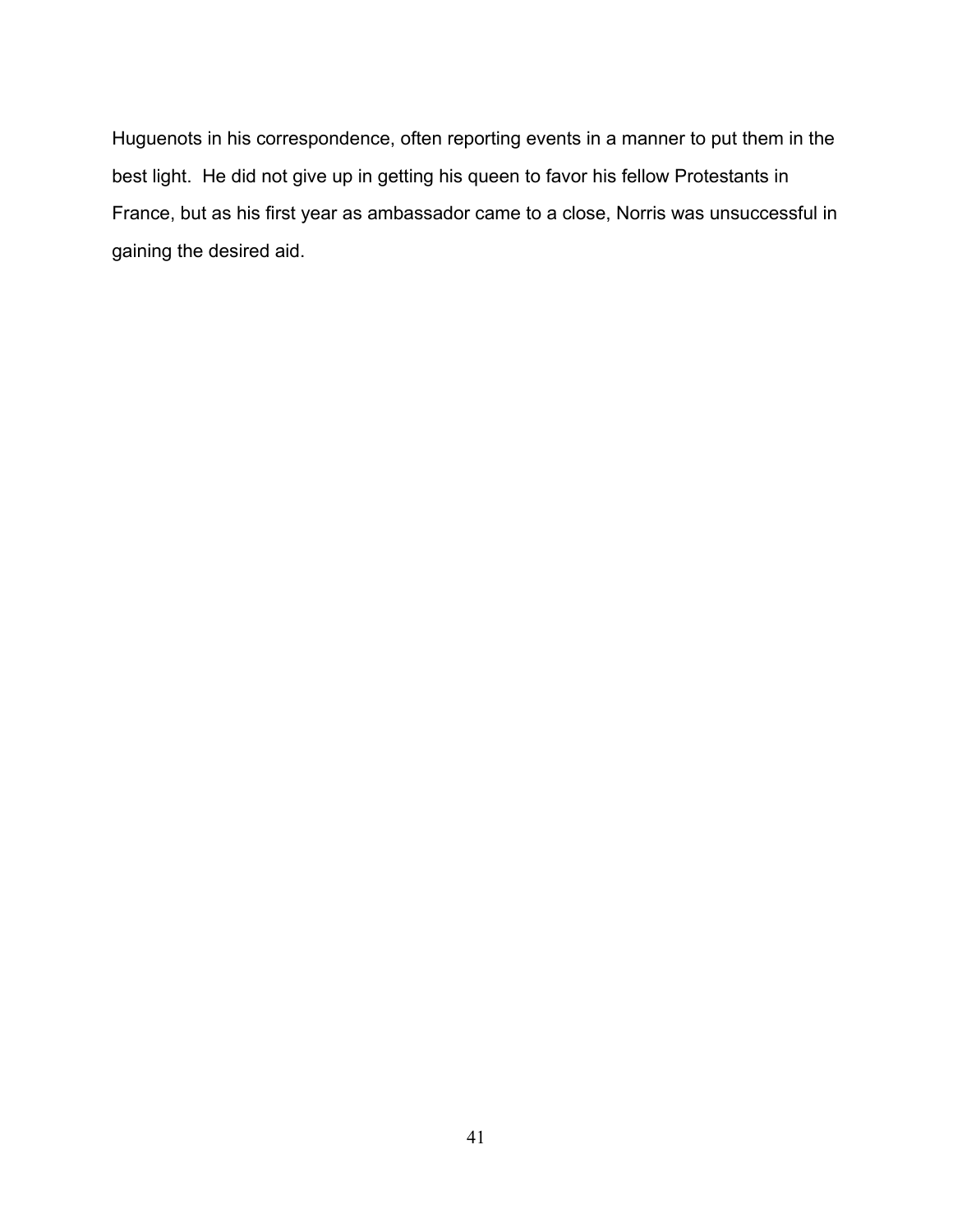Huguenots in his correspondence, often reporting events in a manner to put them in the best light.  He did not give up in getting his queen to favor his fellow Protestants in France, but as his first year as ambassador came to a close, Norris was unsuccessful in gaining the desired aid.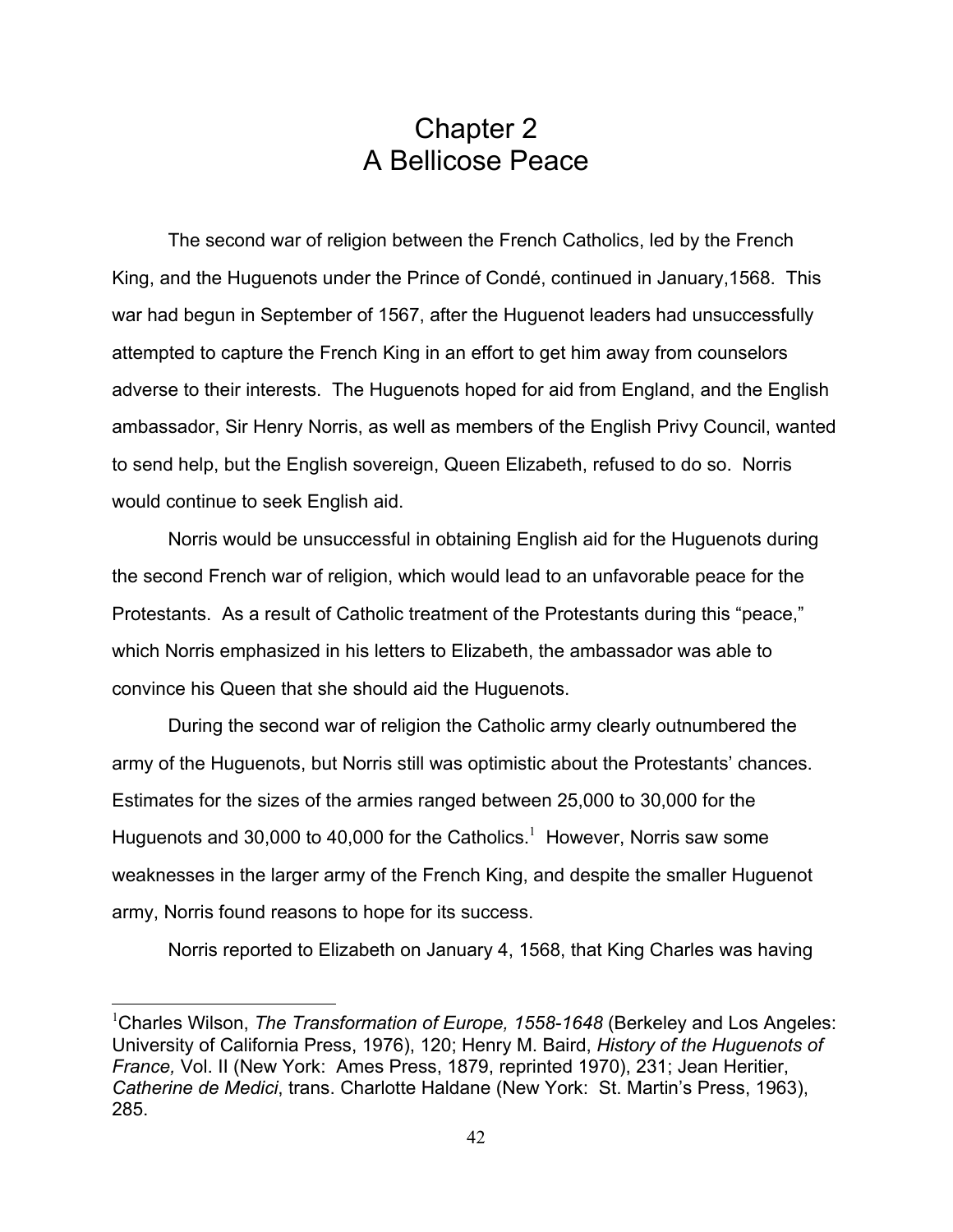# Chapter 2
# A Bellicose Peace

The second war of religion between the French Catholics, led by the French King, and the Huguenots under the Prince of Condé, continued in January,1568. This war had begun in September of 1567, after the Huguenot leaders had unsuccessfully attempted to capture the French King in an effort to get him away from counselors adverse to their interests. The Huguenots hoped for aid from England, and the English ambassador, Sir Henry Norris, as well as members of the English Privy Council, wanted to send help, but the English sovereign, Queen Elizabeth, refused to do so. Norris would continue to seek English aid.

Norris would be unsuccessful in obtaining English aid for the Huguenots during the second French war of religion, which would lead to an unfavorable peace for the Protestants. As a result of Catholic treatment of the Protestants during this "peace," which Norris emphasized in his letters to Elizabeth, the ambassador was able to convince his Queen that she should aid the Huguenots.

During the second war of religion the Catholic army clearly outnumbered the army of the Huguenots, but Norris still was optimistic about the Protestants' chances. Estimates for the sizes of the armies ranged between 25,000 to 30,000 for the Huguenots and 30,000 to 40,000 for the Catholics.[1] However, Norris saw some weaknesses in the larger army of the French King, and despite the smaller Huguenot army, Norris found reasons to hope for its success.

Norris reported to Elizabeth on January 4, 1568, that King Charles was having

---

[1]Charles Wilson, *The Transformation of Europe, 1558-1648* (Berkeley and Los Angeles: University of California Press, 1976), 120; Henry M. Baird, *History of the Huguenots of France,* Vol. II (New York: Ames Press, 1879, reprinted 1970), 231; Jean Heritier, *Catherine de Medici*, trans. Charlotte Haldane (New York: St. Martin's Press, 1963), 285.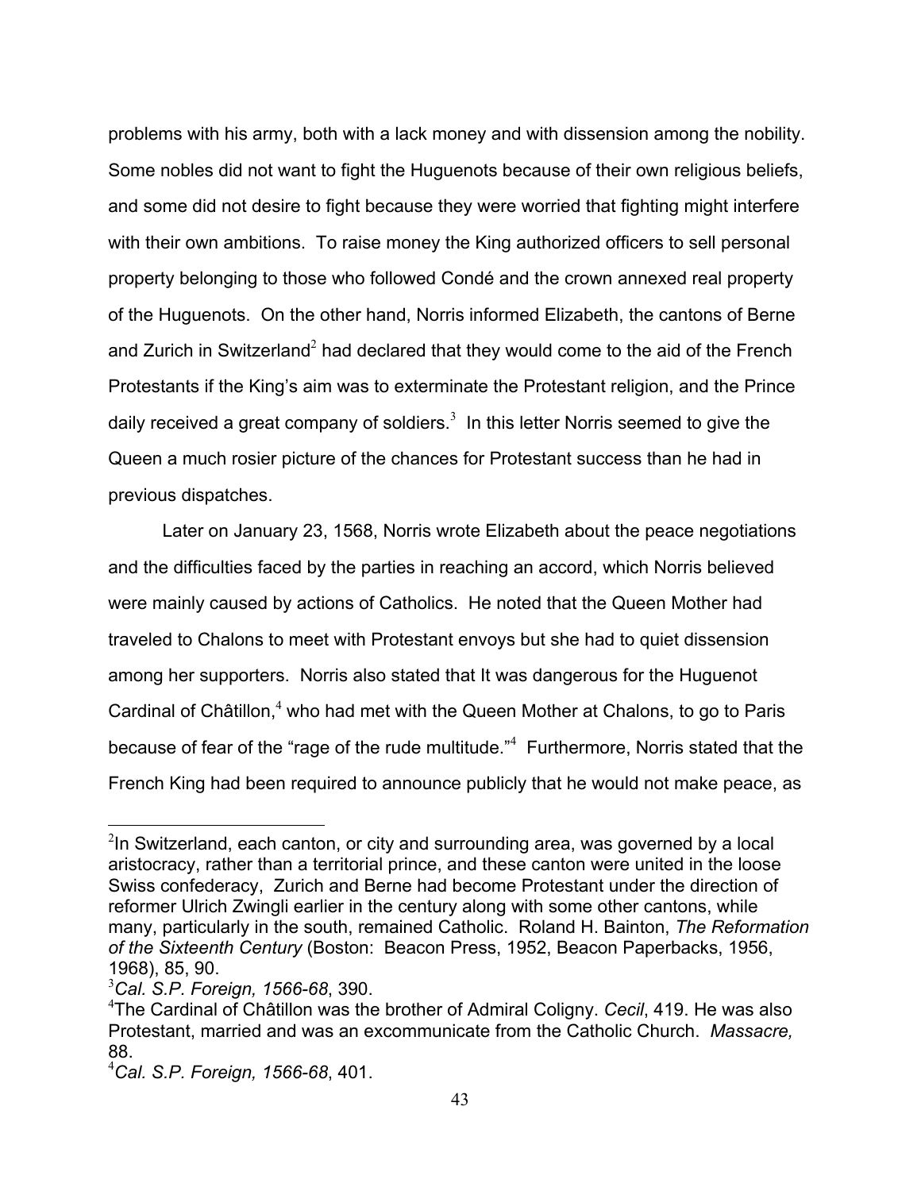problems with his army, both with a lack money and with dissension among the nobility. Some nobles did not want to fight the Huguenots because of their own religious beliefs, and some did not desire to fight because they were worried that fighting might interfere with their own ambitions. To raise money the King authorized officers to sell personal property belonging to those who followed Condé and the crown annexed real property of the Huguenots. On the other hand, Norris informed Elizabeth, the cantons of Berne and Zurich in Switzerland[2] had declared that they would come to the aid of the French Protestants if the King's aim was to exterminate the Protestant religion, and the Prince daily received a great company of soldiers.[3] In this letter Norris seemed to give the Queen a much rosier picture of the chances for Protestant success than he had in previous dispatches.

Later on January 23, 1568, Norris wrote Elizabeth about the peace negotiations and the difficulties faced by the parties in reaching an accord, which Norris believed were mainly caused by actions of Catholics. He noted that the Queen Mother had traveled to Chalons to meet with Protestant envoys but she had to quiet dissension among her supporters. Norris also stated that It was dangerous for the Huguenot Cardinal of Châtillon,[4] who had met with the Queen Mother at Chalons, to go to Paris because of fear of the "rage of the rude multitude."[4] Furthermore, Norris stated that the French King had been required to announce publicly that he would not make peace, as

---

[2]In Switzerland, each canton, or city and surrounding area, was governed by a local aristocracy, rather than a territorial prince, and these canton were united in the loose Swiss confederacy, Zurich and Berne had become Protestant under the direction of reformer Ulrich Zwingli earlier in the century along with some other cantons, while many, particularly in the south, remained Catholic. Roland H. Bainton, *The Reformation of the Sixteenth Century* (Boston: Beacon Press, 1952, Beacon Paperbacks, 1956, 1968), 85, 90.

[3]*Cal. S.P. Foreign, 1566-68*, 390.

[4]The Cardinal of Châtillon was the brother of Admiral Coligny. *Cecil*, 419. He was also Protestant, married and was an excommunicate from the Catholic Church. *Massacre,* 88.

[4]*Cal. S.P. Foreign, 1566-68*, 401.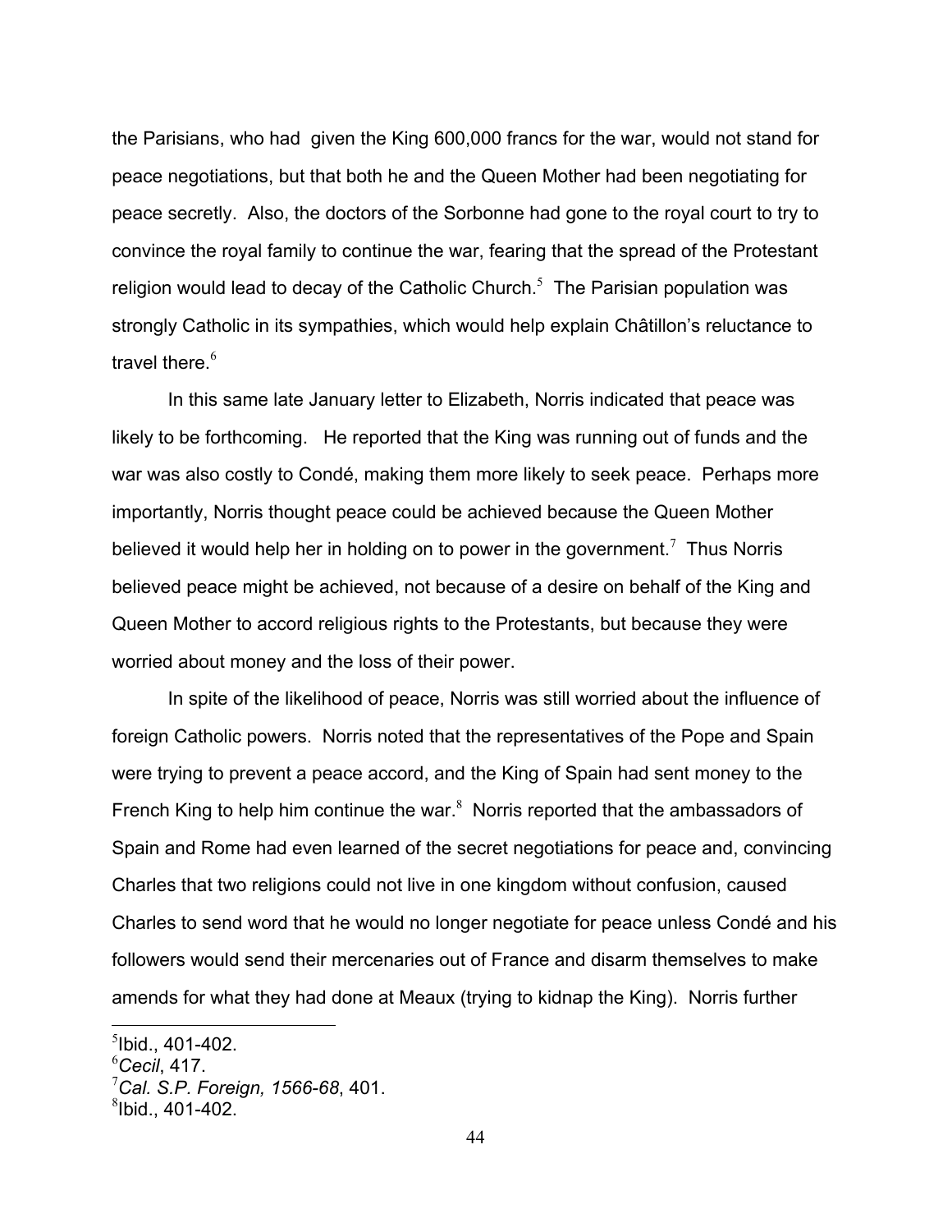the Parisians, who had given the King 600,000 francs for the war, would not stand for peace negotiations, but that both he and the Queen Mother had been negotiating for peace secretly. Also, the doctors of the Sorbonne had gone to the royal court to try to convince the royal family to continue the war, fearing that the spread of the Protestant religion would lead to decay of the Catholic Church.[5] The Parisian population was strongly Catholic in its sympathies, which would help explain Châtillon's reluctance to travel there.[6]

In this same late January letter to Elizabeth, Norris indicated that peace was likely to be forthcoming. He reported that the King was running out of funds and the war was also costly to Condé, making them more likely to seek peace. Perhaps more importantly, Norris thought peace could be achieved because the Queen Mother believed it would help her in holding on to power in the government.[7] Thus Norris believed peace might be achieved, not because of a desire on behalf of the King and Queen Mother to accord religious rights to the Protestants, but because they were worried about money and the loss of their power.

In spite of the likelihood of peace, Norris was still worried about the influence of foreign Catholic powers. Norris noted that the representatives of the Pope and Spain were trying to prevent a peace accord, and the King of Spain had sent money to the French King to help him continue the war.[8] Norris reported that the ambassadors of Spain and Rome had even learned of the secret negotiations for peace and, convincing Charles that two religions could not live in one kingdom without confusion, caused Charles to send word that he would no longer negotiate for peace unless Condé and his followers would send their mercenaries out of France and disarm themselves to make amends for what they had done at Meaux (trying to kidnap the King). Norris further

---

[5]Ibid., 401-402.
[6]*Cecil*, 417.
[7]*Cal. S.P. Foreign, 1566-68*, 401.
[8]Ibid., 401-402.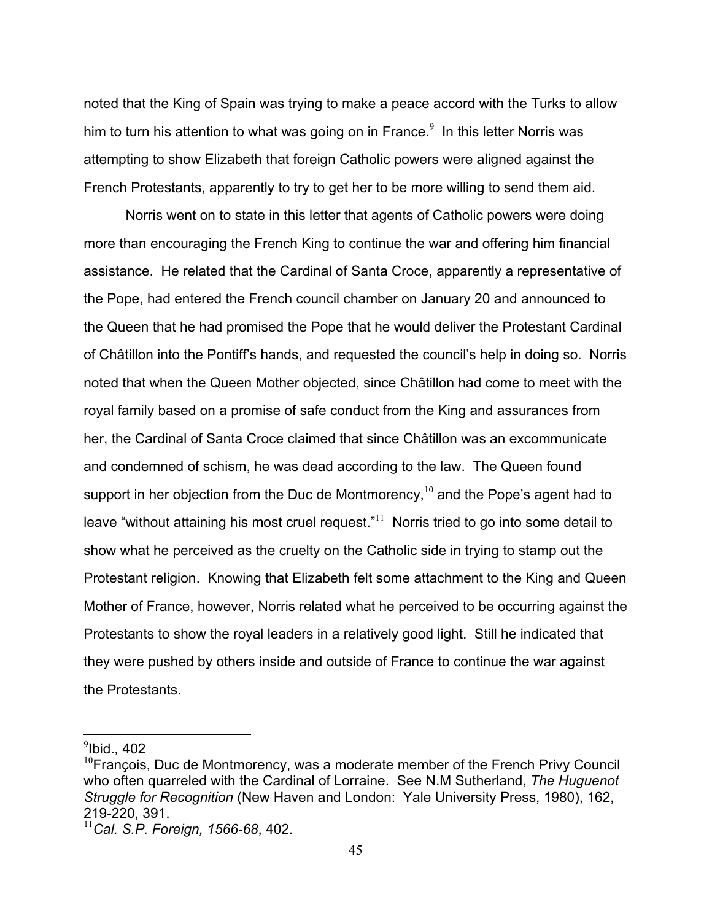noted that the King of Spain was trying to make a peace accord with the Turks to allow him to turn his attention to what was going on in France.[9] In this letter Norris was attempting to show Elizabeth that foreign Catholic powers were aligned against the French Protestants, apparently to try to get her to be more willing to send them aid.

Norris went on to state in this letter that agents of Catholic powers were doing more than encouraging the French King to continue the war and offering him financial assistance. He related that the Cardinal of Santa Croce, apparently a representative of the Pope, had entered the French council chamber on January 20 and announced to the Queen that he had promised the Pope that he would deliver the Protestant Cardinal of Châtillon into the Pontiff's hands, and requested the council's help in doing so. Norris noted that when the Queen Mother objected, since Châtillon had come to meet with the royal family based on a promise of safe conduct from the King and assurances from her, the Cardinal of Santa Croce claimed that since Châtillon was an excommunicate and condemned of schism, he was dead according to the law. The Queen found support in her objection from the Duc de Montmorency,[10] and the Pope's agent had to leave "without attaining his most cruel request."[11] Norris tried to go into some detail to show what he perceived as the cruelty on the Catholic side in trying to stamp out the Protestant religion. Knowing that Elizabeth felt some attachment to the King and Queen Mother of France, however, Norris related what he perceived to be occurring against the Protestants to show the royal leaders in a relatively good light. Still he indicated that they were pushed by others inside and outside of France to continue the war against the Protestants.

---

[9] Ibid., 402

[10] François, Duc de Montmorency, was a moderate member of the French Privy Council who often quarreled with the Cardinal of Lorraine. See N.M Sutherland, *The Huguenot Struggle for Recognition* (New Haven and London: Yale University Press, 1980), 162, 219-220, 391.

[11] *Cal. S.P. Foreign, 1566-68*, 402.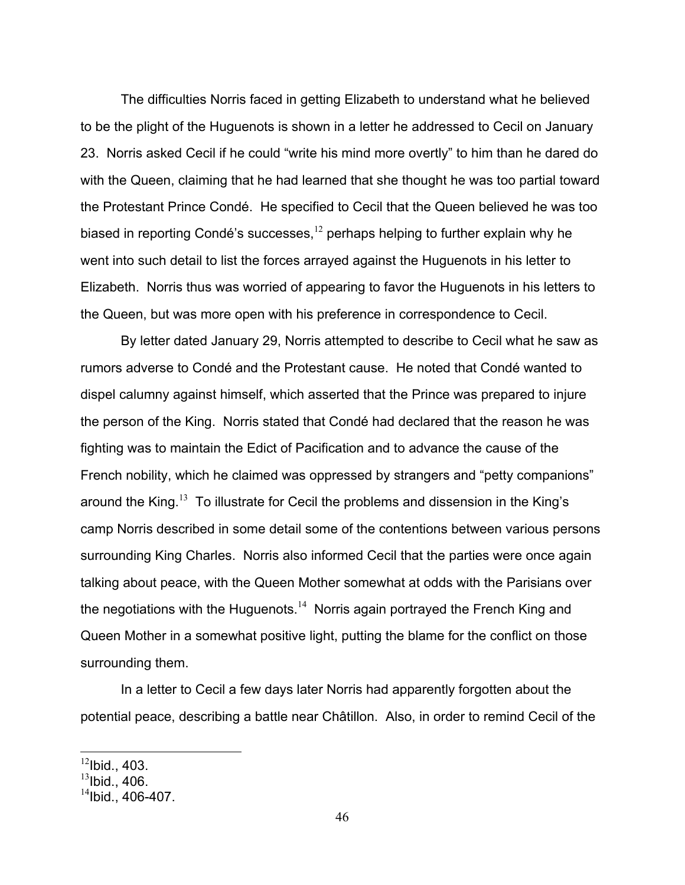The difficulties Norris faced in getting Elizabeth to understand what he believed to be the plight of the Huguenots is shown in a letter he addressed to Cecil on January 23. Norris asked Cecil if he could "write his mind more overtly" to him than he dared do with the Queen, claiming that he had learned that she thought he was too partial toward the Protestant Prince Condé. He specified to Cecil that the Queen believed he was too biased in reporting Condé's successes,[12] perhaps helping to further explain why he went into such detail to list the forces arrayed against the Huguenots in his letter to Elizabeth. Norris thus was worried of appearing to favor the Huguenots in his letters to the Queen, but was more open with his preference in correspondence to Cecil.

By letter dated January 29, Norris attempted to describe to Cecil what he saw as rumors adverse to Condé and the Protestant cause. He noted that Condé wanted to dispel calumny against himself, which asserted that the Prince was prepared to injure the person of the King. Norris stated that Condé had declared that the reason he was fighting was to maintain the Edict of Pacification and to advance the cause of the French nobility, which he claimed was oppressed by strangers and "petty companions" around the King.[13] To illustrate for Cecil the problems and dissension in the King's camp Norris described in some detail some of the contentions between various persons surrounding King Charles. Norris also informed Cecil that the parties were once again talking about peace, with the Queen Mother somewhat at odds with the Parisians over the negotiations with the Huguenots.[14] Norris again portrayed the French King and Queen Mother in a somewhat positive light, putting the blame for the conflict on those surrounding them.

In a letter to Cecil a few days later Norris had apparently forgotten about the potential peace, describing a battle near Châtillon. Also, in order to remind Cecil of the

[12] Ibid., 403.
[13] Ibid., 406.
[14] Ibid., 406-407.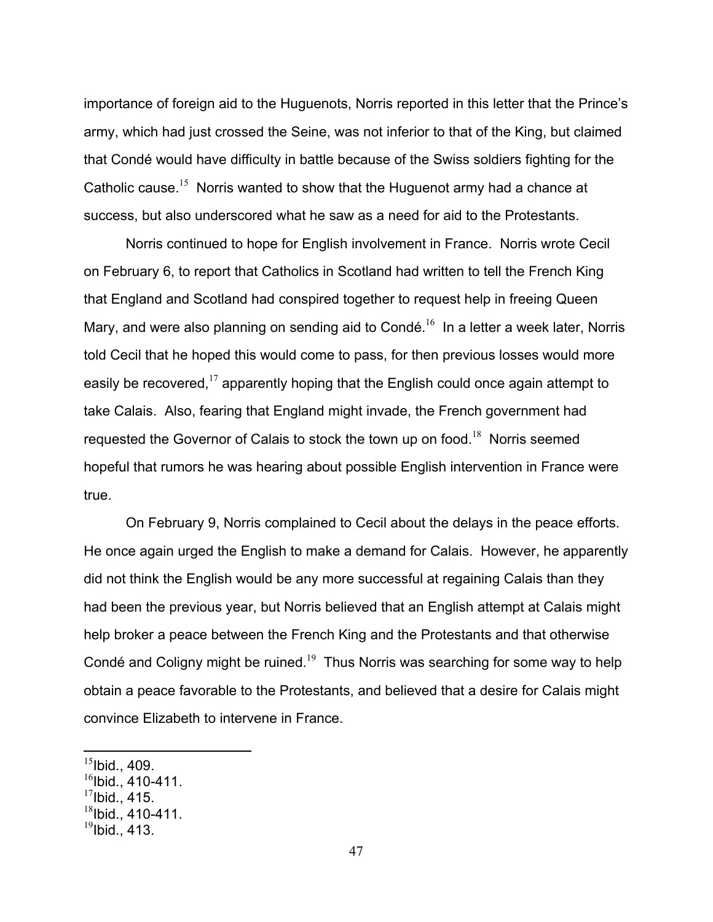importance of foreign aid to the Huguenots, Norris reported in this letter that the Prince's army, which had just crossed the Seine, was not inferior to that of the King, but claimed that Condé would have difficulty in battle because of the Swiss soldiers fighting for the Catholic cause.[15] Norris wanted to show that the Huguenot army had a chance at success, but also underscored what he saw as a need for aid to the Protestants.

Norris continued to hope for English involvement in France. Norris wrote Cecil on February 6, to report that Catholics in Scotland had written to tell the French King that England and Scotland had conspired together to request help in freeing Queen Mary, and were also planning on sending aid to Condé.[16] In a letter a week later, Norris told Cecil that he hoped this would come to pass, for then previous losses would more easily be recovered,[17] apparently hoping that the English could once again attempt to take Calais. Also, fearing that England might invade, the French government had requested the Governor of Calais to stock the town up on food.[18] Norris seemed hopeful that rumors he was hearing about possible English intervention in France were true.

On February 9, Norris complained to Cecil about the delays in the peace efforts. He once again urged the English to make a demand for Calais. However, he apparently did not think the English would be any more successful at regaining Calais than they had been the previous year, but Norris believed that an English attempt at Calais might help broker a peace between the French King and the Protestants and that otherwise Condé and Coligny might be ruined.[19] Thus Norris was searching for some way to help obtain a peace favorable to the Protestants, and believed that a desire for Calais might convince Elizabeth to intervene in France.

---

[15] Ibid., 409.
[16] Ibid., 410-411.
[17] Ibid., 415.
[18] Ibid., 410-411.
[19] Ibid., 413.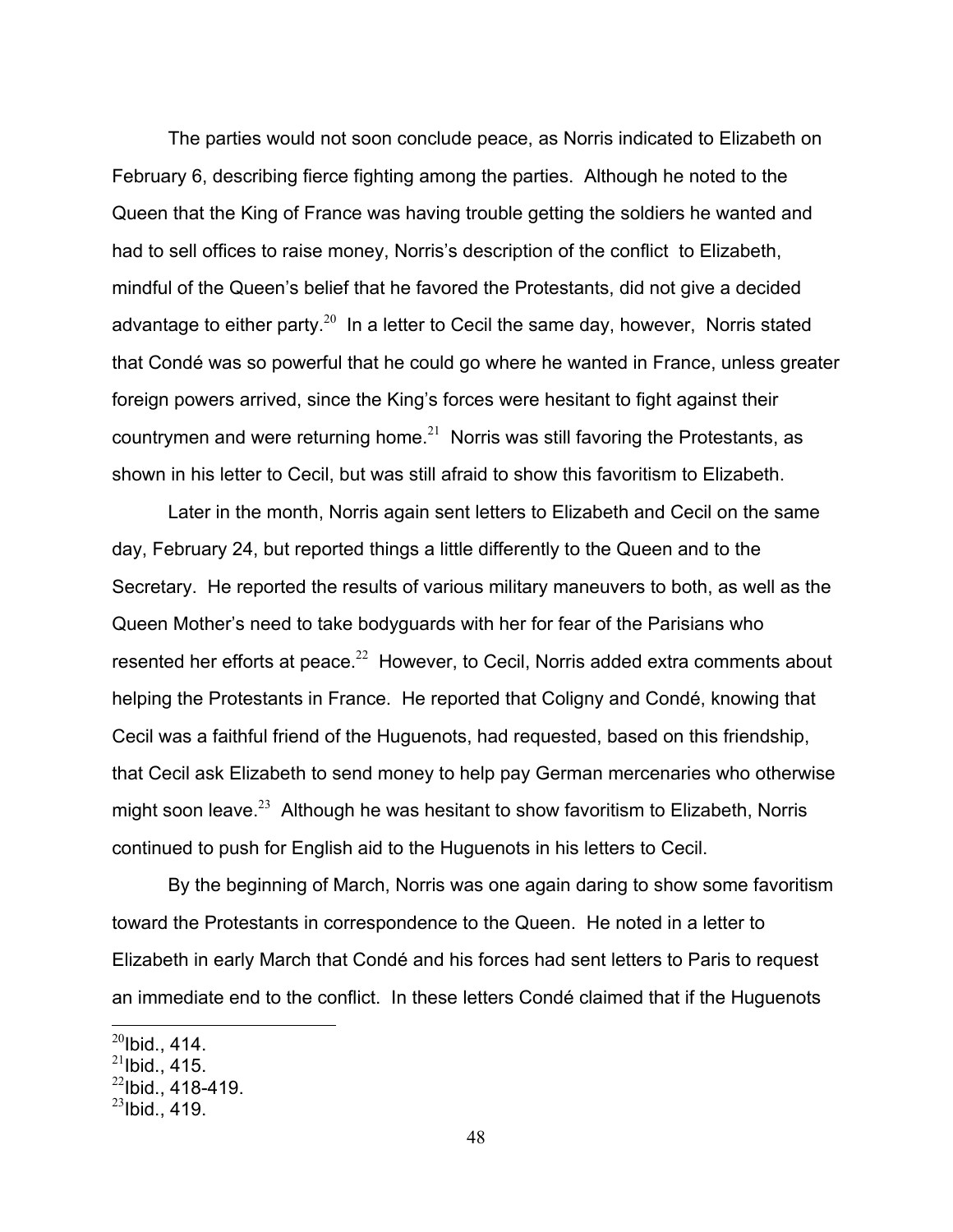The parties would not soon conclude peace, as Norris indicated to Elizabeth on February 6, describing fierce fighting among the parties. Although he noted to the Queen that the King of France was having trouble getting the soldiers he wanted and had to sell offices to raise money, Norris's description of the conflict to Elizabeth, mindful of the Queen's belief that he favored the Protestants, did not give a decided advantage to either party.[20] In a letter to Cecil the same day, however, Norris stated that Condé was so powerful that he could go where he wanted in France, unless greater foreign powers arrived, since the King's forces were hesitant to fight against their countrymen and were returning home.[21] Norris was still favoring the Protestants, as shown in his letter to Cecil, but was still afraid to show this favoritism to Elizabeth.

Later in the month, Norris again sent letters to Elizabeth and Cecil on the same day, February 24, but reported things a little differently to the Queen and to the Secretary. He reported the results of various military maneuvers to both, as well as the Queen Mother's need to take bodyguards with her for fear of the Parisians who resented her efforts at peace.[22] However, to Cecil, Norris added extra comments about helping the Protestants in France. He reported that Coligny and Condé, knowing that Cecil was a faithful friend of the Huguenots, had requested, based on this friendship, that Cecil ask Elizabeth to send money to help pay German mercenaries who otherwise might soon leave.[23] Although he was hesitant to show favoritism to Elizabeth, Norris continued to push for English aid to the Huguenots in his letters to Cecil.

By the beginning of March, Norris was one again daring to show some favoritism toward the Protestants in correspondence to the Queen. He noted in a letter to Elizabeth in early March that Condé and his forces had sent letters to Paris to request an immediate end to the conflict. In these letters Condé claimed that if the Huguenots

---

[20] Ibid., 414.
[21] Ibid., 415.
[22] Ibid., 418-419.
[23] Ibid., 419.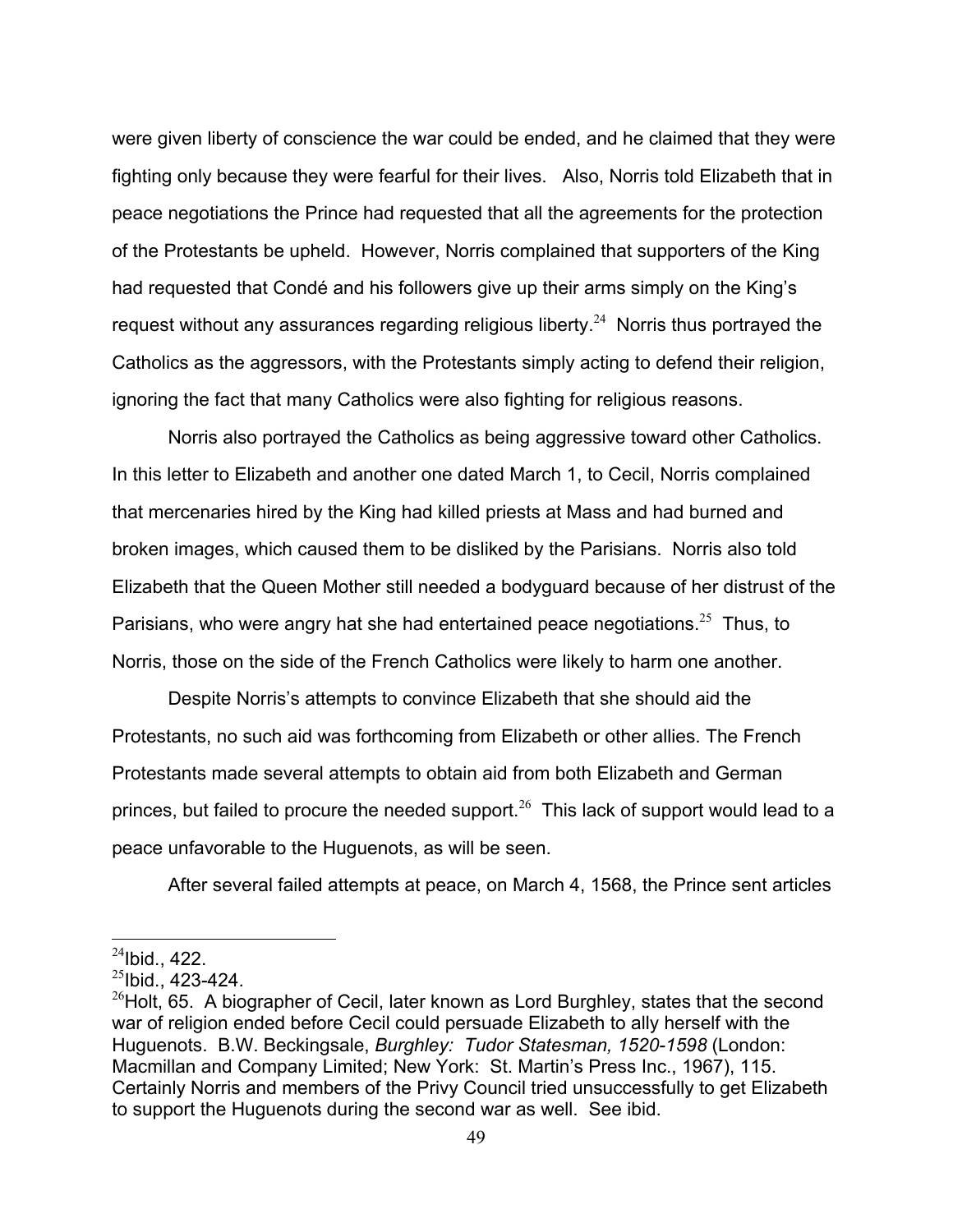were given liberty of conscience the war could be ended, and he claimed that they were fighting only because they were fearful for their lives. Also, Norris told Elizabeth that in peace negotiations the Prince had requested that all the agreements for the protection of the Protestants be upheld. However, Norris complained that supporters of the King had requested that Condé and his followers give up their arms simply on the King's request without any assurances regarding religious liberty.[24] Norris thus portrayed the Catholics as the aggressors, with the Protestants simply acting to defend their religion, ignoring the fact that many Catholics were also fighting for religious reasons.

Norris also portrayed the Catholics as being aggressive toward other Catholics. In this letter to Elizabeth and another one dated March 1, to Cecil, Norris complained that mercenaries hired by the King had killed priests at Mass and had burned and broken images, which caused them to be disliked by the Parisians. Norris also told Elizabeth that the Queen Mother still needed a bodyguard because of her distrust of the Parisians, who were angry hat she had entertained peace negotiations.[25] Thus, to Norris, those on the side of the French Catholics were likely to harm one another.

Despite Norris's attempts to convince Elizabeth that she should aid the Protestants, no such aid was forthcoming from Elizabeth or other allies. The French Protestants made several attempts to obtain aid from both Elizabeth and German princes, but failed to procure the needed support.[26] This lack of support would lead to a peace unfavorable to the Huguenots, as will be seen.

After several failed attempts at peace, on March 4, 1568, the Prince sent articles

---

[24]Ibid., 422.

[25]Ibid., 423-424.

[26]Holt, 65. A biographer of Cecil, later known as Lord Burghley, states that the second war of religion ended before Cecil could persuade Elizabeth to ally herself with the Huguenots. B.W. Beckingsale, *Burghley: Tudor Statesman, 1520-1598* (London: Macmillan and Company Limited; New York: St. Martin's Press Inc., 1967), 115. Certainly Norris and members of the Privy Council tried unsuccessfully to get Elizabeth to support the Huguenots during the second war as well. See ibid.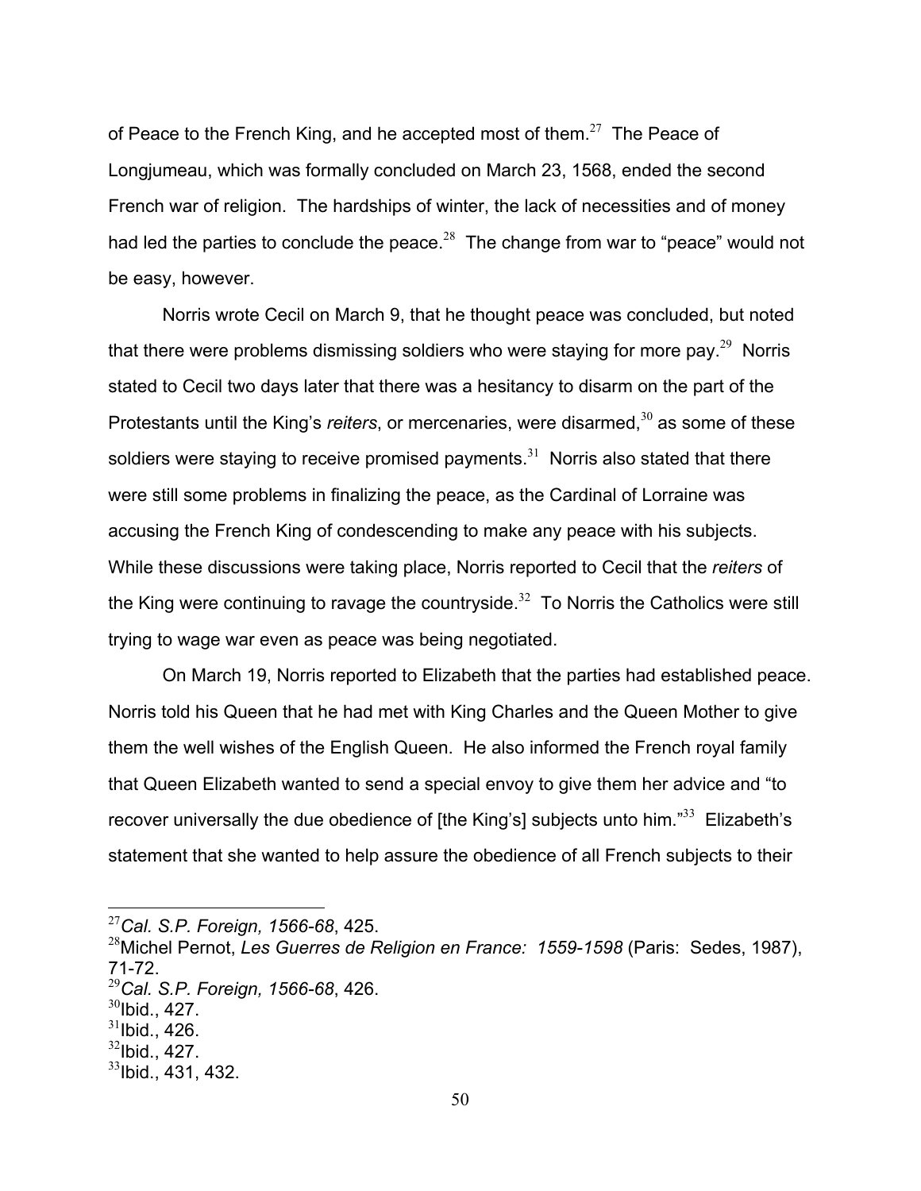of Peace to the French King, and he accepted most of them.[27] The Peace of Longjumeau, which was formally concluded on March 23, 1568, ended the second French war of religion. The hardships of winter, the lack of necessities and of money had led the parties to conclude the peace.[28] The change from war to "peace" would not be easy, however.

Norris wrote Cecil on March 9, that he thought peace was concluded, but noted that there were problems dismissing soldiers who were staying for more pay.[29] Norris stated to Cecil two days later that there was a hesitancy to disarm on the part of the Protestants until the King's *reiters*, or mercenaries, were disarmed,[30] as some of these soldiers were staying to receive promised payments.[31] Norris also stated that there were still some problems in finalizing the peace, as the Cardinal of Lorraine was accusing the French King of condescending to make any peace with his subjects. While these discussions were taking place, Norris reported to Cecil that the *reiters* of the King were continuing to ravage the countryside.[32] To Norris the Catholics were still trying to wage war even as peace was being negotiated.

On March 19, Norris reported to Elizabeth that the parties had established peace. Norris told his Queen that he had met with King Charles and the Queen Mother to give them the well wishes of the English Queen. He also informed the French royal family that Queen Elizabeth wanted to send a special envoy to give them her advice and "to recover universally the due obedience of [the King's] subjects unto him."[33] Elizabeth's statement that she wanted to help assure the obedience of all French subjects to their

---

[27] *Cal. S.P. Foreign, 1566-68*, 425.

[28] Michel Pernot, *Les Guerres de Religion en France: 1559-1598* (Paris: Sedes, 1987), 71-72.

[29] *Cal. S.P. Foreign, 1566-68*, 426.

[30] Ibid., 427.

[31] Ibid., 426.

[32] Ibid., 427.

[33] Ibid., 431, 432.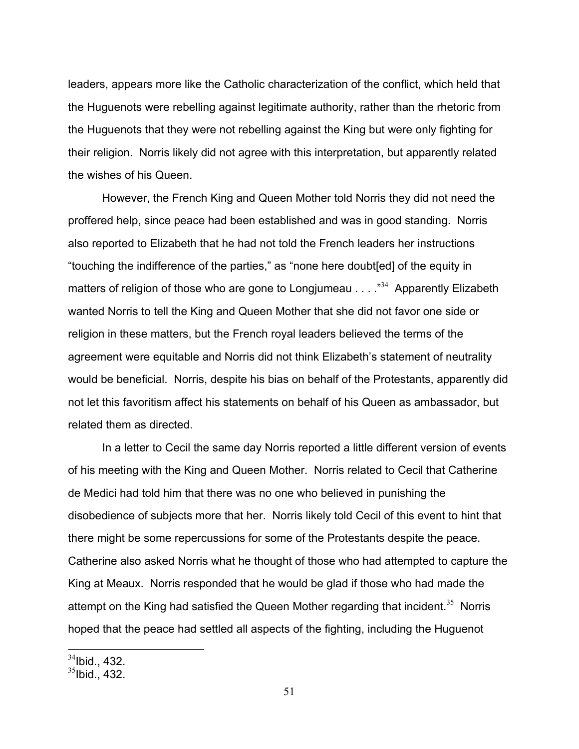leaders, appears more like the Catholic characterization of the conflict, which held that the Huguenots were rebelling against legitimate authority, rather than the rhetoric from the Huguenots that they were not rebelling against the King but were only fighting for their religion. Norris likely did not agree with this interpretation, but apparently related the wishes of his Queen.

However, the French King and Queen Mother told Norris they did not need the proffered help, since peace had been established and was in good standing. Norris also reported to Elizabeth that he had not told the French leaders her instructions "touching the indifference of the parties," as "none here doubt[ed] of the equity in matters of religion of those who are gone to Longjumeau . . . ."[34] Apparently Elizabeth wanted Norris to tell the King and Queen Mother that she did not favor one side or religion in these matters, but the French royal leaders believed the terms of the agreement were equitable and Norris did not think Elizabeth's statement of neutrality would be beneficial. Norris, despite his bias on behalf of the Protestants, apparently did not let this favoritism affect his statements on behalf of his Queen as ambassador, but related them as directed.

In a letter to Cecil the same day Norris reported a little different version of events of his meeting with the King and Queen Mother. Norris related to Cecil that Catherine de Medici had told him that there was no one who believed in punishing the disobedience of subjects more that her. Norris likely told Cecil of this event to hint that there might be some repercussions for some of the Protestants despite the peace. Catherine also asked Norris what he thought of those who had attempted to capture the King at Meaux. Norris responded that he would be glad if those who had made the attempt on the King had satisfied the Queen Mother regarding that incident.[35] Norris hoped that the peace had settled all aspects of the fighting, including the Huguenot

[34]Ibid., 432.
[35]Ibid., 432.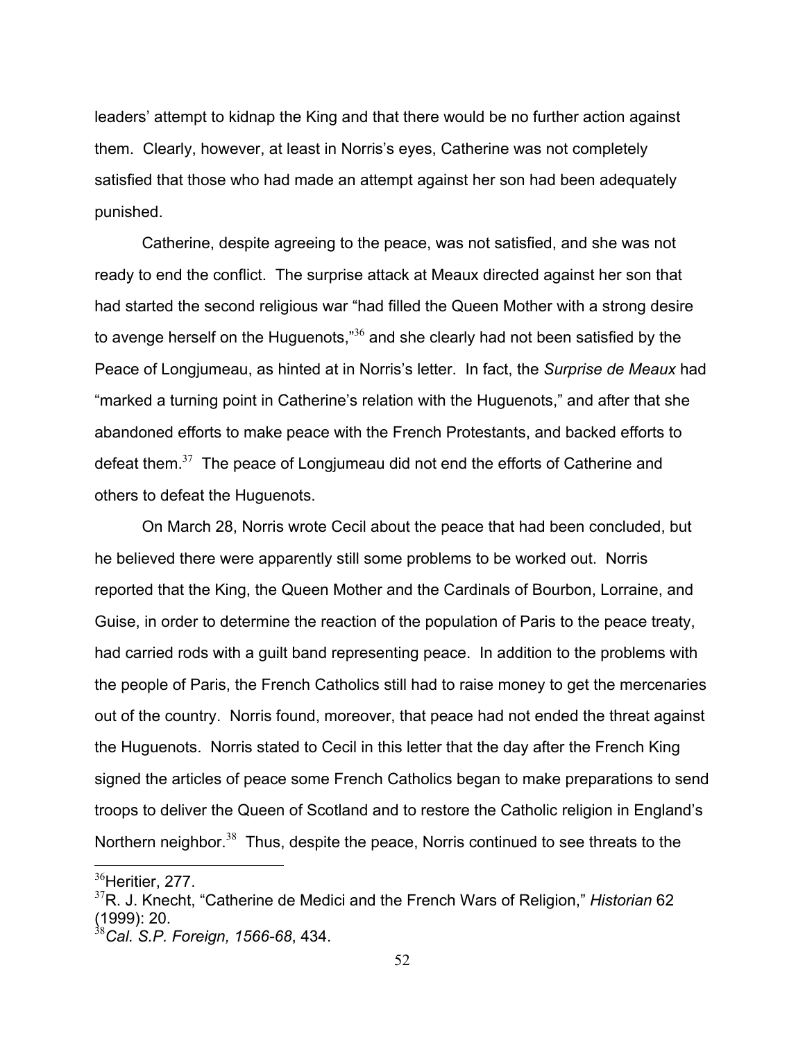leaders' attempt to kidnap the King and that there would be no further action against them. Clearly, however, at least in Norris's eyes, Catherine was not completely satisfied that those who had made an attempt against her son had been adequately punished.

Catherine, despite agreeing to the peace, was not satisfied, and she was not ready to end the conflict. The surprise attack at Meaux directed against her son that had started the second religious war "had filled the Queen Mother with a strong desire to avenge herself on the Huguenots,"[36] and she clearly had not been satisfied by the Peace of Longjumeau, as hinted at in Norris's letter. In fact, the *Surprise de Meaux* had "marked a turning point in Catherine's relation with the Huguenots," and after that she abandoned efforts to make peace with the French Protestants, and backed efforts to defeat them.[37] The peace of Longjumeau did not end the efforts of Catherine and others to defeat the Huguenots.

On March 28, Norris wrote Cecil about the peace that had been concluded, but he believed there were apparently still some problems to be worked out. Norris reported that the King, the Queen Mother and the Cardinals of Bourbon, Lorraine, and Guise, in order to determine the reaction of the population of Paris to the peace treaty, had carried rods with a guilt band representing peace. In addition to the problems with the people of Paris, the French Catholics still had to raise money to get the mercenaries out of the country. Norris found, moreover, that peace had not ended the threat against the Huguenots. Norris stated to Cecil in this letter that the day after the French King signed the articles of peace some French Catholics began to make preparations to send troops to deliver the Queen of Scotland and to restore the Catholic religion in England's Northern neighbor.[38] Thus, despite the peace, Norris continued to see threats to the

[36] Heritier, 277.

[37] R. J. Knecht, "Catherine de Medici and the French Wars of Religion," *Historian* 62 (1999): 20.

[38] *Cal. S.P. Foreign, 1566-68*, 434.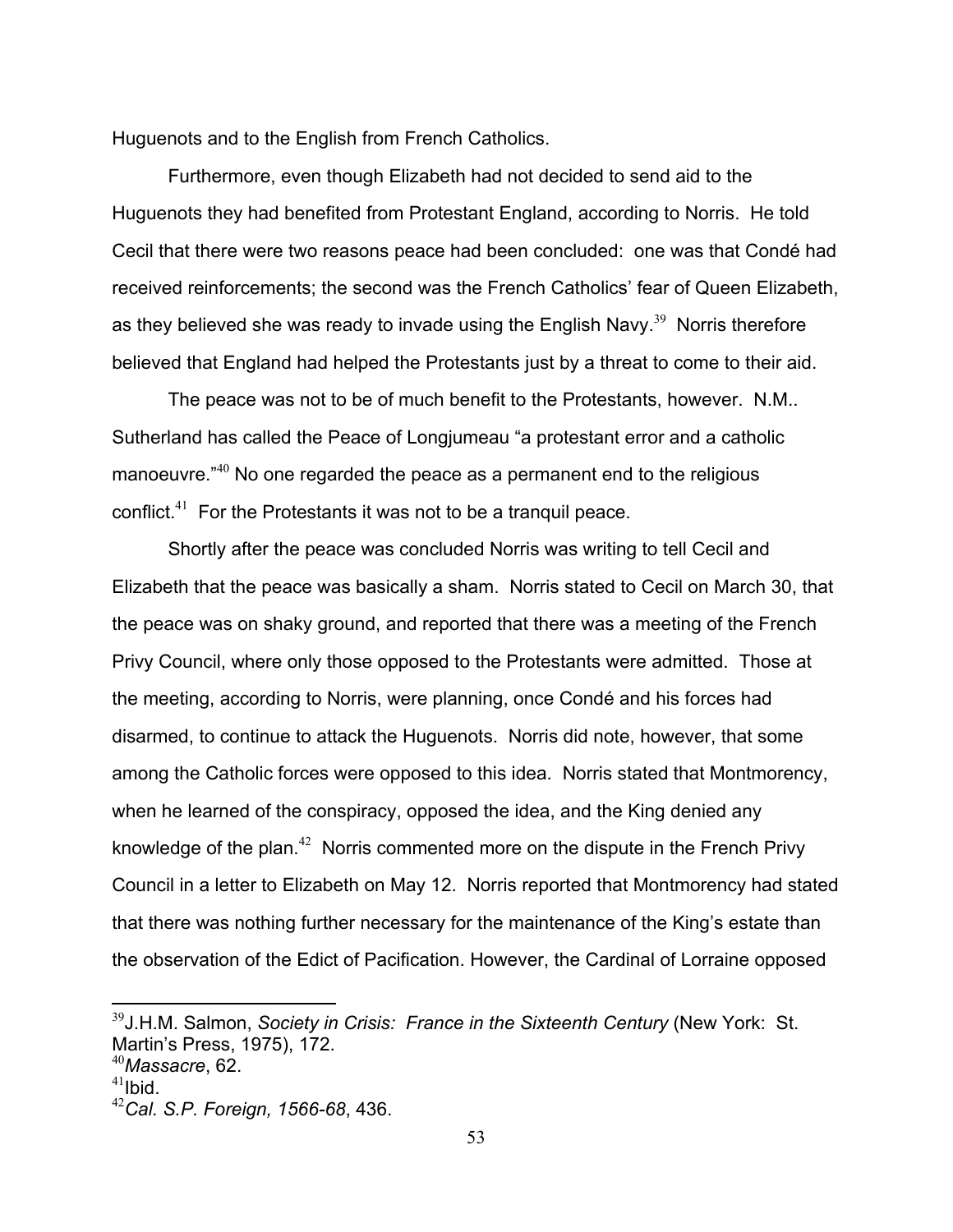Huguenots and to the English from French Catholics.

Furthermore, even though Elizabeth had not decided to send aid to the Huguenots they had benefited from Protestant England, according to Norris. He told Cecil that there were two reasons peace had been concluded: one was that Condé had received reinforcements; the second was the French Catholics' fear of Queen Elizabeth, as they believed she was ready to invade using the English Navy.[39] Norris therefore believed that England had helped the Protestants just by a threat to come to their aid.

The peace was not to be of much benefit to the Protestants, however. N.M.. Sutherland has called the Peace of Longjumeau "a protestant error and a catholic manoeuvre."[40] No one regarded the peace as a permanent end to the religious conflict.[41] For the Protestants it was not to be a tranquil peace.

Shortly after the peace was concluded Norris was writing to tell Cecil and Elizabeth that the peace was basically a sham. Norris stated to Cecil on March 30, that the peace was on shaky ground, and reported that there was a meeting of the French Privy Council, where only those opposed to the Protestants were admitted. Those at the meeting, according to Norris, were planning, once Condé and his forces had disarmed, to continue to attack the Huguenots. Norris did note, however, that some among the Catholic forces were opposed to this idea. Norris stated that Montmorency, when he learned of the conspiracy, opposed the idea, and the King denied any knowledge of the plan.[42] Norris commented more on the dispute in the French Privy Council in a letter to Elizabeth on May 12. Norris reported that Montmorency had stated that there was nothing further necessary for the maintenance of the King's estate than the observation of the Edict of Pacification. However, the Cardinal of Lorraine opposed

---

[39] J.H.M. Salmon, *Society in Crisis: France in the Sixteenth Century* (New York: St. Martin's Press, 1975), 172.

[40] *Massacre*, 62.

[41] Ibid.

[42] *Cal. S.P. Foreign, 1566-68*, 436.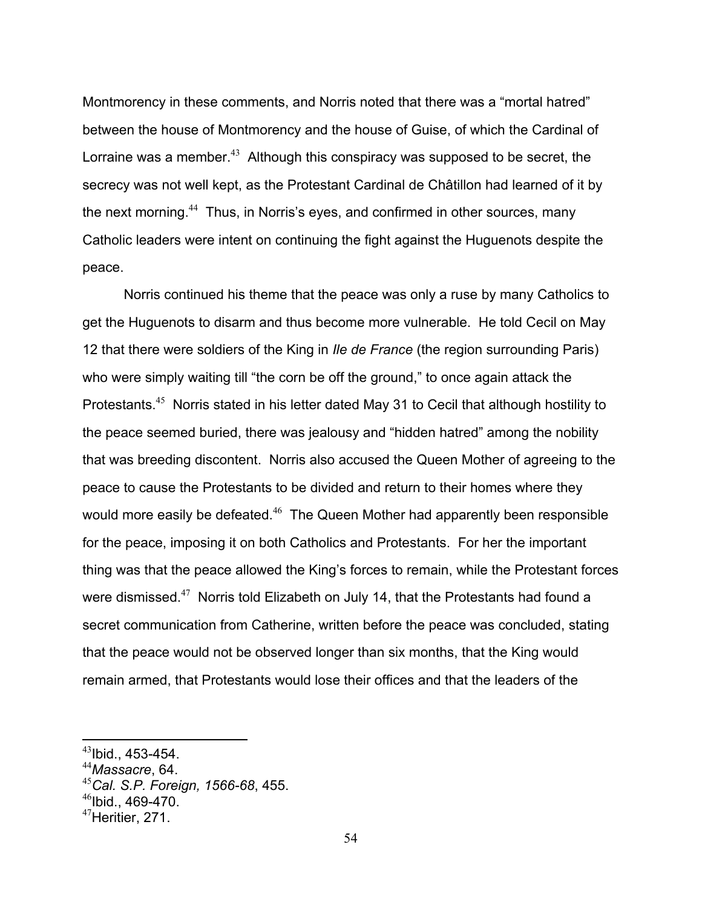Montmorency in these comments, and Norris noted that there was a "mortal hatred" between the house of Montmorency and the house of Guise, of which the Cardinal of Lorraine was a member.[43] Although this conspiracy was supposed to be secret, the secrecy was not well kept, as the Protestant Cardinal de Châtillon had learned of it by the next morning.[44] Thus, in Norris's eyes, and confirmed in other sources, many Catholic leaders were intent on continuing the fight against the Huguenots despite the peace.

Norris continued his theme that the peace was only a ruse by many Catholics to get the Huguenots to disarm and thus become more vulnerable. He told Cecil on May 12 that there were soldiers of the King in *Ile de France* (the region surrounding Paris) who were simply waiting till "the corn be off the ground," to once again attack the Protestants.[45] Norris stated in his letter dated May 31 to Cecil that although hostility to the peace seemed buried, there was jealousy and "hidden hatred" among the nobility that was breeding discontent. Norris also accused the Queen Mother of agreeing to the peace to cause the Protestants to be divided and return to their homes where they would more easily be defeated.[46] The Queen Mother had apparently been responsible for the peace, imposing it on both Catholics and Protestants. For her the important thing was that the peace allowed the King's forces to remain, while the Protestant forces were dismissed.[47] Norris told Elizabeth on July 14, that the Protestants had found a secret communication from Catherine, written before the peace was concluded, stating that the peace would not be observed longer than six months, that the King would remain armed, that Protestants would lose their offices and that the leaders of the

---

[43] Ibid., 453-454.
[44] *Massacre*, 64.
[45] *Cal. S.P. Foreign, 1566-68*, 455.
[46] Ibid., 469-470.
[47] Heritier, 271.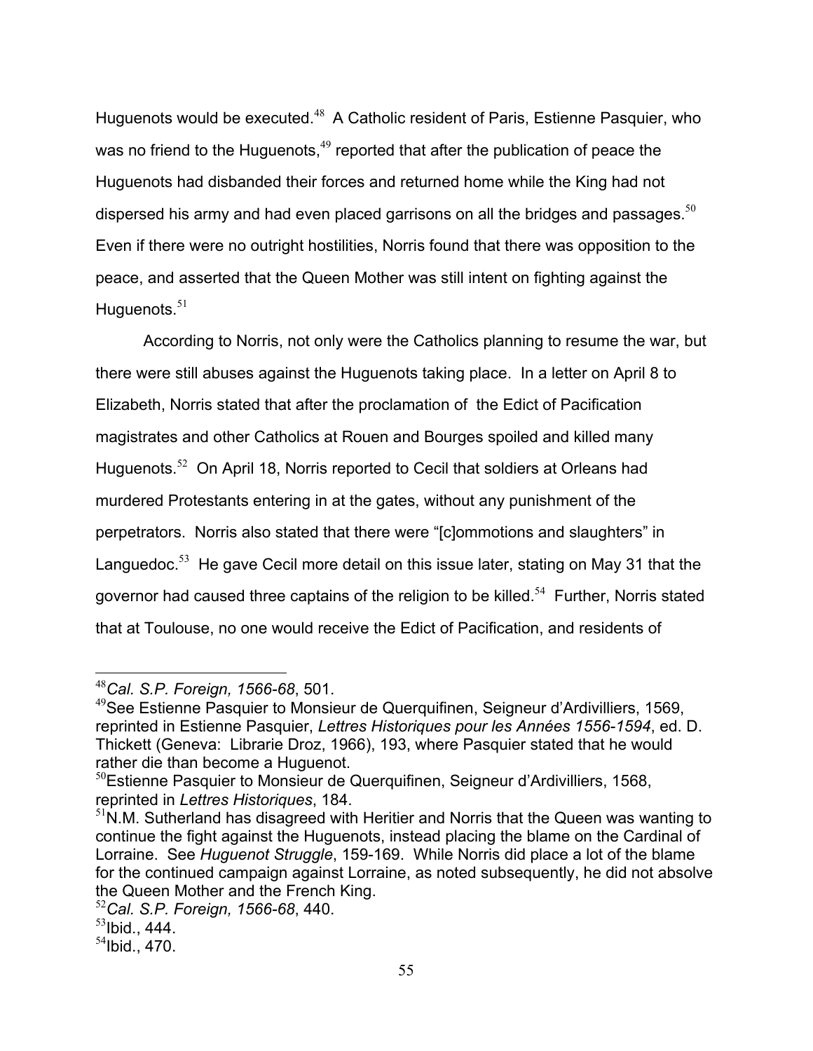Huguenots would be executed.[48] A Catholic resident of Paris, Estienne Pasquier, who was no friend to the Huguenots,[49] reported that after the publication of peace the Huguenots had disbanded their forces and returned home while the King had not dispersed his army and had even placed garrisons on all the bridges and passages.[50] Even if there were no outright hostilities, Norris found that there was opposition to the peace, and asserted that the Queen Mother was still intent on fighting against the Huguenots.[51]

According to Norris, not only were the Catholics planning to resume the war, but there were still abuses against the Huguenots taking place. In a letter on April 8 to Elizabeth, Norris stated that after the proclamation of the Edict of Pacification magistrates and other Catholics at Rouen and Bourges spoiled and killed many Huguenots.[52] On April 18, Norris reported to Cecil that soldiers at Orleans had murdered Protestants entering in at the gates, without any punishment of the perpetrators. Norris also stated that there were "[c]ommotions and slaughters" in Languedoc.[53] He gave Cecil more detail on this issue later, stating on May 31 that the governor had caused three captains of the religion to be killed.[54] Further, Norris stated that at Toulouse, no one would receive the Edict of Pacification, and residents of

---

[48] *Cal. S.P. Foreign, 1566-68*, 501.

[49] See Estienne Pasquier to Monsieur de Querquifinen, Seigneur d'Ardivilliers, 1569, reprinted in Estienne Pasquier, *Lettres Historiques pour les Années 1556-1594*, ed. D. Thickett (Geneva: Librarie Droz, 1966), 193, where Pasquier stated that he would rather die than become a Huguenot.

[50] Estienne Pasquier to Monsieur de Querquifinen, Seigneur d'Ardivilliers, 1568, reprinted in *Lettres Historiques*, 184.

[51] N.M. Sutherland has disagreed with Heritier and Norris that the Queen was wanting to continue the fight against the Huguenots, instead placing the blame on the Cardinal of Lorraine. See *Huguenot Struggle*, 159-169. While Norris did place a lot of the blame for the continued campaign against Lorraine, as noted subsequently, he did not absolve the Queen Mother and the French King.

[52] *Cal. S.P. Foreign, 1566-68*, 440.

[53] Ibid., 444.

[54] Ibid., 470.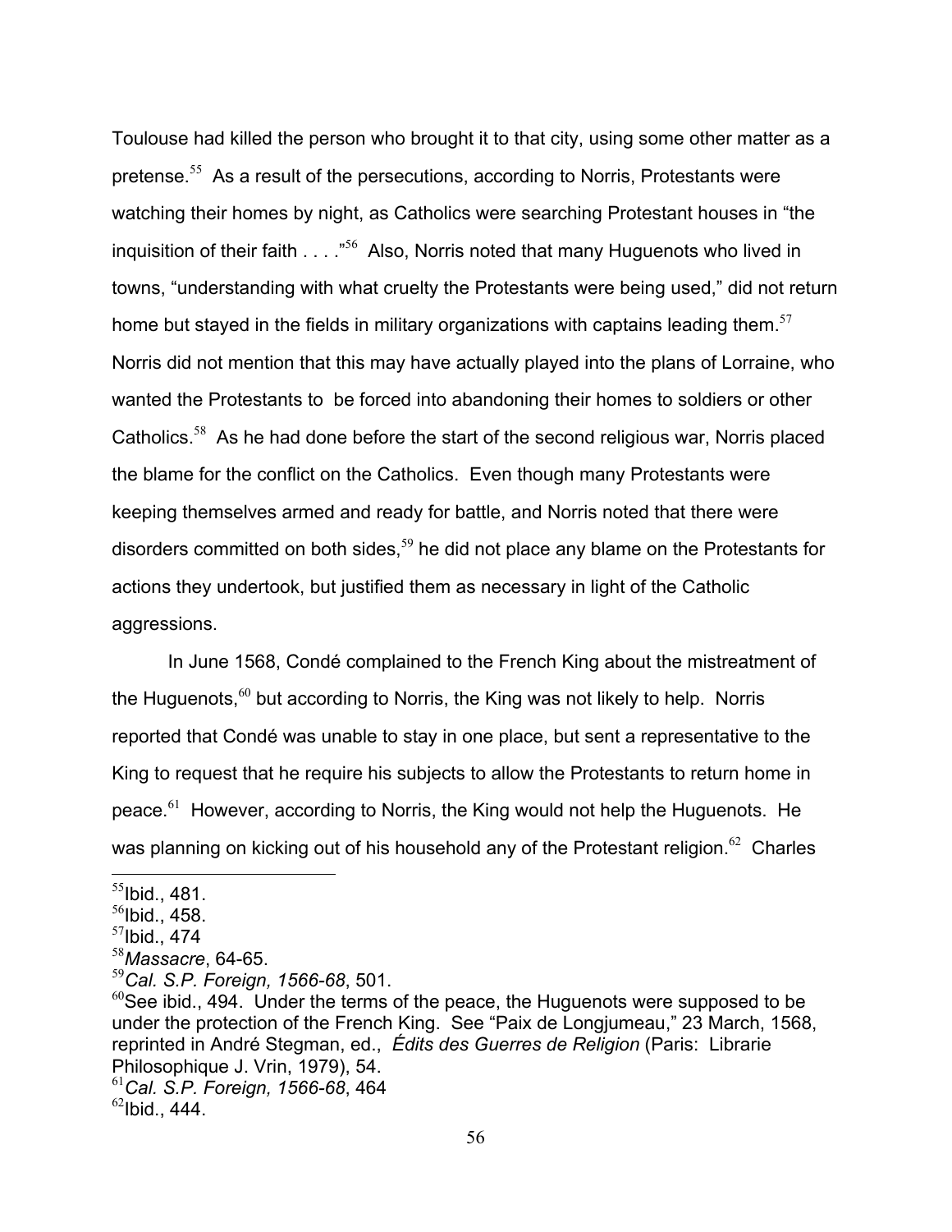Toulouse had killed the person who brought it to that city, using some other matter as a pretense.[55] As a result of the persecutions, according to Norris, Protestants were watching their homes by night, as Catholics were searching Protestant houses in "the inquisition of their faith . . . ."[56] Also, Norris noted that many Huguenots who lived in towns, "understanding with what cruelty the Protestants were being used," did not return home but stayed in the fields in military organizations with captains leading them.[57] Norris did not mention that this may have actually played into the plans of Lorraine, who wanted the Protestants to be forced into abandoning their homes to soldiers or other Catholics.[58] As he had done before the start of the second religious war, Norris placed the blame for the conflict on the Catholics. Even though many Protestants were keeping themselves armed and ready for battle, and Norris noted that there were disorders committed on both sides,[59] he did not place any blame on the Protestants for actions they undertook, but justified them as necessary in light of the Catholic aggressions.

In June 1568, Condé complained to the French King about the mistreatment of the Huguenots,[60] but according to Norris, the King was not likely to help. Norris reported that Condé was unable to stay in one place, but sent a representative to the King to request that he require his subjects to allow the Protestants to return home in peace.[61] However, according to Norris, the King would not help the Huguenots. He was planning on kicking out of his household any of the Protestant religion.[62] Charles

---

[55]Ibid., 481.

[56]Ibid., 458.

[57]Ibid., 474

[58]*Massacre*, 64-65.

[59]*Cal. S.P. Foreign, 1566-68*, 501.

[60]See ibid., 494. Under the terms of the peace, the Huguenots were supposed to be under the protection of the French King. See "Paix de Longjumeau," 23 March, 1568, reprinted in André Stegman, ed., *Édits des Guerres de Religion* (Paris: Librarie Philosophique J. Vrin, 1979), 54.

[61]*Cal. S.P. Foreign, 1566-68*, 464

[62]Ibid., 444.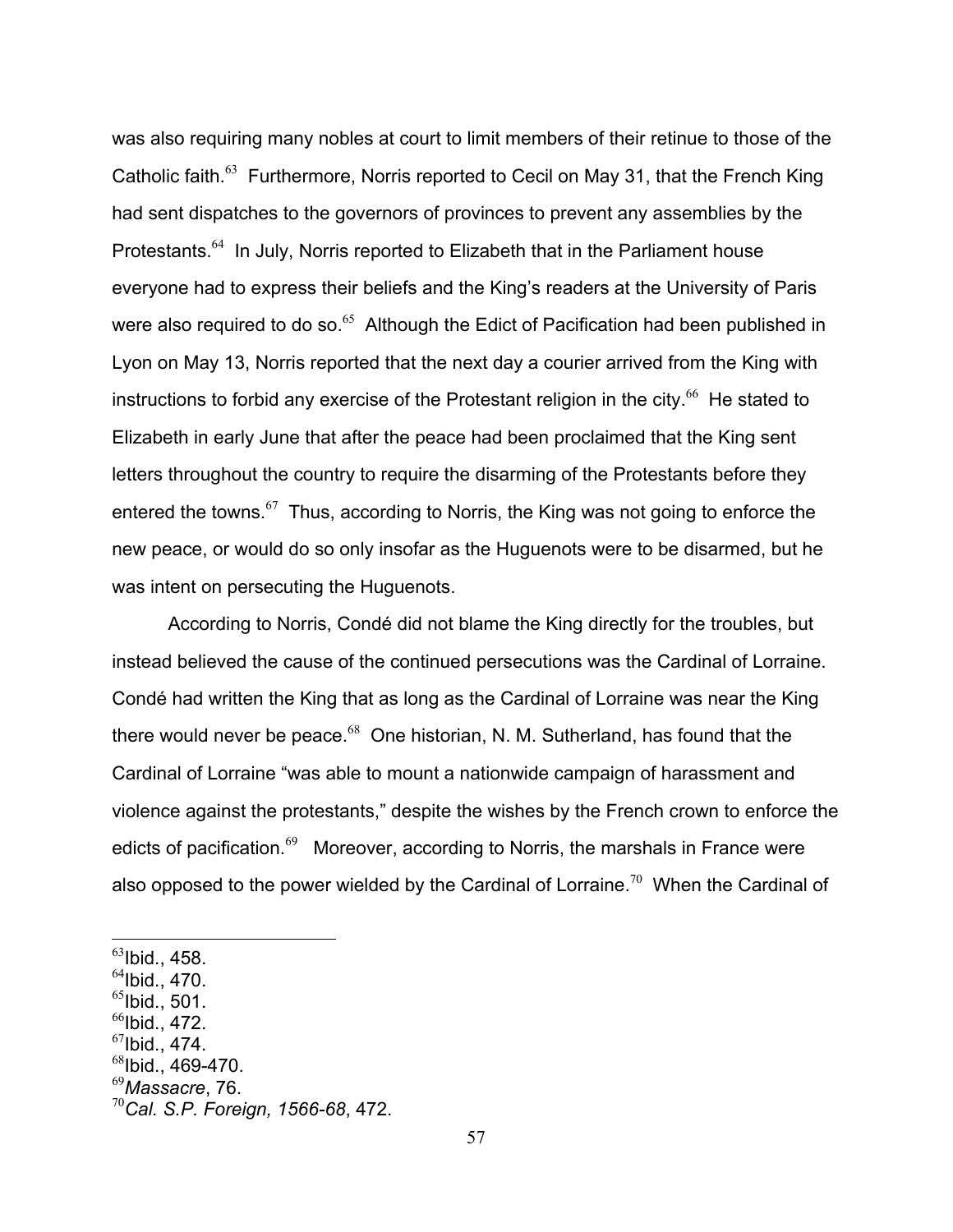was also requiring many nobles at court to limit members of their retinue to those of the Catholic faith.[63] Furthermore, Norris reported to Cecil on May 31, that the French King had sent dispatches to the governors of provinces to prevent any assemblies by the Protestants.[64] In July, Norris reported to Elizabeth that in the Parliament house everyone had to express their beliefs and the King's readers at the University of Paris were also required to do so.[65] Although the Edict of Pacification had been published in Lyon on May 13, Norris reported that the next day a courier arrived from the King with instructions to forbid any exercise of the Protestant religion in the city.[66] He stated to Elizabeth in early June that after the peace had been proclaimed that the King sent letters throughout the country to require the disarming of the Protestants before they entered the towns.[67] Thus, according to Norris, the King was not going to enforce the new peace, or would do so only insofar as the Huguenots were to be disarmed, but he was intent on persecuting the Huguenots.

According to Norris, Condé did not blame the King directly for the troubles, but instead believed the cause of the continued persecutions was the Cardinal of Lorraine. Condé had written the King that as long as the Cardinal of Lorraine was near the King there would never be peace.[68] One historian, N. M. Sutherland, has found that the Cardinal of Lorraine "was able to mount a nationwide campaign of harassment and violence against the protestants," despite the wishes by the French crown to enforce the edicts of pacification.[69] Moreover, according to Norris, the marshals in France were also opposed to the power wielded by the Cardinal of Lorraine.[70] When the Cardinal of

---

[63] Ibid., 458.
[64] Ibid., 470.
[65] Ibid., 501.
[66] Ibid., 472.
[67] Ibid., 474.
[68] Ibid., 469-470.
[69] *Massacre*, 76.
[70] *Cal. S.P. Foreign, 1566-68*, 472.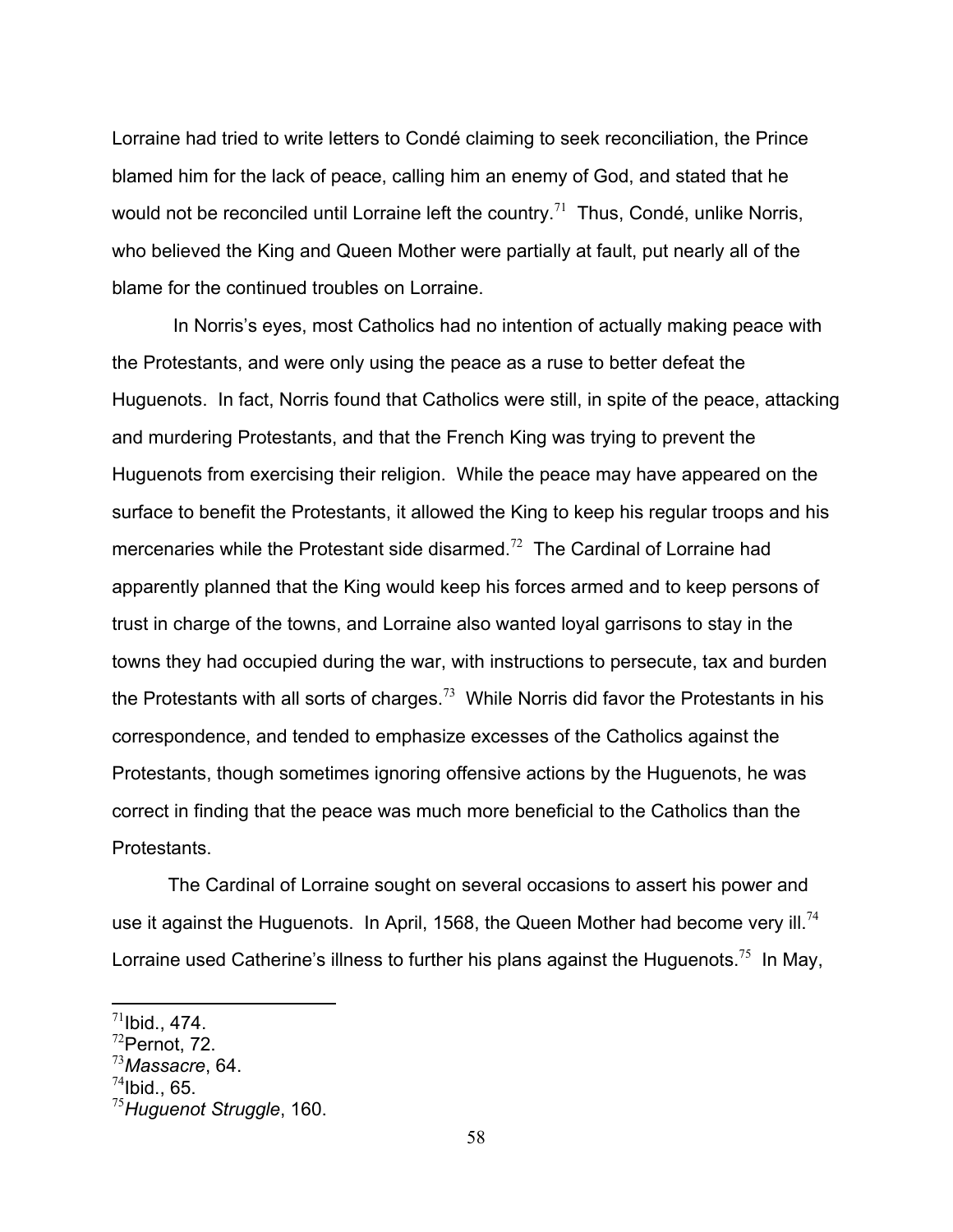Lorraine had tried to write letters to Condé claiming to seek reconciliation, the Prince blamed him for the lack of peace, calling him an enemy of God, and stated that he would not be reconciled until Lorraine left the country.[71] Thus, Condé, unlike Norris, who believed the King and Queen Mother were partially at fault, put nearly all of the blame for the continued troubles on Lorraine.

In Norris's eyes, most Catholics had no intention of actually making peace with the Protestants, and were only using the peace as a ruse to better defeat the Huguenots. In fact, Norris found that Catholics were still, in spite of the peace, attacking and murdering Protestants, and that the French King was trying to prevent the Huguenots from exercising their religion. While the peace may have appeared on the surface to benefit the Protestants, it allowed the King to keep his regular troops and his mercenaries while the Protestant side disarmed.[72] The Cardinal of Lorraine had apparently planned that the King would keep his forces armed and to keep persons of trust in charge of the towns, and Lorraine also wanted loyal garrisons to stay in the towns they had occupied during the war, with instructions to persecute, tax and burden the Protestants with all sorts of charges.[73] While Norris did favor the Protestants in his correspondence, and tended to emphasize excesses of the Catholics against the Protestants, though sometimes ignoring offensive actions by the Huguenots, he was correct in finding that the peace was much more beneficial to the Catholics than the Protestants.

The Cardinal of Lorraine sought on several occasions to assert his power and use it against the Huguenots. In April, 1568, the Queen Mother had become very ill.[74] Lorraine used Catherine's illness to further his plans against the Huguenots.[75] In May,

---

[71] Ibid., 474.
[72] Pernot, 72.
[73] *Massacre*, 64.
[74] Ibid., 65.
[75] *Huguenot Struggle*, 160.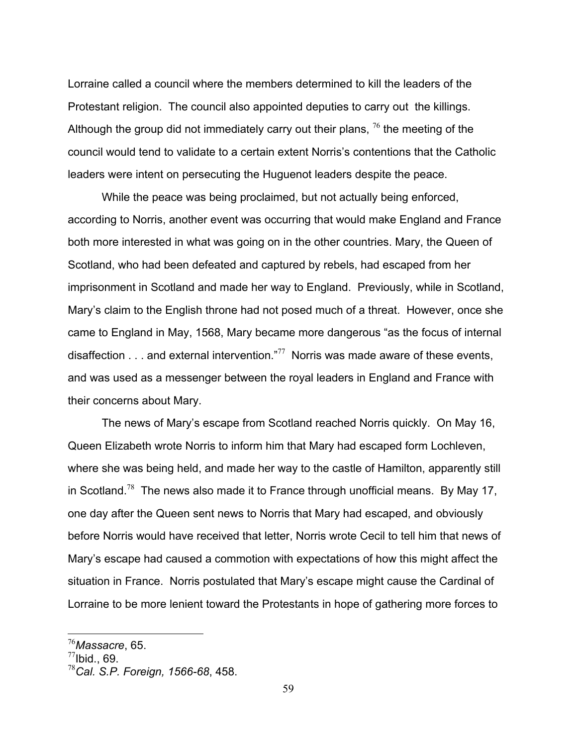Lorraine called a council where the members determined to kill the leaders of the Protestant religion. The council also appointed deputies to carry out the killings. Although the group did not immediately carry out their plans, [76] the meeting of the council would tend to validate to a certain extent Norris's contentions that the Catholic leaders were intent on persecuting the Huguenot leaders despite the peace.

While the peace was being proclaimed, but not actually being enforced, according to Norris, another event was occurring that would make England and France both more interested in what was going on in the other countries. Mary, the Queen of Scotland, who had been defeated and captured by rebels, had escaped from her imprisonment in Scotland and made her way to England. Previously, while in Scotland, Mary's claim to the English throne had not posed much of a threat. However, once she came to England in May, 1568, Mary became more dangerous "as the focus of internal disaffection . . . and external intervention."[77] Norris was made aware of these events, and was used as a messenger between the royal leaders in England and France with their concerns about Mary.

The news of Mary's escape from Scotland reached Norris quickly. On May 16, Queen Elizabeth wrote Norris to inform him that Mary had escaped form Lochleven, where she was being held, and made her way to the castle of Hamilton, apparently still in Scotland.[78] The news also made it to France through unofficial means. By May 17, one day after the Queen sent news to Norris that Mary had escaped, and obviously before Norris would have received that letter, Norris wrote Cecil to tell him that news of Mary's escape had caused a commotion with expectations of how this might affect the situation in France. Norris postulated that Mary's escape might cause the Cardinal of Lorraine to be more lenient toward the Protestants in hope of gathering more forces to

---

[76] *Massacre*, 65.

[77] Ibid., 69.

[78] *Cal. S.P. Foreign, 1566-68*, 458.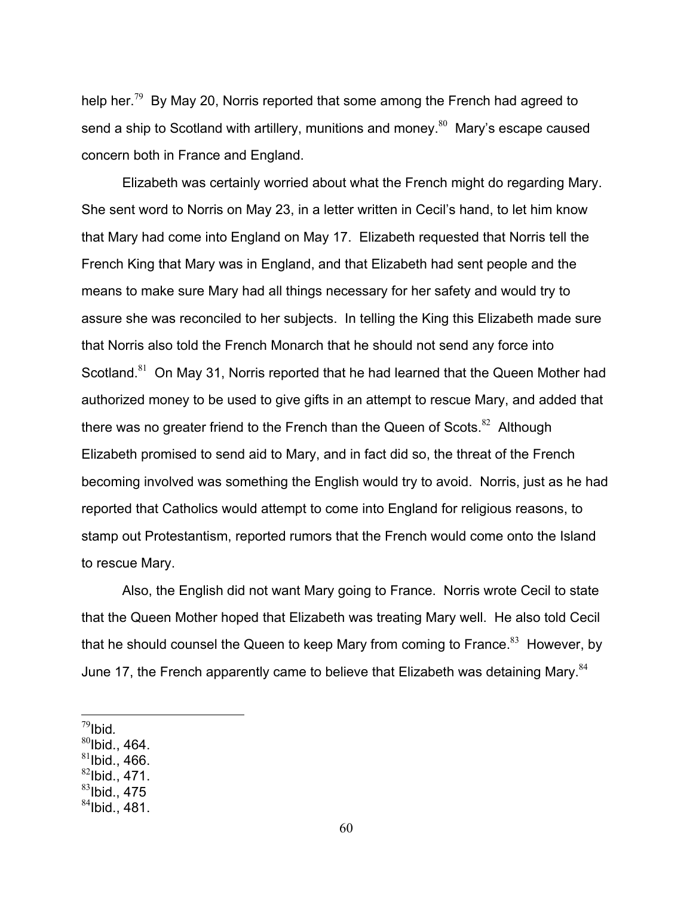help her.[79] By May 20, Norris reported that some among the French had agreed to send a ship to Scotland with artillery, munitions and money.[80] Mary's escape caused concern both in France and England.

Elizabeth was certainly worried about what the French might do regarding Mary. She sent word to Norris on May 23, in a letter written in Cecil's hand, to let him know that Mary had come into England on May 17. Elizabeth requested that Norris tell the French King that Mary was in England, and that Elizabeth had sent people and the means to make sure Mary had all things necessary for her safety and would try to assure she was reconciled to her subjects. In telling the King this Elizabeth made sure that Norris also told the French Monarch that he should not send any force into Scotland.[81] On May 31, Norris reported that he had learned that the Queen Mother had authorized money to be used to give gifts in an attempt to rescue Mary, and added that there was no greater friend to the French than the Queen of Scots.[82] Although Elizabeth promised to send aid to Mary, and in fact did so, the threat of the French becoming involved was something the English would try to avoid. Norris, just as he had reported that Catholics would attempt to come into England for religious reasons, to stamp out Protestantism, reported rumors that the French would come onto the Island to rescue Mary.

Also, the English did not want Mary going to France. Norris wrote Cecil to state that the Queen Mother hoped that Elizabeth was treating Mary well. He also told Cecil that he should counsel the Queen to keep Mary from coming to France.[83] However, by June 17, the French apparently came to believe that Elizabeth was detaining Mary.[84]

---

[79] Ibid.
[80] Ibid., 464.
[81] Ibid., 466.
[82] Ibid., 471.
[83] Ibid., 475
[84] Ibid., 481.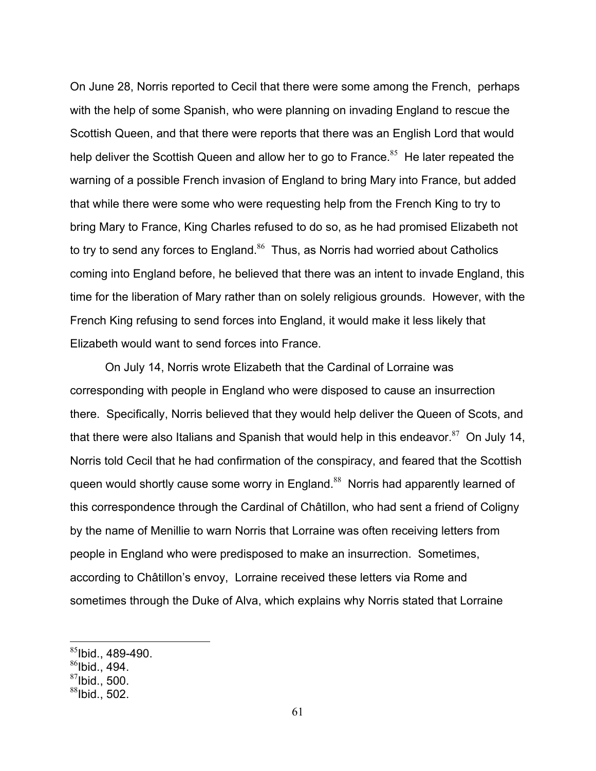On June 28, Norris reported to Cecil that there were some among the French, perhaps with the help of some Spanish, who were planning on invading England to rescue the Scottish Queen, and that there were reports that there was an English Lord that would help deliver the Scottish Queen and allow her to go to France.[85] He later repeated the warning of a possible French invasion of England to bring Mary into France, but added that while there were some who were requesting help from the French King to try to bring Mary to France, King Charles refused to do so, as he had promised Elizabeth not to try to send any forces to England.[86] Thus, as Norris had worried about Catholics coming into England before, he believed that there was an intent to invade England, this time for the liberation of Mary rather than on solely religious grounds. However, with the French King refusing to send forces into England, it would make it less likely that Elizabeth would want to send forces into France.

On July 14, Norris wrote Elizabeth that the Cardinal of Lorraine was corresponding with people in England who were disposed to cause an insurrection there. Specifically, Norris believed that they would help deliver the Queen of Scots, and that there were also Italians and Spanish that would help in this endeavor.[87] On July 14, Norris told Cecil that he had confirmation of the conspiracy, and feared that the Scottish queen would shortly cause some worry in England.[88] Norris had apparently learned of this correspondence through the Cardinal of Châtillon, who had sent a friend of Coligny by the name of Menillie to warn Norris that Lorraine was often receiving letters from people in England who were predisposed to make an insurrection. Sometimes, according to Châtillon's envoy, Lorraine received these letters via Rome and sometimes through the Duke of Alva, which explains why Norris stated that Lorraine

---

[85] Ibid., 489-490.
[86] Ibid., 494.
[87] Ibid., 500.
[88] Ibid., 502.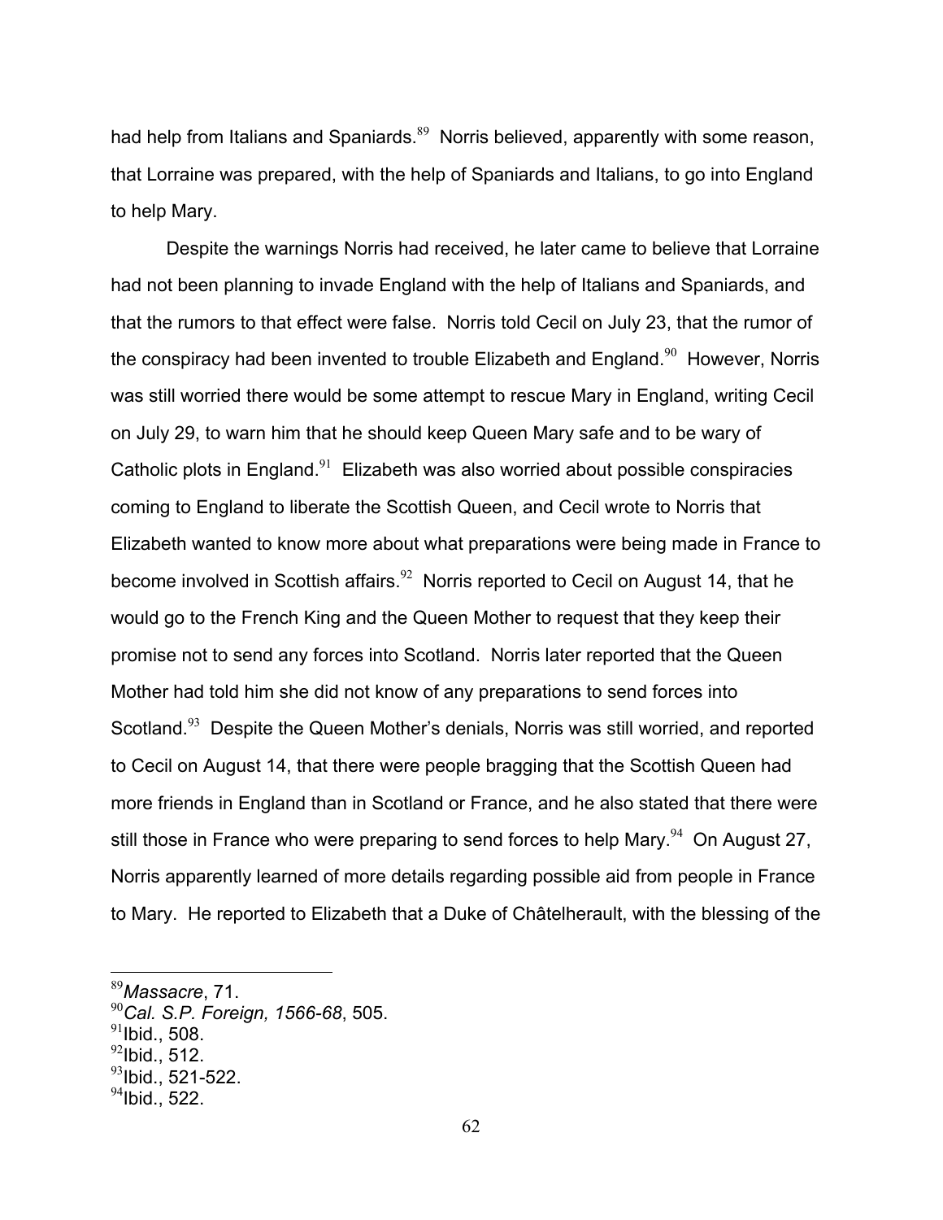had help from Italians and Spaniards.[89] Norris believed, apparently with some reason, that Lorraine was prepared, with the help of Spaniards and Italians, to go into England to help Mary.

Despite the warnings Norris had received, he later came to believe that Lorraine had not been planning to invade England with the help of Italians and Spaniards, and that the rumors to that effect were false. Norris told Cecil on July 23, that the rumor of the conspiracy had been invented to trouble Elizabeth and England.[90] However, Norris was still worried there would be some attempt to rescue Mary in England, writing Cecil on July 29, to warn him that he should keep Queen Mary safe and to be wary of Catholic plots in England.[91] Elizabeth was also worried about possible conspiracies coming to England to liberate the Scottish Queen, and Cecil wrote to Norris that Elizabeth wanted to know more about what preparations were being made in France to become involved in Scottish affairs.[92] Norris reported to Cecil on August 14, that he would go to the French King and the Queen Mother to request that they keep their promise not to send any forces into Scotland. Norris later reported that the Queen Mother had told him she did not know of any preparations to send forces into Scotland.[93] Despite the Queen Mother's denials, Norris was still worried, and reported to Cecil on August 14, that there were people bragging that the Scottish Queen had more friends in England than in Scotland or France, and he also stated that there were still those in France who were preparing to send forces to help Mary.[94] On August 27, Norris apparently learned of more details regarding possible aid from people in France to Mary. He reported to Elizabeth that a Duke of Châtelherault, with the blessing of the

---

[89] *Massacre*, 71.
[90] *Cal. S.P. Foreign, 1566-68*, 505.
[91] Ibid., 508.
[92] Ibid., 512.
[93] Ibid., 521-522.
[94] Ibid., 522.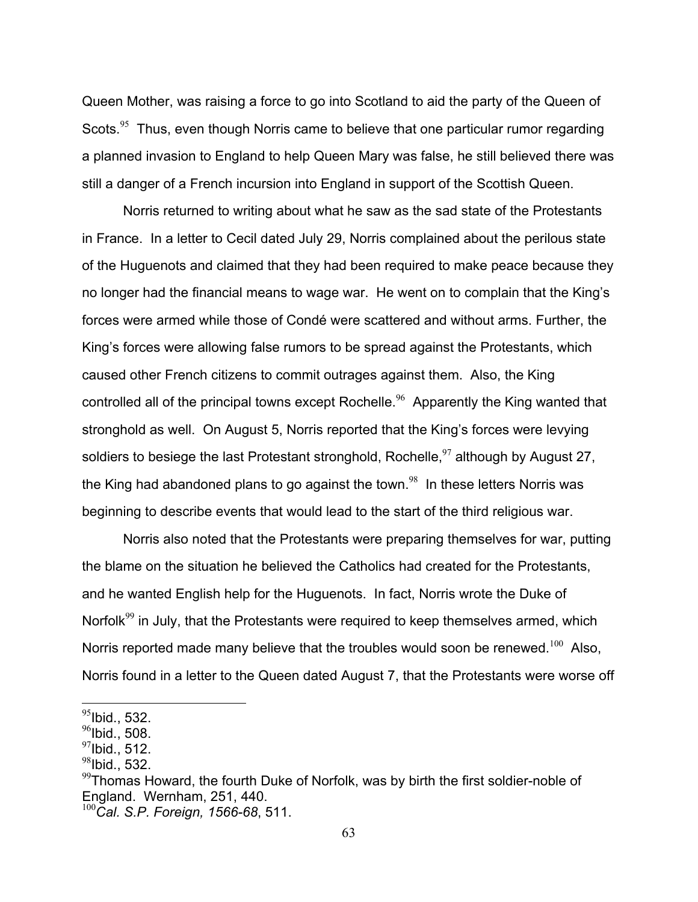Queen Mother, was raising a force to go into Scotland to aid the party of the Queen of Scots.[95] Thus, even though Norris came to believe that one particular rumor regarding a planned invasion to England to help Queen Mary was false, he still believed there was still a danger of a French incursion into England in support of the Scottish Queen.

Norris returned to writing about what he saw as the sad state of the Protestants in France. In a letter to Cecil dated July 29, Norris complained about the perilous state of the Huguenots and claimed that they had been required to make peace because they no longer had the financial means to wage war. He went on to complain that the King's forces were armed while those of Condé were scattered and without arms. Further, the King's forces were allowing false rumors to be spread against the Protestants, which caused other French citizens to commit outrages against them. Also, the King controlled all of the principal towns except Rochelle.[96] Apparently the King wanted that stronghold as well. On August 5, Norris reported that the King's forces were levying soldiers to besiege the last Protestant stronghold, Rochelle,[97] although by August 27, the King had abandoned plans to go against the town.[98] In these letters Norris was beginning to describe events that would lead to the start of the third religious war.

Norris also noted that the Protestants were preparing themselves for war, putting the blame on the situation he believed the Catholics had created for the Protestants, and he wanted English help for the Huguenots. In fact, Norris wrote the Duke of Norfolk[99] in July, that the Protestants were required to keep themselves armed, which Norris reported made many believe that the troubles would soon be renewed.[100] Also, Norris found in a letter to the Queen dated August 7, that the Protestants were worse off

---

[95] Ibid., 532.
[96] Ibid., 508.
[97] Ibid., 512.
[98] Ibid., 532.
[99] Thomas Howard, the fourth Duke of Norfolk, was by birth the first soldier-noble of England. Wernham, 251, 440.
[100] *Cal. S.P. Foreign, 1566-68*, 511.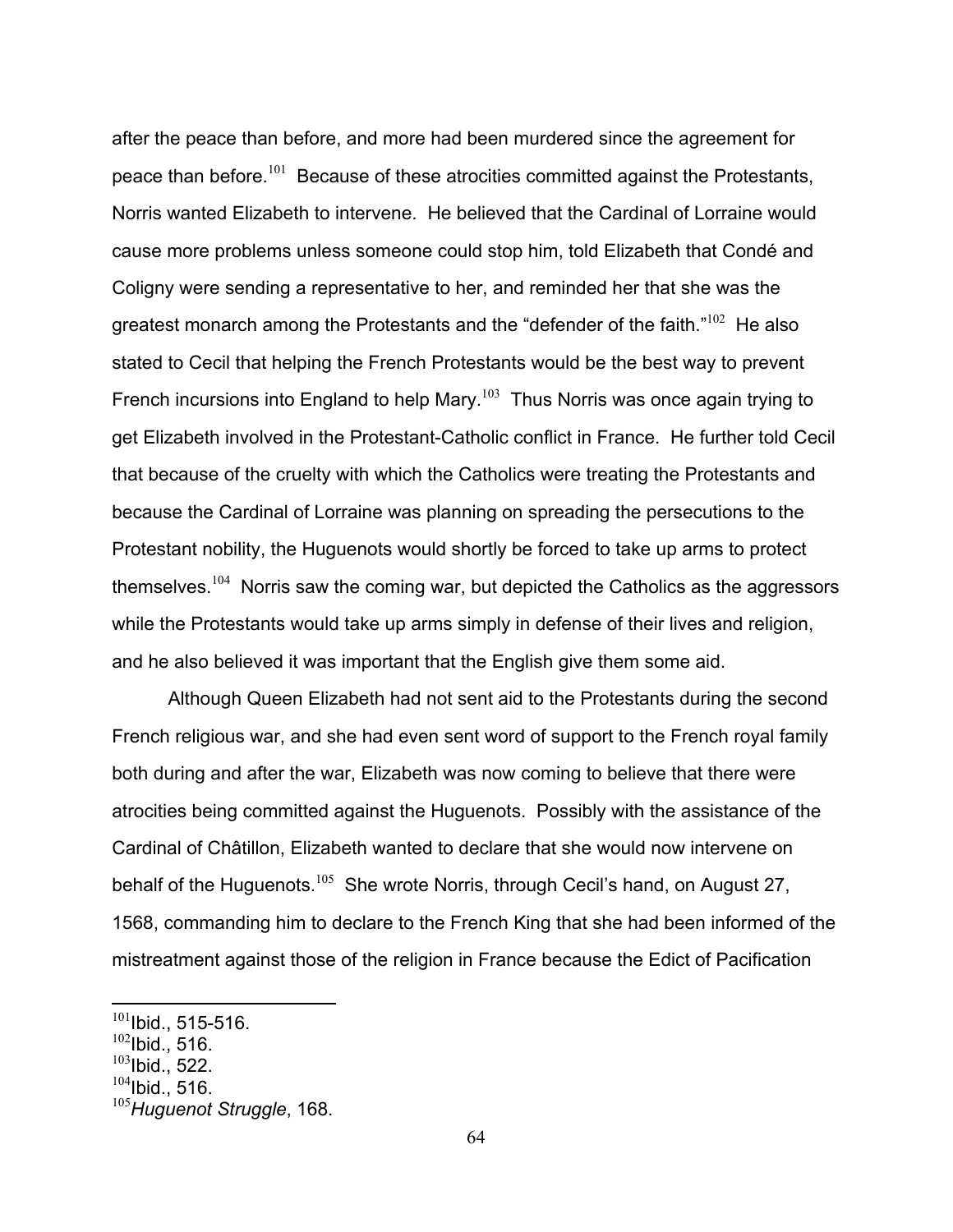after the peace than before, and more had been murdered since the agreement for peace than before.[101] Because of these atrocities committed against the Protestants, Norris wanted Elizabeth to intervene. He believed that the Cardinal of Lorraine would cause more problems unless someone could stop him, told Elizabeth that Condé and Coligny were sending a representative to her, and reminded her that she was the greatest monarch among the Protestants and the "defender of the faith."[102] He also stated to Cecil that helping the French Protestants would be the best way to prevent French incursions into England to help Mary.[103] Thus Norris was once again trying to get Elizabeth involved in the Protestant-Catholic conflict in France. He further told Cecil that because of the cruelty with which the Catholics were treating the Protestants and because the Cardinal of Lorraine was planning on spreading the persecutions to the Protestant nobility, the Huguenots would shortly be forced to take up arms to protect themselves.[104] Norris saw the coming war, but depicted the Catholics as the aggressors while the Protestants would take up arms simply in defense of their lives and religion, and he also believed it was important that the English give them some aid.

Although Queen Elizabeth had not sent aid to the Protestants during the second French religious war, and she had even sent word of support to the French royal family both during and after the war, Elizabeth was now coming to believe that there were atrocities being committed against the Huguenots. Possibly with the assistance of the Cardinal of Châtillon, Elizabeth wanted to declare that she would now intervene on behalf of the Huguenots.[105] She wrote Norris, through Cecil's hand, on August 27, 1568, commanding him to declare to the French King that she had been informed of the mistreatment against those of the religion in France because the Edict of Pacification

---

[101] Ibid., 515-516.
[102] Ibid., 516.
[103] Ibid., 522.
[104] Ibid., 516.
[105] *Huguenot Struggle*, 168.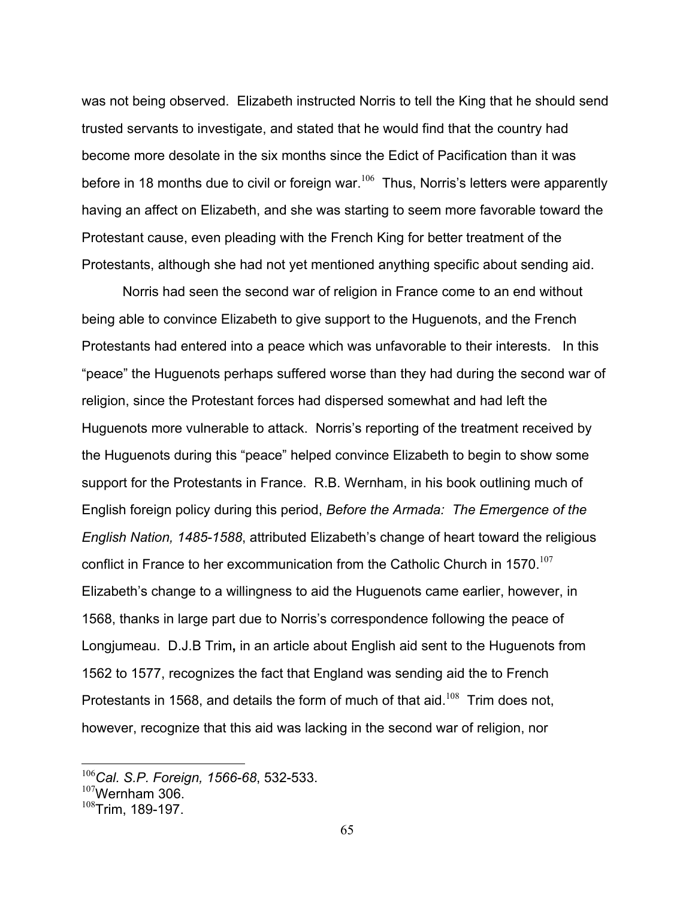was not being observed. Elizabeth instructed Norris to tell the King that he should send trusted servants to investigate, and stated that he would find that the country had become more desolate in the six months since the Edict of Pacification than it was before in 18 months due to civil or foreign war.[106] Thus, Norris's letters were apparently having an affect on Elizabeth, and she was starting to seem more favorable toward the Protestant cause, even pleading with the French King for better treatment of the Protestants, although she had not yet mentioned anything specific about sending aid.

Norris had seen the second war of religion in France come to an end without being able to convince Elizabeth to give support to the Huguenots, and the French Protestants had entered into a peace which was unfavorable to their interests. In this "peace" the Huguenots perhaps suffered worse than they had during the second war of religion, since the Protestant forces had dispersed somewhat and had left the Huguenots more vulnerable to attack. Norris's reporting of the treatment received by the Huguenots during this "peace" helped convince Elizabeth to begin to show some support for the Protestants in France. R.B. Wernham, in his book outlining much of English foreign policy during this period, *Before the Armada: The Emergence of the English Nation, 1485-1588*, attributed Elizabeth's change of heart toward the religious conflict in France to her excommunication from the Catholic Church in 1570.[107] Elizabeth's change to a willingness to aid the Huguenots came earlier, however, in 1568, thanks in large part due to Norris's correspondence following the peace of Longjumeau. D.J.B Trim**,** in an article about English aid sent to the Huguenots from 1562 to 1577, recognizes the fact that England was sending aid the to French Protestants in 1568, and details the form of much of that aid.[108] Trim does not, however, recognize that this aid was lacking in the second war of religion, nor

---

[106] *Cal. S.P. Foreign, 1566-68*, 532-533.
[107] Wernham 306.
[108] Trim, 189-197.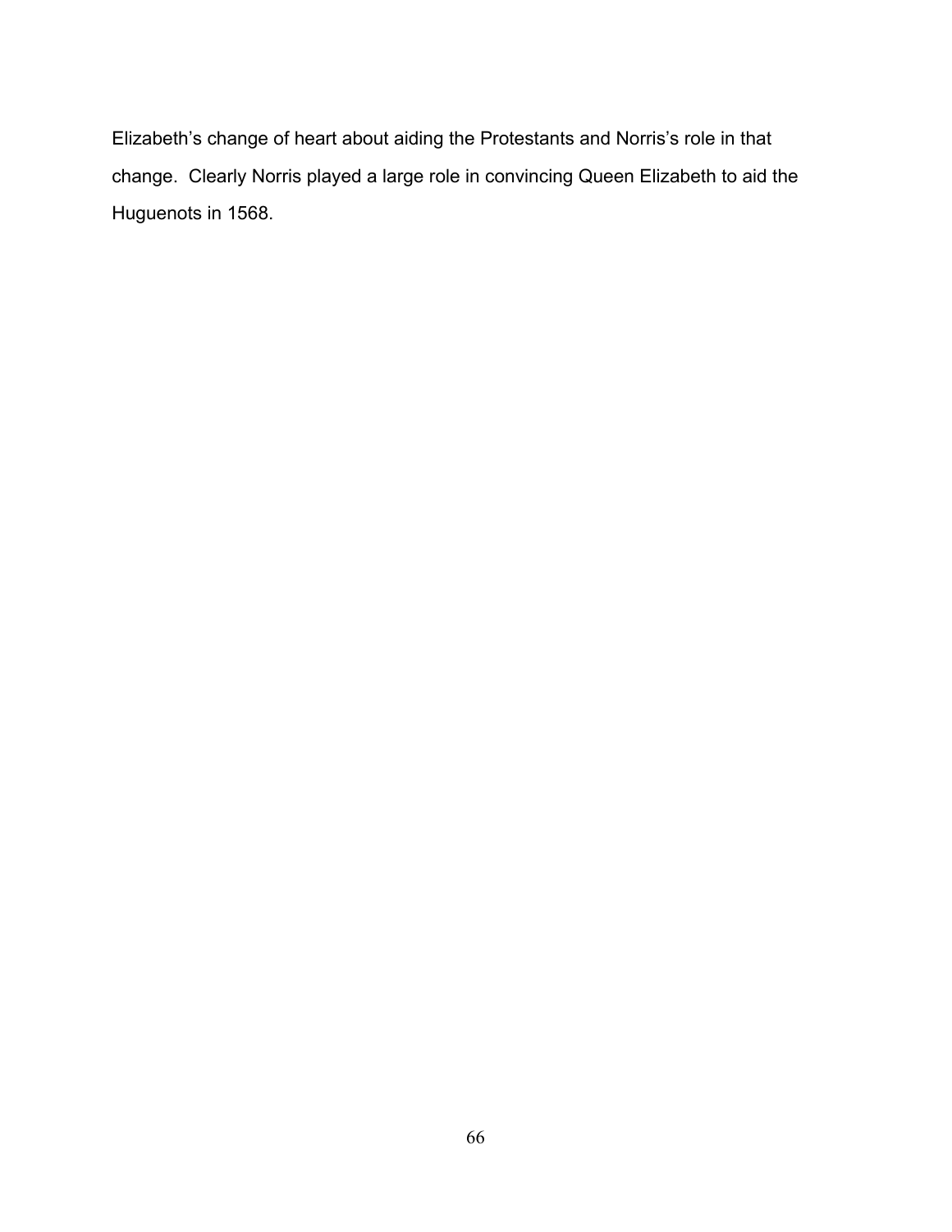Elizabeth's change of heart about aiding the Protestants and Norris's role in that change. Clearly Norris played a large role in convincing Queen Elizabeth to aid the Huguenots in 1568.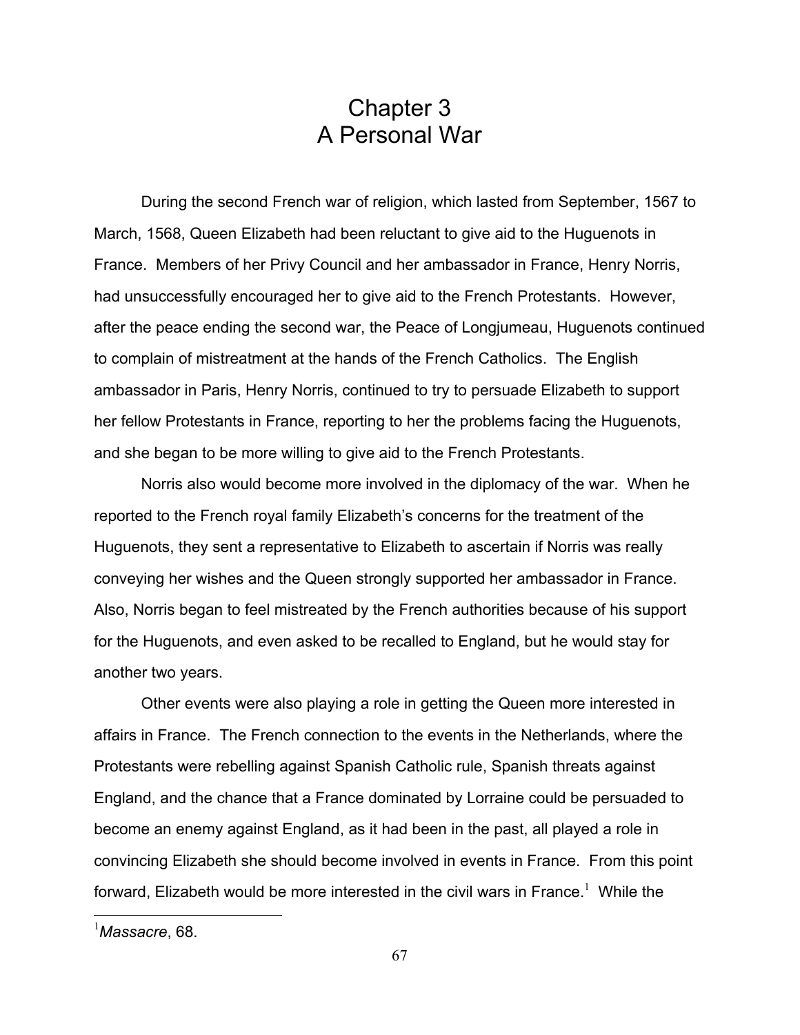# Chapter 3
# A Personal War

During the second French war of religion, which lasted from September, 1567 to March, 1568, Queen Elizabeth had been reluctant to give aid to the Huguenots in France. Members of her Privy Council and her ambassador in France, Henry Norris, had unsuccessfully encouraged her to give aid to the French Protestants. However, after the peace ending the second war, the Peace of Longjumeau, Huguenots continued to complain of mistreatment at the hands of the French Catholics. The English ambassador in Paris, Henry Norris, continued to try to persuade Elizabeth to support her fellow Protestants in France, reporting to her the problems facing the Huguenots, and she began to be more willing to give aid to the French Protestants.

Norris also would become more involved in the diplomacy of the war. When he reported to the French royal family Elizabeth's concerns for the treatment of the Huguenots, they sent a representative to Elizabeth to ascertain if Norris was really conveying her wishes and the Queen strongly supported her ambassador in France. Also, Norris began to feel mistreated by the French authorities because of his support for the Huguenots, and even asked to be recalled to England, but he would stay for another two years.

Other events were also playing a role in getting the Queen more interested in affairs in France. The French connection to the events in the Netherlands, where the Protestants were rebelling against Spanish Catholic rule, Spanish threats against England, and the chance that a France dominated by Lorraine could be persuaded to become an enemy against England, as it had been in the past, all played a role in convincing Elizabeth she should become involved in events in France. From this point forward, Elizabeth would be more interested in the civil wars in France.[1] While the

[1] *Massacre*, 68.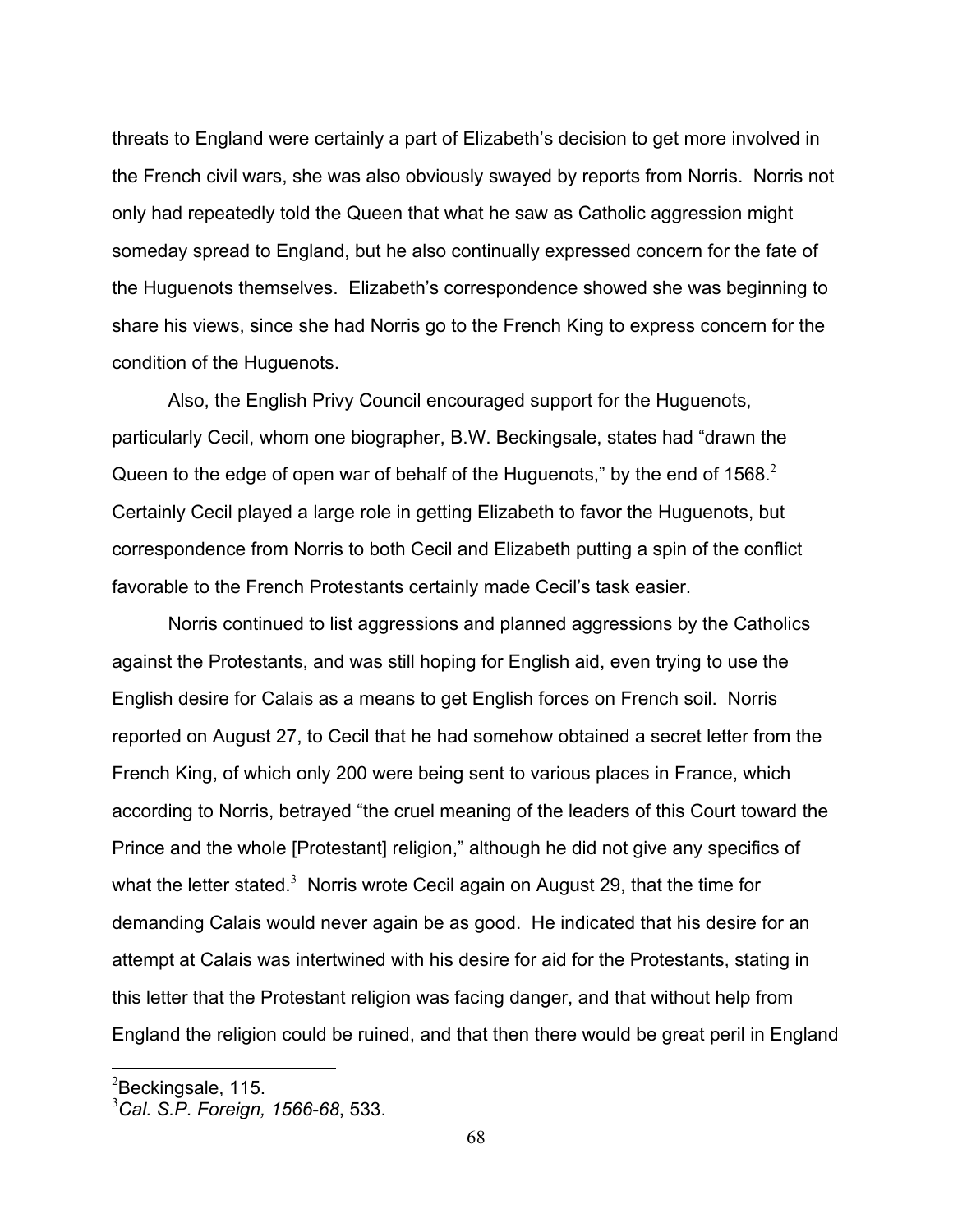threats to England were certainly a part of Elizabeth's decision to get more involved in the French civil wars, she was also obviously swayed by reports from Norris. Norris not only had repeatedly told the Queen that what he saw as Catholic aggression might someday spread to England, but he also continually expressed concern for the fate of the Huguenots themselves. Elizabeth's correspondence showed she was beginning to share his views, since she had Norris go to the French King to express concern for the condition of the Huguenots.

Also, the English Privy Council encouraged support for the Huguenots, particularly Cecil, whom one biographer, B.W. Beckingsale, states had "drawn the Queen to the edge of open war of behalf of the Huguenots," by the end of 1568.[2] Certainly Cecil played a large role in getting Elizabeth to favor the Huguenots, but correspondence from Norris to both Cecil and Elizabeth putting a spin of the conflict favorable to the French Protestants certainly made Cecil's task easier.

Norris continued to list aggressions and planned aggressions by the Catholics against the Protestants, and was still hoping for English aid, even trying to use the English desire for Calais as a means to get English forces on French soil. Norris reported on August 27, to Cecil that he had somehow obtained a secret letter from the French King, of which only 200 were being sent to various places in France, which according to Norris, betrayed "the cruel meaning of the leaders of this Court toward the Prince and the whole [Protestant] religion," although he did not give any specifics of what the letter stated.[3] Norris wrote Cecil again on August 29, that the time for demanding Calais would never again be as good. He indicated that his desire for an attempt at Calais was intertwined with his desire for aid for the Protestants, stating in this letter that the Protestant religion was facing danger, and that without help from England the religion could be ruined, and that then there would be great peril in England

---

[2]Beckingsale, 115.

[3]*Cal. S.P. Foreign, 1566-68*, 533.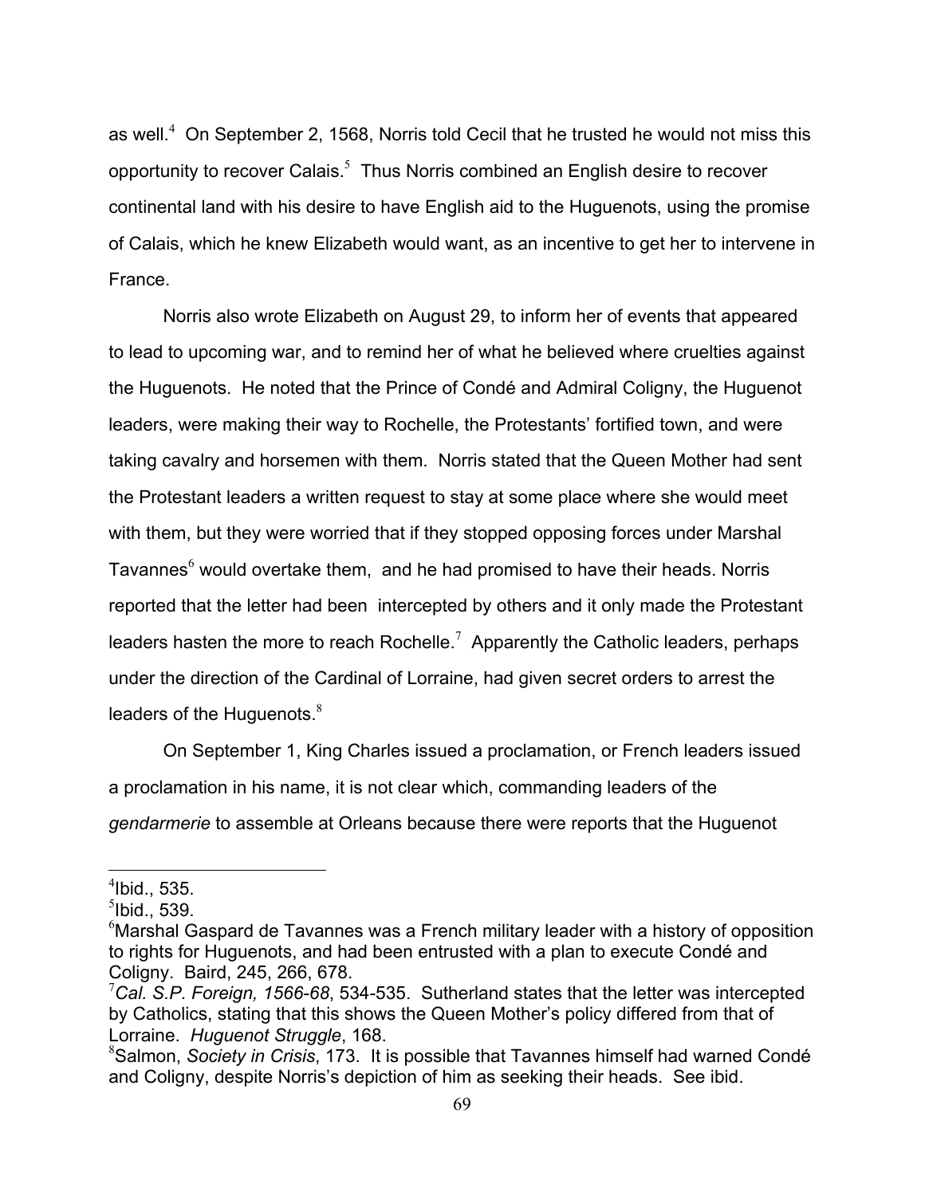as well.[4] On September 2, 1568, Norris told Cecil that he trusted he would not miss this opportunity to recover Calais.[5] Thus Norris combined an English desire to recover continental land with his desire to have English aid to the Huguenots, using the promise of Calais, which he knew Elizabeth would want, as an incentive to get her to intervene in France.

Norris also wrote Elizabeth on August 29, to inform her of events that appeared to lead to upcoming war, and to remind her of what he believed where cruelties against the Huguenots. He noted that the Prince of Condé and Admiral Coligny, the Huguenot leaders, were making their way to Rochelle, the Protestants' fortified town, and were taking cavalry and horsemen with them. Norris stated that the Queen Mother had sent the Protestant leaders a written request to stay at some place where she would meet with them, but they were worried that if they stopped opposing forces under Marshal Tavannes[6] would overtake them, and he had promised to have their heads. Norris reported that the letter had been intercepted by others and it only made the Protestant leaders hasten the more to reach Rochelle.[7] Apparently the Catholic leaders, perhaps under the direction of the Cardinal of Lorraine, had given secret orders to arrest the leaders of the Huguenots.[8]

On September 1, King Charles issued a proclamation, or French leaders issued a proclamation in his name, it is not clear which, commanding leaders of the *gendarmerie* to assemble at Orleans because there were reports that the Huguenot

---

[4] Ibid., 535.

[5] Ibid., 539.

[6] Marshal Gaspard de Tavannes was a French military leader with a history of opposition to rights for Huguenots, and had been entrusted with a plan to execute Condé and Coligny. Baird, 245, 266, 678.

[7] *Cal. S.P. Foreign, 1566-68*, 534-535. Sutherland states that the letter was intercepted by Catholics, stating that this shows the Queen Mother's policy differed from that of Lorraine. *Huguenot Struggle*, 168.

[8] Salmon, *Society in Crisis*, 173. It is possible that Tavannes himself had warned Condé and Coligny, despite Norris's depiction of him as seeking their heads. See ibid.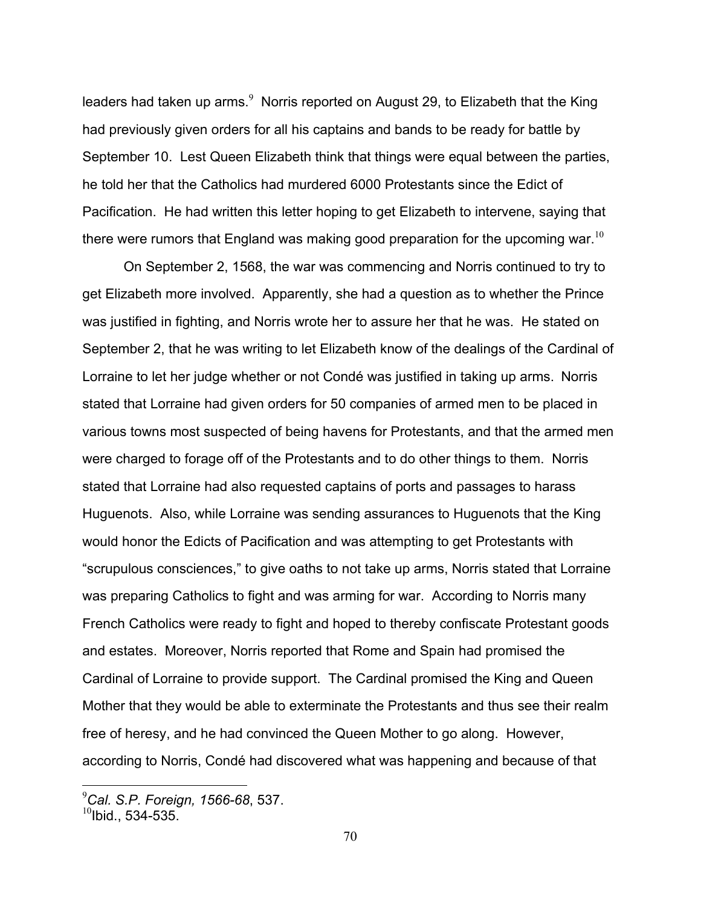leaders had taken up arms.[9] Norris reported on August 29, to Elizabeth that the King had previously given orders for all his captains and bands to be ready for battle by September 10. Lest Queen Elizabeth think that things were equal between the parties, he told her that the Catholics had murdered 6000 Protestants since the Edict of Pacification. He had written this letter hoping to get Elizabeth to intervene, saying that there were rumors that England was making good preparation for the upcoming war.[10]

On September 2, 1568, the war was commencing and Norris continued to try to get Elizabeth more involved. Apparently, she had a question as to whether the Prince was justified in fighting, and Norris wrote her to assure her that he was. He stated on September 2, that he was writing to let Elizabeth know of the dealings of the Cardinal of Lorraine to let her judge whether or not Condé was justified in taking up arms. Norris stated that Lorraine had given orders for 50 companies of armed men to be placed in various towns most suspected of being havens for Protestants, and that the armed men were charged to forage off of the Protestants and to do other things to them. Norris stated that Lorraine had also requested captains of ports and passages to harass Huguenots. Also, while Lorraine was sending assurances to Huguenots that the King would honor the Edicts of Pacification and was attempting to get Protestants with "scrupulous consciences," to give oaths to not take up arms, Norris stated that Lorraine was preparing Catholics to fight and was arming for war. According to Norris many French Catholics were ready to fight and hoped to thereby confiscate Protestant goods and estates. Moreover, Norris reported that Rome and Spain had promised the Cardinal of Lorraine to provide support. The Cardinal promised the King and Queen Mother that they would be able to exterminate the Protestants and thus see their realm free of heresy, and he had convinced the Queen Mother to go along. However, according to Norris, Condé had discovered what was happening and because of that

---

[9] *Cal. S.P. Foreign, 1566-68*, 537.
[10] Ibid., 534-535.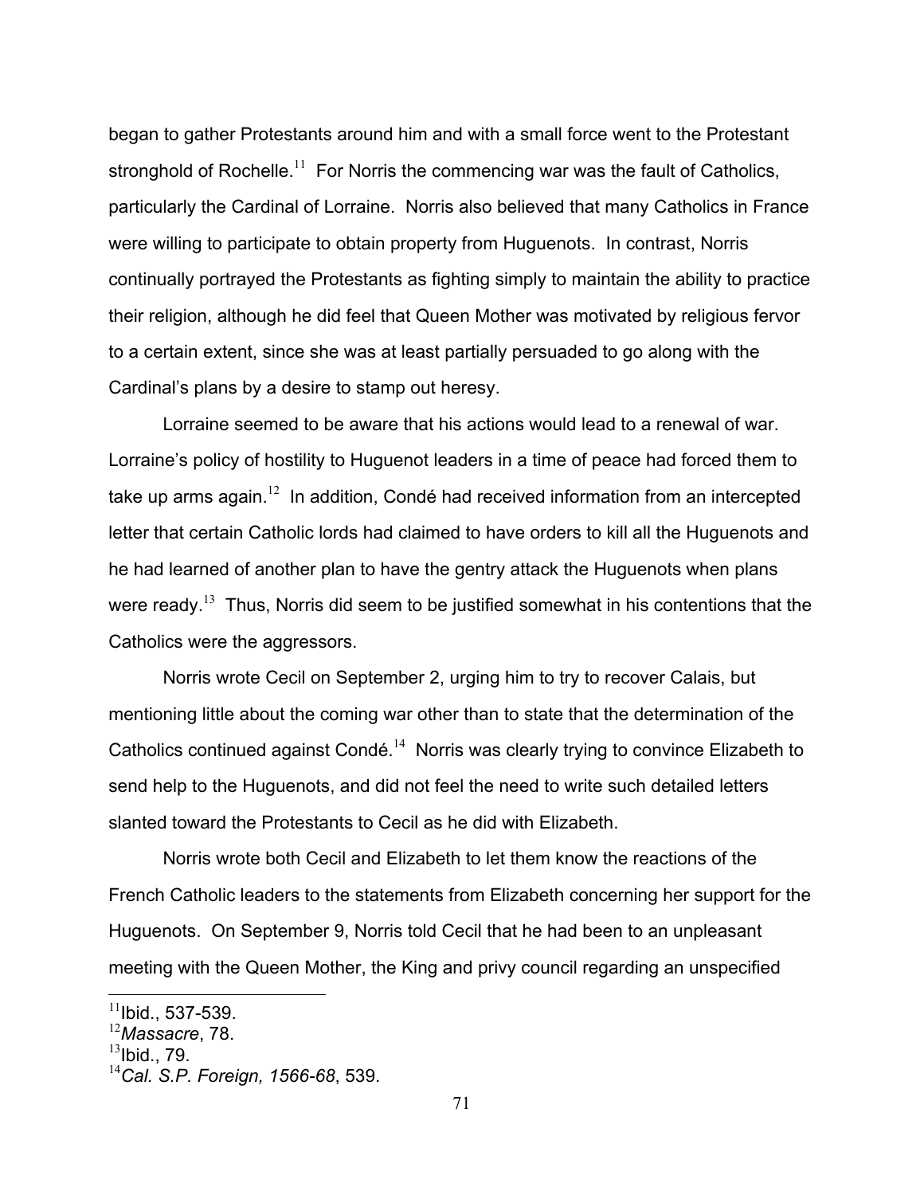began to gather Protestants around him and with a small force went to the Protestant stronghold of Rochelle.[11] For Norris the commencing war was the fault of Catholics, particularly the Cardinal of Lorraine. Norris also believed that many Catholics in France were willing to participate to obtain property from Huguenots. In contrast, Norris continually portrayed the Protestants as fighting simply to maintain the ability to practice their religion, although he did feel that Queen Mother was motivated by religious fervor to a certain extent, since she was at least partially persuaded to go along with the Cardinal's plans by a desire to stamp out heresy.

Lorraine seemed to be aware that his actions would lead to a renewal of war. Lorraine's policy of hostility to Huguenot leaders in a time of peace had forced them to take up arms again.[12] In addition, Condé had received information from an intercepted letter that certain Catholic lords had claimed to have orders to kill all the Huguenots and he had learned of another plan to have the gentry attack the Huguenots when plans were ready.[13] Thus, Norris did seem to be justified somewhat in his contentions that the Catholics were the aggressors.

Norris wrote Cecil on September 2, urging him to try to recover Calais, but mentioning little about the coming war other than to state that the determination of the Catholics continued against Condé.[14] Norris was clearly trying to convince Elizabeth to send help to the Huguenots, and did not feel the need to write such detailed letters slanted toward the Protestants to Cecil as he did with Elizabeth.

Norris wrote both Cecil and Elizabeth to let them know the reactions of the French Catholic leaders to the statements from Elizabeth concerning her support for the Huguenots. On September 9, Norris told Cecil that he had been to an unpleasant meeting with the Queen Mother, the King and privy council regarding an unspecified

---

[11] Ibid., 537-539.

[12] *Massacre*, 78.

[13] Ibid., 79.

[14] *Cal. S.P. Foreign, 1566-68*, 539.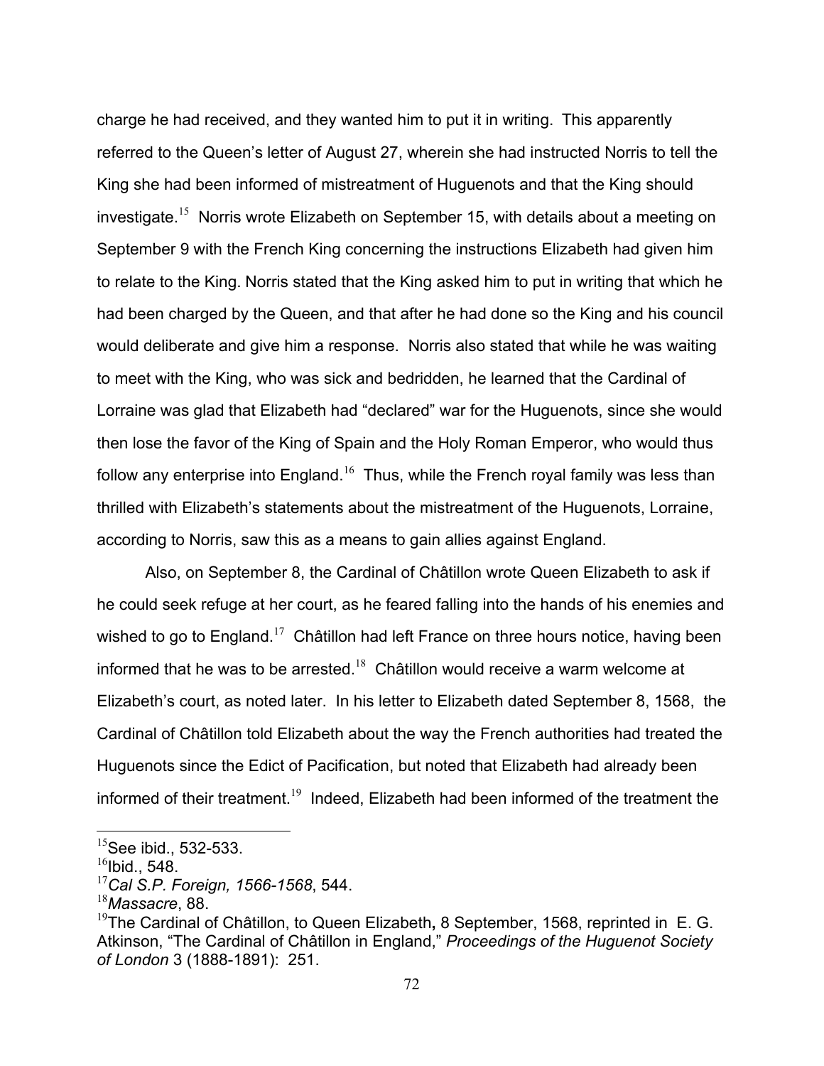charge he had received, and they wanted him to put it in writing. This apparently referred to the Queen's letter of August 27, wherein she had instructed Norris to tell the King she had been informed of mistreatment of Huguenots and that the King should investigate.[15] Norris wrote Elizabeth on September 15, with details about a meeting on September 9 with the French King concerning the instructions Elizabeth had given him to relate to the King. Norris stated that the King asked him to put in writing that which he had been charged by the Queen, and that after he had done so the King and his council would deliberate and give him a response. Norris also stated that while he was waiting to meet with the King, who was sick and bedridden, he learned that the Cardinal of Lorraine was glad that Elizabeth had "declared" war for the Huguenots, since she would then lose the favor of the King of Spain and the Holy Roman Emperor, who would thus follow any enterprise into England.[16] Thus, while the French royal family was less than thrilled with Elizabeth's statements about the mistreatment of the Huguenots, Lorraine, according to Norris, saw this as a means to gain allies against England.

Also, on September 8, the Cardinal of Châtillon wrote Queen Elizabeth to ask if he could seek refuge at her court, as he feared falling into the hands of his enemies and wished to go to England.[17] Châtillon had left France on three hours notice, having been informed that he was to be arrested.[18] Châtillon would receive a warm welcome at Elizabeth's court, as noted later. In his letter to Elizabeth dated September 8, 1568, the Cardinal of Châtillon told Elizabeth about the way the French authorities had treated the Huguenots since the Edict of Pacification, but noted that Elizabeth had already been informed of their treatment.[19] Indeed, Elizabeth had been informed of the treatment the

---

[15]See ibid., 532-533.

[16]Ibid., 548.

[17]*Cal S.P. Foreign, 1566-1568*, 544.

[18]*Massacre*, 88.

[19]The Cardinal of Châtillon, to Queen Elizabeth**,** 8 September, 1568, reprinted in E. G. Atkinson, "The Cardinal of Châtillon in England," *Proceedings of the Huguenot Society of London* 3 (1888-1891): 251.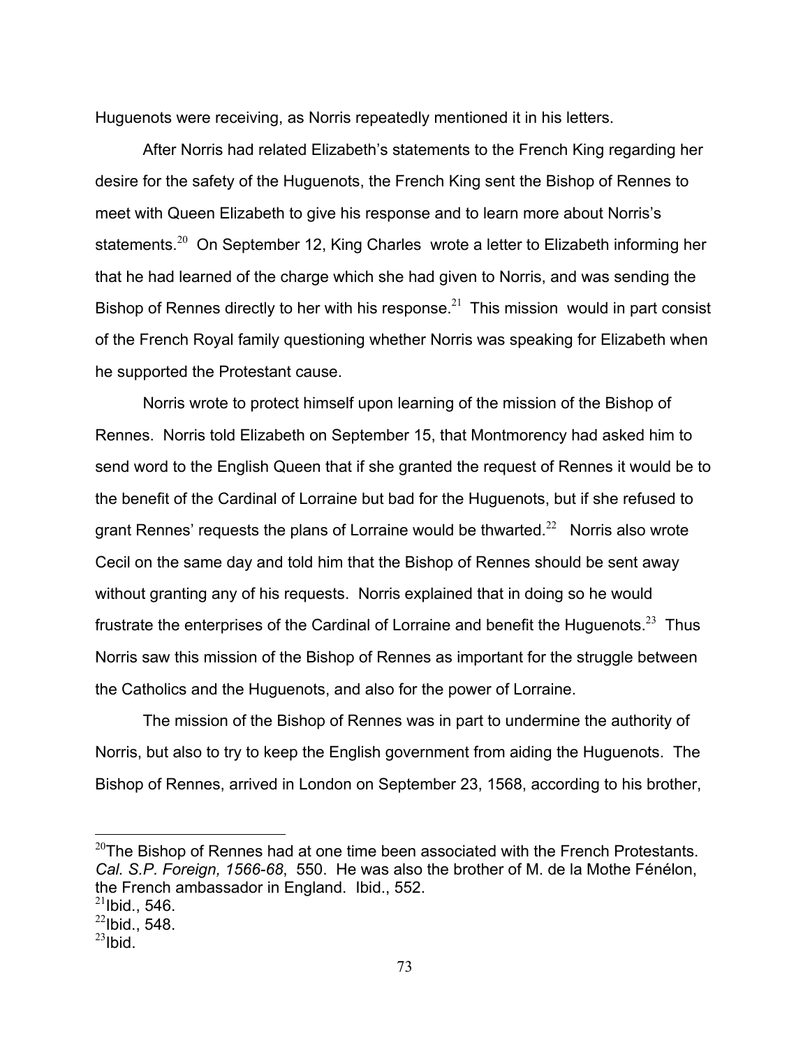Huguenots were receiving, as Norris repeatedly mentioned it in his letters.

After Norris had related Elizabeth's statements to the French King regarding her desire for the safety of the Huguenots, the French King sent the Bishop of Rennes to meet with Queen Elizabeth to give his response and to learn more about Norris's statements.[20] On September 12, King Charles wrote a letter to Elizabeth informing her that he had learned of the charge which she had given to Norris, and was sending the Bishop of Rennes directly to her with his response.[21] This mission would in part consist of the French Royal family questioning whether Norris was speaking for Elizabeth when he supported the Protestant cause.

Norris wrote to protect himself upon learning of the mission of the Bishop of Rennes. Norris told Elizabeth on September 15, that Montmorency had asked him to send word to the English Queen that if she granted the request of Rennes it would be to the benefit of the Cardinal of Lorraine but bad for the Huguenots, but if she refused to grant Rennes' requests the plans of Lorraine would be thwarted.[22] Norris also wrote Cecil on the same day and told him that the Bishop of Rennes should be sent away without granting any of his requests. Norris explained that in doing so he would frustrate the enterprises of the Cardinal of Lorraine and benefit the Huguenots.[23] Thus Norris saw this mission of the Bishop of Rennes as important for the struggle between the Catholics and the Huguenots, and also for the power of Lorraine.

The mission of the Bishop of Rennes was in part to undermine the authority of Norris, but also to try to keep the English government from aiding the Huguenots. The Bishop of Rennes, arrived in London on September 23, 1568, according to his brother,

---

[20]The Bishop of Rennes had at one time been associated with the French Protestants. *Cal. S.P. Foreign, 1566-68*, 550. He was also the brother of M. de la Mothe Fénélon, the French ambassador in England. Ibid., 552.

[21]Ibid., 546.

[22]Ibid., 548.

[23]Ibid.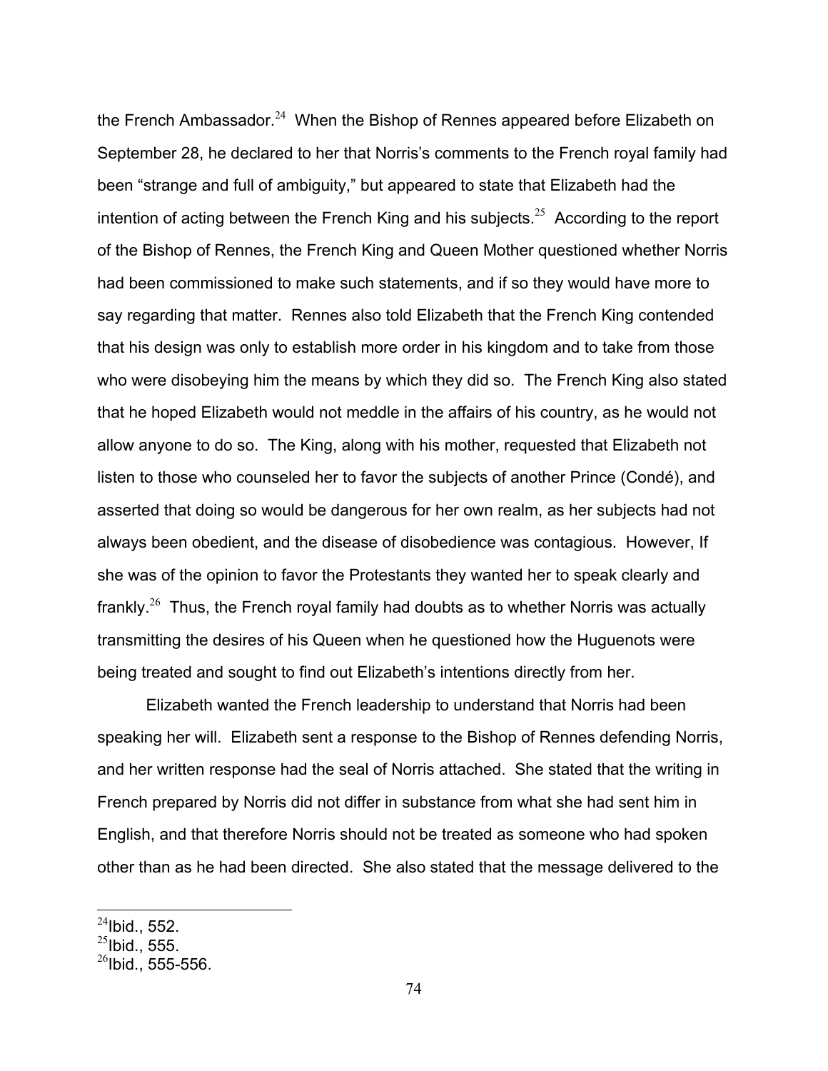the French Ambassador.[24] When the Bishop of Rennes appeared before Elizabeth on September 28, he declared to her that Norris's comments to the French royal family had been "strange and full of ambiguity," but appeared to state that Elizabeth had the intention of acting between the French King and his subjects.[25] According to the report of the Bishop of Rennes, the French King and Queen Mother questioned whether Norris had been commissioned to make such statements, and if so they would have more to say regarding that matter. Rennes also told Elizabeth that the French King contended that his design was only to establish more order in his kingdom and to take from those who were disobeying him the means by which they did so. The French King also stated that he hoped Elizabeth would not meddle in the affairs of his country, as he would not allow anyone to do so. The King, along with his mother, requested that Elizabeth not listen to those who counseled her to favor the subjects of another Prince (Condé), and asserted that doing so would be dangerous for her own realm, as her subjects had not always been obedient, and the disease of disobedience was contagious. However, If she was of the opinion to favor the Protestants they wanted her to speak clearly and frankly.[26] Thus, the French royal family had doubts as to whether Norris was actually transmitting the desires of his Queen when he questioned how the Huguenots were being treated and sought to find out Elizabeth's intentions directly from her.

Elizabeth wanted the French leadership to understand that Norris had been speaking her will. Elizabeth sent a response to the Bishop of Rennes defending Norris, and her written response had the seal of Norris attached. She stated that the writing in French prepared by Norris did not differ in substance from what she had sent him in English, and that therefore Norris should not be treated as someone who had spoken other than as he had been directed. She also stated that the message delivered to the

[24]Ibid., 552.
[25]Ibid., 555.
[26]Ibid., 555-556.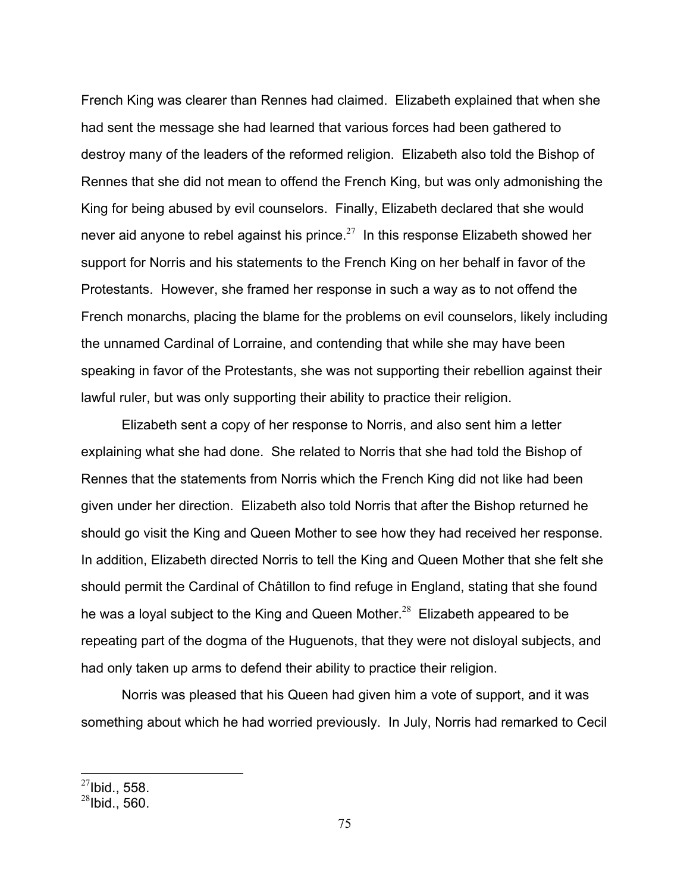French King was clearer than Rennes had claimed. Elizabeth explained that when she had sent the message she had learned that various forces had been gathered to destroy many of the leaders of the reformed religion. Elizabeth also told the Bishop of Rennes that she did not mean to offend the French King, but was only admonishing the King for being abused by evil counselors. Finally, Elizabeth declared that she would never aid anyone to rebel against his prince.[27] In this response Elizabeth showed her support for Norris and his statements to the French King on her behalf in favor of the Protestants. However, she framed her response in such a way as to not offend the French monarchs, placing the blame for the problems on evil counselors, likely including the unnamed Cardinal of Lorraine, and contending that while she may have been speaking in favor of the Protestants, she was not supporting their rebellion against their lawful ruler, but was only supporting their ability to practice their religion.

Elizabeth sent a copy of her response to Norris, and also sent him a letter explaining what she had done. She related to Norris that she had told the Bishop of Rennes that the statements from Norris which the French King did not like had been given under her direction. Elizabeth also told Norris that after the Bishop returned he should go visit the King and Queen Mother to see how they had received her response. In addition, Elizabeth directed Norris to tell the King and Queen Mother that she felt she should permit the Cardinal of Châtillon to find refuge in England, stating that she found he was a loyal subject to the King and Queen Mother.[28] Elizabeth appeared to be repeating part of the dogma of the Huguenots, that they were not disloyal subjects, and had only taken up arms to defend their ability to practice their religion.

Norris was pleased that his Queen had given him a vote of support, and it was something about which he had worried previously. In July, Norris had remarked to Cecil

---

[27] Ibid., 558.

[28] Ibid., 560.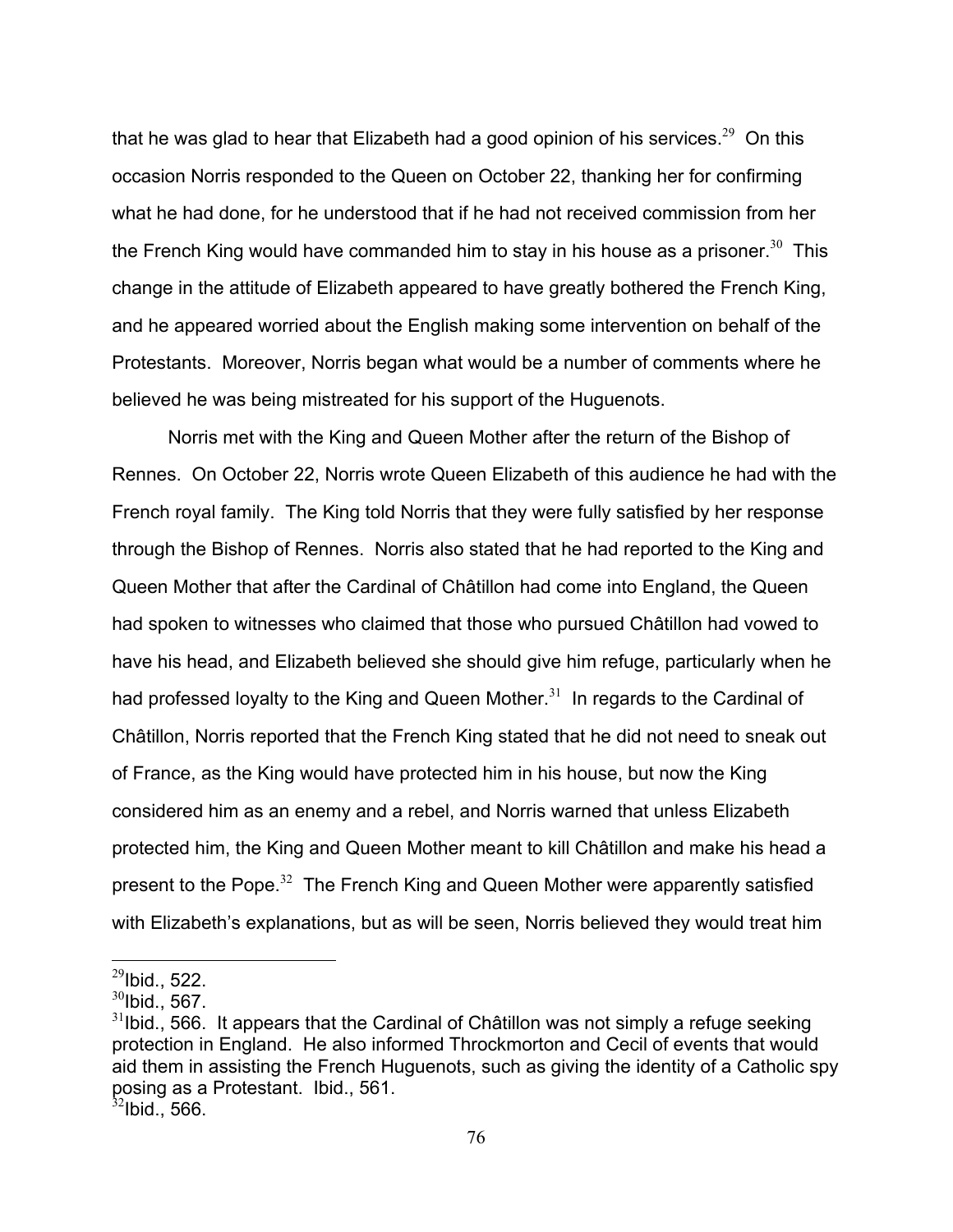that he was glad to hear that Elizabeth had a good opinion of his services.[29] On this occasion Norris responded to the Queen on October 22, thanking her for confirming what he had done, for he understood that if he had not received commission from her the French King would have commanded him to stay in his house as a prisoner.[30] This change in the attitude of Elizabeth appeared to have greatly bothered the French King, and he appeared worried about the English making some intervention on behalf of the Protestants. Moreover, Norris began what would be a number of comments where he believed he was being mistreated for his support of the Huguenots.

Norris met with the King and Queen Mother after the return of the Bishop of Rennes. On October 22, Norris wrote Queen Elizabeth of this audience he had with the French royal family. The King told Norris that they were fully satisfied by her response through the Bishop of Rennes. Norris also stated that he had reported to the King and Queen Mother that after the Cardinal of Châtillon had come into England, the Queen had spoken to witnesses who claimed that those who pursued Châtillon had vowed to have his head, and Elizabeth believed she should give him refuge, particularly when he had professed loyalty to the King and Queen Mother.[31] In regards to the Cardinal of Châtillon, Norris reported that the French King stated that he did not need to sneak out of France, as the King would have protected him in his house, but now the King considered him as an enemy and a rebel, and Norris warned that unless Elizabeth protected him, the King and Queen Mother meant to kill Châtillon and make his head a present to the Pope.[32] The French King and Queen Mother were apparently satisfied with Elizabeth's explanations, but as will be seen, Norris believed they would treat him

---

[29]Ibid., 522.
[30]Ibid., 567.
[31]Ibid., 566. It appears that the Cardinal of Châtillon was not simply a refuge seeking protection in England. He also informed Throckmorton and Cecil of events that would aid them in assisting the French Huguenots, such as giving the identity of a Catholic spy posing as a Protestant. Ibid., 561.
[32]Ibid., 566.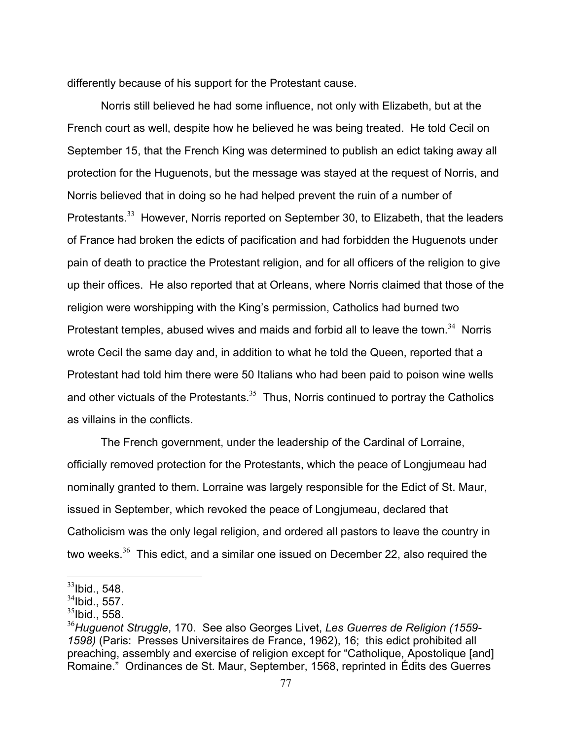differently because of his support for the Protestant cause.

Norris still believed he had some influence, not only with Elizabeth, but at the French court as well, despite how he believed he was being treated. He told Cecil on September 15, that the French King was determined to publish an edict taking away all protection for the Huguenots, but the message was stayed at the request of Norris, and Norris believed that in doing so he had helped prevent the ruin of a number of Protestants.[33] However, Norris reported on September 30, to Elizabeth, that the leaders of France had broken the edicts of pacification and had forbidden the Huguenots under pain of death to practice the Protestant religion, and for all officers of the religion to give up their offices. He also reported that at Orleans, where Norris claimed that those of the religion were worshipping with the King's permission, Catholics had burned two Protestant temples, abused wives and maids and forbid all to leave the town.[34] Norris wrote Cecil the same day and, in addition to what he told the Queen, reported that a Protestant had told him there were 50 Italians who had been paid to poison wine wells and other victuals of the Protestants.[35] Thus, Norris continued to portray the Catholics as villains in the conflicts.

The French government, under the leadership of the Cardinal of Lorraine, officially removed protection for the Protestants, which the peace of Longjumeau had nominally granted to them. Lorraine was largely responsible for the Edict of St. Maur, issued in September, which revoked the peace of Longjumeau, declared that Catholicism was the only legal religion, and ordered all pastors to leave the country in two weeks.[36] This edict, and a similar one issued on December 22, also required the

---

[33] Ibid., 548.

[34] Ibid., 557.

[35] Ibid., 558.

[36] *Huguenot Struggle*, 170. See also Georges Livet, *Les Guerres de Religion (1559-1598)* (Paris: Presses Universitaires de France, 1962), 16; this edict prohibited all preaching, assembly and exercise of religion except for "Catholique, Apostolique [and] Romaine." Ordinances de St. Maur, September, 1568, reprinted in Édits des Guerres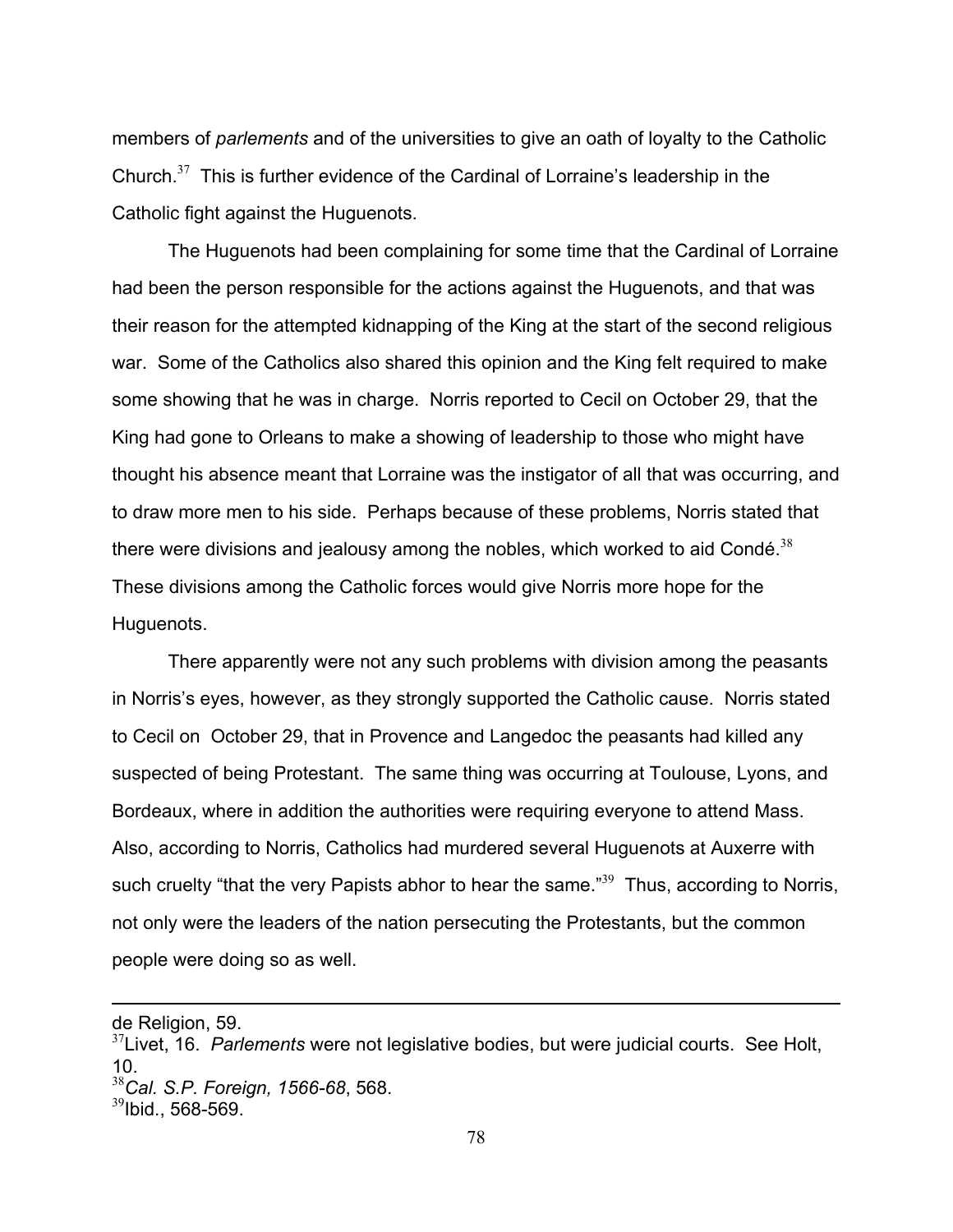members of *parlements* and of the universities to give an oath of loyalty to the Catholic Church.[37] This is further evidence of the Cardinal of Lorraine's leadership in the Catholic fight against the Huguenots.

The Huguenots had been complaining for some time that the Cardinal of Lorraine had been the person responsible for the actions against the Huguenots, and that was their reason for the attempted kidnapping of the King at the start of the second religious war. Some of the Catholics also shared this opinion and the King felt required to make some showing that he was in charge. Norris reported to Cecil on October 29, that the King had gone to Orleans to make a showing of leadership to those who might have thought his absence meant that Lorraine was the instigator of all that was occurring, and to draw more men to his side. Perhaps because of these problems, Norris stated that there were divisions and jealousy among the nobles, which worked to aid Condé.[38] These divisions among the Catholic forces would give Norris more hope for the Huguenots.

There apparently were not any such problems with division among the peasants in Norris's eyes, however, as they strongly supported the Catholic cause. Norris stated to Cecil on October 29, that in Provence and Langedoc the peasants had killed any suspected of being Protestant. The same thing was occurring at Toulouse, Lyons, and Bordeaux, where in addition the authorities were requiring everyone to attend Mass. Also, according to Norris, Catholics had murdered several Huguenots at Auxerre with such cruelty "that the very Papists abhor to hear the same."[39] Thus, according to Norris, not only were the leaders of the nation persecuting the Protestants, but the common people were doing so as well.

---

de Religion, 59.

[37]Livet, 16. *Parlements* were not legislative bodies, but were judicial courts. See Holt, 10.

[38]*Cal. S.P. Foreign, 1566-68*, 568.

[39]Ibid., 568-569.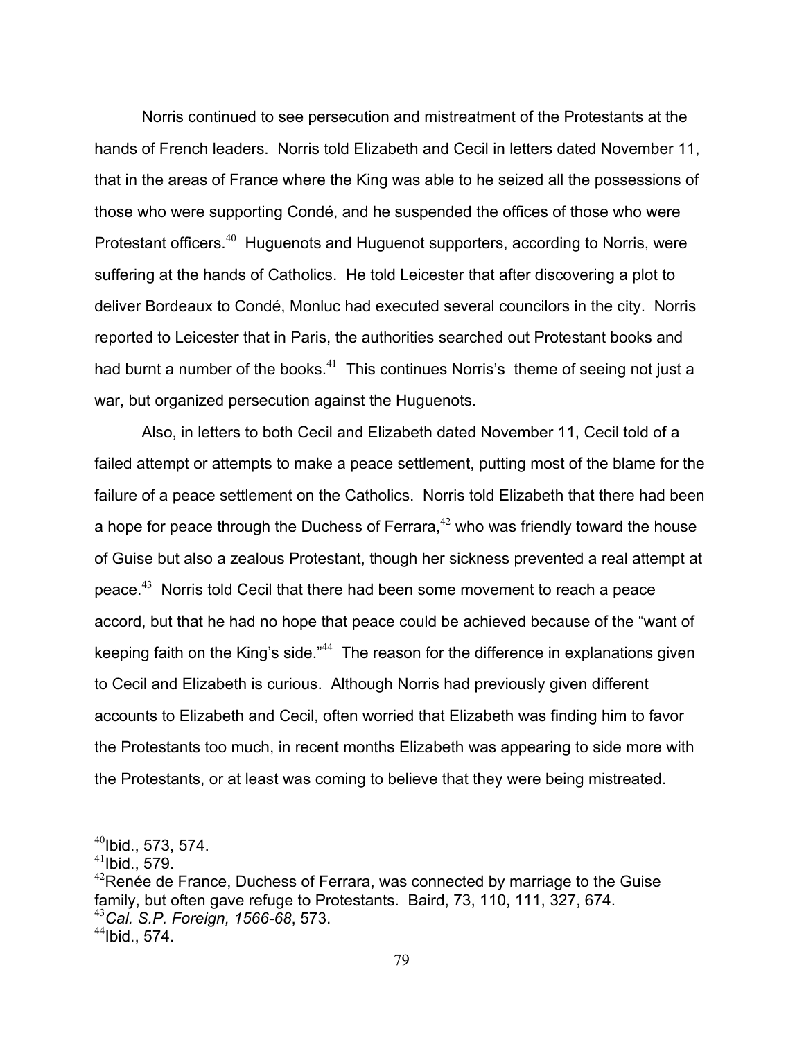Norris continued to see persecution and mistreatment of the Protestants at the hands of French leaders. Norris told Elizabeth and Cecil in letters dated November 11, that in the areas of France where the King was able to he seized all the possessions of those who were supporting Condé, and he suspended the offices of those who were Protestant officers.[40] Huguenots and Huguenot supporters, according to Norris, were suffering at the hands of Catholics. He told Leicester that after discovering a plot to deliver Bordeaux to Condé, Monluc had executed several councilors in the city. Norris reported to Leicester that in Paris, the authorities searched out Protestant books and had burnt a number of the books.[41] This continues Norris's theme of seeing not just a war, but organized persecution against the Huguenots.

Also, in letters to both Cecil and Elizabeth dated November 11, Cecil told of a failed attempt or attempts to make a peace settlement, putting most of the blame for the failure of a peace settlement on the Catholics. Norris told Elizabeth that there had been a hope for peace through the Duchess of Ferrara,[42] who was friendly toward the house of Guise but also a zealous Protestant, though her sickness prevented a real attempt at peace.[43] Norris told Cecil that there had been some movement to reach a peace accord, but that he had no hope that peace could be achieved because of the "want of keeping faith on the King's side."[44] The reason for the difference in explanations given to Cecil and Elizabeth is curious. Although Norris had previously given different accounts to Elizabeth and Cecil, often worried that Elizabeth was finding him to favor the Protestants too much, in recent months Elizabeth was appearing to side more with the Protestants, or at least was coming to believe that they were being mistreated.

---

[40] Ibid., 573, 574.

[41] Ibid., 579.

[42] Renée de France, Duchess of Ferrara, was connected by marriage to the Guise family, but often gave refuge to Protestants. Baird, 73, 110, 111, 327, 674.

[43] *Cal. S.P. Foreign, 1566-68*, 573.

[44] Ibid., 574.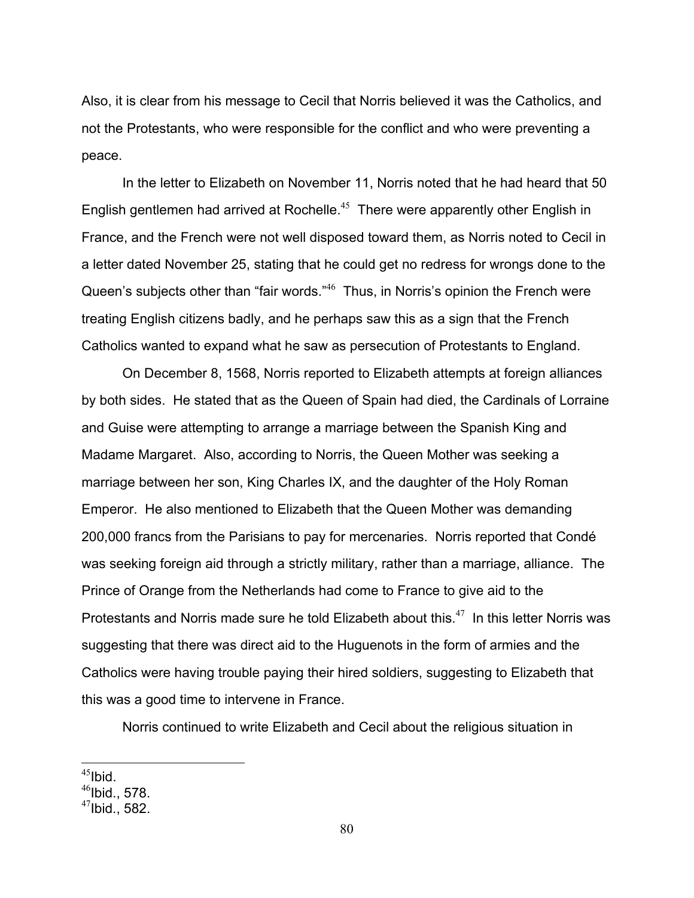Also, it is clear from his message to Cecil that Norris believed it was the Catholics, and not the Protestants, who were responsible for the conflict and who were preventing a peace.

In the letter to Elizabeth on November 11, Norris noted that he had heard that 50 English gentlemen had arrived at Rochelle.[45] There were apparently other English in France, and the French were not well disposed toward them, as Norris noted to Cecil in a letter dated November 25, stating that he could get no redress for wrongs done to the Queen's subjects other than "fair words."[46] Thus, in Norris's opinion the French were treating English citizens badly, and he perhaps saw this as a sign that the French Catholics wanted to expand what he saw as persecution of Protestants to England.

On December 8, 1568, Norris reported to Elizabeth attempts at foreign alliances by both sides. He stated that as the Queen of Spain had died, the Cardinals of Lorraine and Guise were attempting to arrange a marriage between the Spanish King and Madame Margaret. Also, according to Norris, the Queen Mother was seeking a marriage between her son, King Charles IX, and the daughter of the Holy Roman Emperor. He also mentioned to Elizabeth that the Queen Mother was demanding 200,000 francs from the Parisians to pay for mercenaries. Norris reported that Condé was seeking foreign aid through a strictly military, rather than a marriage, alliance. The Prince of Orange from the Netherlands had come to France to give aid to the Protestants and Norris made sure he told Elizabeth about this.[47] In this letter Norris was suggesting that there was direct aid to the Huguenots in the form of armies and the Catholics were having trouble paying their hired soldiers, suggesting to Elizabeth that this was a good time to intervene in France.

Norris continued to write Elizabeth and Cecil about the religious situation in

---

[45] Ibid.
[46] Ibid., 578.
[47] Ibid., 582.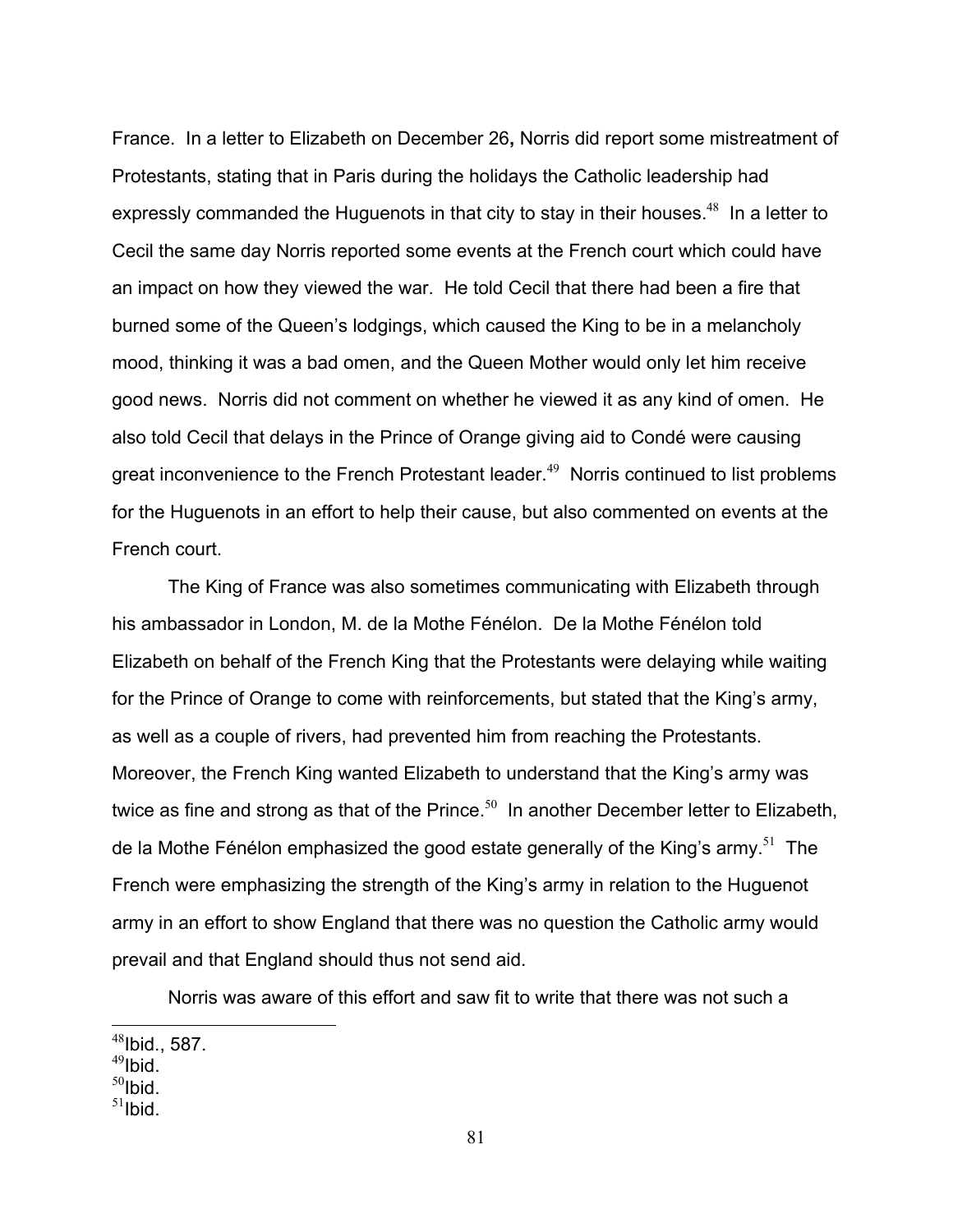France. In a letter to Elizabeth on December 26**,** Norris did report some mistreatment of Protestants, stating that in Paris during the holidays the Catholic leadership had expressly commanded the Huguenots in that city to stay in their houses.[48] In a letter to Cecil the same day Norris reported some events at the French court which could have an impact on how they viewed the war. He told Cecil that there had been a fire that burned some of the Queen's lodgings, which caused the King to be in a melancholy mood, thinking it was a bad omen, and the Queen Mother would only let him receive good news. Norris did not comment on whether he viewed it as any kind of omen. He also told Cecil that delays in the Prince of Orange giving aid to Condé were causing great inconvenience to the French Protestant leader.[49] Norris continued to list problems for the Huguenots in an effort to help their cause, but also commented on events at the French court.

The King of France was also sometimes communicating with Elizabeth through his ambassador in London, M. de la Mothe Fénélon. De la Mothe Fénélon told Elizabeth on behalf of the French King that the Protestants were delaying while waiting for the Prince of Orange to come with reinforcements, but stated that the King's army, as well as a couple of rivers, had prevented him from reaching the Protestants. Moreover, the French King wanted Elizabeth to understand that the King's army was twice as fine and strong as that of the Prince.[50] In another December letter to Elizabeth, de la Mothe Fénélon emphasized the good estate generally of the King's army.[51] The French were emphasizing the strength of the King's army in relation to the Huguenot army in an effort to show England that there was no question the Catholic army would prevail and that England should thus not send aid.

Norris was aware of this effort and saw fit to write that there was not such a

---

[48]Ibid., 587.
[49]Ibid.
[50]Ibid.
[51]Ibid.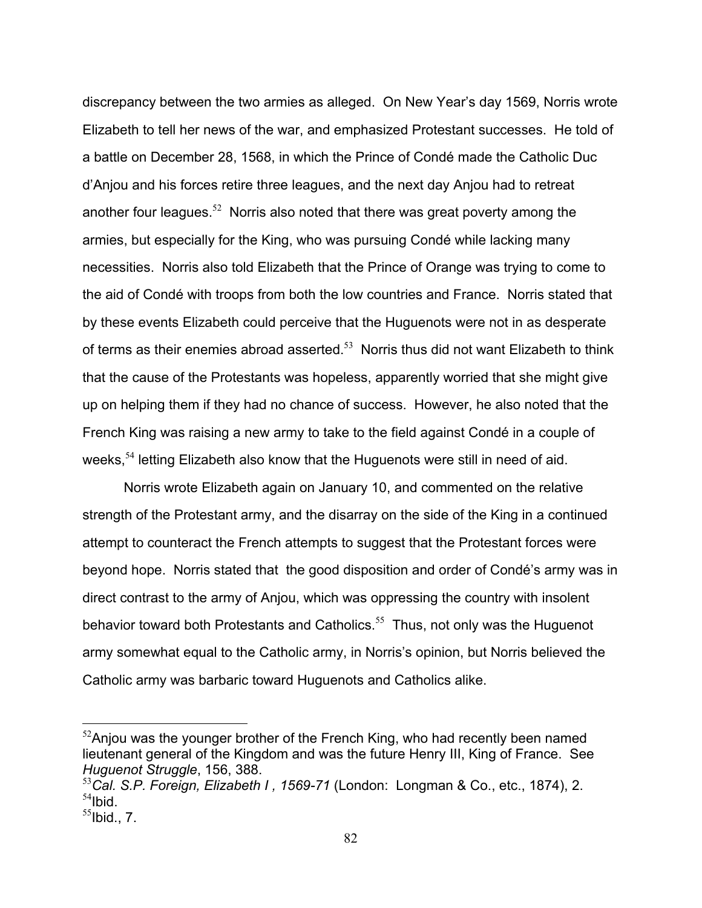discrepancy between the two armies as alleged. On New Year's day 1569, Norris wrote Elizabeth to tell her news of the war, and emphasized Protestant successes. He told of a battle on December 28, 1568, in which the Prince of Condé made the Catholic Duc d'Anjou and his forces retire three leagues, and the next day Anjou had to retreat another four leagues.[52] Norris also noted that there was great poverty among the armies, but especially for the King, who was pursuing Condé while lacking many necessities. Norris also told Elizabeth that the Prince of Orange was trying to come to the aid of Condé with troops from both the low countries and France. Norris stated that by these events Elizabeth could perceive that the Huguenots were not in as desperate of terms as their enemies abroad asserted.[53] Norris thus did not want Elizabeth to think that the cause of the Protestants was hopeless, apparently worried that she might give up on helping them if they had no chance of success. However, he also noted that the French King was raising a new army to take to the field against Condé in a couple of weeks,[54] letting Elizabeth also know that the Huguenots were still in need of aid.

Norris wrote Elizabeth again on January 10, and commented on the relative strength of the Protestant army, and the disarray on the side of the King in a continued attempt to counteract the French attempts to suggest that the Protestant forces were beyond hope. Norris stated that the good disposition and order of Condé's army was in direct contrast to the army of Anjou, which was oppressing the country with insolent behavior toward both Protestants and Catholics.[55] Thus, not only was the Huguenot army somewhat equal to the Catholic army, in Norris's opinion, but Norris believed the Catholic army was barbaric toward Huguenots and Catholics alike.

---

[52]Anjou was the younger brother of the French King, who had recently been named lieutenant general of the Kingdom and was the future Henry III, King of France. See *Huguenot Struggle*, 156, 388.

[53]*Cal. S.P. Foreign, Elizabeth I , 1569-71* (London: Longman & Co., etc., 1874), 2.

[54]Ibid.

[55]Ibid., 7.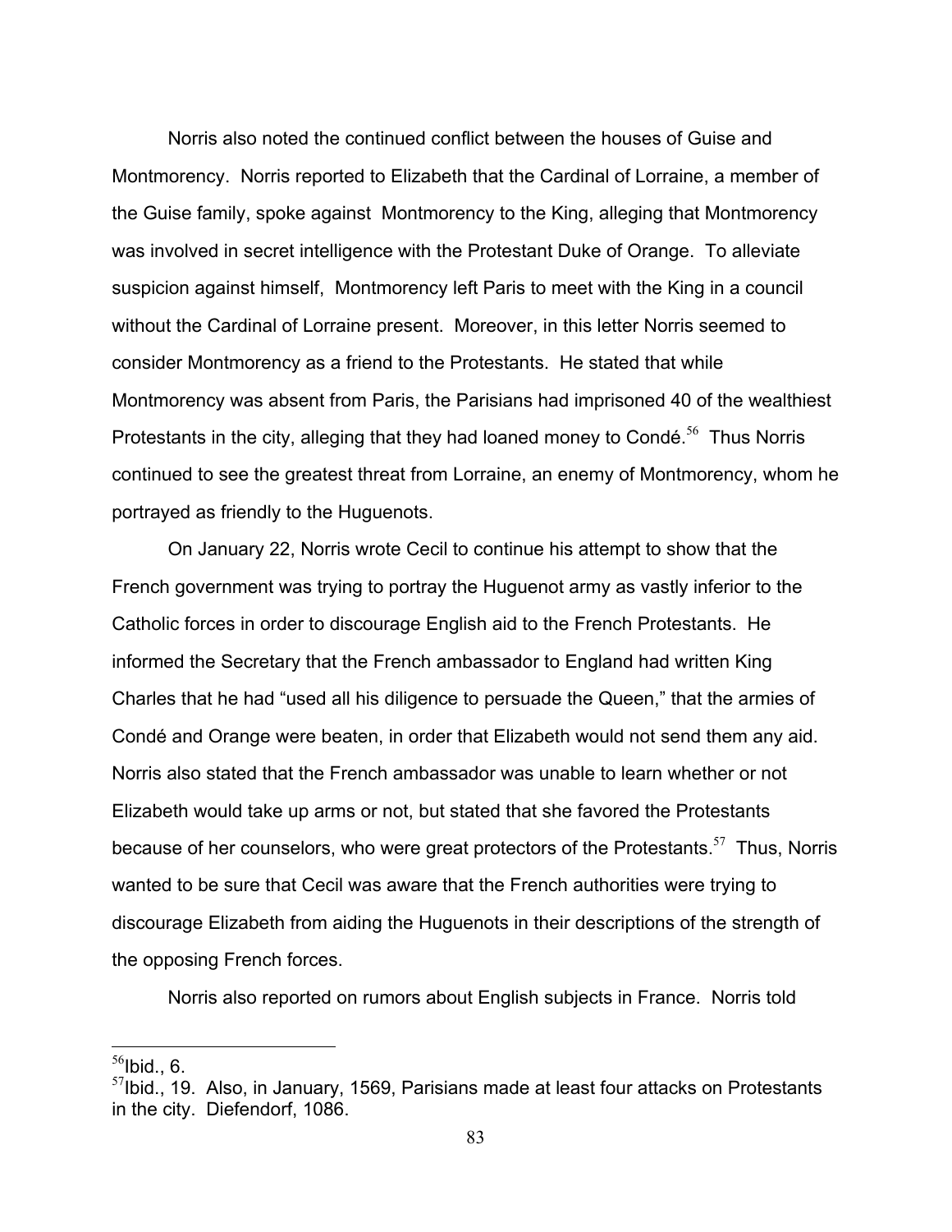Norris also noted the continued conflict between the houses of Guise and Montmorency. Norris reported to Elizabeth that the Cardinal of Lorraine, a member of the Guise family, spoke against Montmorency to the King, alleging that Montmorency was involved in secret intelligence with the Protestant Duke of Orange. To alleviate suspicion against himself, Montmorency left Paris to meet with the King in a council without the Cardinal of Lorraine present. Moreover, in this letter Norris seemed to consider Montmorency as a friend to the Protestants. He stated that while Montmorency was absent from Paris, the Parisians had imprisoned 40 of the wealthiest Protestants in the city, alleging that they had loaned money to Condé.[56] Thus Norris continued to see the greatest threat from Lorraine, an enemy of Montmorency, whom he portrayed as friendly to the Huguenots.

On January 22, Norris wrote Cecil to continue his attempt to show that the French government was trying to portray the Huguenot army as vastly inferior to the Catholic forces in order to discourage English aid to the French Protestants. He informed the Secretary that the French ambassador to England had written King Charles that he had "used all his diligence to persuade the Queen," that the armies of Condé and Orange were beaten, in order that Elizabeth would not send them any aid. Norris also stated that the French ambassador was unable to learn whether or not Elizabeth would take up arms or not, but stated that she favored the Protestants because of her counselors, who were great protectors of the Protestants.[57] Thus, Norris wanted to be sure that Cecil was aware that the French authorities were trying to discourage Elizabeth from aiding the Huguenots in their descriptions of the strength of the opposing French forces.

Norris also reported on rumors about English subjects in France. Norris told

---

[56] Ibid., 6.

[57] Ibid., 19. Also, in January, 1569, Parisians made at least four attacks on Protestants in the city. Diefendorf, 1086.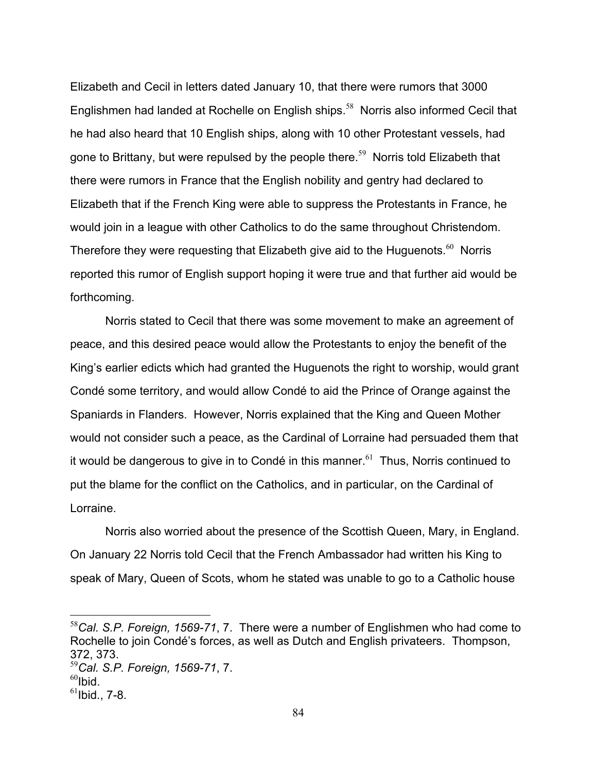Elizabeth and Cecil in letters dated January 10, that there were rumors that 3000 Englishmen had landed at Rochelle on English ships.[58] Norris also informed Cecil that he had also heard that 10 English ships, along with 10 other Protestant vessels, had gone to Brittany, but were repulsed by the people there.[59] Norris told Elizabeth that there were rumors in France that the English nobility and gentry had declared to Elizabeth that if the French King were able to suppress the Protestants in France, he would join in a league with other Catholics to do the same throughout Christendom. Therefore they were requesting that Elizabeth give aid to the Huguenots.[60] Norris reported this rumor of English support hoping it were true and that further aid would be forthcoming.

Norris stated to Cecil that there was some movement to make an agreement of peace, and this desired peace would allow the Protestants to enjoy the benefit of the King's earlier edicts which had granted the Huguenots the right to worship, would grant Condé some territory, and would allow Condé to aid the Prince of Orange against the Spaniards in Flanders. However, Norris explained that the King and Queen Mother would not consider such a peace, as the Cardinal of Lorraine had persuaded them that it would be dangerous to give in to Condé in this manner.[61] Thus, Norris continued to put the blame for the conflict on the Catholics, and in particular, on the Cardinal of Lorraine.

Norris also worried about the presence of the Scottish Queen, Mary, in England. On January 22 Norris told Cecil that the French Ambassador had written his King to speak of Mary, Queen of Scots, whom he stated was unable to go to a Catholic house

---

[58] *Cal. S.P. Foreign, 1569-71*, 7. There were a number of Englishmen who had come to Rochelle to join Condé's forces, as well as Dutch and English privateers. Thompson, 372, 373.

[59] *Cal. S.P. Foreign, 1569-71*, 7.

[60] Ibid.

[61] Ibid., 7-8.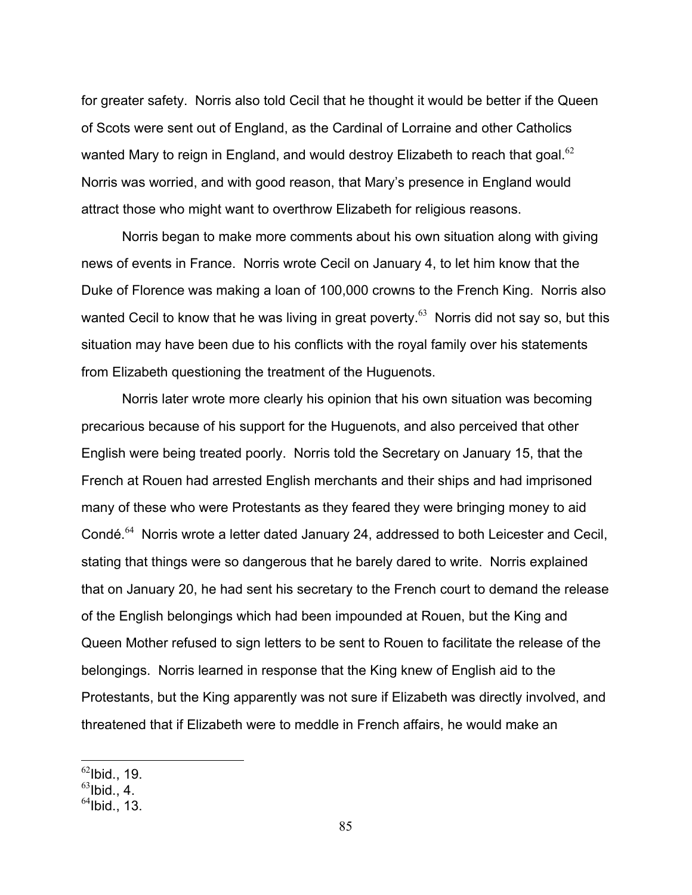for greater safety. Norris also told Cecil that he thought it would be better if the Queen of Scots were sent out of England, as the Cardinal of Lorraine and other Catholics wanted Mary to reign in England, and would destroy Elizabeth to reach that goal.[62] Norris was worried, and with good reason, that Mary's presence in England would attract those who might want to overthrow Elizabeth for religious reasons.

Norris began to make more comments about his own situation along with giving news of events in France. Norris wrote Cecil on January 4, to let him know that the Duke of Florence was making a loan of 100,000 crowns to the French King. Norris also wanted Cecil to know that he was living in great poverty.[63] Norris did not say so, but this situation may have been due to his conflicts with the royal family over his statements from Elizabeth questioning the treatment of the Huguenots.

Norris later wrote more clearly his opinion that his own situation was becoming precarious because of his support for the Huguenots, and also perceived that other English were being treated poorly. Norris told the Secretary on January 15, that the French at Rouen had arrested English merchants and their ships and had imprisoned many of these who were Protestants as they feared they were bringing money to aid Condé.[64] Norris wrote a letter dated January 24, addressed to both Leicester and Cecil, stating that things were so dangerous that he barely dared to write. Norris explained that on January 20, he had sent his secretary to the French court to demand the release of the English belongings which had been impounded at Rouen, but the King and Queen Mother refused to sign letters to be sent to Rouen to facilitate the release of the belongings. Norris learned in response that the King knew of English aid to the Protestants, but the King apparently was not sure if Elizabeth was directly involved, and threatened that if Elizabeth were to meddle in French affairs, he would make an

---

[62] Ibid., 19.

[63] Ibid., 4.

[64] Ibid., 13.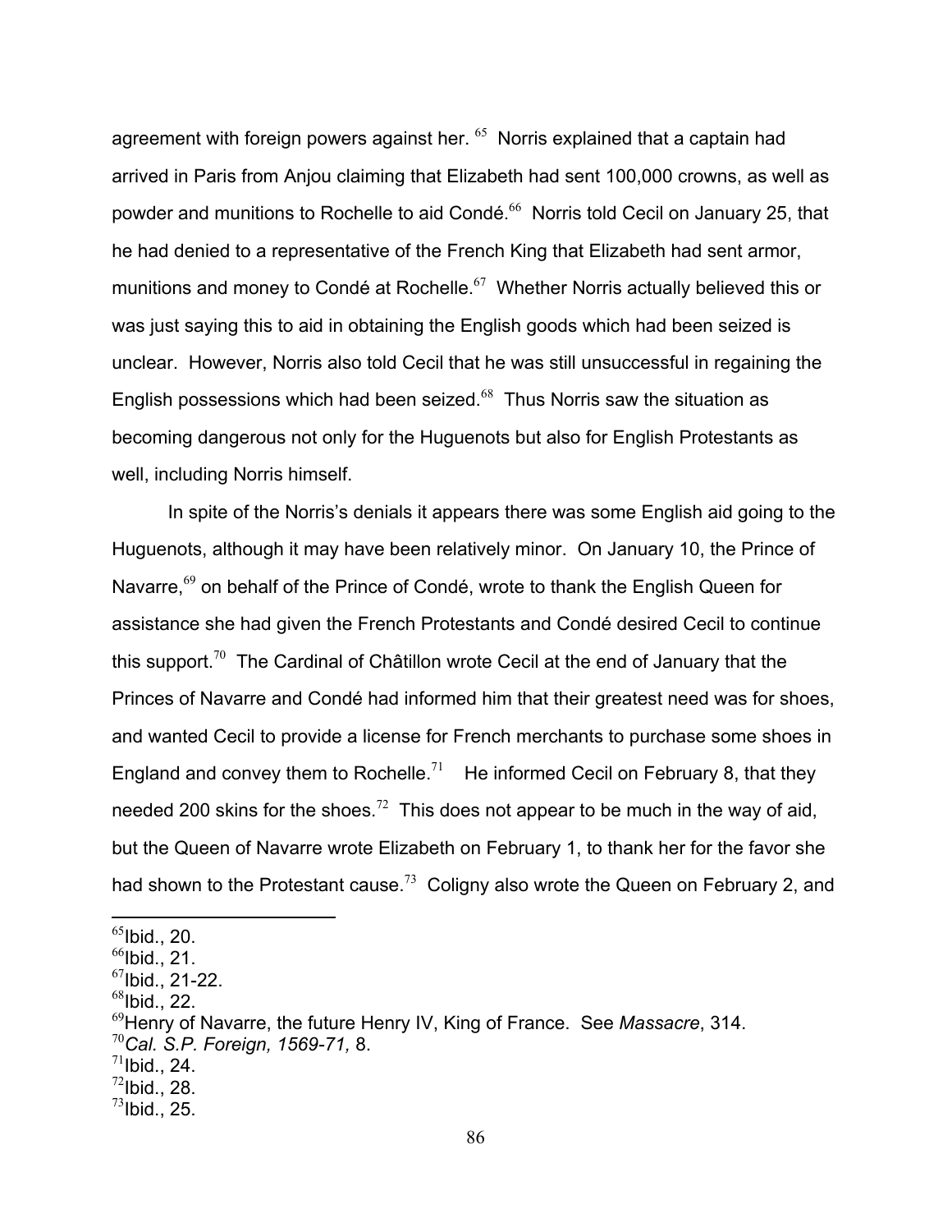agreement with foreign powers against her. [65] Norris explained that a captain had arrived in Paris from Anjou claiming that Elizabeth had sent 100,000 crowns, as well as powder and munitions to Rochelle to aid Condé.[66] Norris told Cecil on January 25, that he had denied to a representative of the French King that Elizabeth had sent armor, munitions and money to Condé at Rochelle.[67] Whether Norris actually believed this or was just saying this to aid in obtaining the English goods which had been seized is unclear. However, Norris also told Cecil that he was still unsuccessful in regaining the English possessions which had been seized.[68] Thus Norris saw the situation as becoming dangerous not only for the Huguenots but also for English Protestants as well, including Norris himself.

In spite of the Norris's denials it appears there was some English aid going to the Huguenots, although it may have been relatively minor. On January 10, the Prince of Navarre,[69] on behalf of the Prince of Condé, wrote to thank the English Queen for assistance she had given the French Protestants and Condé desired Cecil to continue this support.[70] The Cardinal of Châtillon wrote Cecil at the end of January that the Princes of Navarre and Condé had informed him that their greatest need was for shoes, and wanted Cecil to provide a license for French merchants to purchase some shoes in England and convey them to Rochelle.[71] He informed Cecil on February 8, that they needed 200 skins for the shoes.[72] This does not appear to be much in the way of aid, but the Queen of Navarre wrote Elizabeth on February 1, to thank her for the favor she had shown to the Protestant cause.[73] Coligny also wrote the Queen on February 2, and

---

[65] Ibid., 20.
[66] Ibid., 21.
[67] Ibid., 21-22.
[68] Ibid., 22.
[69] Henry of Navarre, the future Henry IV, King of France. See *Massacre*, 314.
[70] *Cal. S.P. Foreign, 1569-71,* 8.
[71] Ibid., 24.
[72] Ibid., 28.
[73] Ibid., 25.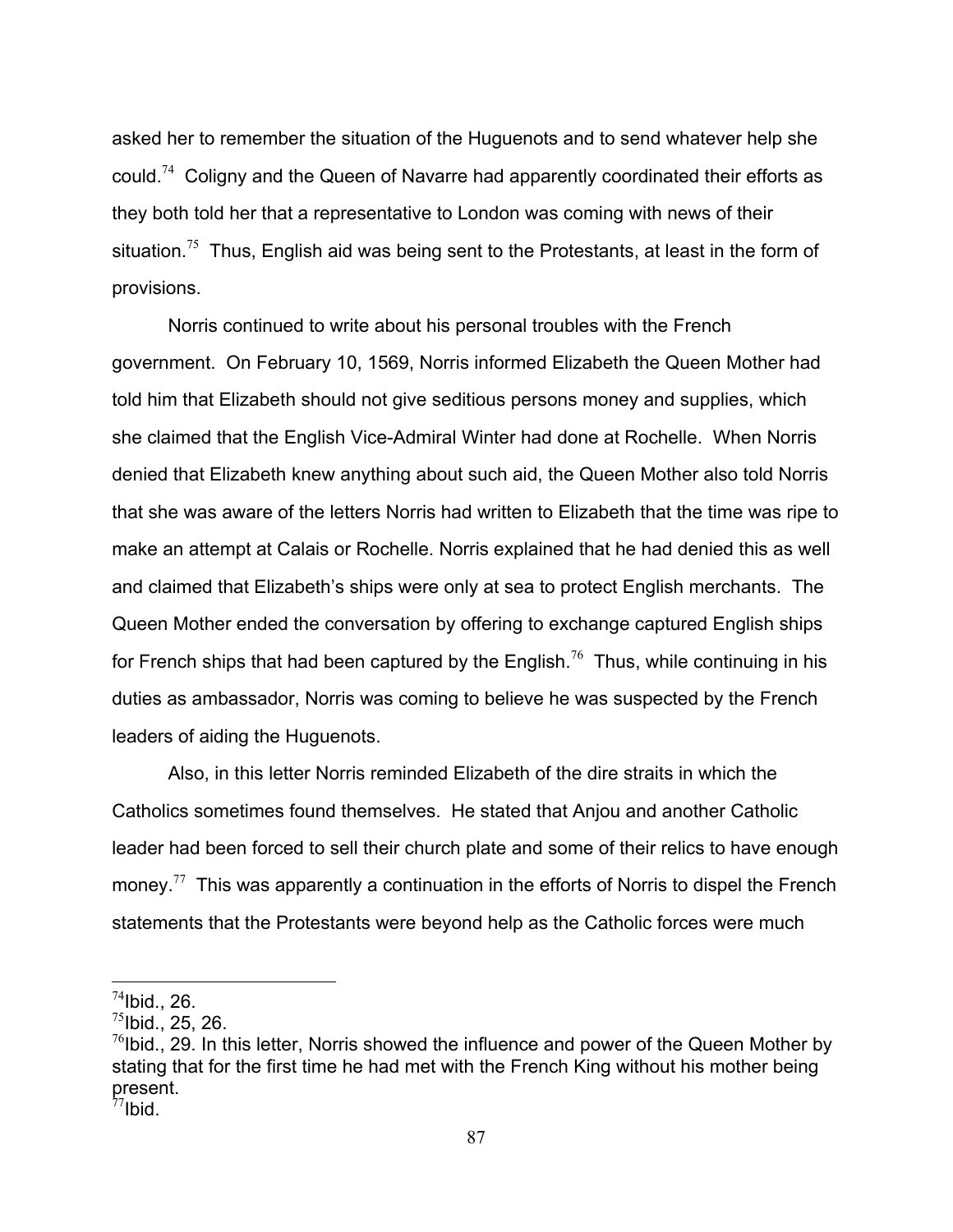asked her to remember the situation of the Huguenots and to send whatever help she could.[74] Coligny and the Queen of Navarre had apparently coordinated their efforts as they both told her that a representative to London was coming with news of their situation.[75] Thus, English aid was being sent to the Protestants, at least in the form of provisions.

Norris continued to write about his personal troubles with the French government. On February 10, 1569, Norris informed Elizabeth the Queen Mother had told him that Elizabeth should not give seditious persons money and supplies, which she claimed that the English Vice-Admiral Winter had done at Rochelle. When Norris denied that Elizabeth knew anything about such aid, the Queen Mother also told Norris that she was aware of the letters Norris had written to Elizabeth that the time was ripe to make an attempt at Calais or Rochelle. Norris explained that he had denied this as well and claimed that Elizabeth's ships were only at sea to protect English merchants. The Queen Mother ended the conversation by offering to exchange captured English ships for French ships that had been captured by the English.[76] Thus, while continuing in his duties as ambassador, Norris was coming to believe he was suspected by the French leaders of aiding the Huguenots.

Also, in this letter Norris reminded Elizabeth of the dire straits in which the Catholics sometimes found themselves. He stated that Anjou and another Catholic leader had been forced to sell their church plate and some of their relics to have enough money.[77] This was apparently a continuation in the efforts of Norris to dispel the French statements that the Protestants were beyond help as the Catholic forces were much

---

[74] Ibid., 26.

[75] Ibid., 25, 26.

[76] Ibid., 29. In this letter, Norris showed the influence and power of the Queen Mother by stating that for the first time he had met with the French King without his mother being present.

[77] Ibid.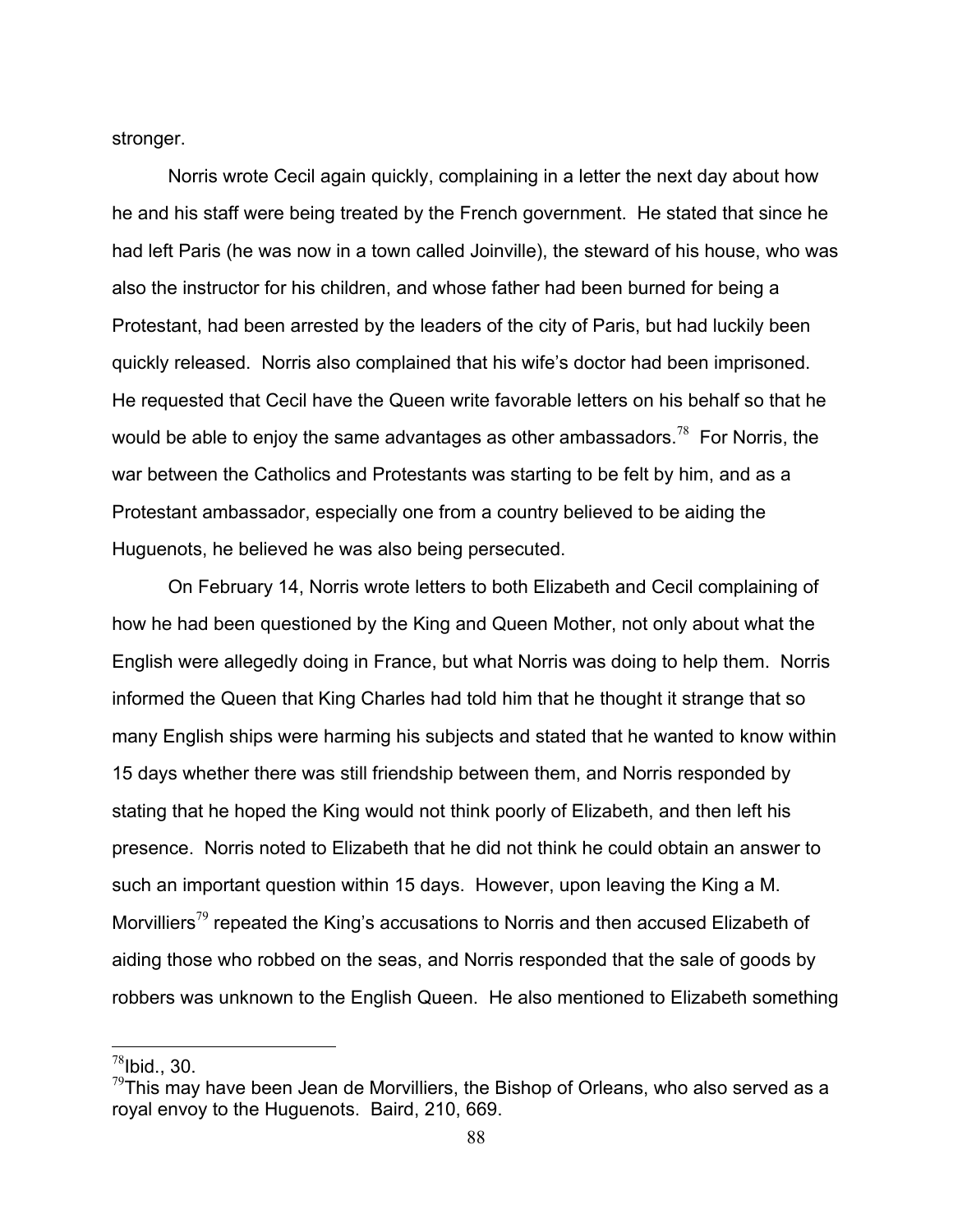stronger.

Norris wrote Cecil again quickly, complaining in a letter the next day about how he and his staff were being treated by the French government. He stated that since he had left Paris (he was now in a town called Joinville), the steward of his house, who was also the instructor for his children, and whose father had been burned for being a Protestant, had been arrested by the leaders of the city of Paris, but had luckily been quickly released. Norris also complained that his wife's doctor had been imprisoned. He requested that Cecil have the Queen write favorable letters on his behalf so that he would be able to enjoy the same advantages as other ambassadors.[78] For Norris, the war between the Catholics and Protestants was starting to be felt by him, and as a Protestant ambassador, especially one from a country believed to be aiding the Huguenots, he believed he was also being persecuted.

On February 14, Norris wrote letters to both Elizabeth and Cecil complaining of how he had been questioned by the King and Queen Mother, not only about what the English were allegedly doing in France, but what Norris was doing to help them. Norris informed the Queen that King Charles had told him that he thought it strange that so many English ships were harming his subjects and stated that he wanted to know within 15 days whether there was still friendship between them, and Norris responded by stating that he hoped the King would not think poorly of Elizabeth, and then left his presence. Norris noted to Elizabeth that he did not think he could obtain an answer to such an important question within 15 days. However, upon leaving the King a M. Morvilliers[79] repeated the King's accusations to Norris and then accused Elizabeth of aiding those who robbed on the seas, and Norris responded that the sale of goods by robbers was unknown to the English Queen. He also mentioned to Elizabeth something

[78] Ibid., 30.

[79] This may have been Jean de Morvilliers, the Bishop of Orleans, who also served as a royal envoy to the Huguenots. Baird, 210, 669.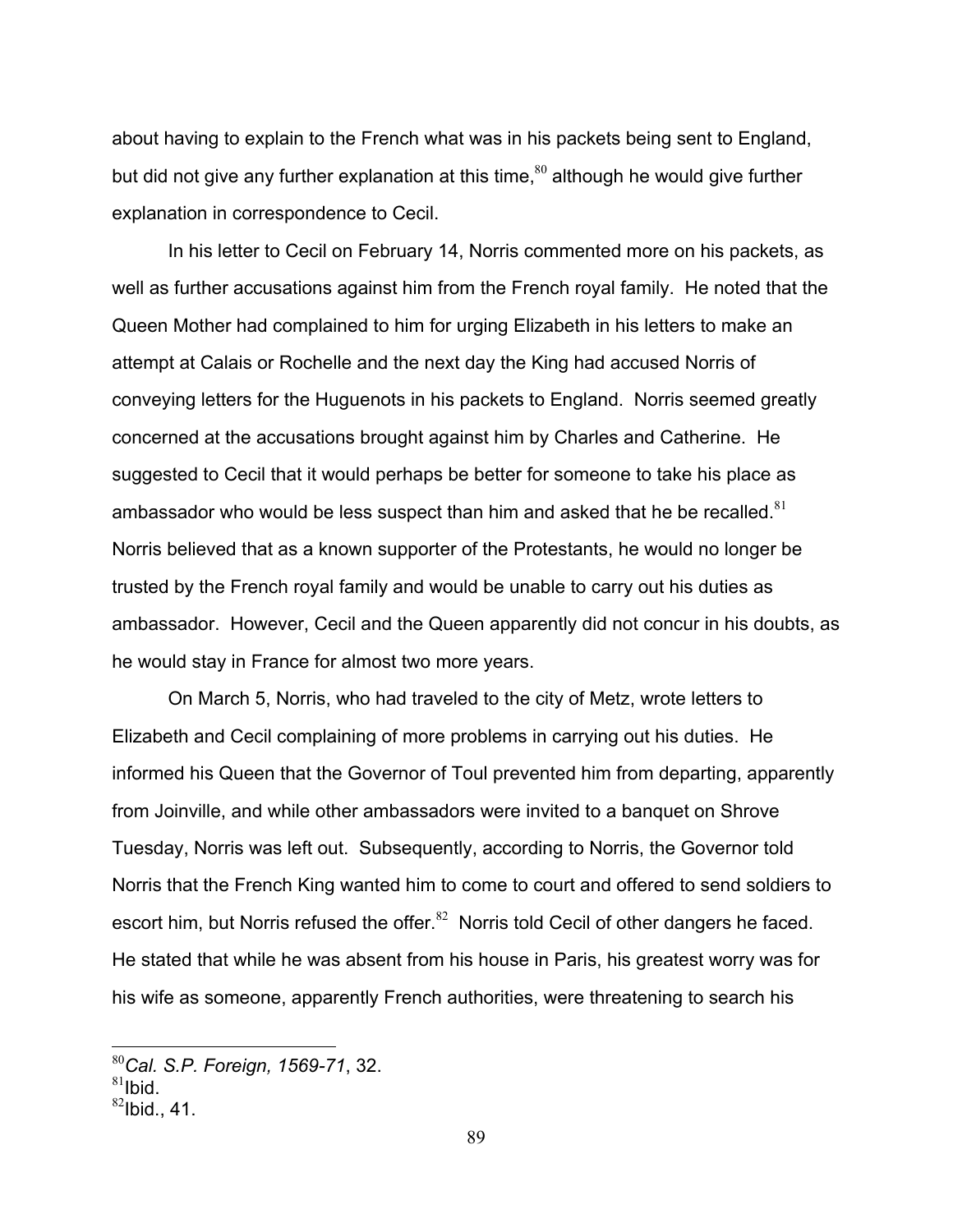about having to explain to the French what was in his packets being sent to England, but did not give any further explanation at this time,[80] although he would give further explanation in correspondence to Cecil.

In his letter to Cecil on February 14, Norris commented more on his packets, as well as further accusations against him from the French royal family. He noted that the Queen Mother had complained to him for urging Elizabeth in his letters to make an attempt at Calais or Rochelle and the next day the King had accused Norris of conveying letters for the Huguenots in his packets to England. Norris seemed greatly concerned at the accusations brought against him by Charles and Catherine. He suggested to Cecil that it would perhaps be better for someone to take his place as ambassador who would be less suspect than him and asked that he be recalled.[81] Norris believed that as a known supporter of the Protestants, he would no longer be trusted by the French royal family and would be unable to carry out his duties as ambassador. However, Cecil and the Queen apparently did not concur in his doubts, as he would stay in France for almost two more years.

On March 5, Norris, who had traveled to the city of Metz, wrote letters to Elizabeth and Cecil complaining of more problems in carrying out his duties. He informed his Queen that the Governor of Toul prevented him from departing, apparently from Joinville, and while other ambassadors were invited to a banquet on Shrove Tuesday, Norris was left out. Subsequently, according to Norris, the Governor told Norris that the French King wanted him to come to court and offered to send soldiers to escort him, but Norris refused the offer.[82] Norris told Cecil of other dangers he faced. He stated that while he was absent from his house in Paris, his greatest worry was for his wife as someone, apparently French authorities, were threatening to search his

---

[80] *Cal. S.P. Foreign, 1569-71*, 32.

[81] Ibid.

[82] Ibid., 41.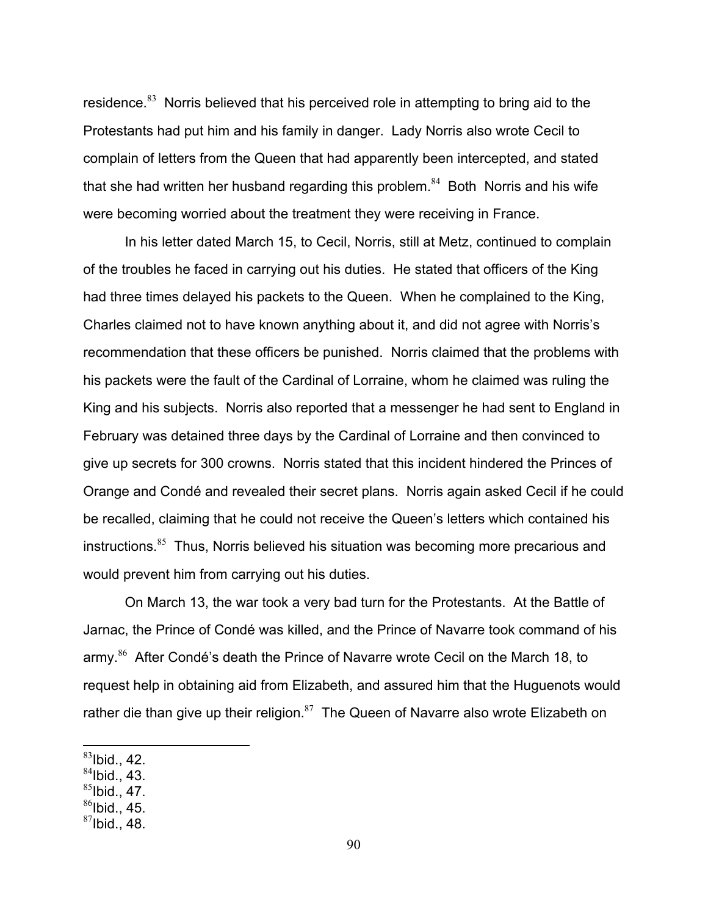residence.[83] Norris believed that his perceived role in attempting to bring aid to the Protestants had put him and his family in danger. Lady Norris also wrote Cecil to complain of letters from the Queen that had apparently been intercepted, and stated that she had written her husband regarding this problem.[84] Both Norris and his wife were becoming worried about the treatment they were receiving in France.

In his letter dated March 15, to Cecil, Norris, still at Metz, continued to complain of the troubles he faced in carrying out his duties. He stated that officers of the King had three times delayed his packets to the Queen. When he complained to the King, Charles claimed not to have known anything about it, and did not agree with Norris's recommendation that these officers be punished. Norris claimed that the problems with his packets were the fault of the Cardinal of Lorraine, whom he claimed was ruling the King and his subjects. Norris also reported that a messenger he had sent to England in February was detained three days by the Cardinal of Lorraine and then convinced to give up secrets for 300 crowns. Norris stated that this incident hindered the Princes of Orange and Condé and revealed their secret plans. Norris again asked Cecil if he could be recalled, claiming that he could not receive the Queen's letters which contained his instructions.[85] Thus, Norris believed his situation was becoming more precarious and would prevent him from carrying out his duties.

On March 13, the war took a very bad turn for the Protestants. At the Battle of Jarnac, the Prince of Condé was killed, and the Prince of Navarre took command of his army.[86] After Condé's death the Prince of Navarre wrote Cecil on the March 18, to request help in obtaining aid from Elizabeth, and assured him that the Huguenots would rather die than give up their religion.[87] The Queen of Navarre also wrote Elizabeth on

---

[83] Ibid., 42.
[84] Ibid., 43.
[85] Ibid., 47.
[86] Ibid., 45.
[87] Ibid., 48.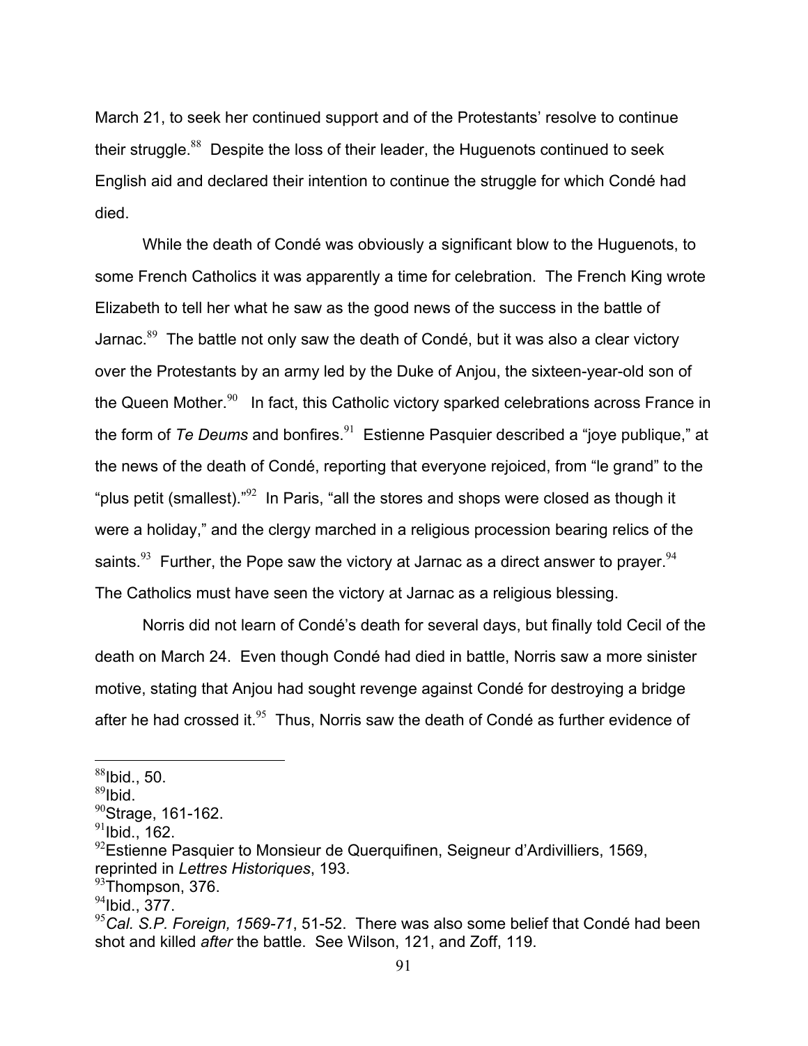March 21, to seek her continued support and of the Protestants' resolve to continue their struggle.[88] Despite the loss of their leader, the Huguenots continued to seek English aid and declared their intention to continue the struggle for which Condé had died.

While the death of Condé was obviously a significant blow to the Huguenots, to some French Catholics it was apparently a time for celebration. The French King wrote Elizabeth to tell her what he saw as the good news of the success in the battle of Jarnac.[89] The battle not only saw the death of Condé, but it was also a clear victory over the Protestants by an army led by the Duke of Anjou, the sixteen-year-old son of the Queen Mother.[90] In fact, this Catholic victory sparked celebrations across France in the form of *Te Deums* and bonfires.[91] Estienne Pasquier described a "joye publique," at the news of the death of Condé, reporting that everyone rejoiced, from "le grand" to the "plus petit (smallest)."[92] In Paris, "all the stores and shops were closed as though it were a holiday," and the clergy marched in a religious procession bearing relics of the saints.[93] Further, the Pope saw the victory at Jarnac as a direct answer to prayer.[94] The Catholics must have seen the victory at Jarnac as a religious blessing.

Norris did not learn of Condé's death for several days, but finally told Cecil of the death on March 24. Even though Condé had died in battle, Norris saw a more sinister motive, stating that Anjou had sought revenge against Condé for destroying a bridge after he had crossed it.[95] Thus, Norris saw the death of Condé as further evidence of

---

[88] Ibid., 50.
[89] Ibid.
[90] Strage, 161-162.
[91] Ibid., 162.
[92] Estienne Pasquier to Monsieur de Querquifinen, Seigneur d'Ardivilliers, 1569, reprinted in *Lettres Historiques*, 193.
[93] Thompson, 376.
[94] Ibid., 377.
[95] *Cal. S.P. Foreign, 1569-71*, 51-52. There was also some belief that Condé had been shot and killed *after* the battle. See Wilson, 121, and Zoff, 119.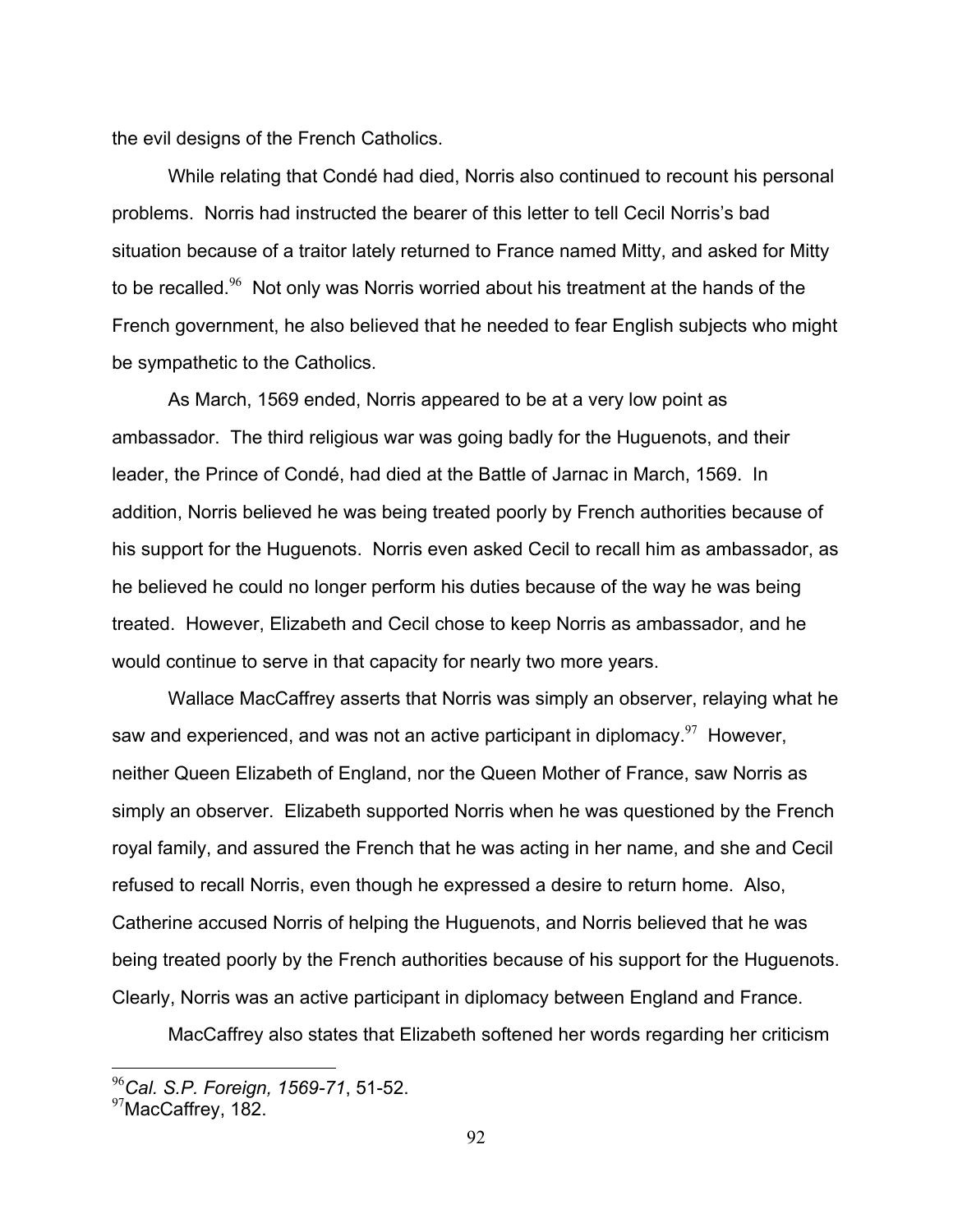the evil designs of the French Catholics.

While relating that Condé had died, Norris also continued to recount his personal problems. Norris had instructed the bearer of this letter to tell Cecil Norris's bad situation because of a traitor lately returned to France named Mitty, and asked for Mitty to be recalled.[96] Not only was Norris worried about his treatment at the hands of the French government, he also believed that he needed to fear English subjects who might be sympathetic to the Catholics.

As March, 1569 ended, Norris appeared to be at a very low point as ambassador. The third religious war was going badly for the Huguenots, and their leader, the Prince of Condé, had died at the Battle of Jarnac in March, 1569. In addition, Norris believed he was being treated poorly by French authorities because of his support for the Huguenots. Norris even asked Cecil to recall him as ambassador, as he believed he could no longer perform his duties because of the way he was being treated. However, Elizabeth and Cecil chose to keep Norris as ambassador, and he would continue to serve in that capacity for nearly two more years.

Wallace MacCaffrey asserts that Norris was simply an observer, relaying what he saw and experienced, and was not an active participant in diplomacy.[97] However, neither Queen Elizabeth of England, nor the Queen Mother of France, saw Norris as simply an observer. Elizabeth supported Norris when he was questioned by the French royal family, and assured the French that he was acting in her name, and she and Cecil refused to recall Norris, even though he expressed a desire to return home. Also, Catherine accused Norris of helping the Huguenots, and Norris believed that he was being treated poorly by the French authorities because of his support for the Huguenots. Clearly, Norris was an active participant in diplomacy between England and France.

MacCaffrey also states that Elizabeth softened her words regarding her criticism

---

[96] *Cal. S.P. Foreign, 1569-71*, 51-52.

[97] MacCaffrey, 182.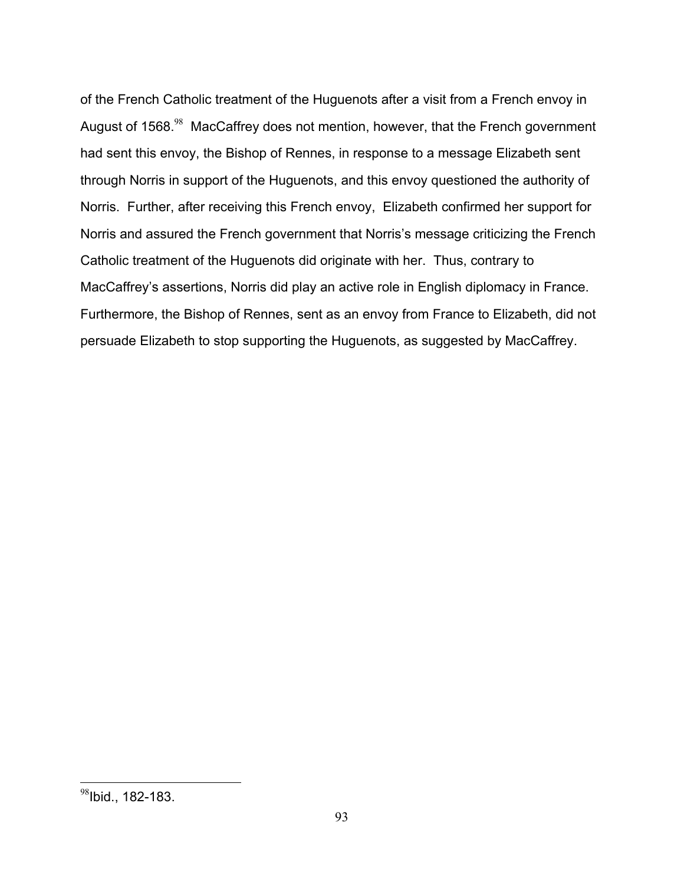of the French Catholic treatment of the Huguenots after a visit from a French envoy in August of 1568.[98] MacCaffrey does not mention, however, that the French government had sent this envoy, the Bishop of Rennes, in response to a message Elizabeth sent through Norris in support of the Huguenots, and this envoy questioned the authority of Norris. Further, after receiving this French envoy, Elizabeth confirmed her support for Norris and assured the French government that Norris's message criticizing the French Catholic treatment of the Huguenots did originate with her. Thus, contrary to MacCaffrey's assertions, Norris did play an active role in English diplomacy in France. Furthermore, the Bishop of Rennes, sent as an envoy from France to Elizabeth, did not persuade Elizabeth to stop supporting the Huguenots, as suggested by MacCaffrey.

---

[98] Ibid., 182-183.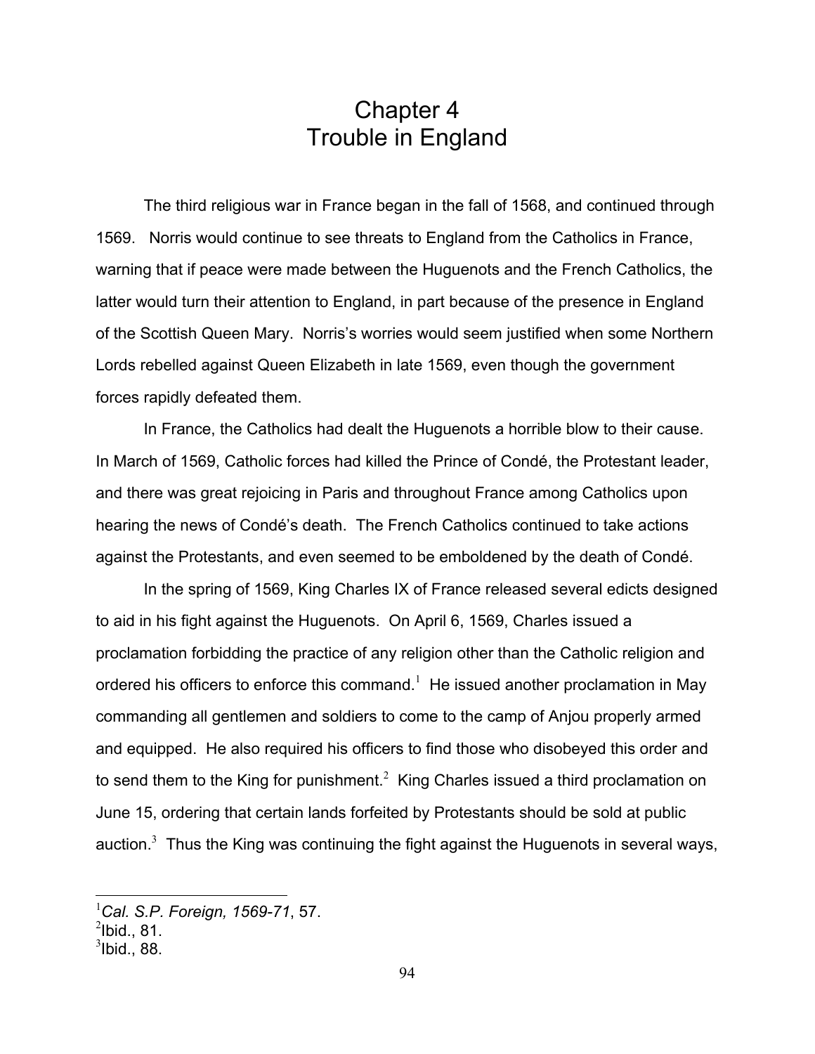# Chapter 4
# Trouble in England

The third religious war in France began in the fall of 1568, and continued through 1569. Norris would continue to see threats to England from the Catholics in France, warning that if peace were made between the Huguenots and the French Catholics, the latter would turn their attention to England, in part because of the presence in England of the Scottish Queen Mary. Norris's worries would seem justified when some Northern Lords rebelled against Queen Elizabeth in late 1569, even though the government forces rapidly defeated them.

In France, the Catholics had dealt the Huguenots a horrible blow to their cause. In March of 1569, Catholic forces had killed the Prince of Condé, the Protestant leader, and there was great rejoicing in Paris and throughout France among Catholics upon hearing the news of Condé's death. The French Catholics continued to take actions against the Protestants, and even seemed to be emboldened by the death of Condé.

In the spring of 1569, King Charles IX of France released several edicts designed to aid in his fight against the Huguenots. On April 6, 1569, Charles issued a proclamation forbidding the practice of any religion other than the Catholic religion and ordered his officers to enforce this command.[1] He issued another proclamation in May commanding all gentlemen and soldiers to come to the camp of Anjou properly armed and equipped. He also required his officers to find those who disobeyed this order and to send them to the King for punishment.[2] King Charles issued a third proclamation on June 15, ordering that certain lands forfeited by Protestants should be sold at public auction.[3] Thus the King was continuing the fight against the Huguenots in several ways,

---

[1] *Cal. S.P. Foreign, 1569-71*, 57.
[2] Ibid., 81.
[3] Ibid., 88.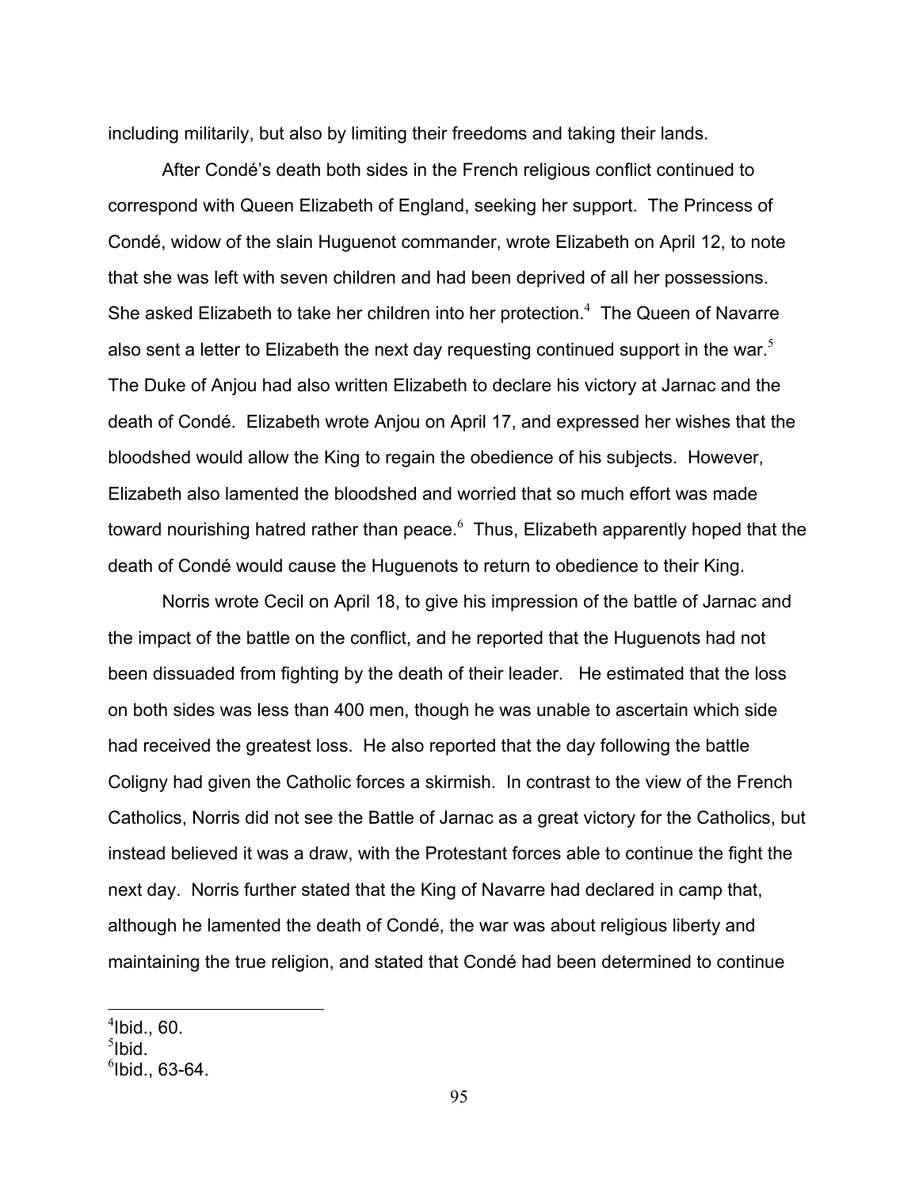including militarily, but also by limiting their freedoms and taking their lands.

After Condé's death both sides in the French religious conflict continued to correspond with Queen Elizabeth of England, seeking her support. The Princess of Condé, widow of the slain Huguenot commander, wrote Elizabeth on April 12, to note that she was left with seven children and had been deprived of all her possessions. She asked Elizabeth to take her children into her protection.[4] The Queen of Navarre also sent a letter to Elizabeth the next day requesting continued support in the war.[5] The Duke of Anjou had also written Elizabeth to declare his victory at Jarnac and the death of Condé. Elizabeth wrote Anjou on April 17, and expressed her wishes that the bloodshed would allow the King to regain the obedience of his subjects. However, Elizabeth also lamented the bloodshed and worried that so much effort was made toward nourishing hatred rather than peace.[6] Thus, Elizabeth apparently hoped that the death of Condé would cause the Huguenots to return to obedience to their King.

Norris wrote Cecil on April 18, to give his impression of the battle of Jarnac and the impact of the battle on the conflict, and he reported that the Huguenots had not been dissuaded from fighting by the death of their leader. He estimated that the loss on both sides was less than 400 men, though he was unable to ascertain which side had received the greatest loss. He also reported that the day following the battle Coligny had given the Catholic forces a skirmish. In contrast to the view of the French Catholics, Norris did not see the Battle of Jarnac as a great victory for the Catholics, but instead believed it was a draw, with the Protestant forces able to continue the fight the next day. Norris further stated that the King of Navarre had declared in camp that, although he lamented the death of Condé, the war was about religious liberty and maintaining the true religion, and stated that Condé had been determined to continue

[4] Ibid., 60.
[5] Ibid.
[6] Ibid., 63-64.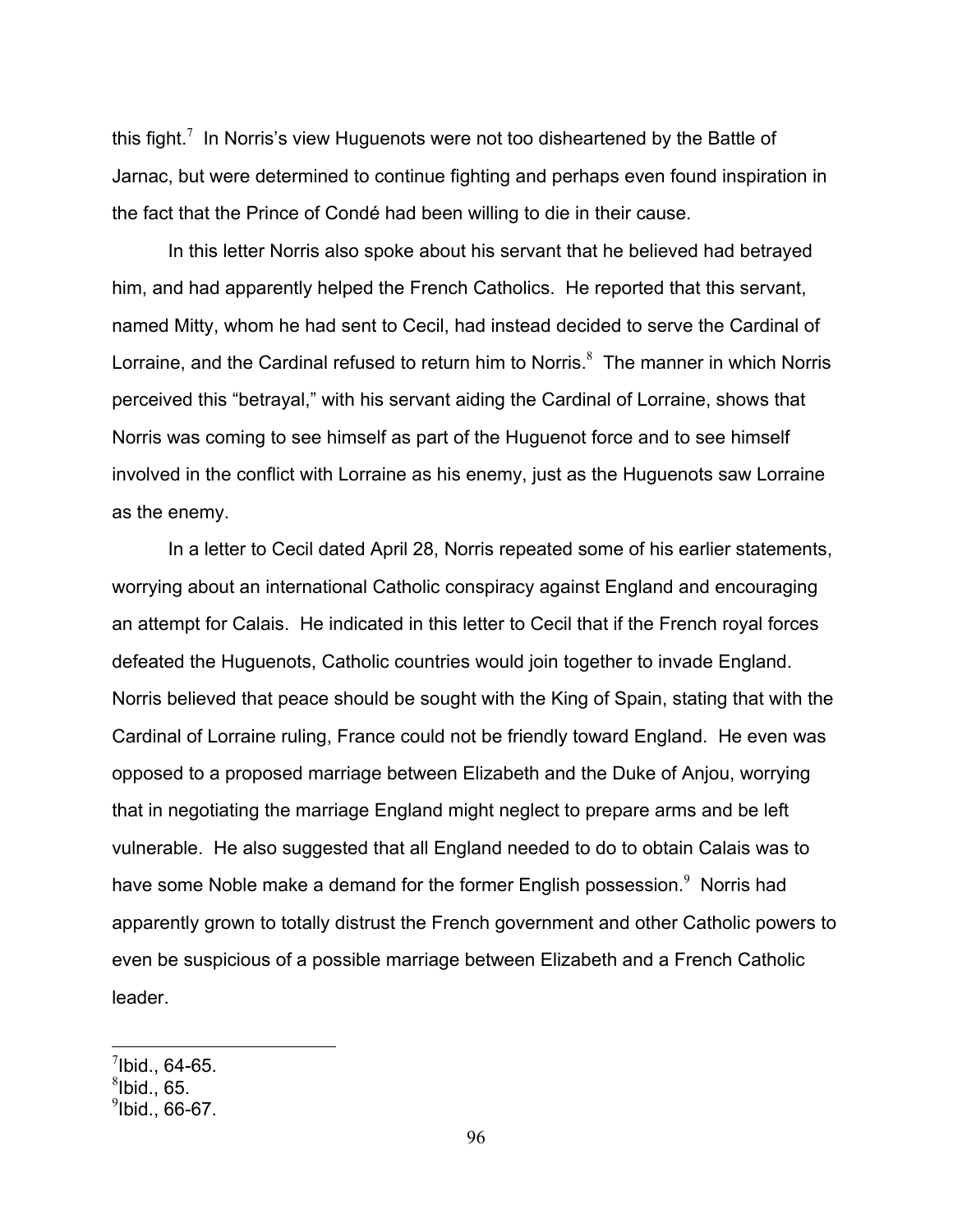this fight.[7] In Norris's view Huguenots were not too disheartened by the Battle of Jarnac, but were determined to continue fighting and perhaps even found inspiration in the fact that the Prince of Condé had been willing to die in their cause.

In this letter Norris also spoke about his servant that he believed had betrayed him, and had apparently helped the French Catholics. He reported that this servant, named Mitty, whom he had sent to Cecil, had instead decided to serve the Cardinal of Lorraine, and the Cardinal refused to return him to Norris.[8] The manner in which Norris perceived this "betrayal," with his servant aiding the Cardinal of Lorraine, shows that Norris was coming to see himself as part of the Huguenot force and to see himself involved in the conflict with Lorraine as his enemy, just as the Huguenots saw Lorraine as the enemy.

In a letter to Cecil dated April 28, Norris repeated some of his earlier statements, worrying about an international Catholic conspiracy against England and encouraging an attempt for Calais. He indicated in this letter to Cecil that if the French royal forces defeated the Huguenots, Catholic countries would join together to invade England. Norris believed that peace should be sought with the King of Spain, stating that with the Cardinal of Lorraine ruling, France could not be friendly toward England. He even was opposed to a proposed marriage between Elizabeth and the Duke of Anjou, worrying that in negotiating the marriage England might neglect to prepare arms and be left vulnerable. He also suggested that all England needed to do to obtain Calais was to have some Noble make a demand for the former English possession.[9] Norris had apparently grown to totally distrust the French government and other Catholic powers to even be suspicious of a possible marriage between Elizabeth and a French Catholic leader.

---

[7]Ibid., 64-65.
[8]Ibid., 65.
[9]Ibid., 66-67.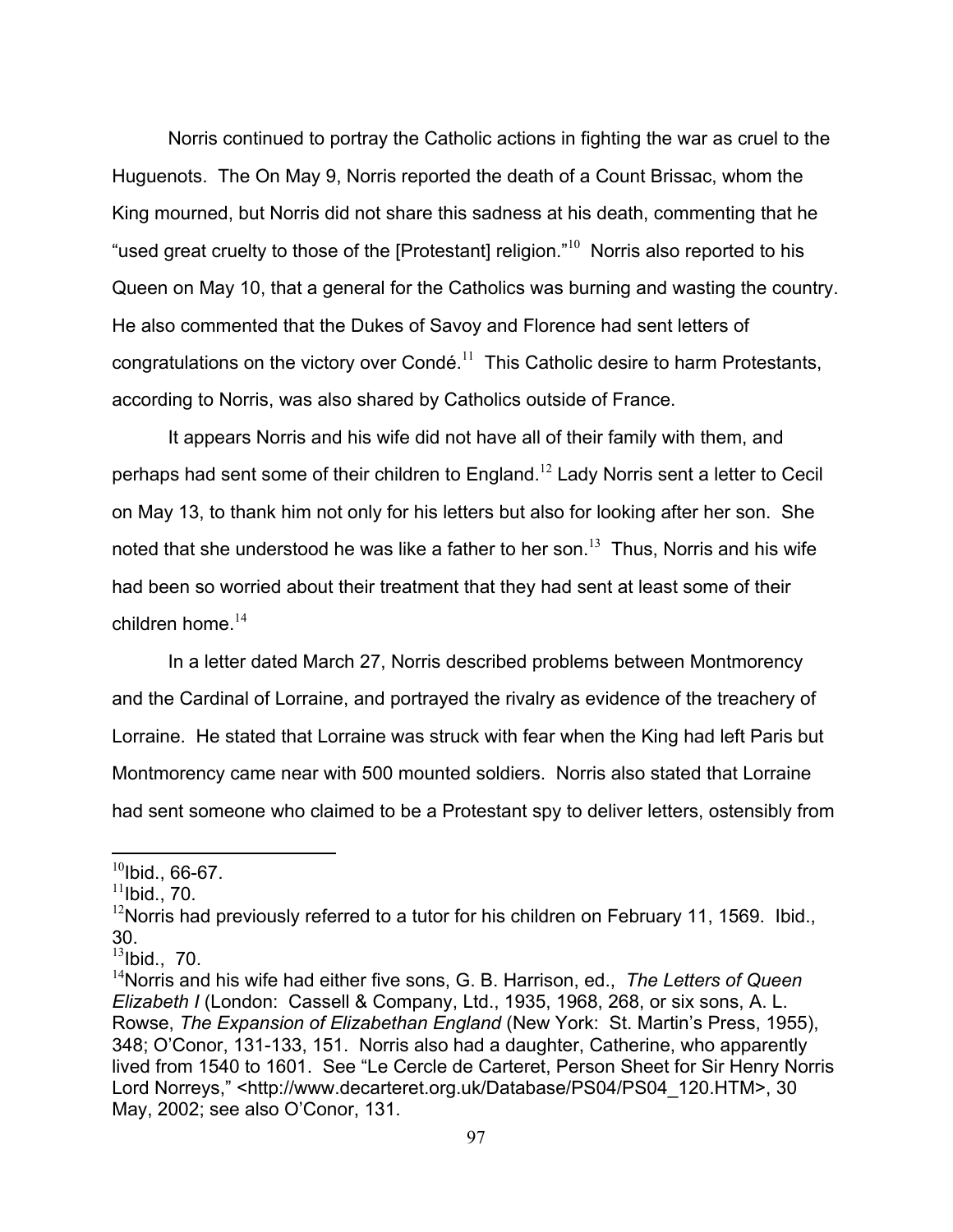Norris continued to portray the Catholic actions in fighting the war as cruel to the Huguenots. The On May 9, Norris reported the death of a Count Brissac, whom the King mourned, but Norris did not share this sadness at his death, commenting that he "used great cruelty to those of the [Protestant] religion."[10] Norris also reported to his Queen on May 10, that a general for the Catholics was burning and wasting the country. He also commented that the Dukes of Savoy and Florence had sent letters of congratulations on the victory over Condé.[11] This Catholic desire to harm Protestants, according to Norris, was also shared by Catholics outside of France.

It appears Norris and his wife did not have all of their family with them, and perhaps had sent some of their children to England.[12] Lady Norris sent a letter to Cecil on May 13, to thank him not only for his letters but also for looking after her son. She noted that she understood he was like a father to her son.[13] Thus, Norris and his wife had been so worried about their treatment that they had sent at least some of their children home.[14]

In a letter dated March 27, Norris described problems between Montmorency and the Cardinal of Lorraine, and portrayed the rivalry as evidence of the treachery of Lorraine. He stated that Lorraine was struck with fear when the King had left Paris but Montmorency came near with 500 mounted soldiers. Norris also stated that Lorraine had sent someone who claimed to be a Protestant spy to deliver letters, ostensibly from

---

[10]Ibid., 66-67.

[11]Ibid., 70.

[12]Norris had previously referred to a tutor for his children on February 11, 1569. Ibid., 30.

[13]Ibid., 70.

[14]Norris and his wife had either five sons, G. B. Harrison, ed., *The Letters of Queen Elizabeth I* (London: Cassell & Company, Ltd., 1935, 1968, 268, or six sons, A. L. Rowse, *The Expansion of Elizabethan England* (New York: St. Martin's Press, 1955), 348; O'Conor, 131-133, 151. Norris also had a daughter, Catherine, who apparently lived from 1540 to 1601. See "Le Cercle de Carteret, Person Sheet for Sir Henry Norris Lord Norreys," <http://www.decarteret.org.uk/Database/PS04/PS04_120.HTM>, 30 May, 2002; see also O'Conor, 131.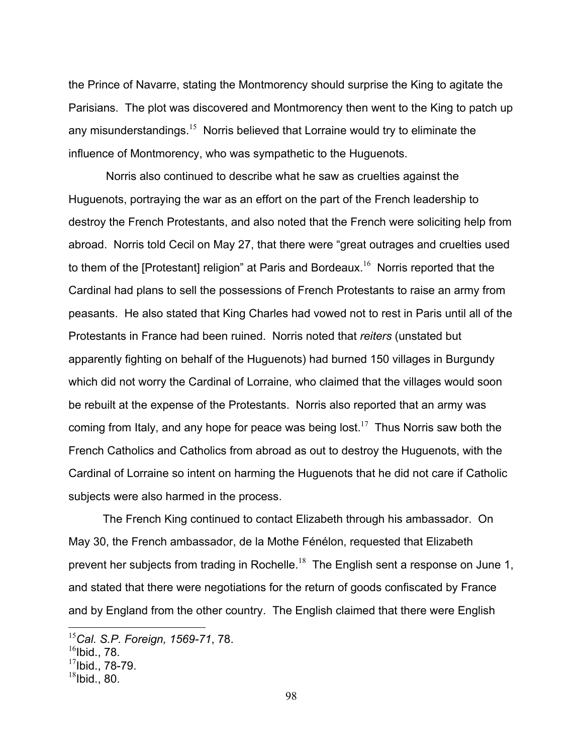the Prince of Navarre, stating the Montmorency should surprise the King to agitate the Parisians. The plot was discovered and Montmorency then went to the King to patch up any misunderstandings.[15] Norris believed that Lorraine would try to eliminate the influence of Montmorency, who was sympathetic to the Huguenots.

Norris also continued to describe what he saw as cruelties against the Huguenots, portraying the war as an effort on the part of the French leadership to destroy the French Protestants, and also noted that the French were soliciting help from abroad. Norris told Cecil on May 27, that there were "great outrages and cruelties used to them of the [Protestant] religion" at Paris and Bordeaux.[16] Norris reported that the Cardinal had plans to sell the possessions of French Protestants to raise an army from peasants. He also stated that King Charles had vowed not to rest in Paris until all of the Protestants in France had been ruined. Norris noted that *reiters* (unstated but apparently fighting on behalf of the Huguenots) had burned 150 villages in Burgundy which did not worry the Cardinal of Lorraine, who claimed that the villages would soon be rebuilt at the expense of the Protestants. Norris also reported that an army was coming from Italy, and any hope for peace was being lost.[17] Thus Norris saw both the French Catholics and Catholics from abroad as out to destroy the Huguenots, with the Cardinal of Lorraine so intent on harming the Huguenots that he did not care if Catholic subjects were also harmed in the process.

The French King continued to contact Elizabeth through his ambassador. On May 30, the French ambassador, de la Mothe Fénélon, requested that Elizabeth prevent her subjects from trading in Rochelle.[18] The English sent a response on June 1, and stated that there were negotiations for the return of goods confiscated by France and by England from the other country. The English claimed that there were English

---

[15] *Cal. S.P. Foreign, 1569-71*, 78.
[16] Ibid., 78.
[17] Ibid., 78-79.
[18] Ibid., 80.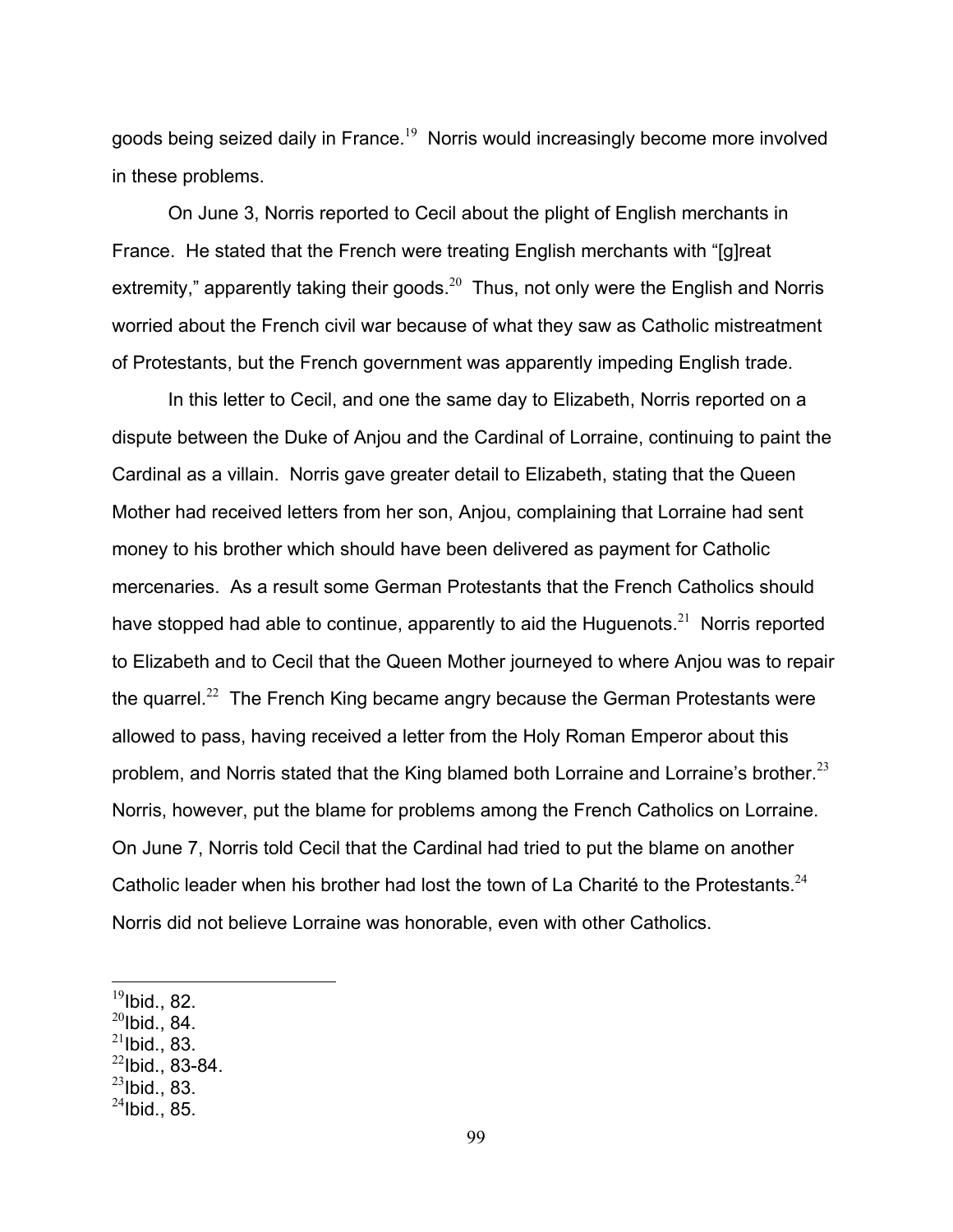goods being seized daily in France.[19] Norris would increasingly become more involved in these problems.

On June 3, Norris reported to Cecil about the plight of English merchants in France. He stated that the French were treating English merchants with "[g]reat extremity," apparently taking their goods.[20] Thus, not only were the English and Norris worried about the French civil war because of what they saw as Catholic mistreatment of Protestants, but the French government was apparently impeding English trade.

In this letter to Cecil, and one the same day to Elizabeth, Norris reported on a dispute between the Duke of Anjou and the Cardinal of Lorraine, continuing to paint the Cardinal as a villain. Norris gave greater detail to Elizabeth, stating that the Queen Mother had received letters from her son, Anjou, complaining that Lorraine had sent money to his brother which should have been delivered as payment for Catholic mercenaries. As a result some German Protestants that the French Catholics should have stopped had able to continue, apparently to aid the Huguenots.[21] Norris reported to Elizabeth and to Cecil that the Queen Mother journeyed to where Anjou was to repair the quarrel.[22] The French King became angry because the German Protestants were allowed to pass, having received a letter from the Holy Roman Emperor about this problem, and Norris stated that the King blamed both Lorraine and Lorraine's brother.[23] Norris, however, put the blame for problems among the French Catholics on Lorraine. On June 7, Norris told Cecil that the Cardinal had tried to put the blame on another Catholic leader when his brother had lost the town of La Charité to the Protestants.[24] Norris did not believe Lorraine was honorable, even with other Catholics.

---

[19] Ibid., 82.
[20] Ibid., 84.
[21] Ibid., 83.
[22] Ibid., 83-84.
[23] Ibid., 83.
[24] Ibid., 85.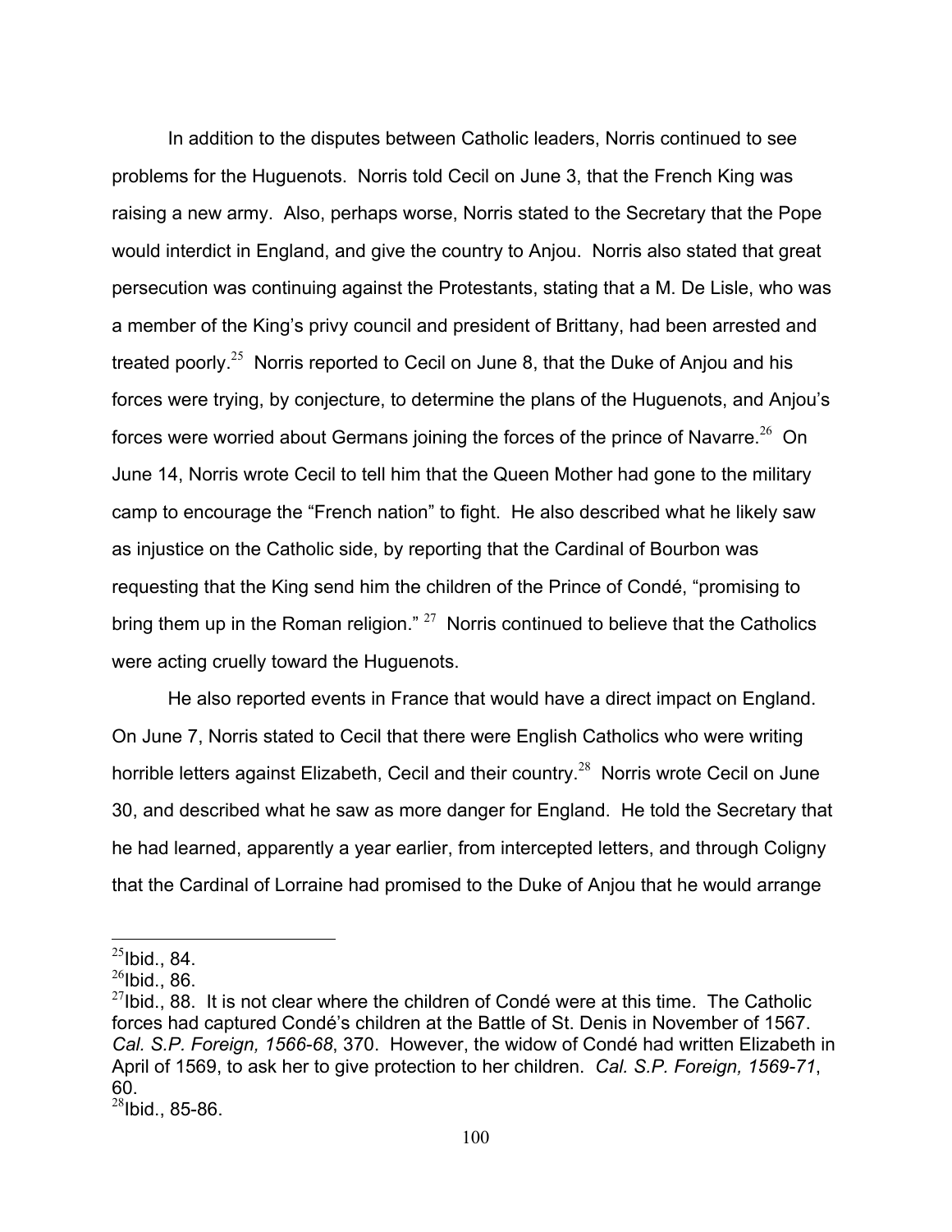In addition to the disputes between Catholic leaders, Norris continued to see problems for the Huguenots. Norris told Cecil on June 3, that the French King was raising a new army. Also, perhaps worse, Norris stated to the Secretary that the Pope would interdict in England, and give the country to Anjou. Norris also stated that great persecution was continuing against the Protestants, stating that a M. De Lisle, who was a member of the King's privy council and president of Brittany, had been arrested and treated poorly.[25] Norris reported to Cecil on June 8, that the Duke of Anjou and his forces were trying, by conjecture, to determine the plans of the Huguenots, and Anjou's forces were worried about Germans joining the forces of the prince of Navarre.[26] On June 14, Norris wrote Cecil to tell him that the Queen Mother had gone to the military camp to encourage the "French nation" to fight. He also described what he likely saw as injustice on the Catholic side, by reporting that the Cardinal of Bourbon was requesting that the King send him the children of the Prince of Condé, "promising to bring them up in the Roman religion." [27] Norris continued to believe that the Catholics were acting cruelly toward the Huguenots.

He also reported events in France that would have a direct impact on England. On June 7, Norris stated to Cecil that there were English Catholics who were writing horrible letters against Elizabeth, Cecil and their country.[28] Norris wrote Cecil on June 30, and described what he saw as more danger for England. He told the Secretary that he had learned, apparently a year earlier, from intercepted letters, and through Coligny that the Cardinal of Lorraine had promised to the Duke of Anjou that he would arrange

---

[25] Ibid., 84.

[26] Ibid., 86.

[27] Ibid., 88. It is not clear where the children of Condé were at this time. The Catholic forces had captured Condé's children at the Battle of St. Denis in November of 1567. *Cal. S.P. Foreign, 1566-68*, 370. However, the widow of Condé had written Elizabeth in April of 1569, to ask her to give protection to her children. *Cal. S.P. Foreign, 1569-71*, 60.

[28] Ibid., 85-86.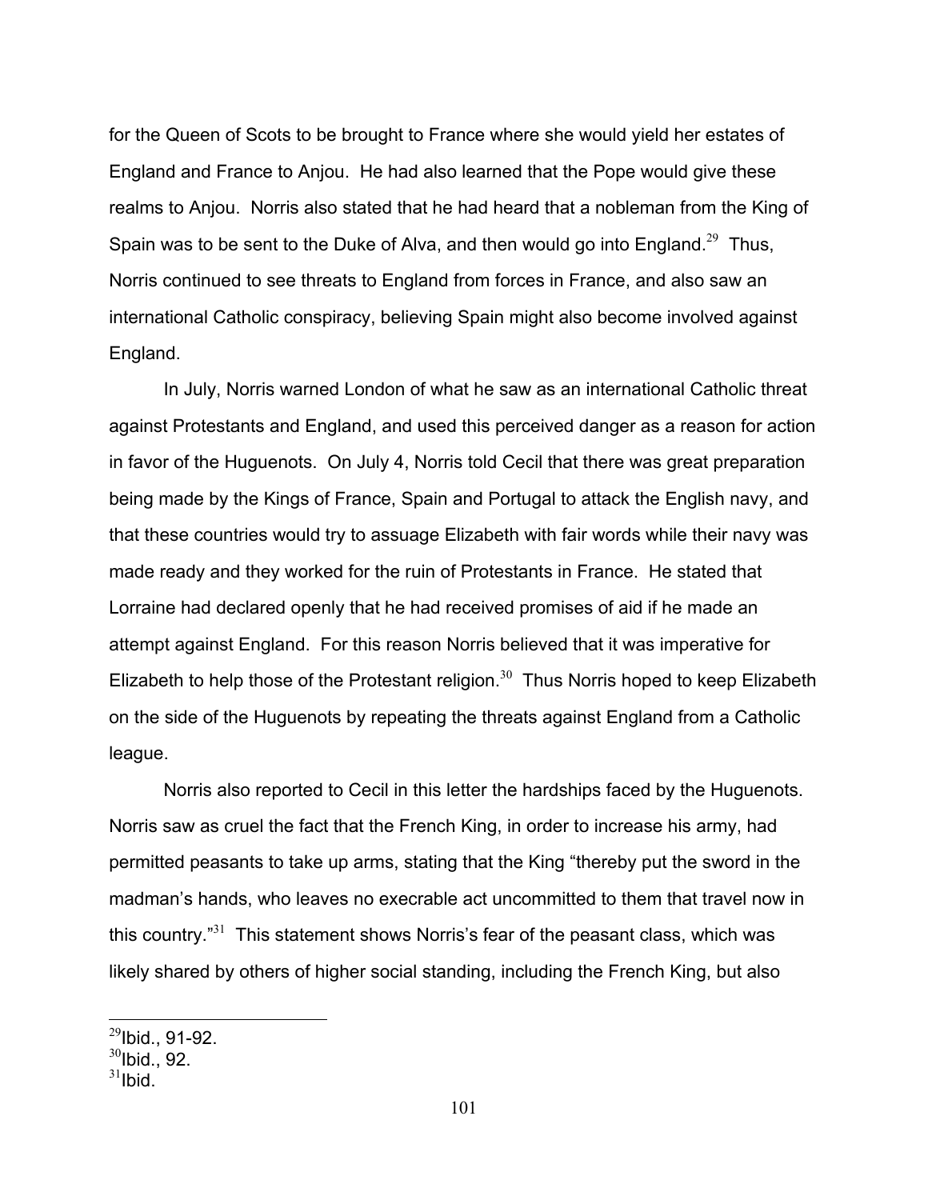for the Queen of Scots to be brought to France where she would yield her estates of England and France to Anjou. He had also learned that the Pope would give these realms to Anjou. Norris also stated that he had heard that a nobleman from the King of Spain was to be sent to the Duke of Alva, and then would go into England.[29] Thus, Norris continued to see threats to England from forces in France, and also saw an international Catholic conspiracy, believing Spain might also become involved against England.

In July, Norris warned London of what he saw as an international Catholic threat against Protestants and England, and used this perceived danger as a reason for action in favor of the Huguenots. On July 4, Norris told Cecil that there was great preparation being made by the Kings of France, Spain and Portugal to attack the English navy, and that these countries would try to assuage Elizabeth with fair words while their navy was made ready and they worked for the ruin of Protestants in France. He stated that Lorraine had declared openly that he had received promises of aid if he made an attempt against England. For this reason Norris believed that it was imperative for Elizabeth to help those of the Protestant religion.[30] Thus Norris hoped to keep Elizabeth on the side of the Huguenots by repeating the threats against England from a Catholic league.

Norris also reported to Cecil in this letter the hardships faced by the Huguenots. Norris saw as cruel the fact that the French King, in order to increase his army, had permitted peasants to take up arms, stating that the King "thereby put the sword in the madman's hands, who leaves no execrable act uncommitted to them that travel now in this country."[31] This statement shows Norris's fear of the peasant class, which was likely shared by others of higher social standing, including the French King, but also

---

[29] Ibid., 91-92.
[30] Ibid., 92.
[31] Ibid.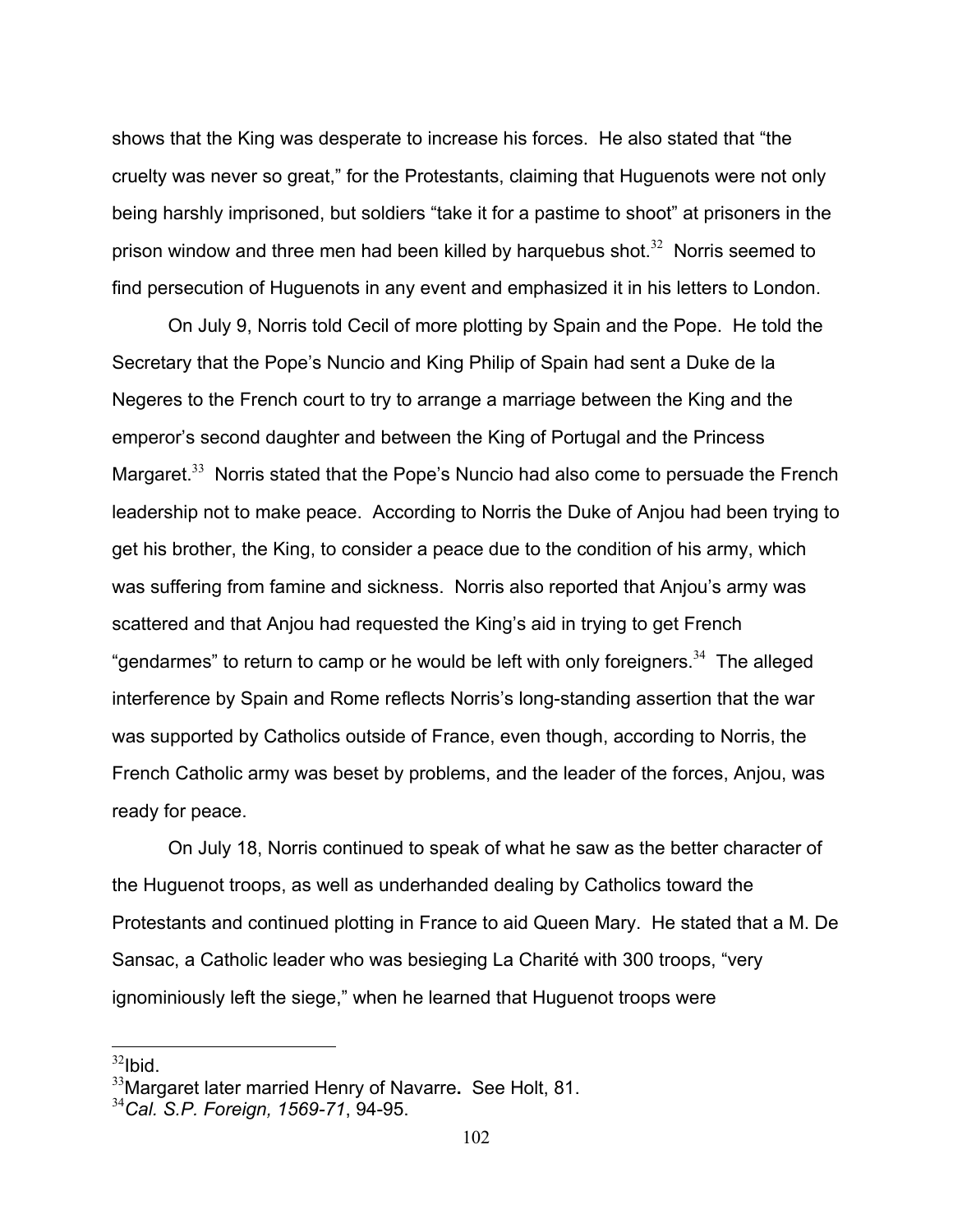shows that the King was desperate to increase his forces. He also stated that "the cruelty was never so great," for the Protestants, claiming that Huguenots were not only being harshly imprisoned, but soldiers "take it for a pastime to shoot" at prisoners in the prison window and three men had been killed by harquebus shot.[32] Norris seemed to find persecution of Huguenots in any event and emphasized it in his letters to London.

On July 9, Norris told Cecil of more plotting by Spain and the Pope. He told the Secretary that the Pope's Nuncio and King Philip of Spain had sent a Duke de la Negeres to the French court to try to arrange a marriage between the King and the emperor's second daughter and between the King of Portugal and the Princess Margaret.[33] Norris stated that the Pope's Nuncio had also come to persuade the French leadership not to make peace. According to Norris the Duke of Anjou had been trying to get his brother, the King, to consider a peace due to the condition of his army, which was suffering from famine and sickness. Norris also reported that Anjou's army was scattered and that Anjou had requested the King's aid in trying to get French "gendarmes" to return to camp or he would be left with only foreigners.[34] The alleged interference by Spain and Rome reflects Norris's long-standing assertion that the war was supported by Catholics outside of France, even though, according to Norris, the French Catholic army was beset by problems, and the leader of the forces, Anjou, was ready for peace.

On July 18, Norris continued to speak of what he saw as the better character of the Huguenot troops, as well as underhanded dealing by Catholics toward the Protestants and continued plotting in France to aid Queen Mary. He stated that a M. De Sansac, a Catholic leader who was besieging La Charité with 300 troops, "very ignominiously left the siege," when he learned that Huguenot troops were

---

[32] Ibid.

[33] Margaret later married Henry of Navarre**.** See Holt, 81.

[34] *Cal. S.P. Foreign, 1569-71*, 94-95.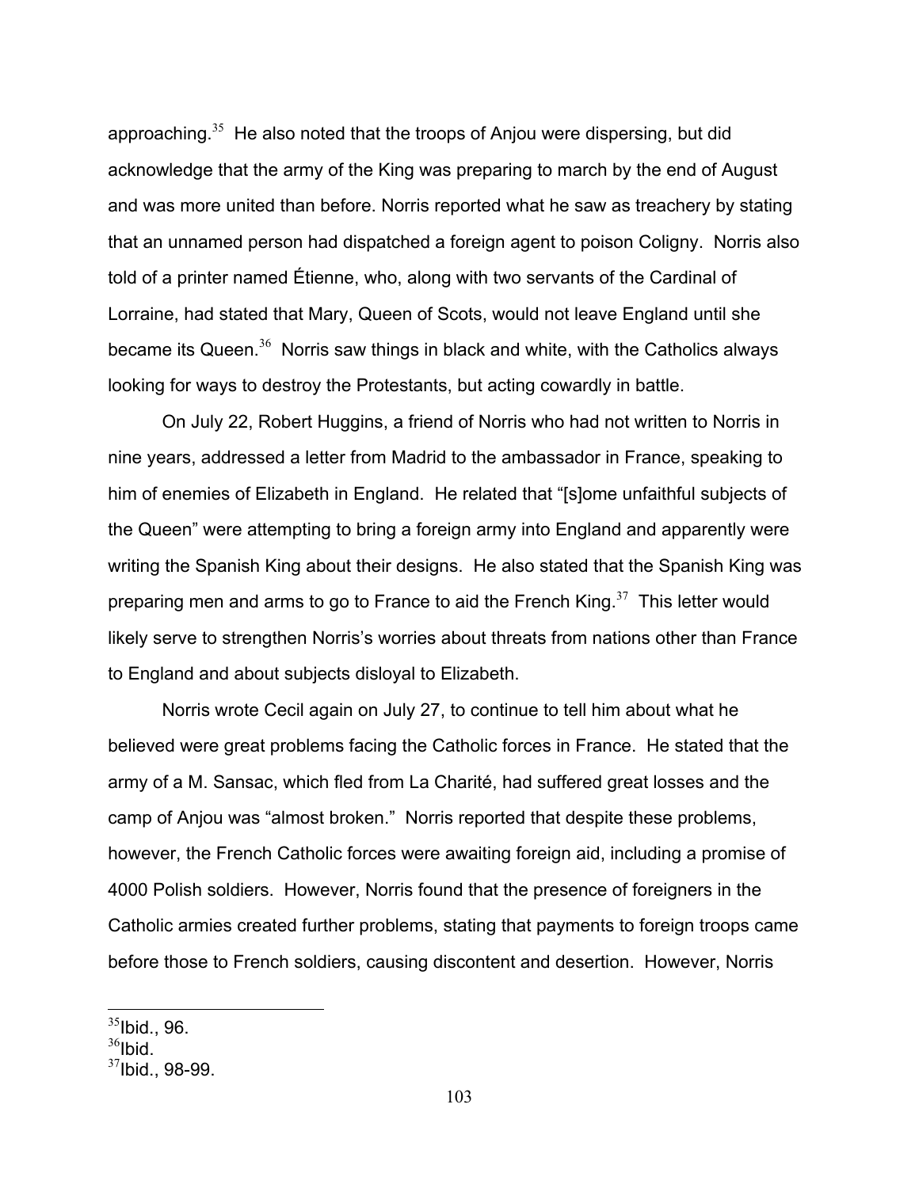approaching.[35] He also noted that the troops of Anjou were dispersing, but did acknowledge that the army of the King was preparing to march by the end of August and was more united than before. Norris reported what he saw as treachery by stating that an unnamed person had dispatched a foreign agent to poison Coligny. Norris also told of a printer named Étienne, who, along with two servants of the Cardinal of Lorraine, had stated that Mary, Queen of Scots, would not leave England until she became its Queen.[36] Norris saw things in black and white, with the Catholics always looking for ways to destroy the Protestants, but acting cowardly in battle.

On July 22, Robert Huggins, a friend of Norris who had not written to Norris in nine years, addressed a letter from Madrid to the ambassador in France, speaking to him of enemies of Elizabeth in England. He related that "[s]ome unfaithful subjects of the Queen" were attempting to bring a foreign army into England and apparently were writing the Spanish King about their designs. He also stated that the Spanish King was preparing men and arms to go to France to aid the French King.[37] This letter would likely serve to strengthen Norris's worries about threats from nations other than France to England and about subjects disloyal to Elizabeth.

Norris wrote Cecil again on July 27, to continue to tell him about what he believed were great problems facing the Catholic forces in France. He stated that the army of a M. Sansac, which fled from La Charité, had suffered great losses and the camp of Anjou was "almost broken." Norris reported that despite these problems, however, the French Catholic forces were awaiting foreign aid, including a promise of 4000 Polish soldiers. However, Norris found that the presence of foreigners in the Catholic armies created further problems, stating that payments to foreign troops came before those to French soldiers, causing discontent and desertion. However, Norris

[35] Ibid., 96.
[36] Ibid.
[37] Ibid., 98-99.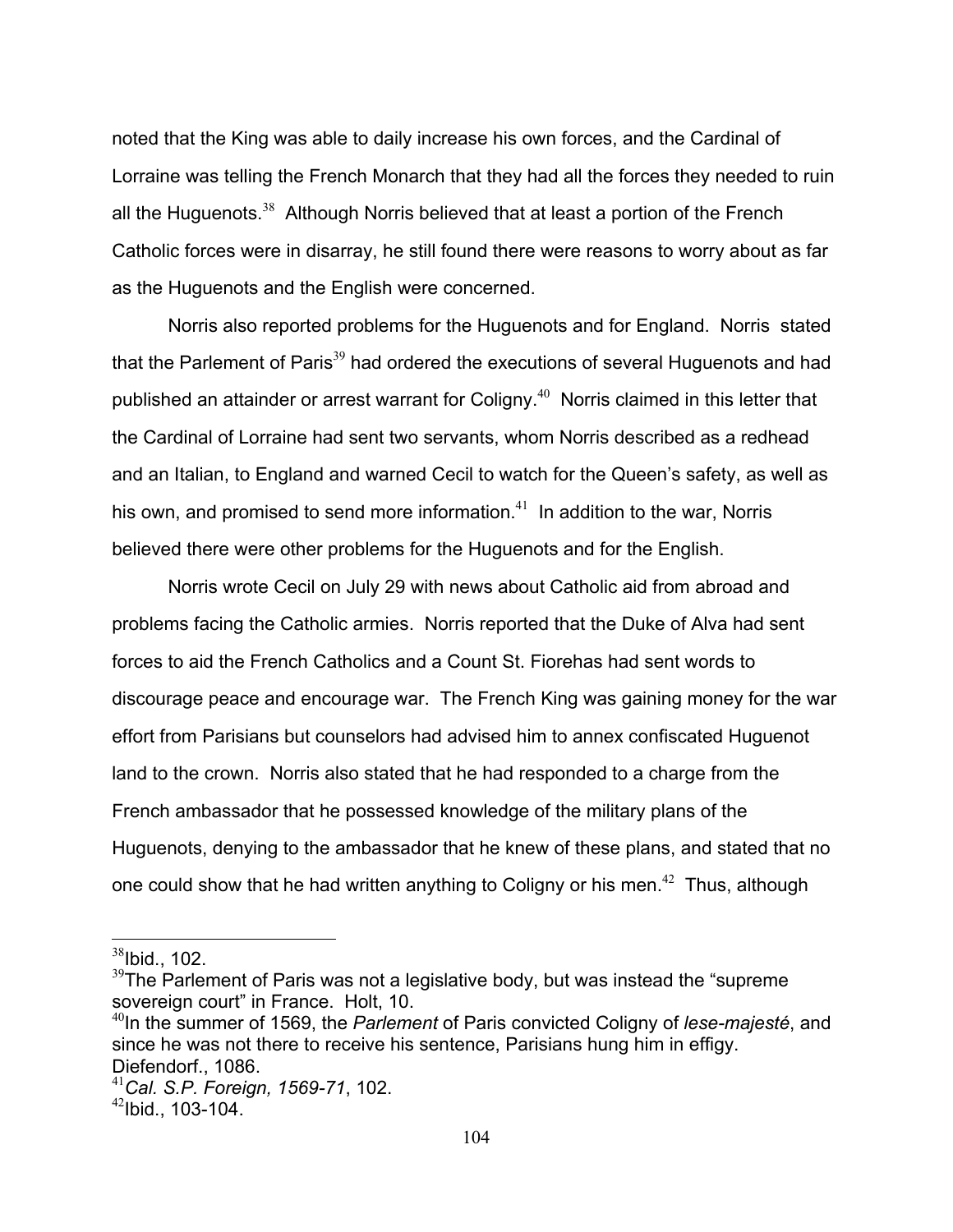noted that the King was able to daily increase his own forces, and the Cardinal of Lorraine was telling the French Monarch that they had all the forces they needed to ruin all the Huguenots.[38] Although Norris believed that at least a portion of the French Catholic forces were in disarray, he still found there were reasons to worry about as far as the Huguenots and the English were concerned.

Norris also reported problems for the Huguenots and for England. Norris stated that the Parlement of Paris[39] had ordered the executions of several Huguenots and had published an attainder or arrest warrant for Coligny.[40] Norris claimed in this letter that the Cardinal of Lorraine had sent two servants, whom Norris described as a redhead and an Italian, to England and warned Cecil to watch for the Queen's safety, as well as his own, and promised to send more information.[41] In addition to the war, Norris believed there were other problems for the Huguenots and for the English.

Norris wrote Cecil on July 29 with news about Catholic aid from abroad and problems facing the Catholic armies. Norris reported that the Duke of Alva had sent forces to aid the French Catholics and a Count St. Fiorehas had sent words to discourage peace and encourage war. The French King was gaining money for the war effort from Parisians but counselors had advised him to annex confiscated Huguenot land to the crown. Norris also stated that he had responded to a charge from the French ambassador that he possessed knowledge of the military plans of the Huguenots, denying to the ambassador that he knew of these plans, and stated that no one could show that he had written anything to Coligny or his men.[42] Thus, although

---

[38] Ibid., 102.

[39] The Parlement of Paris was not a legislative body, but was instead the "supreme sovereign court" in France. Holt, 10.

[40] In the summer of 1569, the *Parlement* of Paris convicted Coligny of *lese-majesté*, and since he was not there to receive his sentence, Parisians hung him in effigy. Diefendorf., 1086.

[41] *Cal. S.P. Foreign, 1569-71*, 102.

[42] Ibid., 103-104.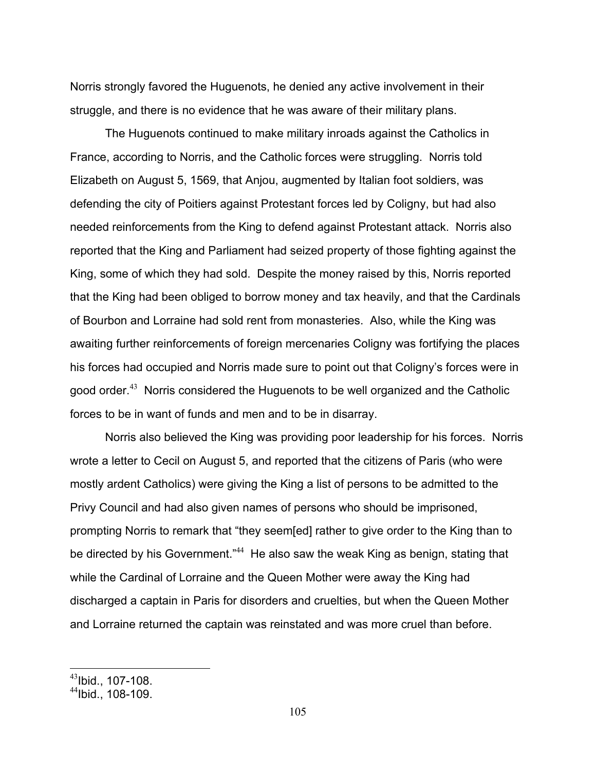Norris strongly favored the Huguenots, he denied any active involvement in their struggle, and there is no evidence that he was aware of their military plans.

The Huguenots continued to make military inroads against the Catholics in France, according to Norris, and the Catholic forces were struggling. Norris told Elizabeth on August 5, 1569, that Anjou, augmented by Italian foot soldiers, was defending the city of Poitiers against Protestant forces led by Coligny, but had also needed reinforcements from the King to defend against Protestant attack. Norris also reported that the King and Parliament had seized property of those fighting against the King, some of which they had sold. Despite the money raised by this, Norris reported that the King had been obliged to borrow money and tax heavily, and that the Cardinals of Bourbon and Lorraine had sold rent from monasteries. Also, while the King was awaiting further reinforcements of foreign mercenaries Coligny was fortifying the places his forces had occupied and Norris made sure to point out that Coligny's forces were in good order.[43] Norris considered the Huguenots to be well organized and the Catholic forces to be in want of funds and men and to be in disarray.

Norris also believed the King was providing poor leadership for his forces. Norris wrote a letter to Cecil on August 5, and reported that the citizens of Paris (who were mostly ardent Catholics) were giving the King a list of persons to be admitted to the Privy Council and had also given names of persons who should be imprisoned, prompting Norris to remark that "they seem[ed] rather to give order to the King than to be directed by his Government."[44] He also saw the weak King as benign, stating that while the Cardinal of Lorraine and the Queen Mother were away the King had discharged a captain in Paris for disorders and cruelties, but when the Queen Mother and Lorraine returned the captain was reinstated and was more cruel than before.

---

[43] Ibid., 107-108.
[44] Ibid., 108-109.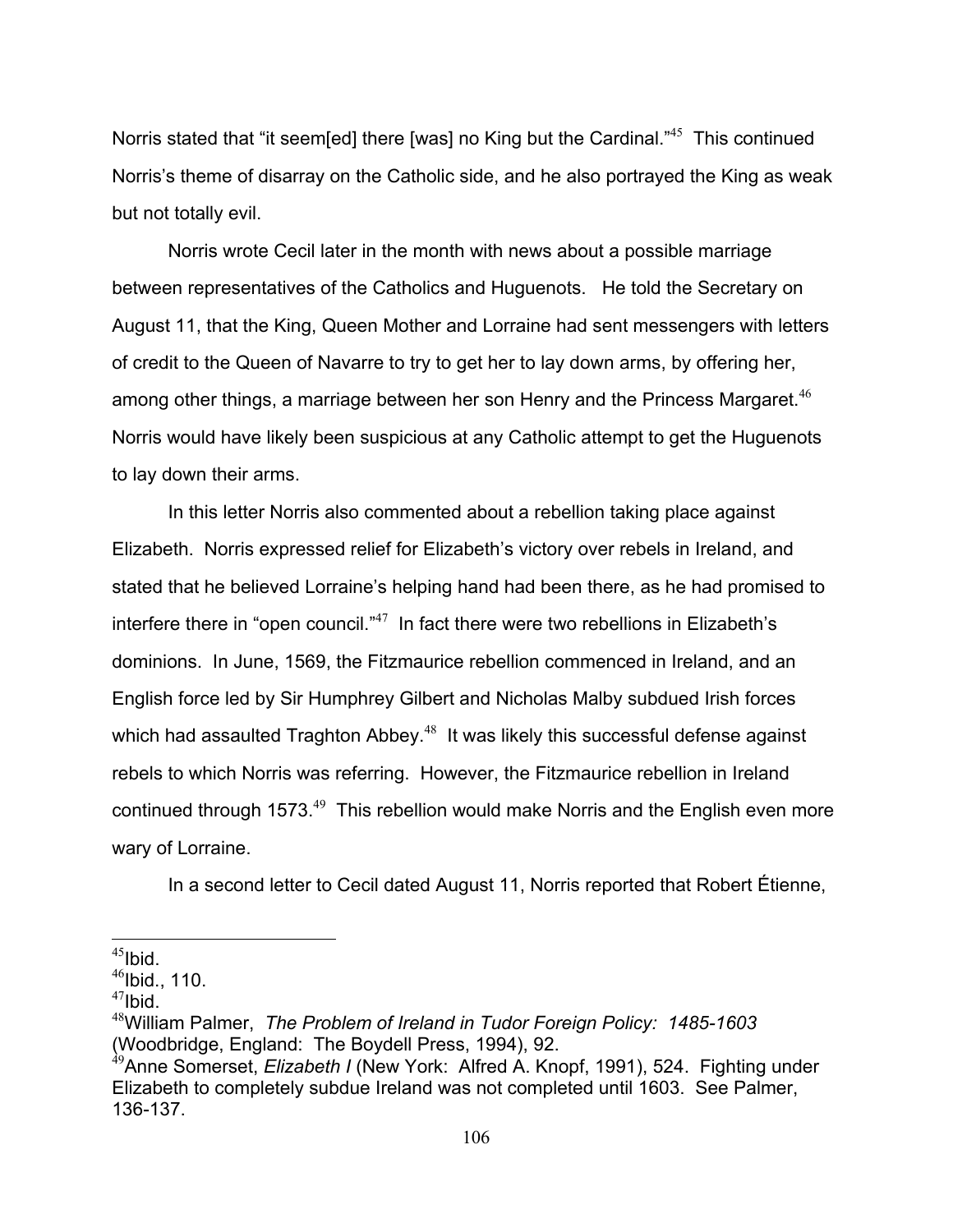Norris stated that "it seem[ed] there [was] no King but the Cardinal."[45] This continued Norris's theme of disarray on the Catholic side, and he also portrayed the King as weak but not totally evil.

Norris wrote Cecil later in the month with news about a possible marriage between representatives of the Catholics and Huguenots. He told the Secretary on August 11, that the King, Queen Mother and Lorraine had sent messengers with letters of credit to the Queen of Navarre to try to get her to lay down arms, by offering her, among other things, a marriage between her son Henry and the Princess Margaret.[46] Norris would have likely been suspicious at any Catholic attempt to get the Huguenots to lay down their arms.

In this letter Norris also commented about a rebellion taking place against Elizabeth. Norris expressed relief for Elizabeth's victory over rebels in Ireland, and stated that he believed Lorraine's helping hand had been there, as he had promised to interfere there in "open council."[47] In fact there were two rebellions in Elizabeth's dominions. In June, 1569, the Fitzmaurice rebellion commenced in Ireland, and an English force led by Sir Humphrey Gilbert and Nicholas Malby subdued Irish forces which had assaulted Traghton Abbey.[48] It was likely this successful defense against rebels to which Norris was referring. However, the Fitzmaurice rebellion in Ireland continued through 1573.[49] This rebellion would make Norris and the English even more wary of Lorraine.

In a second letter to Cecil dated August 11, Norris reported that Robert Étienne,

---

[45] Ibid.

[46] Ibid., 110.

[47] Ibid.

[48] William Palmer, *The Problem of Ireland in Tudor Foreign Policy: 1485-1603* (Woodbridge, England: The Boydell Press, 1994), 92.

[49] Anne Somerset, *Elizabeth I* (New York: Alfred A. Knopf, 1991), 524. Fighting under Elizabeth to completely subdue Ireland was not completed until 1603. See Palmer, 136-137.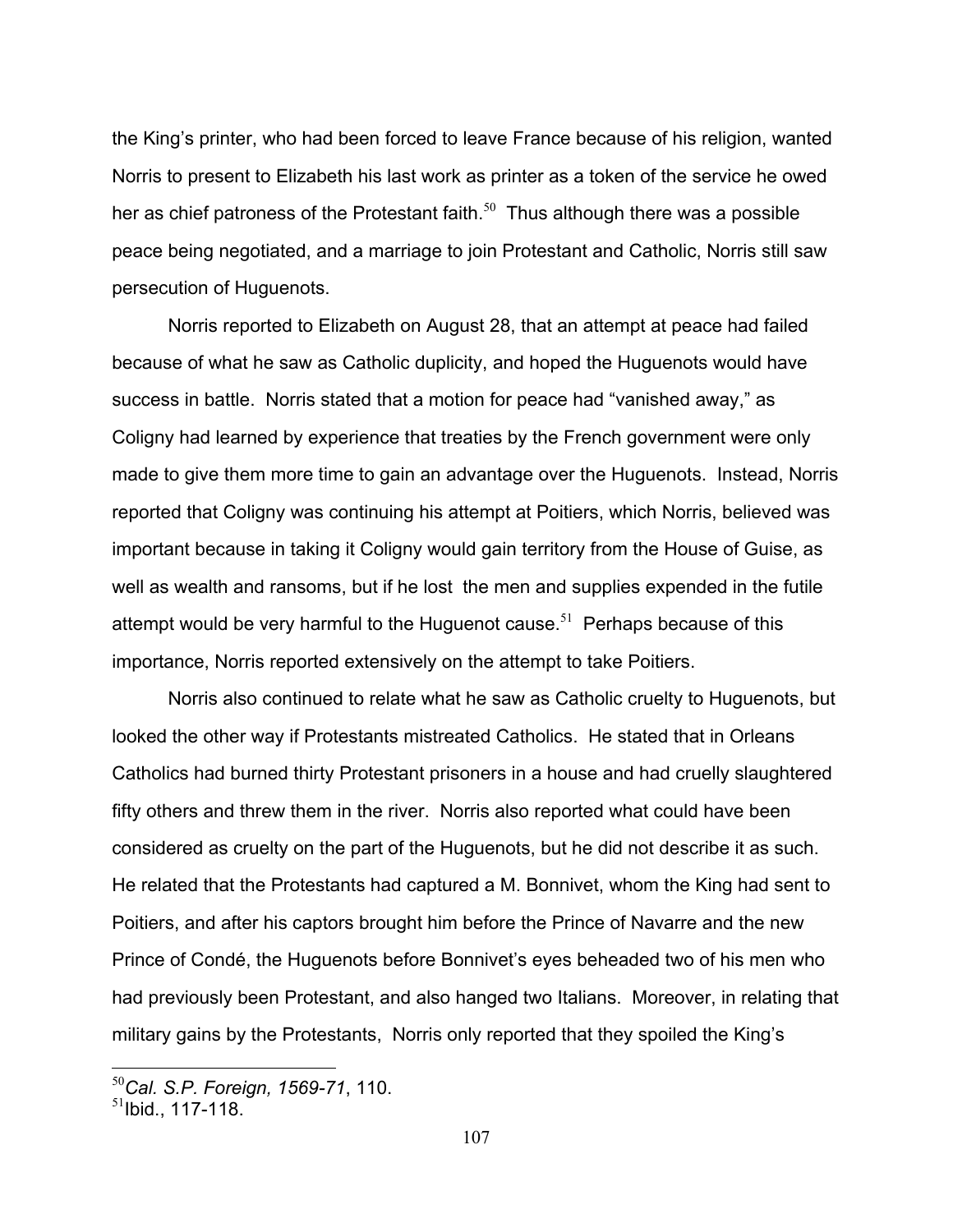the King's printer, who had been forced to leave France because of his religion, wanted Norris to present to Elizabeth his last work as printer as a token of the service he owed her as chief patroness of the Protestant faith.[50] Thus although there was a possible peace being negotiated, and a marriage to join Protestant and Catholic, Norris still saw persecution of Huguenots.

Norris reported to Elizabeth on August 28, that an attempt at peace had failed because of what he saw as Catholic duplicity, and hoped the Huguenots would have success in battle. Norris stated that a motion for peace had "vanished away," as Coligny had learned by experience that treaties by the French government were only made to give them more time to gain an advantage over the Huguenots. Instead, Norris reported that Coligny was continuing his attempt at Poitiers, which Norris, believed was important because in taking it Coligny would gain territory from the House of Guise, as well as wealth and ransoms, but if he lost the men and supplies expended in the futile attempt would be very harmful to the Huguenot cause.[51] Perhaps because of this importance, Norris reported extensively on the attempt to take Poitiers.

Norris also continued to relate what he saw as Catholic cruelty to Huguenots, but looked the other way if Protestants mistreated Catholics. He stated that in Orleans Catholics had burned thirty Protestant prisoners in a house and had cruelly slaughtered fifty others and threw them in the river. Norris also reported what could have been considered as cruelty on the part of the Huguenots, but he did not describe it as such. He related that the Protestants had captured a M. Bonnivet, whom the King had sent to Poitiers, and after his captors brought him before the Prince of Navarre and the new Prince of Condé, the Huguenots before Bonnivet's eyes beheaded two of his men who had previously been Protestant, and also hanged two Italians. Moreover, in relating that military gains by the Protestants, Norris only reported that they spoiled the King's

---

[50] *Cal. S.P. Foreign, 1569-71*, 110.
[51] Ibid., 117-118.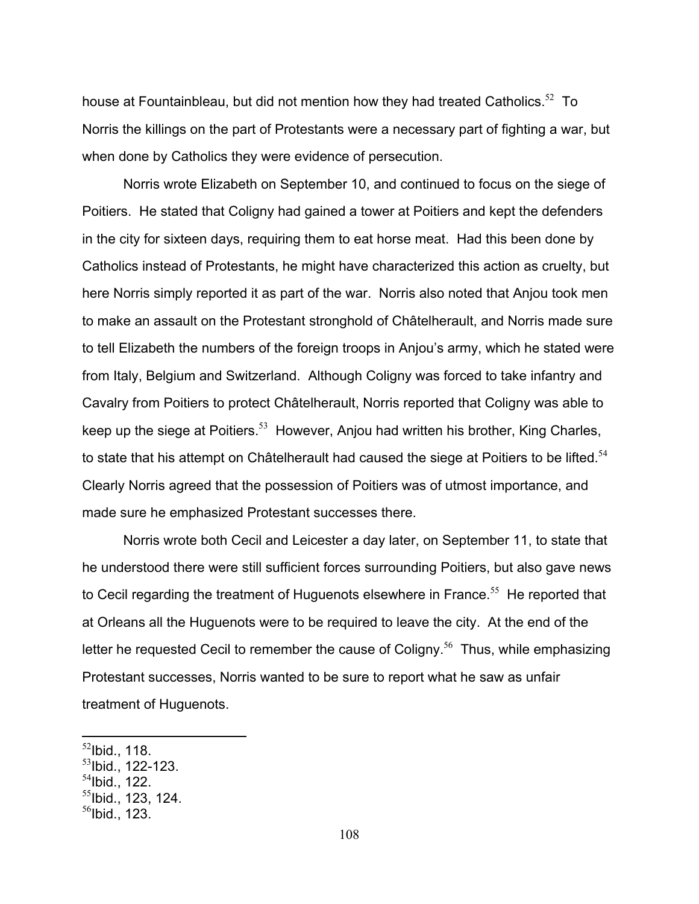house at Fountainbleau, but did not mention how they had treated Catholics.[52] To Norris the killings on the part of Protestants were a necessary part of fighting a war, but when done by Catholics they were evidence of persecution.

Norris wrote Elizabeth on September 10, and continued to focus on the siege of Poitiers. He stated that Coligny had gained a tower at Poitiers and kept the defenders in the city for sixteen days, requiring them to eat horse meat. Had this been done by Catholics instead of Protestants, he might have characterized this action as cruelty, but here Norris simply reported it as part of the war. Norris also noted that Anjou took men to make an assault on the Protestant stronghold of Châtelherault, and Norris made sure to tell Elizabeth the numbers of the foreign troops in Anjou's army, which he stated were from Italy, Belgium and Switzerland. Although Coligny was forced to take infantry and Cavalry from Poitiers to protect Châtelherault, Norris reported that Coligny was able to keep up the siege at Poitiers.[53] However, Anjou had written his brother, King Charles, to state that his attempt on Châtelherault had caused the siege at Poitiers to be lifted.[54] Clearly Norris agreed that the possession of Poitiers was of utmost importance, and made sure he emphasized Protestant successes there.

Norris wrote both Cecil and Leicester a day later, on September 11, to state that he understood there were still sufficient forces surrounding Poitiers, but also gave news to Cecil regarding the treatment of Huguenots elsewhere in France.[55] He reported that at Orleans all the Huguenots were to be required to leave the city. At the end of the letter he requested Cecil to remember the cause of Coligny.[56] Thus, while emphasizing Protestant successes, Norris wanted to be sure to report what he saw as unfair treatment of Huguenots.

---

[52] Ibid., 118.
[53] Ibid., 122-123.
[54] Ibid., 122.
[55] Ibid., 123, 124.
[56] Ibid., 123.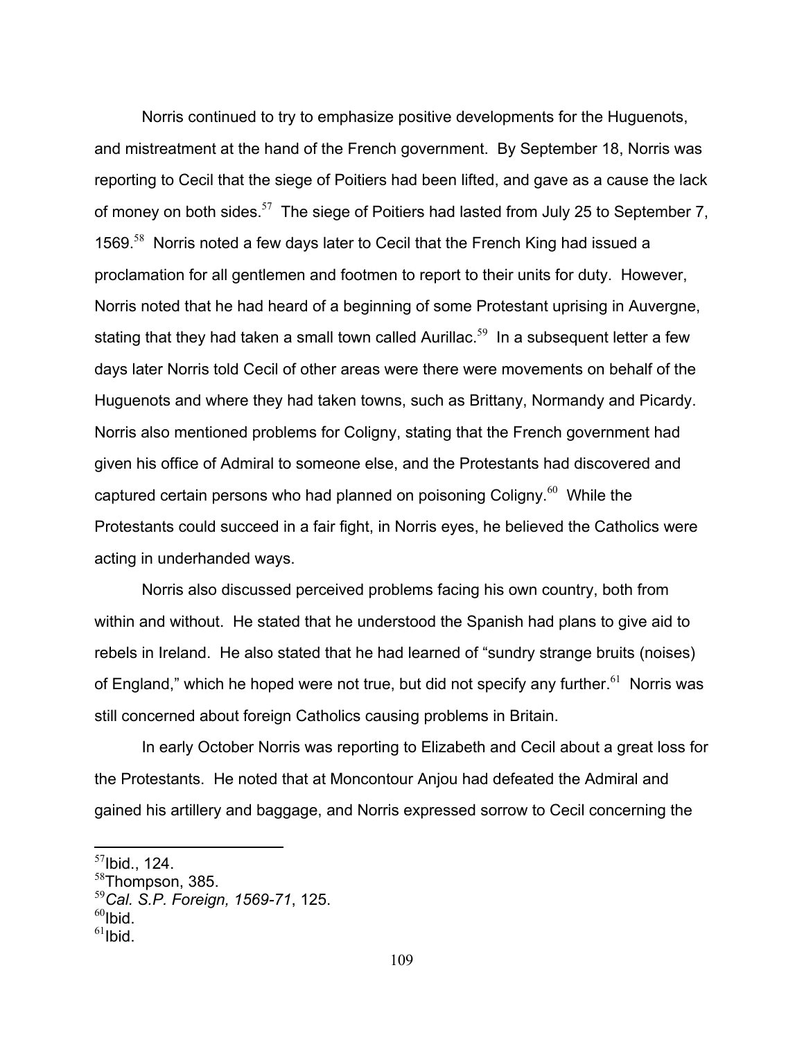Norris continued to try to emphasize positive developments for the Huguenots, and mistreatment at the hand of the French government. By September 18, Norris was reporting to Cecil that the siege of Poitiers had been lifted, and gave as a cause the lack of money on both sides.[57] The siege of Poitiers had lasted from July 25 to September 7, 1569.[58] Norris noted a few days later to Cecil that the French King had issued a proclamation for all gentlemen and footmen to report to their units for duty. However, Norris noted that he had heard of a beginning of some Protestant uprising in Auvergne, stating that they had taken a small town called Aurillac.[59] In a subsequent letter a few days later Norris told Cecil of other areas were there were movements on behalf of the Huguenots and where they had taken towns, such as Brittany, Normandy and Picardy. Norris also mentioned problems for Coligny, stating that the French government had given his office of Admiral to someone else, and the Protestants had discovered and captured certain persons who had planned on poisoning Coligny.[60] While the Protestants could succeed in a fair fight, in Norris eyes, he believed the Catholics were acting in underhanded ways.

Norris also discussed perceived problems facing his own country, both from within and without. He stated that he understood the Spanish had plans to give aid to rebels in Ireland. He also stated that he had learned of "sundry strange bruits (noises) of England," which he hoped were not true, but did not specify any further.[61] Norris was still concerned about foreign Catholics causing problems in Britain.

In early October Norris was reporting to Elizabeth and Cecil about a great loss for the Protestants. He noted that at Moncontour Anjou had defeated the Admiral and gained his artillery and baggage, and Norris expressed sorrow to Cecil concerning the

---

[57] Ibid., 124.
[58] Thompson, 385.
[59] *Cal. S.P. Foreign, 1569-71*, 125.
[60] Ibid.
[61] Ibid.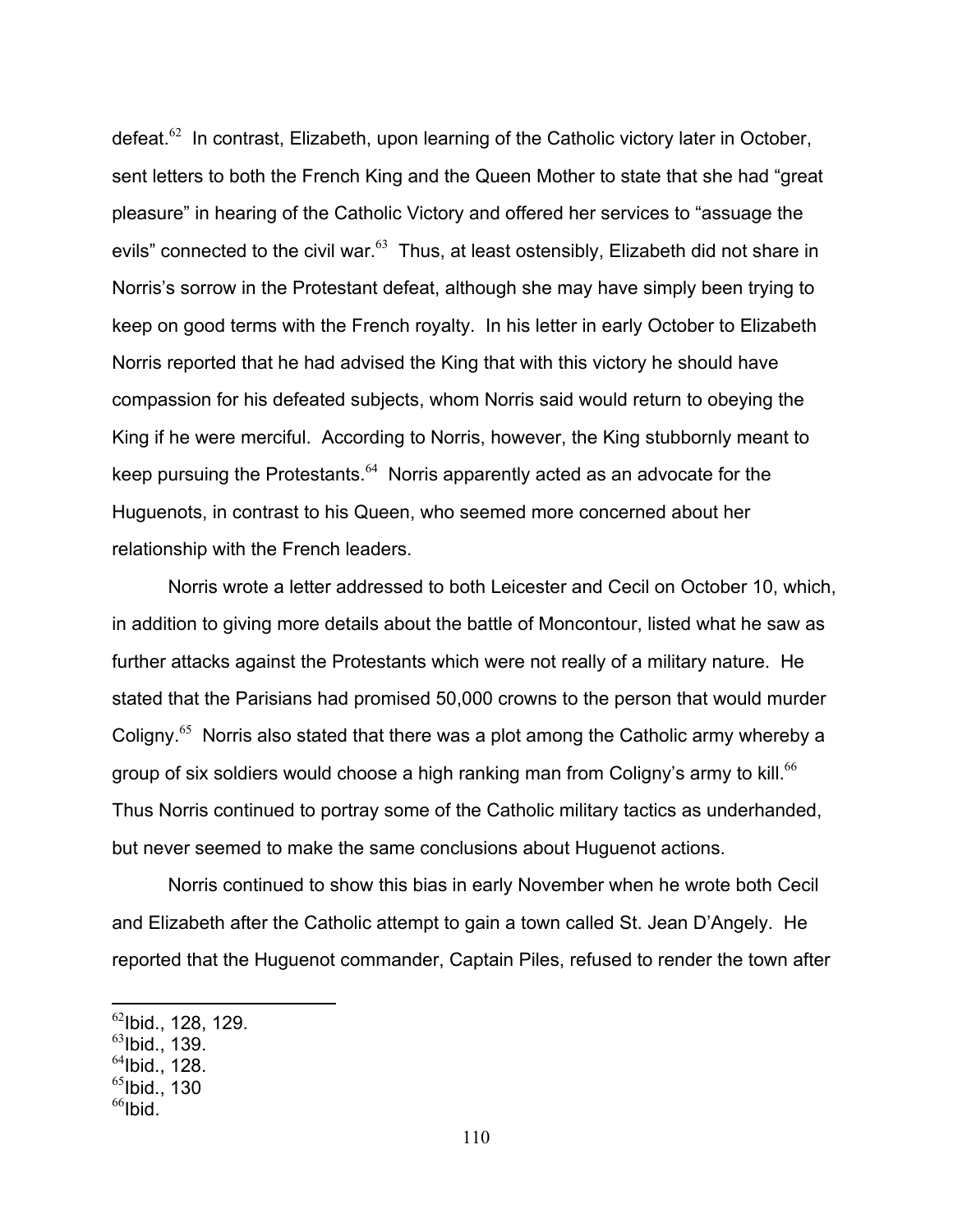defeat.[62] In contrast, Elizabeth, upon learning of the Catholic victory later in October, sent letters to both the French King and the Queen Mother to state that she had "great pleasure" in hearing of the Catholic Victory and offered her services to "assuage the evils" connected to the civil war.[63] Thus, at least ostensibly, Elizabeth did not share in Norris's sorrow in the Protestant defeat, although she may have simply been trying to keep on good terms with the French royalty. In his letter in early October to Elizabeth Norris reported that he had advised the King that with this victory he should have compassion for his defeated subjects, whom Norris said would return to obeying the King if he were merciful. According to Norris, however, the King stubbornly meant to keep pursuing the Protestants.[64] Norris apparently acted as an advocate for the Huguenots, in contrast to his Queen, who seemed more concerned about her relationship with the French leaders.

Norris wrote a letter addressed to both Leicester and Cecil on October 10, which, in addition to giving more details about the battle of Moncontour, listed what he saw as further attacks against the Protestants which were not really of a military nature. He stated that the Parisians had promised 50,000 crowns to the person that would murder Coligny.[65] Norris also stated that there was a plot among the Catholic army whereby a group of six soldiers would choose a high ranking man from Coligny's army to kill.[66] Thus Norris continued to portray some of the Catholic military tactics as underhanded, but never seemed to make the same conclusions about Huguenot actions.

Norris continued to show this bias in early November when he wrote both Cecil and Elizabeth after the Catholic attempt to gain a town called St. Jean D'Angely. He reported that the Huguenot commander, Captain Piles, refused to render the town after

---

[62] Ibid., 128, 129.
[63] Ibid., 139.
[64] Ibid., 128.
[65] Ibid., 130
[66] Ibid.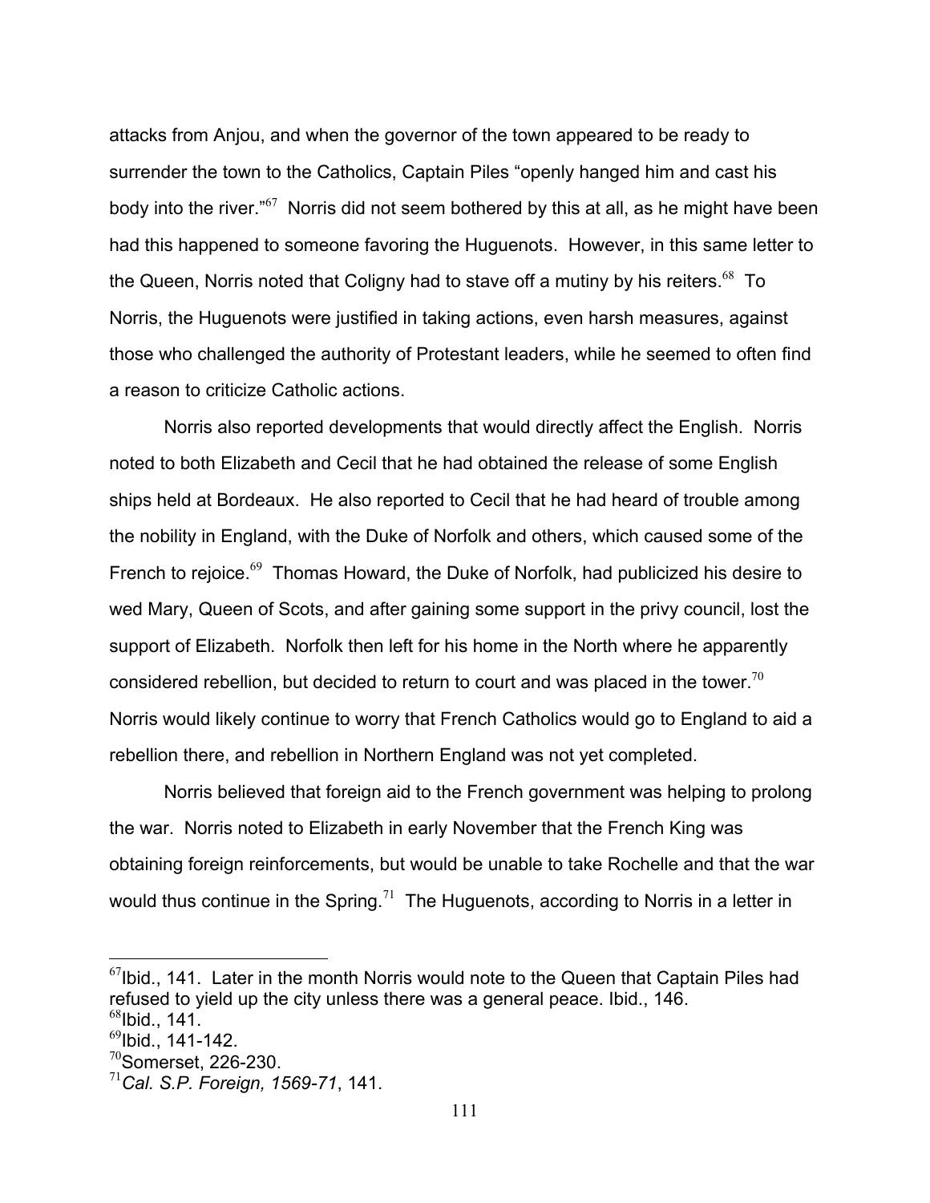attacks from Anjou, and when the governor of the town appeared to be ready to surrender the town to the Catholics, Captain Piles "openly hanged him and cast his body into the river."[67] Norris did not seem bothered by this at all, as he might have been had this happened to someone favoring the Huguenots. However, in this same letter to the Queen, Norris noted that Coligny had to stave off a mutiny by his reiters.[68] To Norris, the Huguenots were justified in taking actions, even harsh measures, against those who challenged the authority of Protestant leaders, while he seemed to often find a reason to criticize Catholic actions.

Norris also reported developments that would directly affect the English. Norris noted to both Elizabeth and Cecil that he had obtained the release of some English ships held at Bordeaux. He also reported to Cecil that he had heard of trouble among the nobility in England, with the Duke of Norfolk and others, which caused some of the French to rejoice.[69] Thomas Howard, the Duke of Norfolk, had publicized his desire to wed Mary, Queen of Scots, and after gaining some support in the privy council, lost the support of Elizabeth. Norfolk then left for his home in the North where he apparently considered rebellion, but decided to return to court and was placed in the tower.[70] Norris would likely continue to worry that French Catholics would go to England to aid a rebellion there, and rebellion in Northern England was not yet completed.

Norris believed that foreign aid to the French government was helping to prolong the war. Norris noted to Elizabeth in early November that the French King was obtaining foreign reinforcements, but would be unable to take Rochelle and that the war would thus continue in the Spring.[71] The Huguenots, according to Norris in a letter in

---

[67] Ibid., 141. Later in the month Norris would note to the Queen that Captain Piles had refused to yield up the city unless there was a general peace. Ibid., 146.
[68] Ibid., 141.
[69] Ibid., 141-142.
[70] Somerset, 226-230.
[71] *Cal. S.P. Foreign, 1569-71*, 141.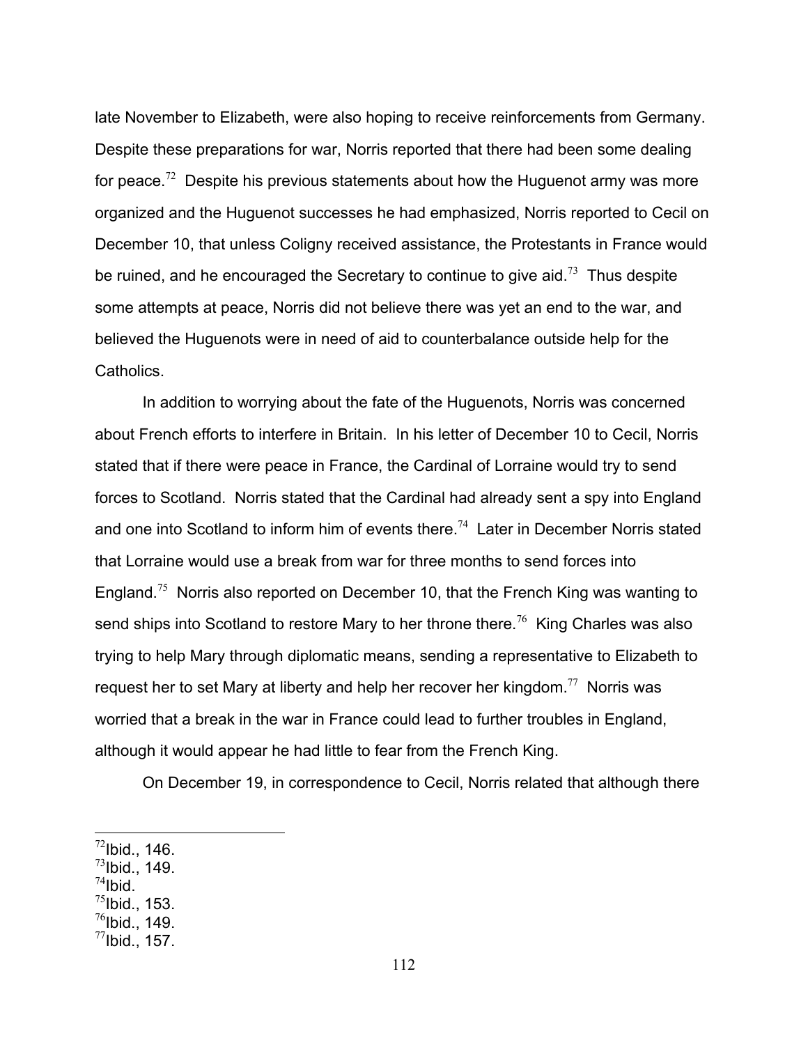late November to Elizabeth, were also hoping to receive reinforcements from Germany. Despite these preparations for war, Norris reported that there had been some dealing for peace.[72] Despite his previous statements about how the Huguenot army was more organized and the Huguenot successes he had emphasized, Norris reported to Cecil on December 10, that unless Coligny received assistance, the Protestants in France would be ruined, and he encouraged the Secretary to continue to give aid.[73] Thus despite some attempts at peace, Norris did not believe there was yet an end to the war, and believed the Huguenots were in need of aid to counterbalance outside help for the Catholics.

In addition to worrying about the fate of the Huguenots, Norris was concerned about French efforts to interfere in Britain. In his letter of December 10 to Cecil, Norris stated that if there were peace in France, the Cardinal of Lorraine would try to send forces to Scotland. Norris stated that the Cardinal had already sent a spy into England and one into Scotland to inform him of events there.[74] Later in December Norris stated that Lorraine would use a break from war for three months to send forces into England.[75] Norris also reported on December 10, that the French King was wanting to send ships into Scotland to restore Mary to her throne there.[76] King Charles was also trying to help Mary through diplomatic means, sending a representative to Elizabeth to request her to set Mary at liberty and help her recover her kingdom.[77] Norris was worried that a break in the war in France could lead to further troubles in England, although it would appear he had little to fear from the French King.

On December 19, in correspondence to Cecil, Norris related that although there

---

[72] Ibid., 146.
[73] Ibid., 149.
[74] Ibid.
[75] Ibid., 153.
[76] Ibid., 149.
[77] Ibid., 157.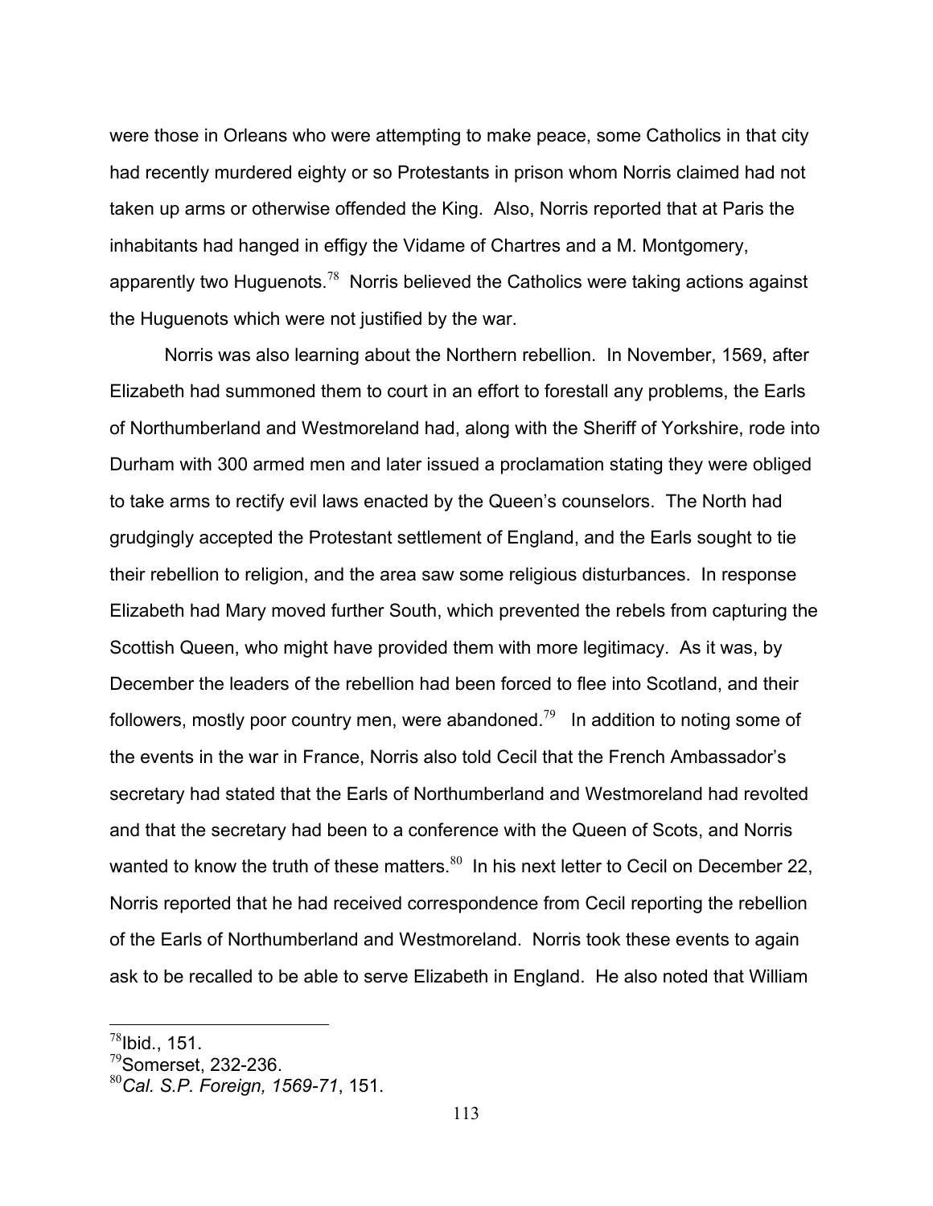were those in Orleans who were attempting to make peace, some Catholics in that city had recently murdered eighty or so Protestants in prison whom Norris claimed had not taken up arms or otherwise offended the King. Also, Norris reported that at Paris the inhabitants had hanged in effigy the Vidame of Chartres and a M. Montgomery, apparently two Huguenots.[78] Norris believed the Catholics were taking actions against the Huguenots which were not justified by the war.

Norris was also learning about the Northern rebellion. In November, 1569, after Elizabeth had summoned them to court in an effort to forestall any problems, the Earls of Northumberland and Westmoreland had, along with the Sheriff of Yorkshire, rode into Durham with 300 armed men and later issued a proclamation stating they were obliged to take arms to rectify evil laws enacted by the Queen's counselors. The North had grudgingly accepted the Protestant settlement of England, and the Earls sought to tie their rebellion to religion, and the area saw some religious disturbances. In response Elizabeth had Mary moved further South, which prevented the rebels from capturing the Scottish Queen, who might have provided them with more legitimacy. As it was, by December the leaders of the rebellion had been forced to flee into Scotland, and their followers, mostly poor country men, were abandoned.[79] In addition to noting some of the events in the war in France, Norris also told Cecil that the French Ambassador's secretary had stated that the Earls of Northumberland and Westmoreland had revolted and that the secretary had been to a conference with the Queen of Scots, and Norris wanted to know the truth of these matters.[80] In his next letter to Cecil on December 22, Norris reported that he had received correspondence from Cecil reporting the rebellion of the Earls of Northumberland and Westmoreland. Norris took these events to again ask to be recalled to be able to serve Elizabeth in England. He also noted that William

---

[78] Ibid., 151.

[79] Somerset, 232-236.

[80] *Cal. S.P. Foreign, 1569-71*, 151.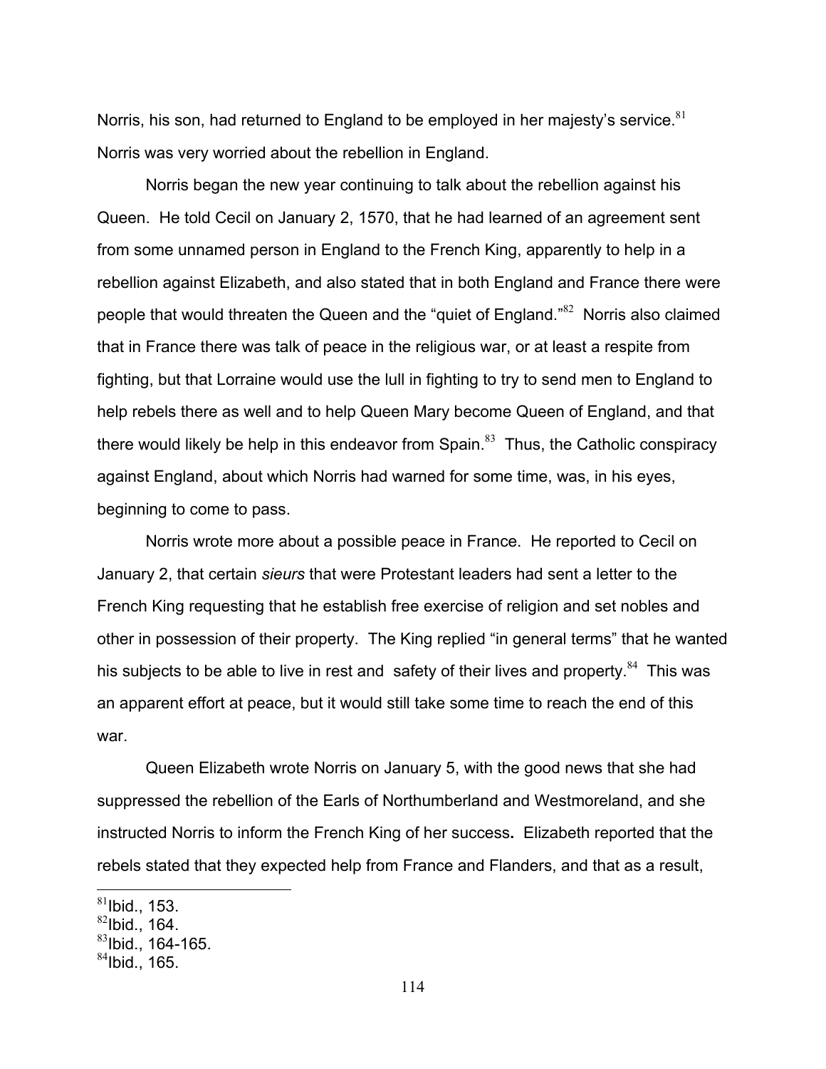Norris, his son, had returned to England to be employed in her majesty's service.[81] Norris was very worried about the rebellion in England.

Norris began the new year continuing to talk about the rebellion against his Queen. He told Cecil on January 2, 1570, that he had learned of an agreement sent from some unnamed person in England to the French King, apparently to help in a rebellion against Elizabeth, and also stated that in both England and France there were people that would threaten the Queen and the "quiet of England."[82] Norris also claimed that in France there was talk of peace in the religious war, or at least a respite from fighting, but that Lorraine would use the lull in fighting to try to send men to England to help rebels there as well and to help Queen Mary become Queen of England, and that there would likely be help in this endeavor from Spain.[83] Thus, the Catholic conspiracy against England, about which Norris had warned for some time, was, in his eyes, beginning to come to pass.

Norris wrote more about a possible peace in France. He reported to Cecil on January 2, that certain *sieurs* that were Protestant leaders had sent a letter to the French King requesting that he establish free exercise of religion and set nobles and other in possession of their property. The King replied "in general terms" that he wanted his subjects to be able to live in rest and safety of their lives and property.[84] This was an apparent effort at peace, but it would still take some time to reach the end of this war.

Queen Elizabeth wrote Norris on January 5, with the good news that she had suppressed the rebellion of the Earls of Northumberland and Westmoreland, and she instructed Norris to inform the French King of her success. Elizabeth reported that the rebels stated that they expected help from France and Flanders, and that as a result,

[81] Ibid., 153.
[82] Ibid., 164.
[83] Ibid., 164-165.
[84] Ibid., 165.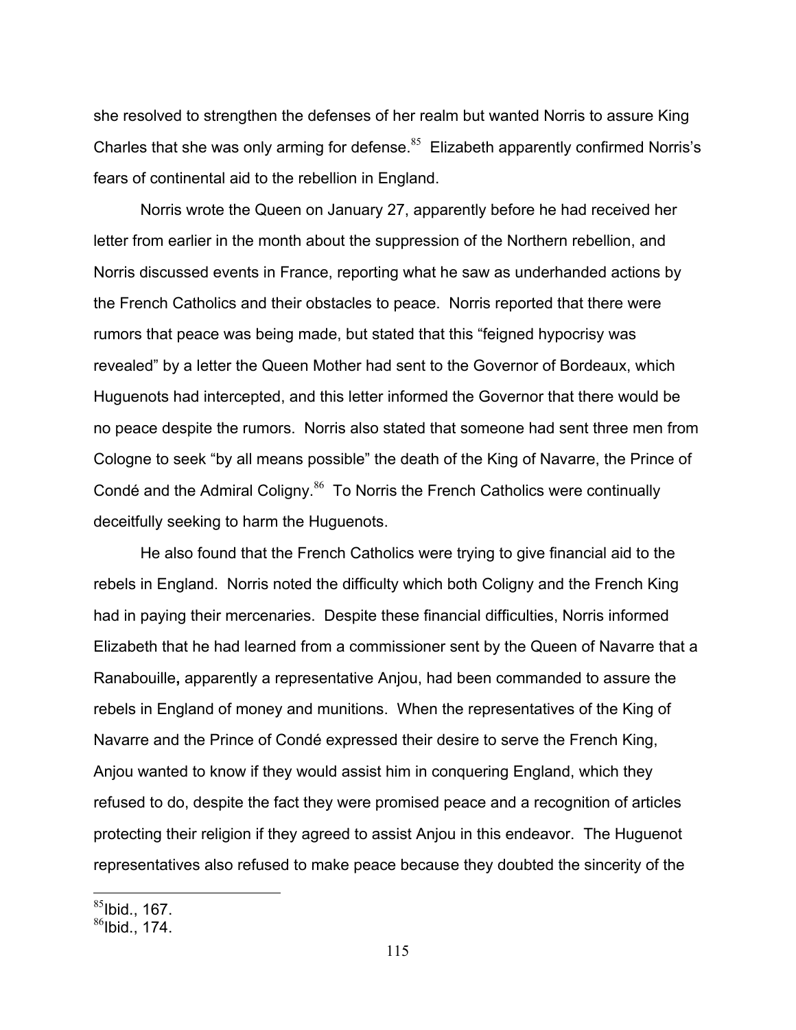she resolved to strengthen the defenses of her realm but wanted Norris to assure King Charles that she was only arming for defense.[85] Elizabeth apparently confirmed Norris's fears of continental aid to the rebellion in England.

Norris wrote the Queen on January 27, apparently before he had received her letter from earlier in the month about the suppression of the Northern rebellion, and Norris discussed events in France, reporting what he saw as underhanded actions by the French Catholics and their obstacles to peace. Norris reported that there were rumors that peace was being made, but stated that this "feigned hypocrisy was revealed" by a letter the Queen Mother had sent to the Governor of Bordeaux, which Huguenots had intercepted, and this letter informed the Governor that there would be no peace despite the rumors. Norris also stated that someone had sent three men from Cologne to seek "by all means possible" the death of the King of Navarre, the Prince of Condé and the Admiral Coligny.[86] To Norris the French Catholics were continually deceitfully seeking to harm the Huguenots.

He also found that the French Catholics were trying to give financial aid to the rebels in England. Norris noted the difficulty which both Coligny and the French King had in paying their mercenaries. Despite these financial difficulties, Norris informed Elizabeth that he had learned from a commissioner sent by the Queen of Navarre that a Ranabouille**,** apparently a representative Anjou, had been commanded to assure the rebels in England of money and munitions. When the representatives of the King of Navarre and the Prince of Condé expressed their desire to serve the French King, Anjou wanted to know if they would assist him in conquering England, which they refused to do, despite the fact they were promised peace and a recognition of articles protecting their religion if they agreed to assist Anjou in this endeavor. The Huguenot representatives also refused to make peace because they doubted the sincerity of the

[85] Ibid., 167.
[86] Ibid., 174.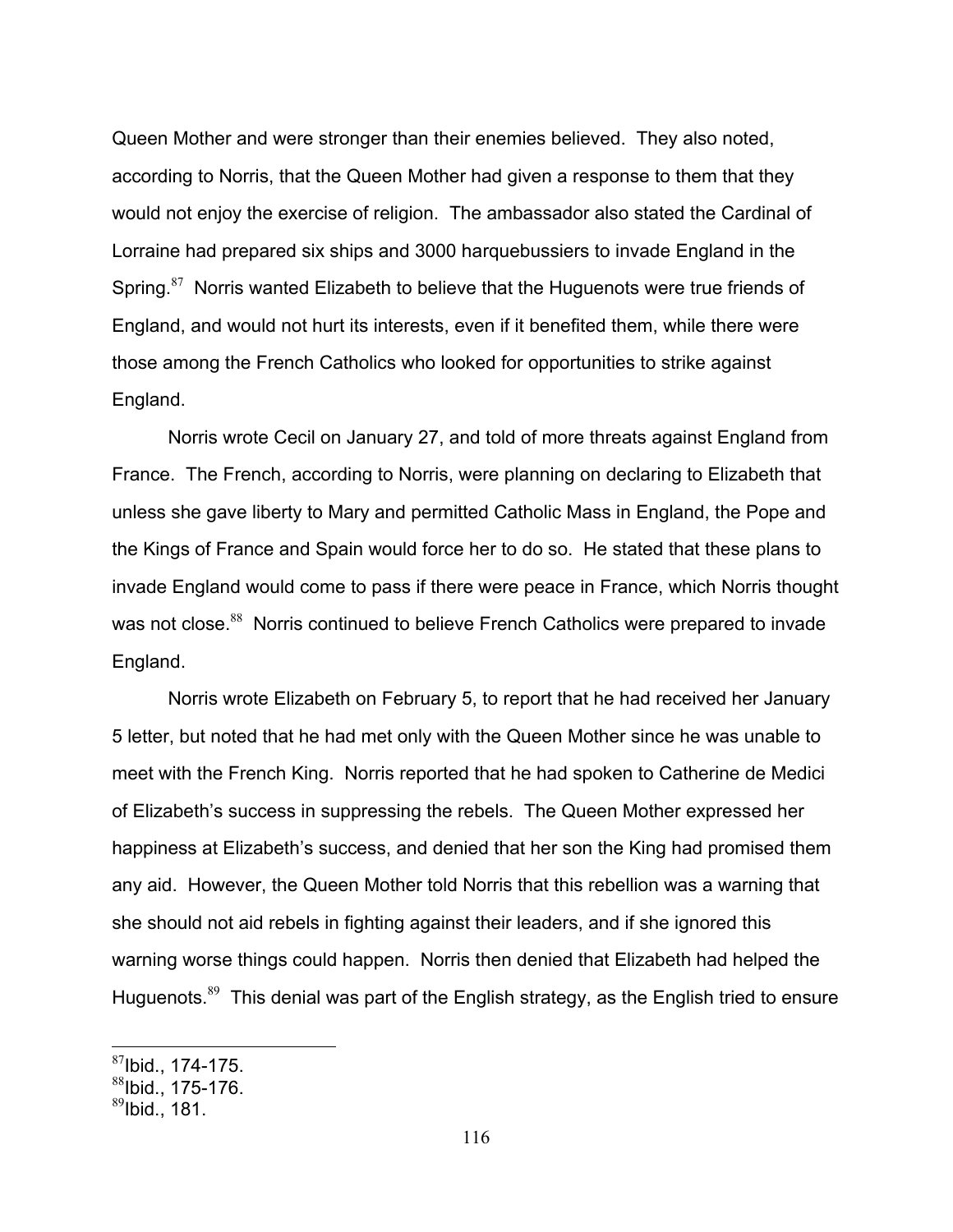Queen Mother and were stronger than their enemies believed. They also noted, according to Norris, that the Queen Mother had given a response to them that they would not enjoy the exercise of religion. The ambassador also stated the Cardinal of Lorraine had prepared six ships and 3000 harquebussiers to invade England in the Spring.[87] Norris wanted Elizabeth to believe that the Huguenots were true friends of England, and would not hurt its interests, even if it benefited them, while there were those among the French Catholics who looked for opportunities to strike against England.

Norris wrote Cecil on January 27, and told of more threats against England from France. The French, according to Norris, were planning on declaring to Elizabeth that unless she gave liberty to Mary and permitted Catholic Mass in England, the Pope and the Kings of France and Spain would force her to do so. He stated that these plans to invade England would come to pass if there were peace in France, which Norris thought was not close.[88] Norris continued to believe French Catholics were prepared to invade England.

Norris wrote Elizabeth on February 5, to report that he had received her January 5 letter, but noted that he had met only with the Queen Mother since he was unable to meet with the French King. Norris reported that he had spoken to Catherine de Medici of Elizabeth's success in suppressing the rebels. The Queen Mother expressed her happiness at Elizabeth's success, and denied that her son the King had promised them any aid. However, the Queen Mother told Norris that this rebellion was a warning that she should not aid rebels in fighting against their leaders, and if she ignored this warning worse things could happen. Norris then denied that Elizabeth had helped the Huguenots.[89] This denial was part of the English strategy, as the English tried to ensure

[87] Ibid., 174-175.
[88] Ibid., 175-176.
[89] Ibid., 181.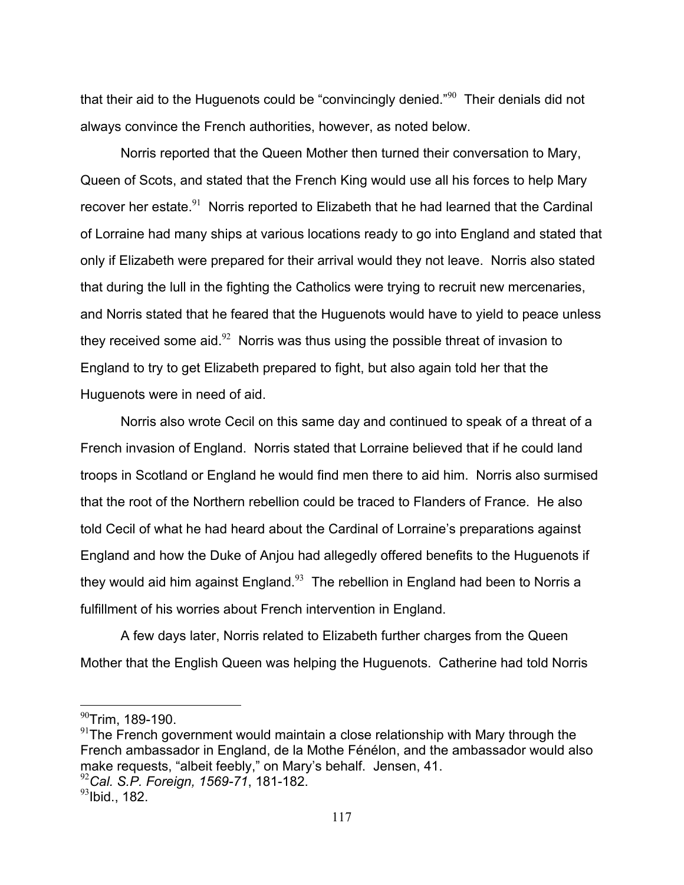that their aid to the Huguenots could be "convincingly denied."[90] Their denials did not always convince the French authorities, however, as noted below.

Norris reported that the Queen Mother then turned their conversation to Mary, Queen of Scots, and stated that the French King would use all his forces to help Mary recover her estate.[91] Norris reported to Elizabeth that he had learned that the Cardinal of Lorraine had many ships at various locations ready to go into England and stated that only if Elizabeth were prepared for their arrival would they not leave. Norris also stated that during the lull in the fighting the Catholics were trying to recruit new mercenaries, and Norris stated that he feared that the Huguenots would have to yield to peace unless they received some aid.[92] Norris was thus using the possible threat of invasion to England to try to get Elizabeth prepared to fight, but also again told her that the Huguenots were in need of aid.

Norris also wrote Cecil on this same day and continued to speak of a threat of a French invasion of England. Norris stated that Lorraine believed that if he could land troops in Scotland or England he would find men there to aid him. Norris also surmised that the root of the Northern rebellion could be traced to Flanders of France. He also told Cecil of what he had heard about the Cardinal of Lorraine's preparations against England and how the Duke of Anjou had allegedly offered benefits to the Huguenots if they would aid him against England.[93] The rebellion in England had been to Norris a fulfillment of his worries about French intervention in England.

A few days later, Norris related to Elizabeth further charges from the Queen Mother that the English Queen was helping the Huguenots. Catherine had told Norris

---

[90]Trim, 189-190.

[91]The French government would maintain a close relationship with Mary through the French ambassador in England, de la Mothe Fénélon, and the ambassador would also make requests, "albeit feebly," on Mary's behalf. Jensen, 41.

[92]*Cal. S.P. Foreign, 1569-71*, 181-182.

[93]Ibid., 182.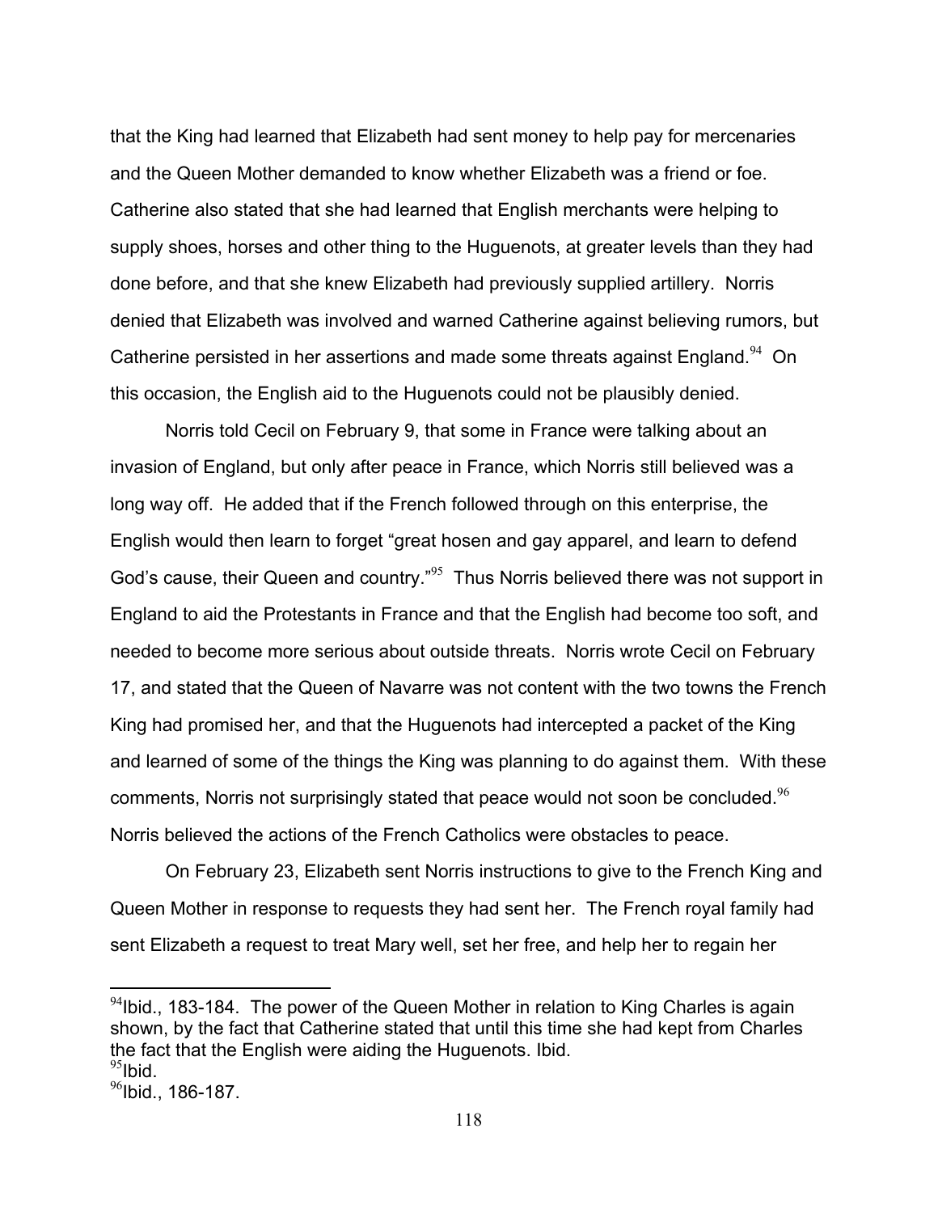that the King had learned that Elizabeth had sent money to help pay for mercenaries and the Queen Mother demanded to know whether Elizabeth was a friend or foe. Catherine also stated that she had learned that English merchants were helping to supply shoes, horses and other thing to the Huguenots, at greater levels than they had done before, and that she knew Elizabeth had previously supplied artillery. Norris denied that Elizabeth was involved and warned Catherine against believing rumors, but Catherine persisted in her assertions and made some threats against England.[94] On this occasion, the English aid to the Huguenots could not be plausibly denied.

Norris told Cecil on February 9, that some in France were talking about an invasion of England, but only after peace in France, which Norris still believed was a long way off. He added that if the French followed through on this enterprise, the English would then learn to forget "great hosen and gay apparel, and learn to defend God's cause, their Queen and country."[95] Thus Norris believed there was not support in England to aid the Protestants in France and that the English had become too soft, and needed to become more serious about outside threats. Norris wrote Cecil on February 17, and stated that the Queen of Navarre was not content with the two towns the French King had promised her, and that the Huguenots had intercepted a packet of the King and learned of some of the things the King was planning to do against them. With these comments, Norris not surprisingly stated that peace would not soon be concluded.[96] Norris believed the actions of the French Catholics were obstacles to peace.

On February 23, Elizabeth sent Norris instructions to give to the French King and Queen Mother in response to requests they had sent her. The French royal family had sent Elizabeth a request to treat Mary well, set her free, and help her to regain her

---

[94] Ibid., 183-184. The power of the Queen Mother in relation to King Charles is again shown, by the fact that Catherine stated that until this time she had kept from Charles the fact that the English were aiding the Huguenots. Ibid.

[95] Ibid.

[96] Ibid., 186-187.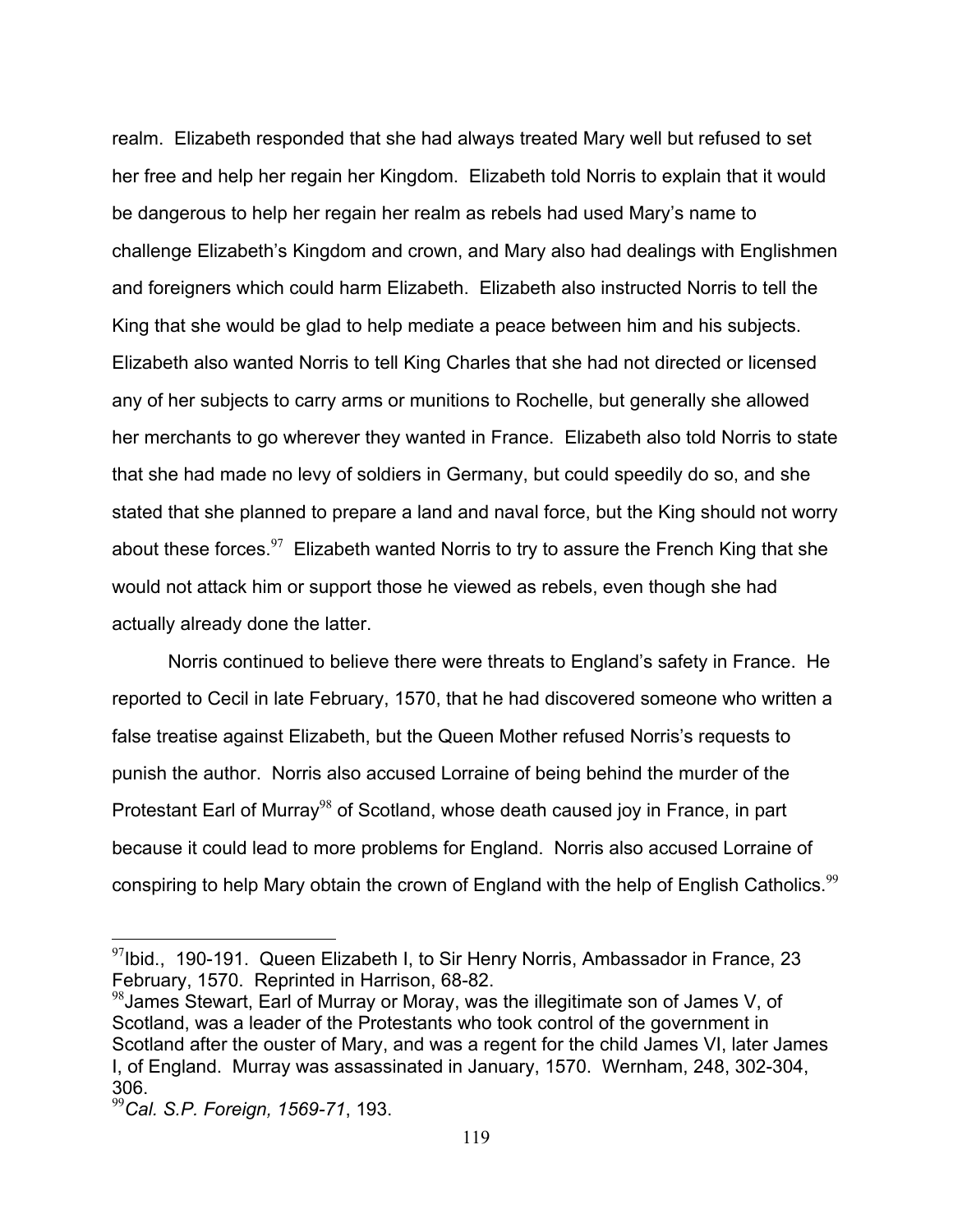realm. Elizabeth responded that she had always treated Mary well but refused to set her free and help her regain her Kingdom. Elizabeth told Norris to explain that it would be dangerous to help her regain her realm as rebels had used Mary's name to challenge Elizabeth's Kingdom and crown, and Mary also had dealings with Englishmen and foreigners which could harm Elizabeth. Elizabeth also instructed Norris to tell the King that she would be glad to help mediate a peace between him and his subjects. Elizabeth also wanted Norris to tell King Charles that she had not directed or licensed any of her subjects to carry arms or munitions to Rochelle, but generally she allowed her merchants to go wherever they wanted in France. Elizabeth also told Norris to state that she had made no levy of soldiers in Germany, but could speedily do so, and she stated that she planned to prepare a land and naval force, but the King should not worry about these forces.[97] Elizabeth wanted Norris to try to assure the French King that she would not attack him or support those he viewed as rebels, even though she had actually already done the latter.

Norris continued to believe there were threats to England's safety in France. He reported to Cecil in late February, 1570, that he had discovered someone who written a false treatise against Elizabeth, but the Queen Mother refused Norris's requests to punish the author. Norris also accused Lorraine of being behind the murder of the Protestant Earl of Murray[98] of Scotland, whose death caused joy in France, in part because it could lead to more problems for England. Norris also accused Lorraine of conspiring to help Mary obtain the crown of England with the help of English Catholics.[99]

---

[97]Ibid., 190-191. Queen Elizabeth I, to Sir Henry Norris, Ambassador in France, 23 February, 1570. Reprinted in Harrison, 68-82.

[98]James Stewart, Earl of Murray or Moray, was the illegitimate son of James V, of Scotland, was a leader of the Protestants who took control of the government in Scotland after the ouster of Mary, and was a regent for the child James VI, later James I, of England. Murray was assassinated in January, 1570. Wernham, 248, 302-304, 306.

[99]*Cal. S.P. Foreign, 1569-71*, 193.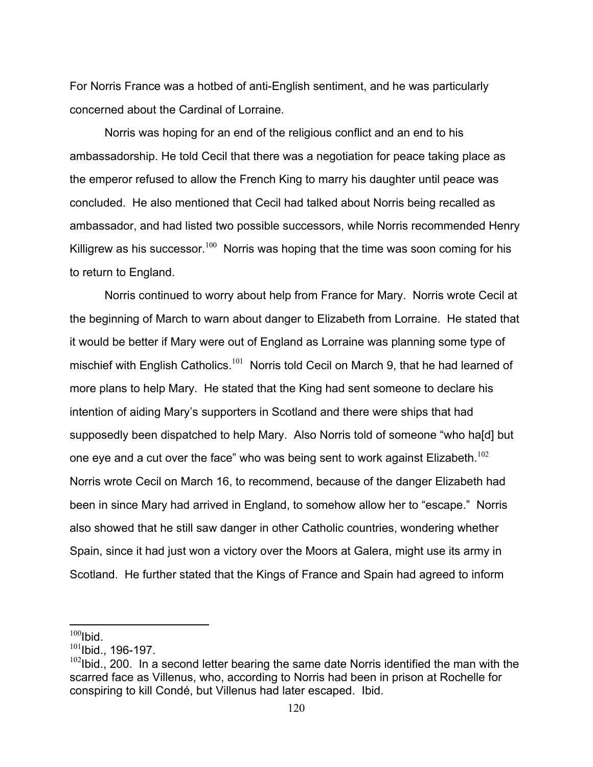For Norris France was a hotbed of anti-English sentiment, and he was particularly concerned about the Cardinal of Lorraine.

Norris was hoping for an end of the religious conflict and an end to his ambassadorship. He told Cecil that there was a negotiation for peace taking place as the emperor refused to allow the French King to marry his daughter until peace was concluded. He also mentioned that Cecil had talked about Norris being recalled as ambassador, and had listed two possible successors, while Norris recommended Henry Killigrew as his successor.[100] Norris was hoping that the time was soon coming for his to return to England.

Norris continued to worry about help from France for Mary. Norris wrote Cecil at the beginning of March to warn about danger to Elizabeth from Lorraine. He stated that it would be better if Mary were out of England as Lorraine was planning some type of mischief with English Catholics.[101] Norris told Cecil on March 9, that he had learned of more plans to help Mary. He stated that the King had sent someone to declare his intention of aiding Mary's supporters in Scotland and there were ships that had supposedly been dispatched to help Mary. Also Norris told of someone "who ha[d] but one eye and a cut over the face" who was being sent to work against Elizabeth.[102] Norris wrote Cecil on March 16, to recommend, because of the danger Elizabeth had been in since Mary had arrived in England, to somehow allow her to "escape." Norris also showed that he still saw danger in other Catholic countries, wondering whether Spain, since it had just won a victory over the Moors at Galera, might use its army in Scotland. He further stated that the Kings of France and Spain had agreed to inform

[100] Ibid.

[101] Ibid., 196-197.

[102] Ibid., 200. In a second letter bearing the same date Norris identified the man with the scarred face as Villenus, who, according to Norris had been in prison at Rochelle for conspiring to kill Condé, but Villenus had later escaped. Ibid.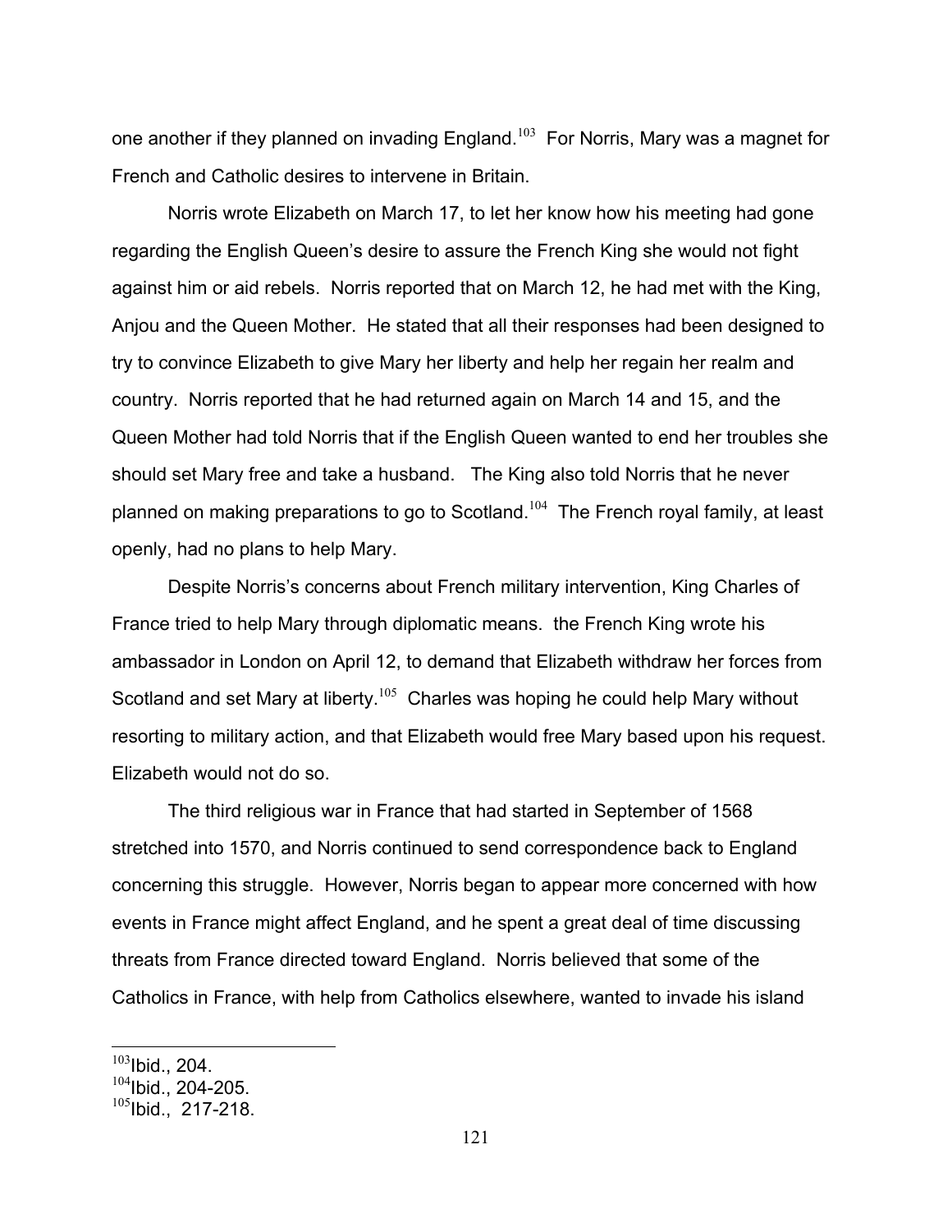one another if they planned on invading England.[103] For Norris, Mary was a magnet for French and Catholic desires to intervene in Britain.

Norris wrote Elizabeth on March 17, to let her know how his meeting had gone regarding the English Queen's desire to assure the French King she would not fight against him or aid rebels. Norris reported that on March 12, he had met with the King, Anjou and the Queen Mother. He stated that all their responses had been designed to try to convince Elizabeth to give Mary her liberty and help her regain her realm and country. Norris reported that he had returned again on March 14 and 15, and the Queen Mother had told Norris that if the English Queen wanted to end her troubles she should set Mary free and take a husband. The King also told Norris that he never planned on making preparations to go to Scotland.[104] The French royal family, at least openly, had no plans to help Mary.

Despite Norris's concerns about French military intervention, King Charles of France tried to help Mary through diplomatic means. the French King wrote his ambassador in London on April 12, to demand that Elizabeth withdraw her forces from Scotland and set Mary at liberty.[105] Charles was hoping he could help Mary without resorting to military action, and that Elizabeth would free Mary based upon his request. Elizabeth would not do so.

The third religious war in France that had started in September of 1568 stretched into 1570, and Norris continued to send correspondence back to England concerning this struggle. However, Norris began to appear more concerned with how events in France might affect England, and he spent a great deal of time discussing threats from France directed toward England. Norris believed that some of the Catholics in France, with help from Catholics elsewhere, wanted to invade his island

---

[103] Ibid., 204.
[104] Ibid., 204-205.
[105] Ibid., 217-218.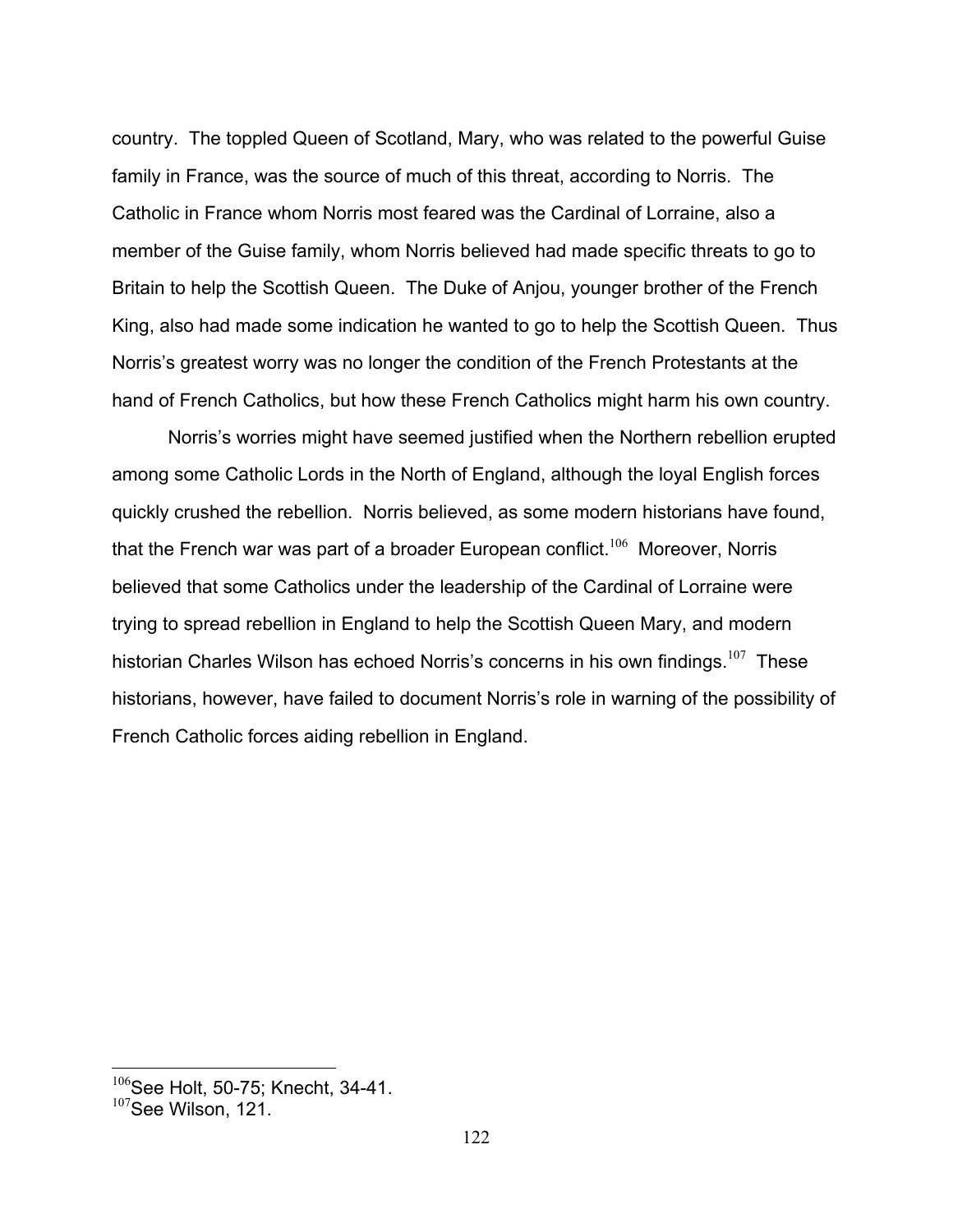country. The toppled Queen of Scotland, Mary, who was related to the powerful Guise family in France, was the source of much of this threat, according to Norris. The Catholic in France whom Norris most feared was the Cardinal of Lorraine, also a member of the Guise family, whom Norris believed had made specific threats to go to Britain to help the Scottish Queen. The Duke of Anjou, younger brother of the French King, also had made some indication he wanted to go to help the Scottish Queen. Thus Norris's greatest worry was no longer the condition of the French Protestants at the hand of French Catholics, but how these French Catholics might harm his own country.

Norris's worries might have seemed justified when the Northern rebellion erupted among some Catholic Lords in the North of England, although the loyal English forces quickly crushed the rebellion. Norris believed, as some modern historians have found, that the French war was part of a broader European conflict.[106] Moreover, Norris believed that some Catholics under the leadership of the Cardinal of Lorraine were trying to spread rebellion in England to help the Scottish Queen Mary, and modern historian Charles Wilson has echoed Norris's concerns in his own findings.[107] These historians, however, have failed to document Norris's role in warning of the possibility of French Catholic forces aiding rebellion in England.

[106] See Holt, 50-75; Knecht, 34-41.
[107] See Wilson, 121.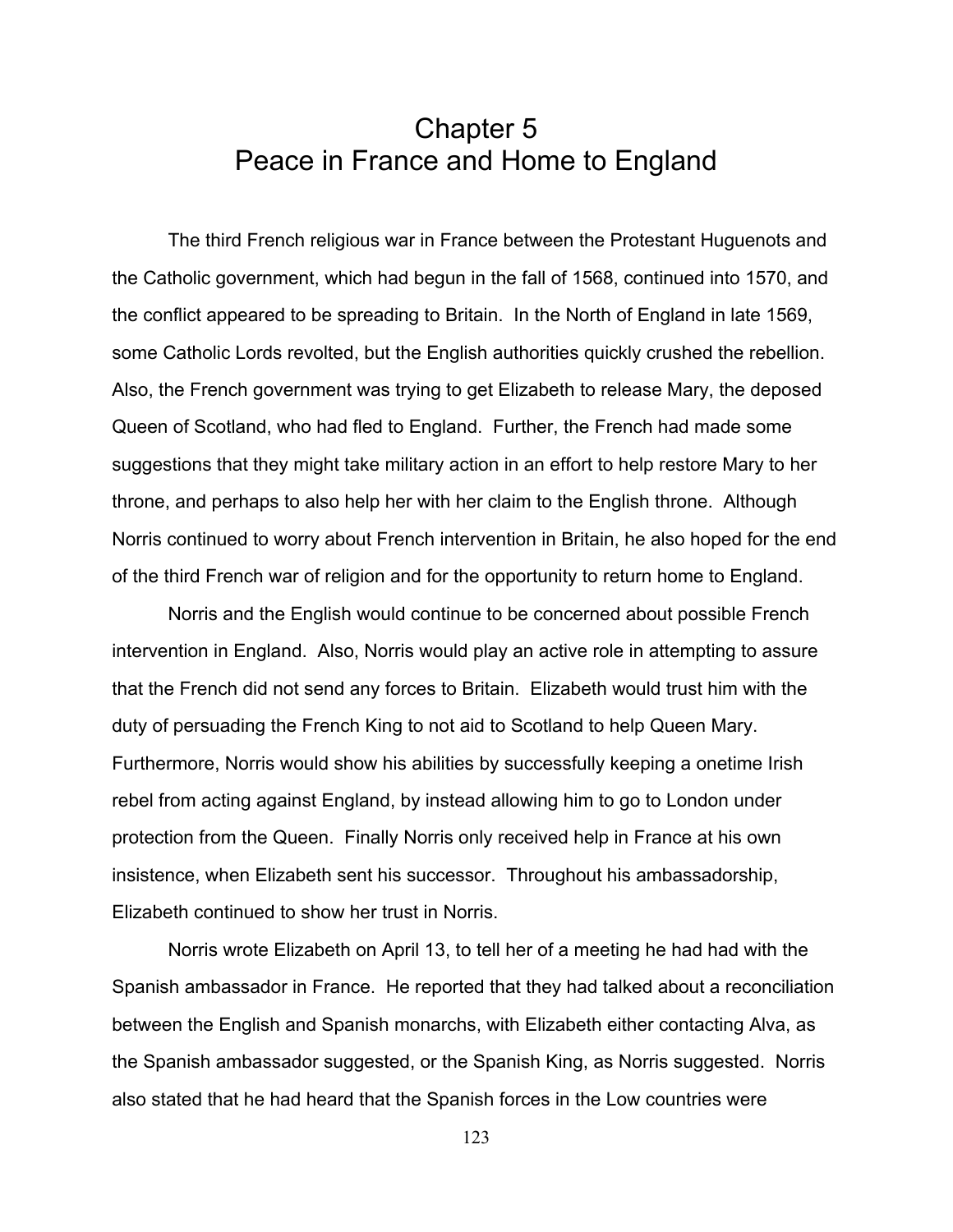# Chapter 5
# Peace in France and Home to England

The third French religious war in France between the Protestant Huguenots and the Catholic government, which had begun in the fall of 1568, continued into 1570, and the conflict appeared to be spreading to Britain. In the North of England in late 1569, some Catholic Lords revolted, but the English authorities quickly crushed the rebellion. Also, the French government was trying to get Elizabeth to release Mary, the deposed Queen of Scotland, who had fled to England. Further, the French had made some suggestions that they might take military action in an effort to help restore Mary to her throne, and perhaps to also help her with her claim to the English throne. Although Norris continued to worry about French intervention in Britain, he also hoped for the end of the third French war of religion and for the opportunity to return home to England.

Norris and the English would continue to be concerned about possible French intervention in England. Also, Norris would play an active role in attempting to assure that the French did not send any forces to Britain. Elizabeth would trust him with the duty of persuading the French King to not aid to Scotland to help Queen Mary. Furthermore, Norris would show his abilities by successfully keeping a onetime Irish rebel from acting against England, by instead allowing him to go to London under protection from the Queen. Finally Norris only received help in France at his own insistence, when Elizabeth sent his successor. Throughout his ambassadorship, Elizabeth continued to show her trust in Norris.

Norris wrote Elizabeth on April 13, to tell her of a meeting he had had with the Spanish ambassador in France. He reported that they had talked about a reconciliation between the English and Spanish monarchs, with Elizabeth either contacting Alva, as the Spanish ambassador suggested, or the Spanish King, as Norris suggested. Norris also stated that he had heard that the Spanish forces in the Low countries were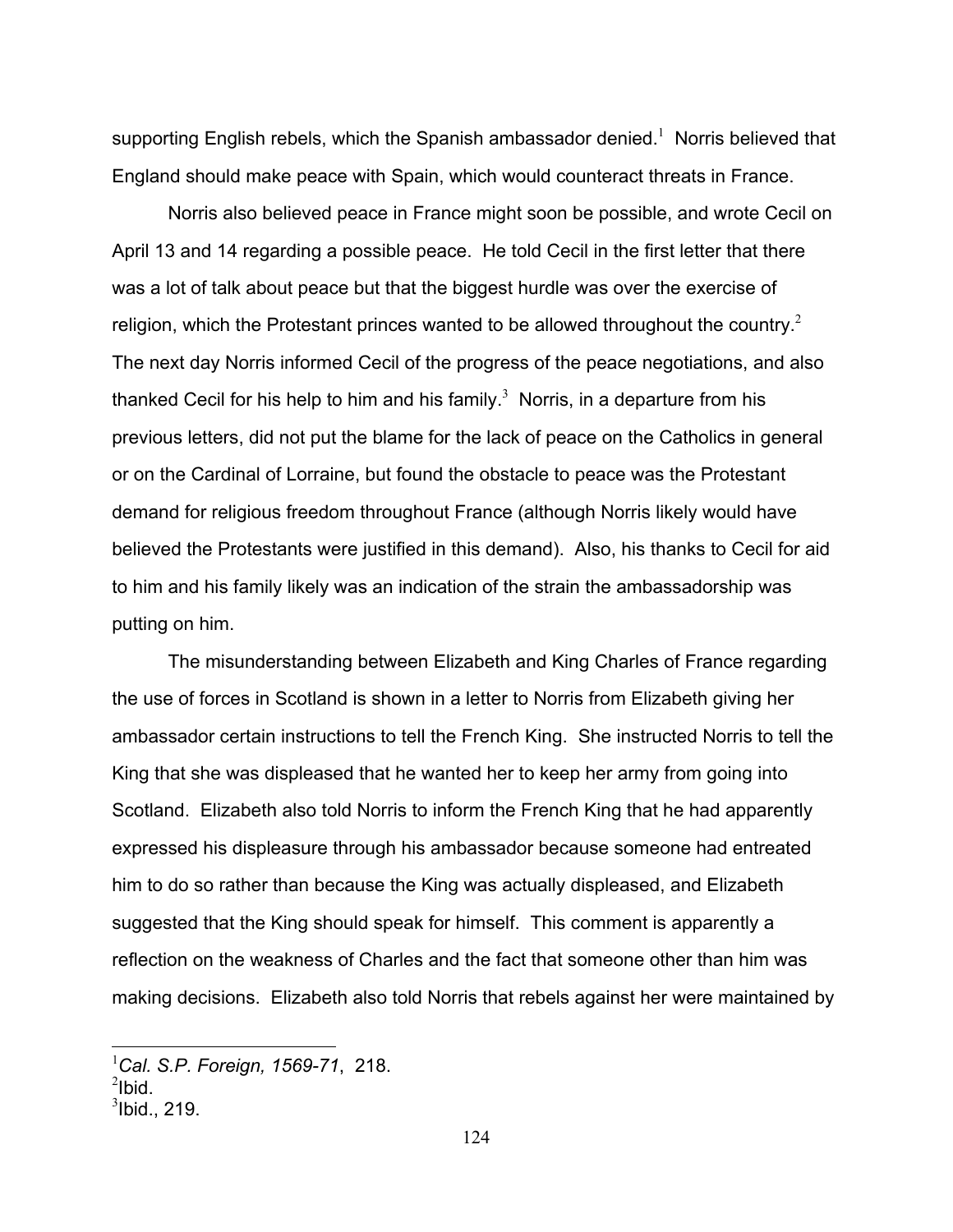supporting English rebels, which the Spanish ambassador denied.[1] Norris believed that England should make peace with Spain, which would counteract threats in France.

Norris also believed peace in France might soon be possible, and wrote Cecil on April 13 and 14 regarding a possible peace. He told Cecil in the first letter that there was a lot of talk about peace but that the biggest hurdle was over the exercise of religion, which the Protestant princes wanted to be allowed throughout the country.[2] The next day Norris informed Cecil of the progress of the peace negotiations, and also thanked Cecil for his help to him and his family.[3] Norris, in a departure from his previous letters, did not put the blame for the lack of peace on the Catholics in general or on the Cardinal of Lorraine, but found the obstacle to peace was the Protestant demand for religious freedom throughout France (although Norris likely would have believed the Protestants were justified in this demand). Also, his thanks to Cecil for aid to him and his family likely was an indication of the strain the ambassadorship was putting on him.

The misunderstanding between Elizabeth and King Charles of France regarding the use of forces in Scotland is shown in a letter to Norris from Elizabeth giving her ambassador certain instructions to tell the French King. She instructed Norris to tell the King that she was displeased that he wanted her to keep her army from going into Scotland. Elizabeth also told Norris to inform the French King that he had apparently expressed his displeasure through his ambassador because someone had entreated him to do so rather than because the King was actually displeased, and Elizabeth suggested that the King should speak for himself. This comment is apparently a reflection on the weakness of Charles and the fact that someone other than him was making decisions. Elizabeth also told Norris that rebels against her were maintained by

[1] *Cal. S.P. Foreign, 1569-71*, 218.
[2] Ibid.
[3] Ibid., 219.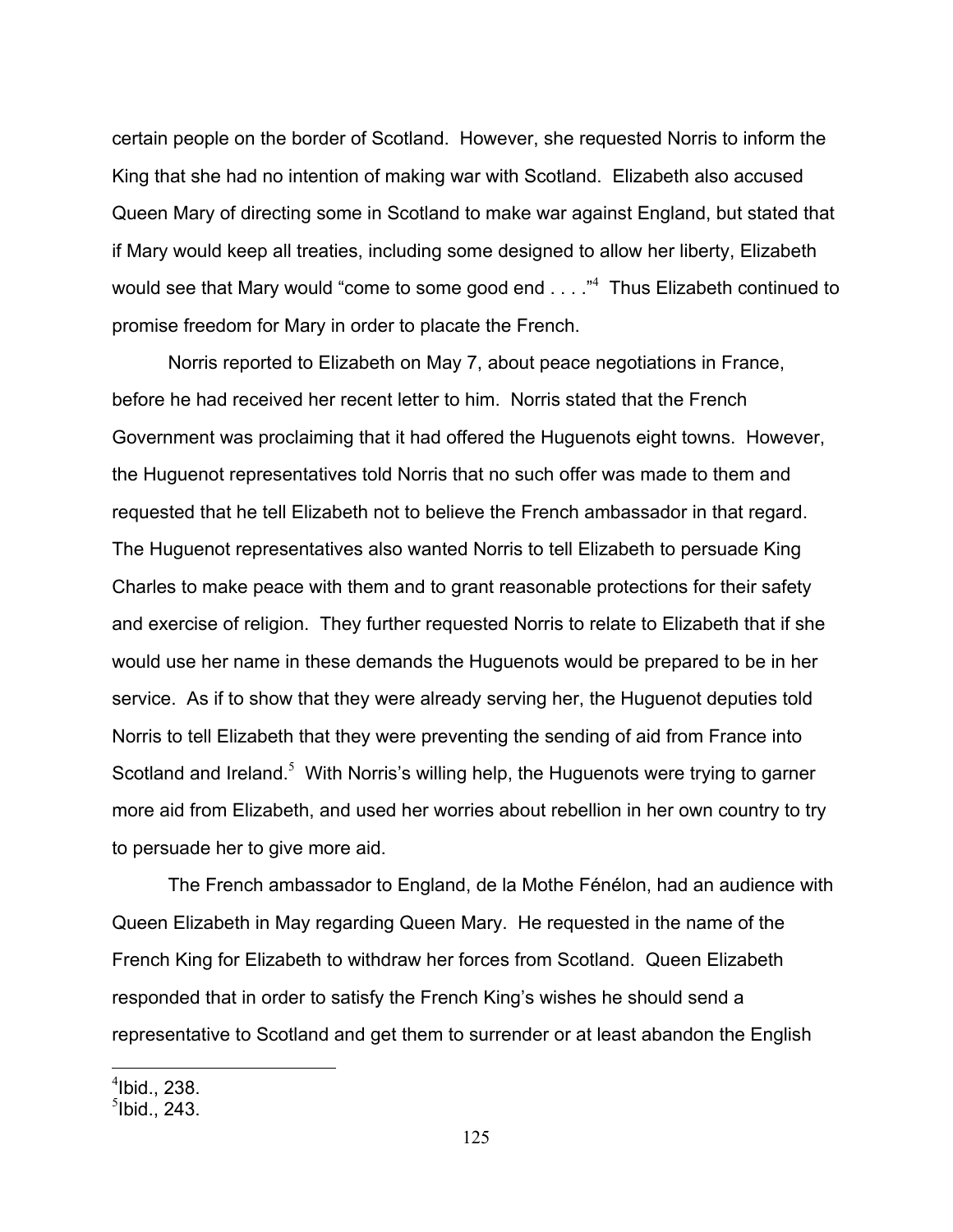certain people on the border of Scotland. However, she requested Norris to inform the King that she had no intention of making war with Scotland. Elizabeth also accused Queen Mary of directing some in Scotland to make war against England, but stated that if Mary would keep all treaties, including some designed to allow her liberty, Elizabeth would see that Mary would "come to some good end . . . ."[4] Thus Elizabeth continued to promise freedom for Mary in order to placate the French.

Norris reported to Elizabeth on May 7, about peace negotiations in France, before he had received her recent letter to him. Norris stated that the French Government was proclaiming that it had offered the Huguenots eight towns. However, the Huguenot representatives told Norris that no such offer was made to them and requested that he tell Elizabeth not to believe the French ambassador in that regard. The Huguenot representatives also wanted Norris to tell Elizabeth to persuade King Charles to make peace with them and to grant reasonable protections for their safety and exercise of religion. They further requested Norris to relate to Elizabeth that if she would use her name in these demands the Huguenots would be prepared to be in her service. As if to show that they were already serving her, the Huguenot deputies told Norris to tell Elizabeth that they were preventing the sending of aid from France into Scotland and Ireland.[5] With Norris's willing help, the Huguenots were trying to garner more aid from Elizabeth, and used her worries about rebellion in her own country to try to persuade her to give more aid.

The French ambassador to England, de la Mothe Fénélon, had an audience with Queen Elizabeth in May regarding Queen Mary. He requested in the name of the French King for Elizabeth to withdraw her forces from Scotland. Queen Elizabeth responded that in order to satisfy the French King's wishes he should send a representative to Scotland and get them to surrender or at least abandon the English

[4] Ibid., 238.
[5] Ibid., 243.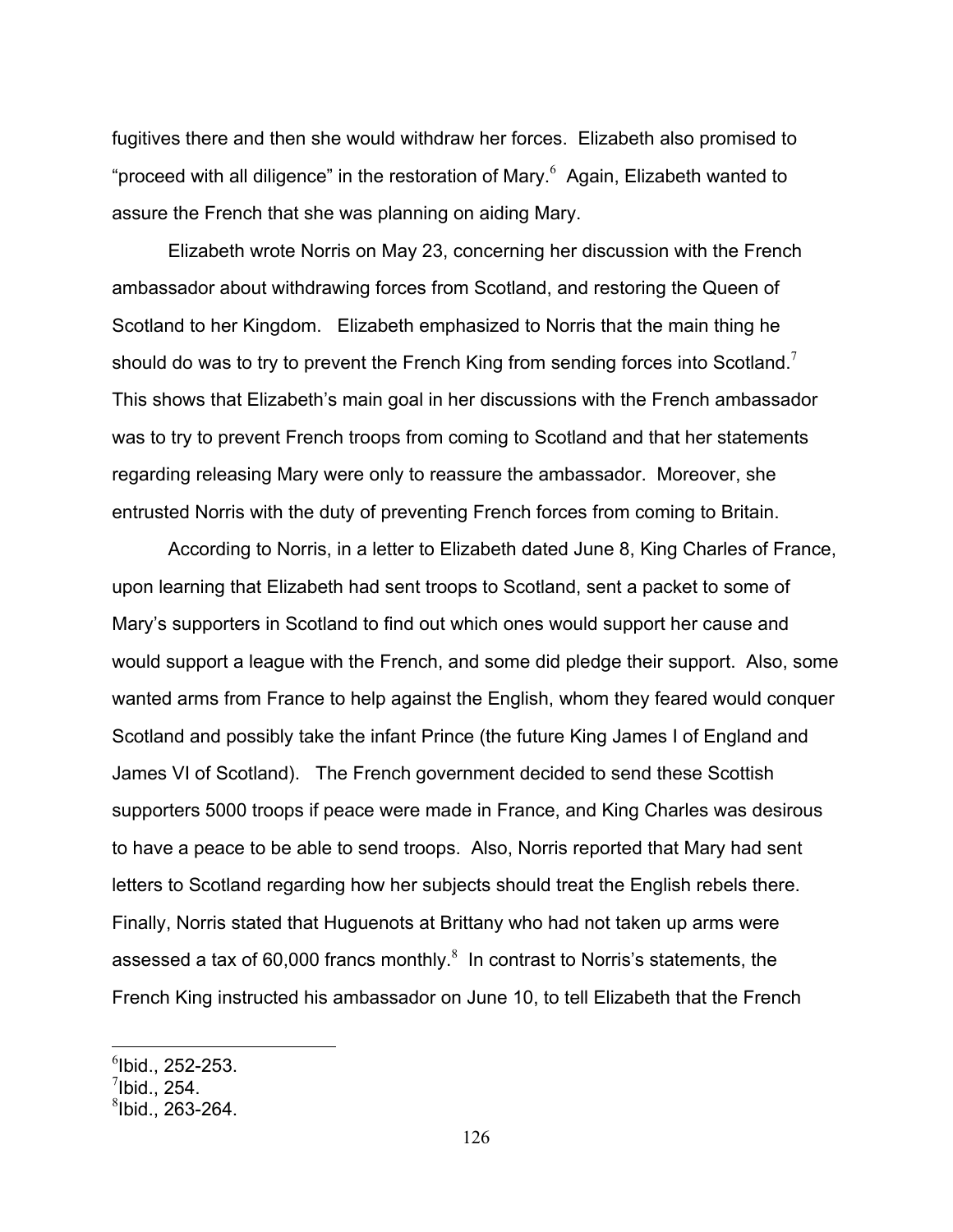fugitives there and then she would withdraw her forces. Elizabeth also promised to "proceed with all diligence" in the restoration of Mary.[6] Again, Elizabeth wanted to assure the French that she was planning on aiding Mary.

Elizabeth wrote Norris on May 23, concerning her discussion with the French ambassador about withdrawing forces from Scotland, and restoring the Queen of Scotland to her Kingdom. Elizabeth emphasized to Norris that the main thing he should do was to try to prevent the French King from sending forces into Scotland.[7] This shows that Elizabeth's main goal in her discussions with the French ambassador was to try to prevent French troops from coming to Scotland and that her statements regarding releasing Mary were only to reassure the ambassador. Moreover, she entrusted Norris with the duty of preventing French forces from coming to Britain.

According to Norris, in a letter to Elizabeth dated June 8, King Charles of France, upon learning that Elizabeth had sent troops to Scotland, sent a packet to some of Mary's supporters in Scotland to find out which ones would support her cause and would support a league with the French, and some did pledge their support. Also, some wanted arms from France to help against the English, whom they feared would conquer Scotland and possibly take the infant Prince (the future King James I of England and James VI of Scotland). The French government decided to send these Scottish supporters 5000 troops if peace were made in France, and King Charles was desirous to have a peace to be able to send troops. Also, Norris reported that Mary had sent letters to Scotland regarding how her subjects should treat the English rebels there. Finally, Norris stated that Huguenots at Brittany who had not taken up arms were assessed a tax of 60,000 francs monthly.[8] In contrast to Norris's statements, the French King instructed his ambassador on June 10, to tell Elizabeth that the French

---

[6]Ibid., 252-253.
[7]Ibid., 254.
[8]Ibid., 263-264.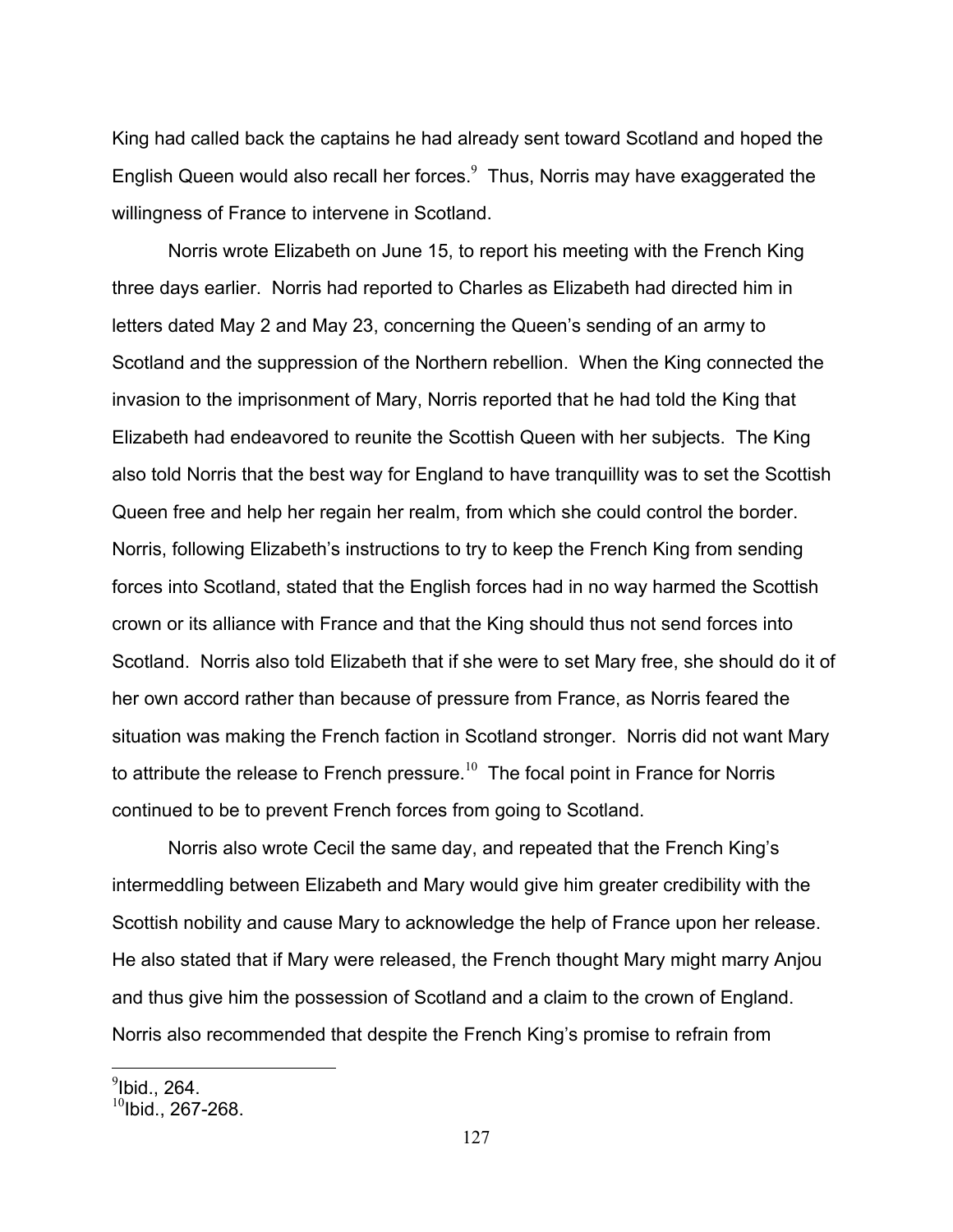King had called back the captains he had already sent toward Scotland and hoped the English Queen would also recall her forces.[9] Thus, Norris may have exaggerated the willingness of France to intervene in Scotland.

Norris wrote Elizabeth on June 15, to report his meeting with the French King three days earlier. Norris had reported to Charles as Elizabeth had directed him in letters dated May 2 and May 23, concerning the Queen's sending of an army to Scotland and the suppression of the Northern rebellion. When the King connected the invasion to the imprisonment of Mary, Norris reported that he had told the King that Elizabeth had endeavored to reunite the Scottish Queen with her subjects. The King also told Norris that the best way for England to have tranquillity was to set the Scottish Queen free and help her regain her realm, from which she could control the border. Norris, following Elizabeth's instructions to try to keep the French King from sending forces into Scotland, stated that the English forces had in no way harmed the Scottish crown or its alliance with France and that the King should thus not send forces into Scotland. Norris also told Elizabeth that if she were to set Mary free, she should do it of her own accord rather than because of pressure from France, as Norris feared the situation was making the French faction in Scotland stronger. Norris did not want Mary to attribute the release to French pressure.[10] The focal point in France for Norris continued to be to prevent French forces from going to Scotland.

Norris also wrote Cecil the same day, and repeated that the French King's intermeddling between Elizabeth and Mary would give him greater credibility with the Scottish nobility and cause Mary to acknowledge the help of France upon her release. He also stated that if Mary were released, the French thought Mary might marry Anjou and thus give him the possession of Scotland and a claim to the crown of England. Norris also recommended that despite the French King's promise to refrain from

---

[9] Ibid., 264.

[10] Ibid., 267-268.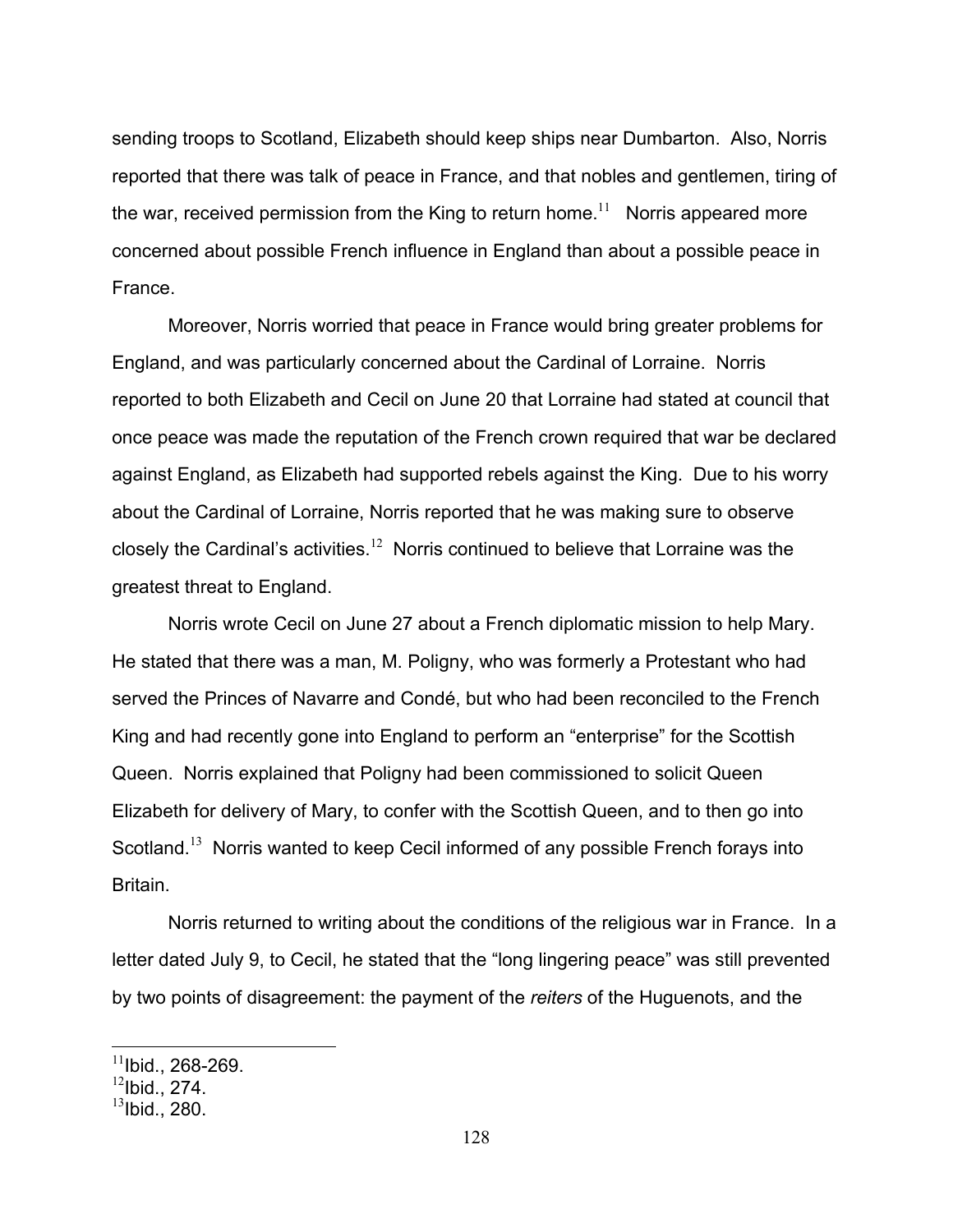sending troops to Scotland, Elizabeth should keep ships near Dumbarton. Also, Norris reported that there was talk of peace in France, and that nobles and gentlemen, tiring of the war, received permission from the King to return home.[11] Norris appeared more concerned about possible French influence in England than about a possible peace in France.

Moreover, Norris worried that peace in France would bring greater problems for England, and was particularly concerned about the Cardinal of Lorraine. Norris reported to both Elizabeth and Cecil on June 20 that Lorraine had stated at council that once peace was made the reputation of the French crown required that war be declared against England, as Elizabeth had supported rebels against the King. Due to his worry about the Cardinal of Lorraine, Norris reported that he was making sure to observe closely the Cardinal's activities.[12] Norris continued to believe that Lorraine was the greatest threat to England.

Norris wrote Cecil on June 27 about a French diplomatic mission to help Mary. He stated that there was a man, M. Poligny, who was formerly a Protestant who had served the Princes of Navarre and Condé, but who had been reconciled to the French King and had recently gone into England to perform an "enterprise" for the Scottish Queen. Norris explained that Poligny had been commissioned to solicit Queen Elizabeth for delivery of Mary, to confer with the Scottish Queen, and to then go into Scotland.[13] Norris wanted to keep Cecil informed of any possible French forays into Britain.

Norris returned to writing about the conditions of the religious war in France. In a letter dated July 9, to Cecil, he stated that the "long lingering peace" was still prevented by two points of disagreement: the payment of the *reiters* of the Huguenots, and the

---

[11] Ibid., 268-269.

[12] Ibid., 274.

[13] Ibid., 280.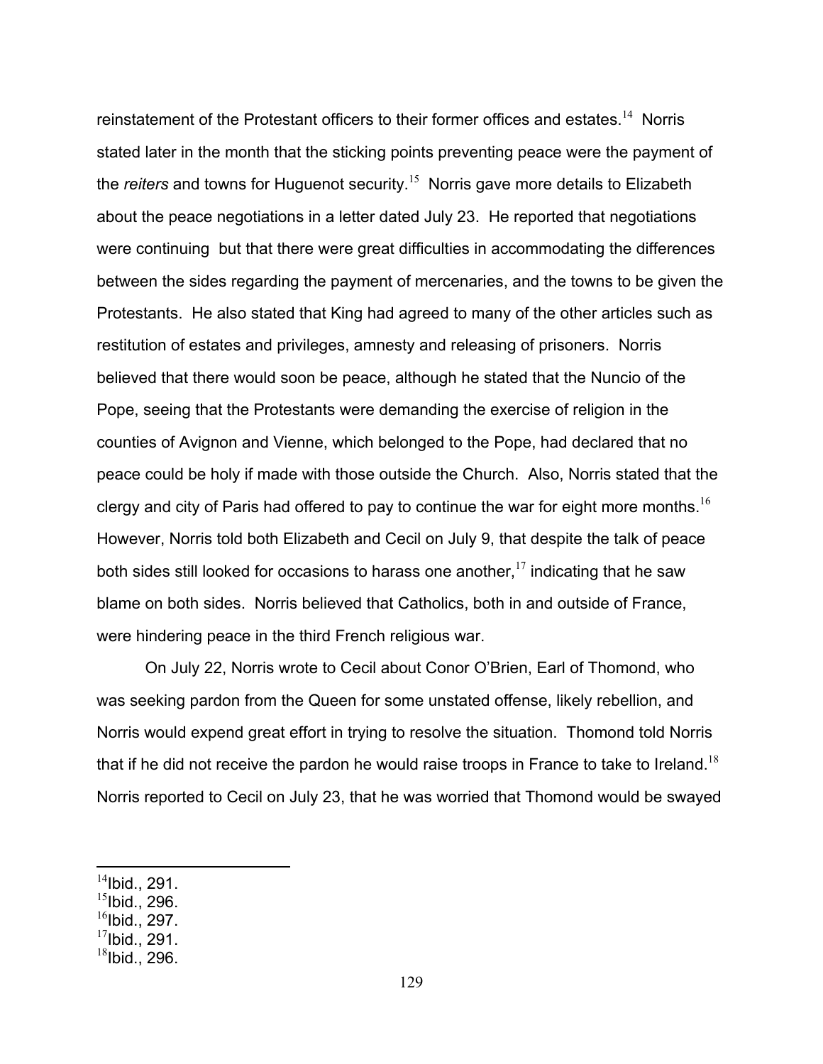reinstatement of the Protestant officers to their former offices and estates.[14] Norris stated later in the month that the sticking points preventing peace were the payment of the *reiters* and towns for Huguenot security.[15] Norris gave more details to Elizabeth about the peace negotiations in a letter dated July 23. He reported that negotiations were continuing but that there were great difficulties in accommodating the differences between the sides regarding the payment of mercenaries, and the towns to be given the Protestants. He also stated that King had agreed to many of the other articles such as restitution of estates and privileges, amnesty and releasing of prisoners. Norris believed that there would soon be peace, although he stated that the Nuncio of the Pope, seeing that the Protestants were demanding the exercise of religion in the counties of Avignon and Vienne, which belonged to the Pope, had declared that no peace could be holy if made with those outside the Church. Also, Norris stated that the clergy and city of Paris had offered to pay to continue the war for eight more months.[16] However, Norris told both Elizabeth and Cecil on July 9, that despite the talk of peace both sides still looked for occasions to harass one another,[17] indicating that he saw blame on both sides. Norris believed that Catholics, both in and outside of France, were hindering peace in the third French religious war.

On July 22, Norris wrote to Cecil about Conor O'Brien, Earl of Thomond, who was seeking pardon from the Queen for some unstated offense, likely rebellion, and Norris would expend great effort in trying to resolve the situation. Thomond told Norris that if he did not receive the pardon he would raise troops in France to take to Ireland.[18] Norris reported to Cecil on July 23, that he was worried that Thomond would be swayed

---

[14]Ibid., 291.
[15]Ibid., 296.
[16]Ibid., 297.
[17]Ibid., 291.
[18]Ibid., 296.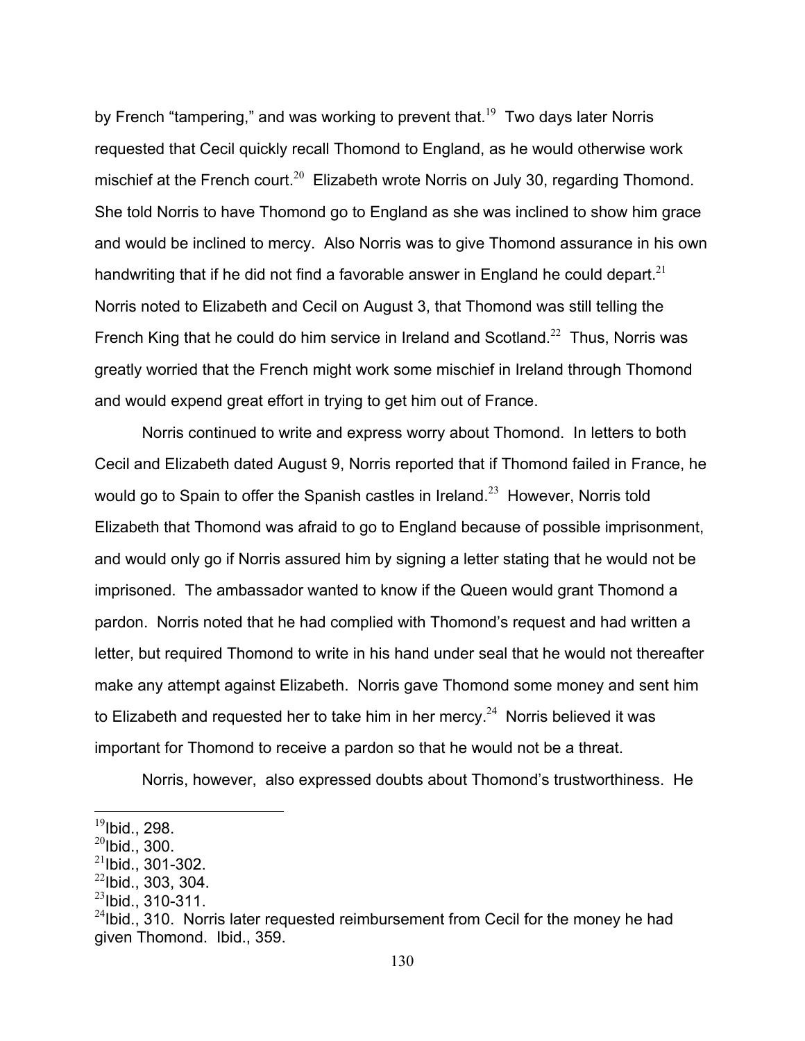by French "tampering," and was working to prevent that.[19] Two days later Norris requested that Cecil quickly recall Thomond to England, as he would otherwise work mischief at the French court.[20] Elizabeth wrote Norris on July 30, regarding Thomond. She told Norris to have Thomond go to England as she was inclined to show him grace and would be inclined to mercy. Also Norris was to give Thomond assurance in his own handwriting that if he did not find a favorable answer in England he could depart.[21] Norris noted to Elizabeth and Cecil on August 3, that Thomond was still telling the French King that he could do him service in Ireland and Scotland.[22] Thus, Norris was greatly worried that the French might work some mischief in Ireland through Thomond and would expend great effort in trying to get him out of France.

Norris continued to write and express worry about Thomond. In letters to both Cecil and Elizabeth dated August 9, Norris reported that if Thomond failed in France, he would go to Spain to offer the Spanish castles in Ireland.[23] However, Norris told Elizabeth that Thomond was afraid to go to England because of possible imprisonment, and would only go if Norris assured him by signing a letter stating that he would not be imprisoned. The ambassador wanted to know if the Queen would grant Thomond a pardon. Norris noted that he had complied with Thomond's request and had written a letter, but required Thomond to write in his hand under seal that he would not thereafter make any attempt against Elizabeth. Norris gave Thomond some money and sent him to Elizabeth and requested her to take him in her mercy.[24] Norris believed it was important for Thomond to receive a pardon so that he would not be a threat.

Norris, however, also expressed doubts about Thomond's trustworthiness. He

---

[19] Ibid., 298.

[20] Ibid., 300.

[21] Ibid., 301-302.

[22] Ibid., 303, 304.

[23] Ibid., 310-311.

[24] Ibid., 310. Norris later requested reimbursement from Cecil for the money he had given Thomond. Ibid., 359.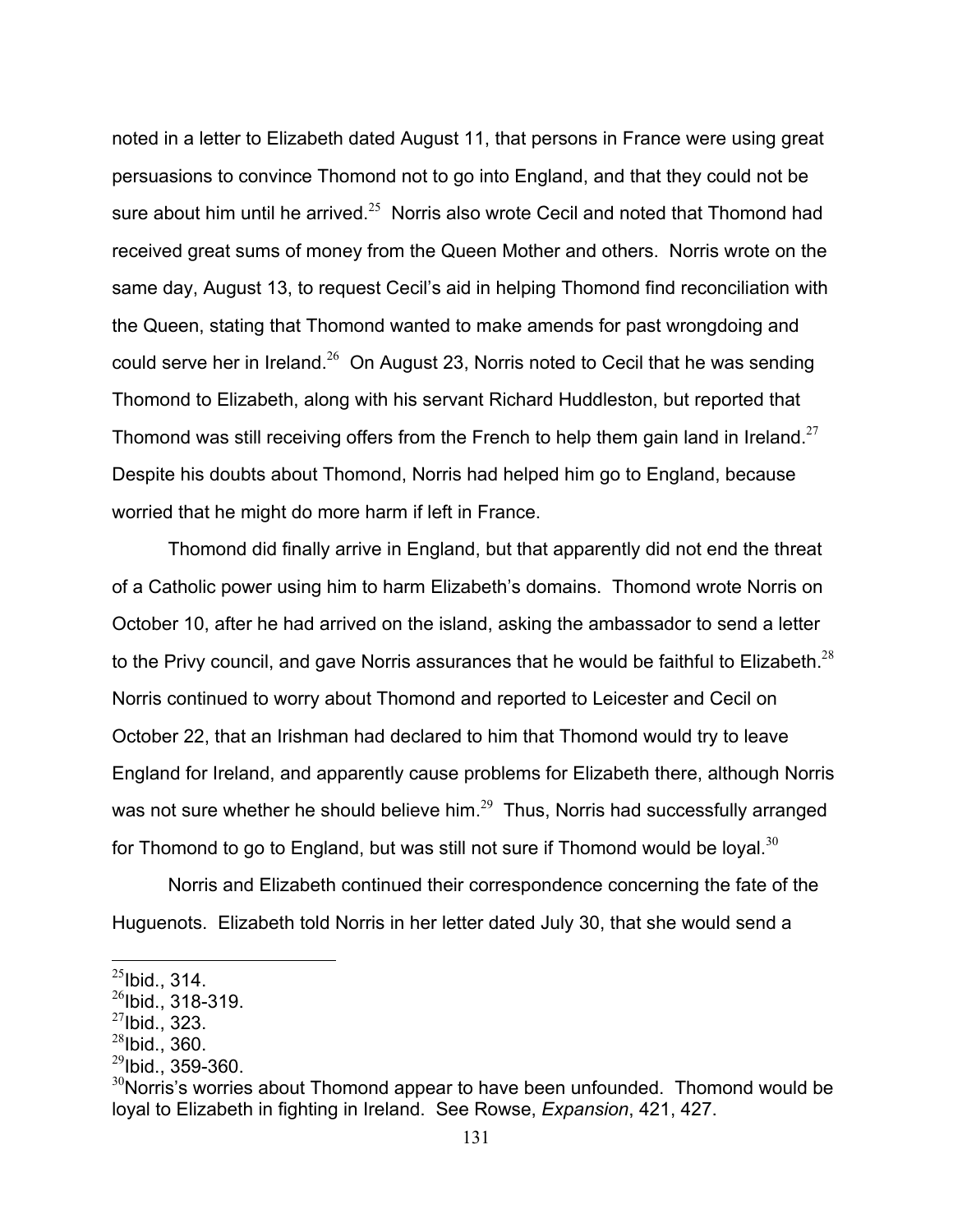noted in a letter to Elizabeth dated August 11, that persons in France were using great persuasions to convince Thomond not to go into England, and that they could not be sure about him until he arrived.[25] Norris also wrote Cecil and noted that Thomond had received great sums of money from the Queen Mother and others. Norris wrote on the same day, August 13, to request Cecil's aid in helping Thomond find reconciliation with the Queen, stating that Thomond wanted to make amends for past wrongdoing and could serve her in Ireland.[26] On August 23, Norris noted to Cecil that he was sending Thomond to Elizabeth, along with his servant Richard Huddleston, but reported that Thomond was still receiving offers from the French to help them gain land in Ireland.[27] Despite his doubts about Thomond, Norris had helped him go to England, because worried that he might do more harm if left in France.

Thomond did finally arrive in England, but that apparently did not end the threat of a Catholic power using him to harm Elizabeth's domains. Thomond wrote Norris on October 10, after he had arrived on the island, asking the ambassador to send a letter to the Privy council, and gave Norris assurances that he would be faithful to Elizabeth.[28] Norris continued to worry about Thomond and reported to Leicester and Cecil on October 22, that an Irishman had declared to him that Thomond would try to leave England for Ireland, and apparently cause problems for Elizabeth there, although Norris was not sure whether he should believe him.[29] Thus, Norris had successfully arranged for Thomond to go to England, but was still not sure if Thomond would be loyal.[30]

Norris and Elizabeth continued their correspondence concerning the fate of the Huguenots. Elizabeth told Norris in her letter dated July 30, that she would send a

---

[25]Ibid., 314.

[26]Ibid., 318-319.

[27]Ibid., 323.

[28]Ibid., 360.

[29]Ibid., 359-360.

[30]Norris's worries about Thomond appear to have been unfounded. Thomond would be loyal to Elizabeth in fighting in Ireland. See Rowse, *Expansion*, 421, 427.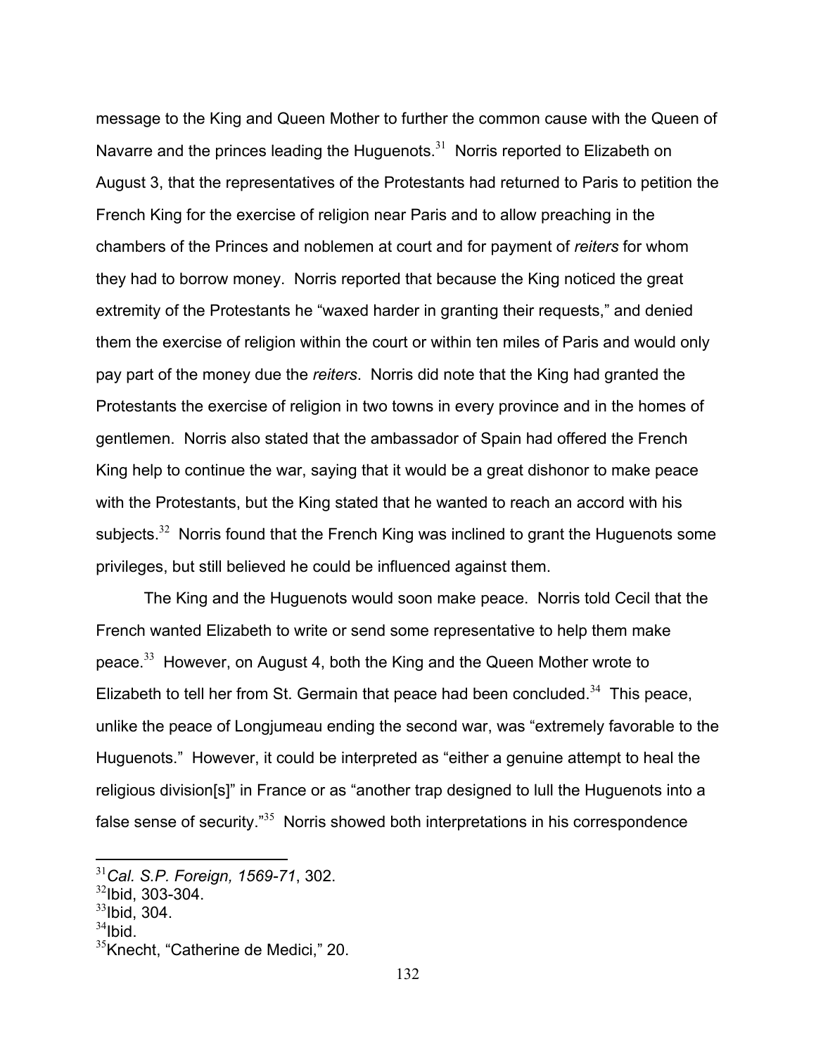message to the King and Queen Mother to further the common cause with the Queen of Navarre and the princes leading the Huguenots.[31] Norris reported to Elizabeth on August 3, that the representatives of the Protestants had returned to Paris to petition the French King for the exercise of religion near Paris and to allow preaching in the chambers of the Princes and noblemen at court and for payment of *reiters* for whom they had to borrow money. Norris reported that because the King noticed the great extremity of the Protestants he "waxed harder in granting their requests," and denied them the exercise of religion within the court or within ten miles of Paris and would only pay part of the money due the *reiters*. Norris did note that the King had granted the Protestants the exercise of religion in two towns in every province and in the homes of gentlemen. Norris also stated that the ambassador of Spain had offered the French King help to continue the war, saying that it would be a great dishonor to make peace with the Protestants, but the King stated that he wanted to reach an accord with his subjects.[32] Norris found that the French King was inclined to grant the Huguenots some privileges, but still believed he could be influenced against them.

The King and the Huguenots would soon make peace. Norris told Cecil that the French wanted Elizabeth to write or send some representative to help them make peace.[33] However, on August 4, both the King and the Queen Mother wrote to Elizabeth to tell her from St. Germain that peace had been concluded.[34] This peace, unlike the peace of Longjumeau ending the second war, was "extremely favorable to the Huguenots." However, it could be interpreted as "either a genuine attempt to heal the religious division[s]" in France or as "another trap designed to lull the Huguenots into a false sense of security."[35] Norris showed both interpretations in his correspondence

---

[31] *Cal. S.P. Foreign, 1569-71*, 302.
[32] Ibid, 303-304.
[33] Ibid, 304.
[34] Ibid.
[35] Knecht, "Catherine de Medici," 20.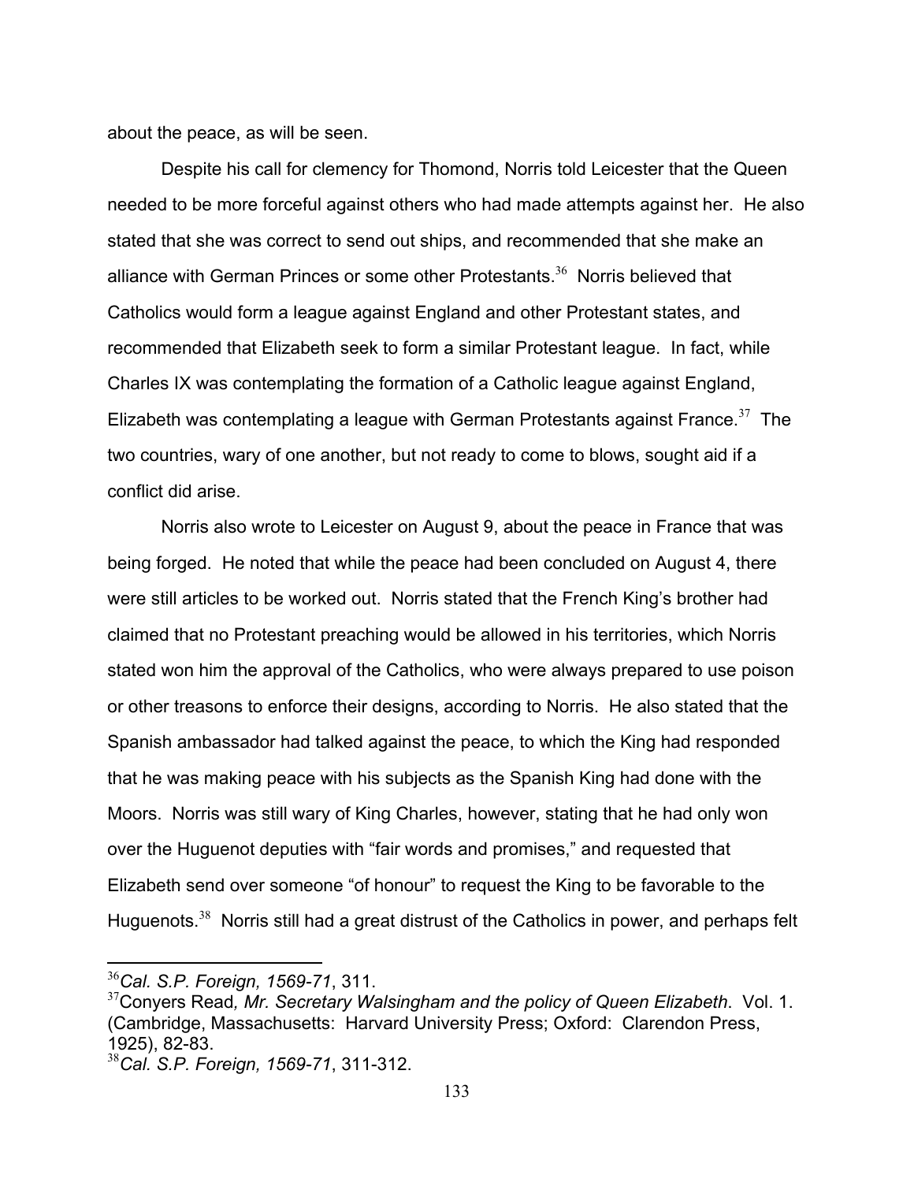about the peace, as will be seen.

Despite his call for clemency for Thomond, Norris told Leicester that the Queen needed to be more forceful against others who had made attempts against her. He also stated that she was correct to send out ships, and recommended that she make an alliance with German Princes or some other Protestants.[36] Norris believed that Catholics would form a league against England and other Protestant states, and recommended that Elizabeth seek to form a similar Protestant league. In fact, while Charles IX was contemplating the formation of a Catholic league against England, Elizabeth was contemplating a league with German Protestants against France.[37] The two countries, wary of one another, but not ready to come to blows, sought aid if a conflict did arise.

Norris also wrote to Leicester on August 9, about the peace in France that was being forged. He noted that while the peace had been concluded on August 4, there were still articles to be worked out. Norris stated that the French King's brother had claimed that no Protestant preaching would be allowed in his territories, which Norris stated won him the approval of the Catholics, who were always prepared to use poison or other treasons to enforce their designs, according to Norris. He also stated that the Spanish ambassador had talked against the peace, to which the King had responded that he was making peace with his subjects as the Spanish King had done with the Moors. Norris was still wary of King Charles, however, stating that he had only won over the Huguenot deputies with "fair words and promises," and requested that Elizabeth send over someone "of honour" to request the King to be favorable to the Huguenots.[38] Norris still had a great distrust of the Catholics in power, and perhaps felt

---

[36] *Cal. S.P. Foreign, 1569-71*, 311.

[37] Conyers Read*, Mr. Secretary Walsingham and the policy of Queen Elizabeth*. Vol. 1. (Cambridge, Massachusetts: Harvard University Press; Oxford: Clarendon Press, 1925), 82-83.

[38] *Cal. S.P. Foreign, 1569-71*, 311-312.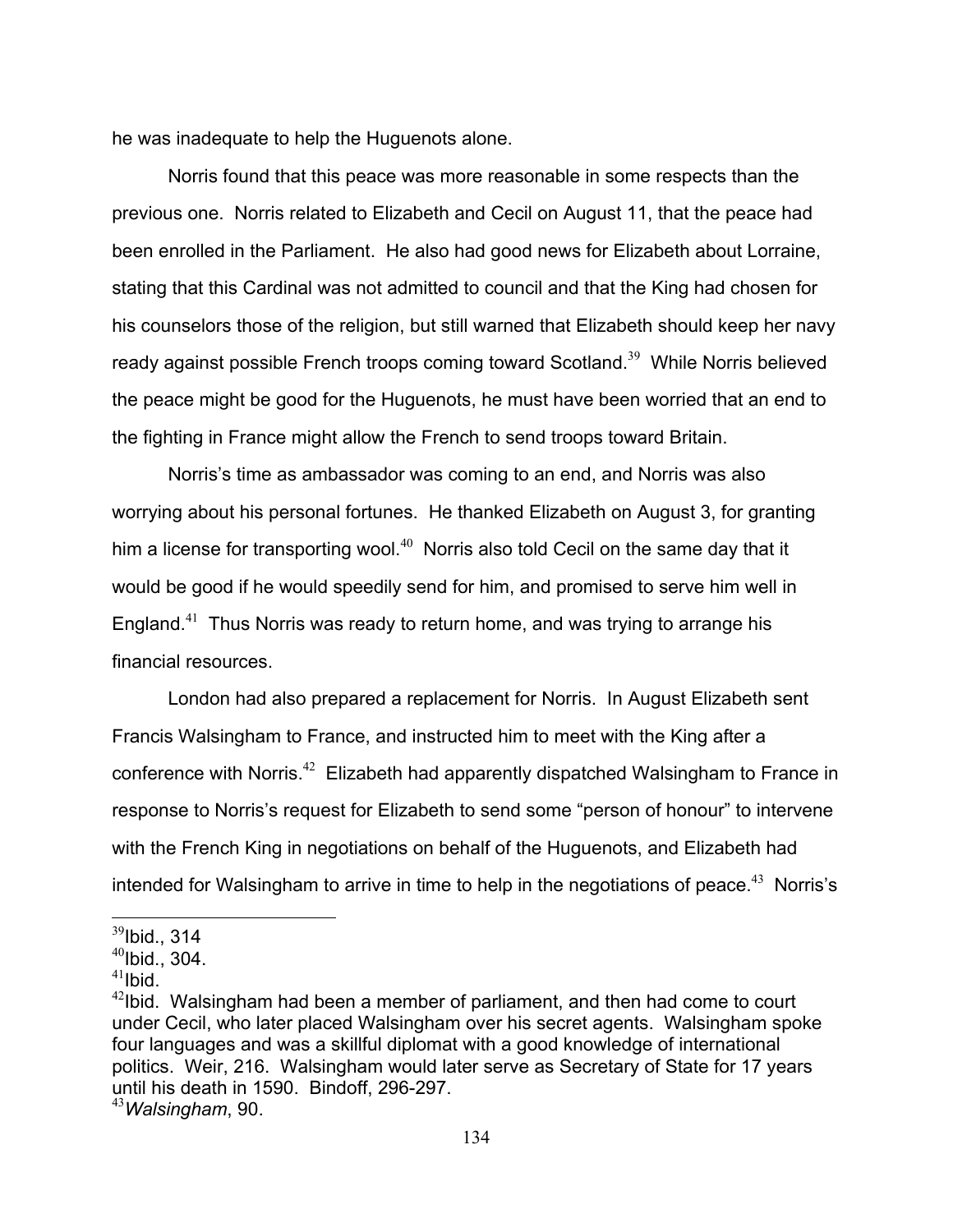he was inadequate to help the Huguenots alone.

Norris found that this peace was more reasonable in some respects than the previous one. Norris related to Elizabeth and Cecil on August 11, that the peace had been enrolled in the Parliament. He also had good news for Elizabeth about Lorraine, stating that this Cardinal was not admitted to council and that the King had chosen for his counselors those of the religion, but still warned that Elizabeth should keep her navy ready against possible French troops coming toward Scotland.[39] While Norris believed the peace might be good for the Huguenots, he must have been worried that an end to the fighting in France might allow the French to send troops toward Britain.

Norris's time as ambassador was coming to an end, and Norris was also worrying about his personal fortunes. He thanked Elizabeth on August 3, for granting him a license for transporting wool.[40] Norris also told Cecil on the same day that it would be good if he would speedily send for him, and promised to serve him well in England.[41] Thus Norris was ready to return home, and was trying to arrange his financial resources.

London had also prepared a replacement for Norris. In August Elizabeth sent Francis Walsingham to France, and instructed him to meet with the King after a conference with Norris.[42] Elizabeth had apparently dispatched Walsingham to France in response to Norris's request for Elizabeth to send some "person of honour" to intervene with the French King in negotiations on behalf of the Huguenots, and Elizabeth had intended for Walsingham to arrive in time to help in the negotiations of peace.[43] Norris's

---

[39] Ibid., 314

[40] Ibid., 304.

[41] Ibid.

[42] Ibid. Walsingham had been a member of parliament, and then had come to court under Cecil, who later placed Walsingham over his secret agents. Walsingham spoke four languages and was a skillful diplomat with a good knowledge of international politics. Weir, 216. Walsingham would later serve as Secretary of State for 17 years until his death in 1590. Bindoff, 296-297.

[43] *Walsingham*, 90.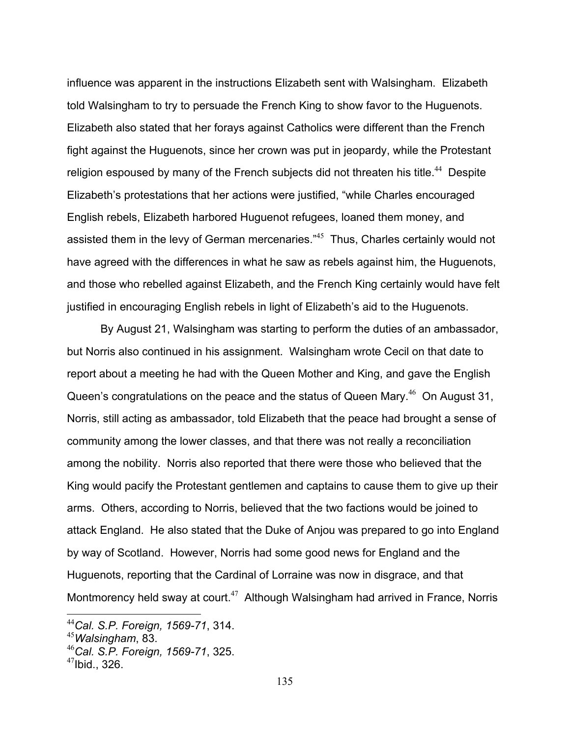influence was apparent in the instructions Elizabeth sent with Walsingham. Elizabeth told Walsingham to try to persuade the French King to show favor to the Huguenots. Elizabeth also stated that her forays against Catholics were different than the French fight against the Huguenots, since her crown was put in jeopardy, while the Protestant religion espoused by many of the French subjects did not threaten his title.[44] Despite Elizabeth's protestations that her actions were justified, "while Charles encouraged English rebels, Elizabeth harbored Huguenot refugees, loaned them money, and assisted them in the levy of German mercenaries."[45] Thus, Charles certainly would not have agreed with the differences in what he saw as rebels against him, the Huguenots, and those who rebelled against Elizabeth, and the French King certainly would have felt justified in encouraging English rebels in light of Elizabeth's aid to the Huguenots.

By August 21, Walsingham was starting to perform the duties of an ambassador, but Norris also continued in his assignment. Walsingham wrote Cecil on that date to report about a meeting he had with the Queen Mother and King, and gave the English Queen's congratulations on the peace and the status of Queen Mary.[46] On August 31, Norris, still acting as ambassador, told Elizabeth that the peace had brought a sense of community among the lower classes, and that there was not really a reconciliation among the nobility. Norris also reported that there were those who believed that the King would pacify the Protestant gentlemen and captains to cause them to give up their arms. Others, according to Norris, believed that the two factions would be joined to attack England. He also stated that the Duke of Anjou was prepared to go into England by way of Scotland. However, Norris had some good news for England and the Huguenots, reporting that the Cardinal of Lorraine was now in disgrace, and that Montmorency held sway at court.[47] Although Walsingham had arrived in France, Norris

---

[44]*Cal. S.P. Foreign, 1569-71*, 314.

[45]*Walsingham*, 83.

[46]*Cal. S.P. Foreign, 1569-71*, 325.

[47]Ibid., 326.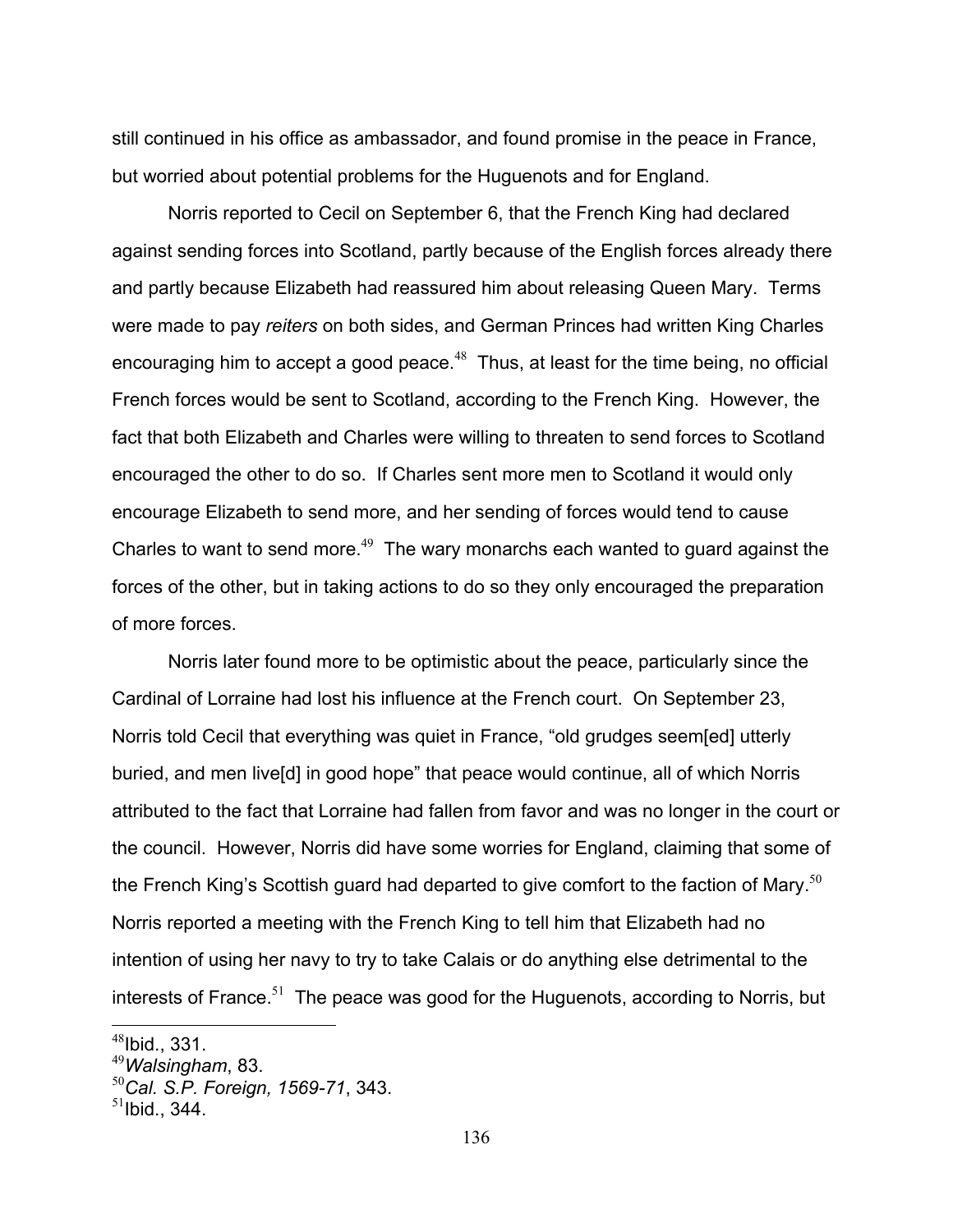still continued in his office as ambassador, and found promise in the peace in France, but worried about potential problems for the Huguenots and for England.

Norris reported to Cecil on September 6, that the French King had declared against sending forces into Scotland, partly because of the English forces already there and partly because Elizabeth had reassured him about releasing Queen Mary. Terms were made to pay *reiters* on both sides, and German Princes had written King Charles encouraging him to accept a good peace.[48] Thus, at least for the time being, no official French forces would be sent to Scotland, according to the French King. However, the fact that both Elizabeth and Charles were willing to threaten to send forces to Scotland encouraged the other to do so. If Charles sent more men to Scotland it would only encourage Elizabeth to send more, and her sending of forces would tend to cause Charles to want to send more.[49] The wary monarchs each wanted to guard against the forces of the other, but in taking actions to do so they only encouraged the preparation of more forces.

Norris later found more to be optimistic about the peace, particularly since the Cardinal of Lorraine had lost his influence at the French court. On September 23, Norris told Cecil that everything was quiet in France, "old grudges seem[ed] utterly buried, and men live[d] in good hope" that peace would continue, all of which Norris attributed to the fact that Lorraine had fallen from favor and was no longer in the court or the council. However, Norris did have some worries for England, claiming that some of the French King's Scottish guard had departed to give comfort to the faction of Mary.[50] Norris reported a meeting with the French King to tell him that Elizabeth had no intention of using her navy to try to take Calais or do anything else detrimental to the interests of France.[51] The peace was good for the Huguenots, according to Norris, but

---

[48]Ibid., 331.
[49]*Walsingham*, 83.
[50]*Cal. S.P. Foreign, 1569-71*, 343.
[51]Ibid., 344.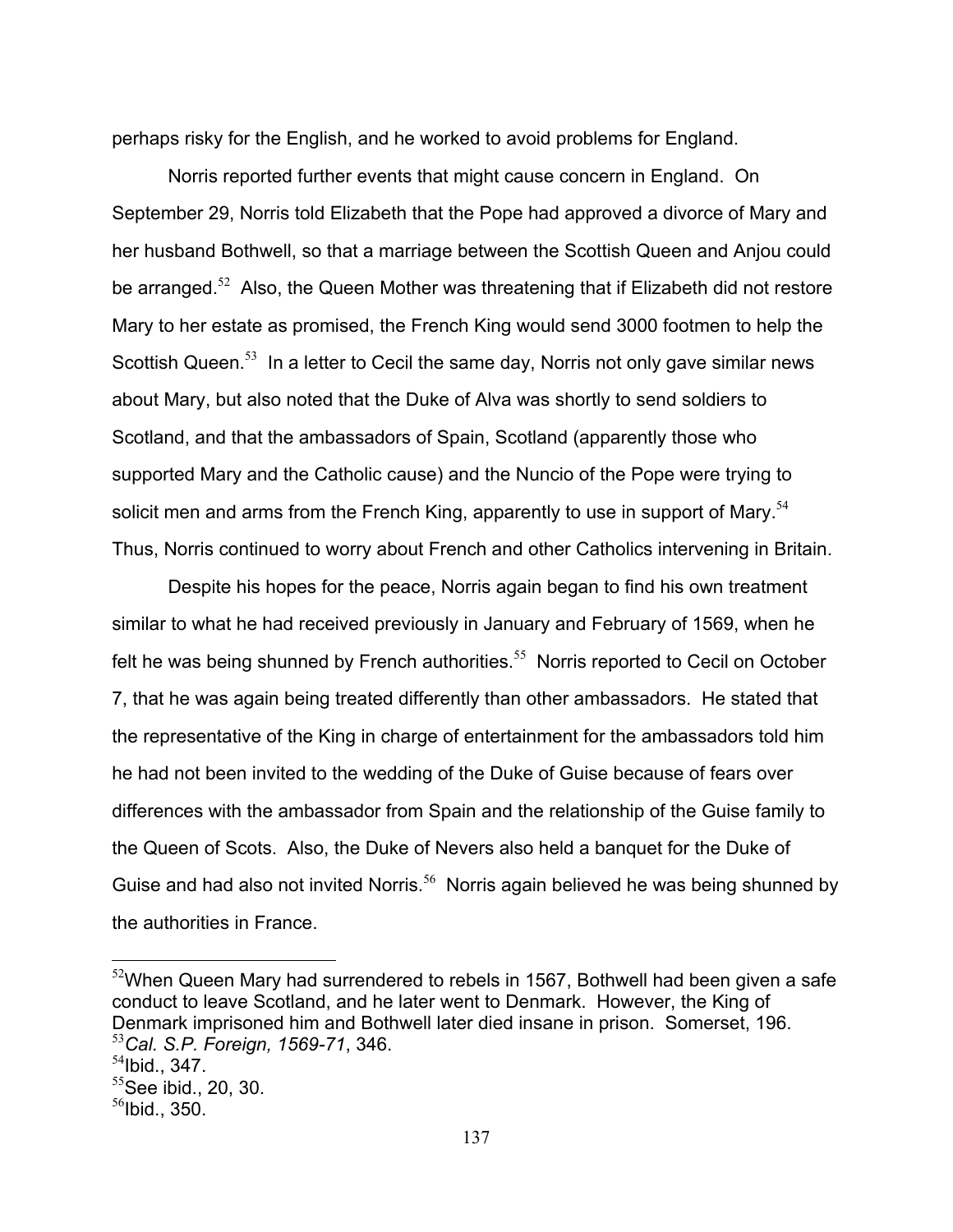perhaps risky for the English, and he worked to avoid problems for England.

Norris reported further events that might cause concern in England. On September 29, Norris told Elizabeth that the Pope had approved a divorce of Mary and her husband Bothwell, so that a marriage between the Scottish Queen and Anjou could be arranged.[52] Also, the Queen Mother was threatening that if Elizabeth did not restore Mary to her estate as promised, the French King would send 3000 footmen to help the Scottish Queen.[53] In a letter to Cecil the same day, Norris not only gave similar news about Mary, but also noted that the Duke of Alva was shortly to send soldiers to Scotland, and that the ambassadors of Spain, Scotland (apparently those who supported Mary and the Catholic cause) and the Nuncio of the Pope were trying to solicit men and arms from the French King, apparently to use in support of Mary.[54] Thus, Norris continued to worry about French and other Catholics intervening in Britain.

Despite his hopes for the peace, Norris again began to find his own treatment similar to what he had received previously in January and February of 1569, when he felt he was being shunned by French authorities.[55] Norris reported to Cecil on October 7, that he was again being treated differently than other ambassadors. He stated that the representative of the King in charge of entertainment for the ambassadors told him he had not been invited to the wedding of the Duke of Guise because of fears over differences with the ambassador from Spain and the relationship of the Guise family to the Queen of Scots. Also, the Duke of Nevers also held a banquet for the Duke of Guise and had also not invited Norris.[56] Norris again believed he was being shunned by the authorities in France.

---

[52] When Queen Mary had surrendered to rebels in 1567, Bothwell had been given a safe conduct to leave Scotland, and he later went to Denmark. However, the King of Denmark imprisoned him and Bothwell later died insane in prison. Somerset, 196.

[53] *Cal. S.P. Foreign, 1569-71*, 346.

[54] Ibid., 347.

[55] See ibid., 20, 30.

[56] Ibid., 350.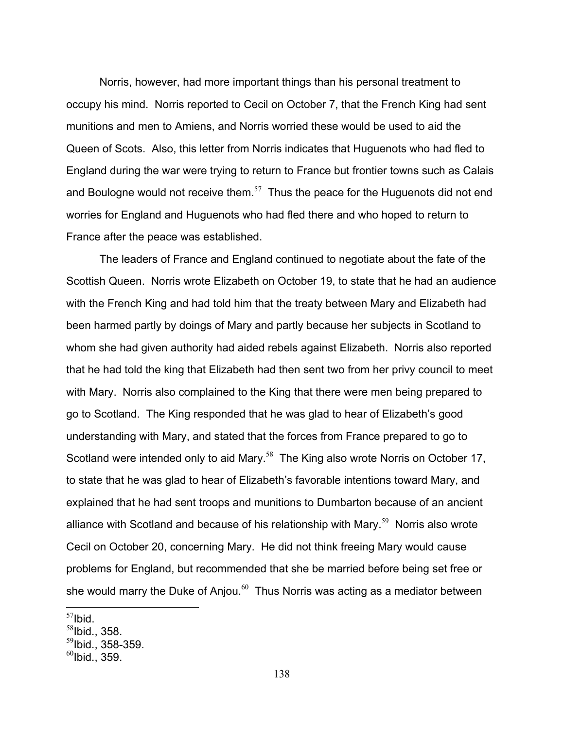Norris, however, had more important things than his personal treatment to occupy his mind. Norris reported to Cecil on October 7, that the French King had sent munitions and men to Amiens, and Norris worried these would be used to aid the Queen of Scots. Also, this letter from Norris indicates that Huguenots who had fled to England during the war were trying to return to France but frontier towns such as Calais and Boulogne would not receive them.[57] Thus the peace for the Huguenots did not end worries for England and Huguenots who had fled there and who hoped to return to France after the peace was established.

The leaders of France and England continued to negotiate about the fate of the Scottish Queen. Norris wrote Elizabeth on October 19, to state that he had an audience with the French King and had told him that the treaty between Mary and Elizabeth had been harmed partly by doings of Mary and partly because her subjects in Scotland to whom she had given authority had aided rebels against Elizabeth. Norris also reported that he had told the king that Elizabeth had then sent two from her privy council to meet with Mary. Norris also complained to the King that there were men being prepared to go to Scotland. The King responded that he was glad to hear of Elizabeth's good understanding with Mary, and stated that the forces from France prepared to go to Scotland were intended only to aid Mary.[58] The King also wrote Norris on October 17, to state that he was glad to hear of Elizabeth's favorable intentions toward Mary, and explained that he had sent troops and munitions to Dumbarton because of an ancient alliance with Scotland and because of his relationship with Mary.[59] Norris also wrote Cecil on October 20, concerning Mary. He did not think freeing Mary would cause problems for England, but recommended that she be married before being set free or she would marry the Duke of Anjou.[60] Thus Norris was acting as a mediator between

---

[57]Ibid.

[58]Ibid., 358.

[59]Ibid., 358-359.

[60]Ibid., 359.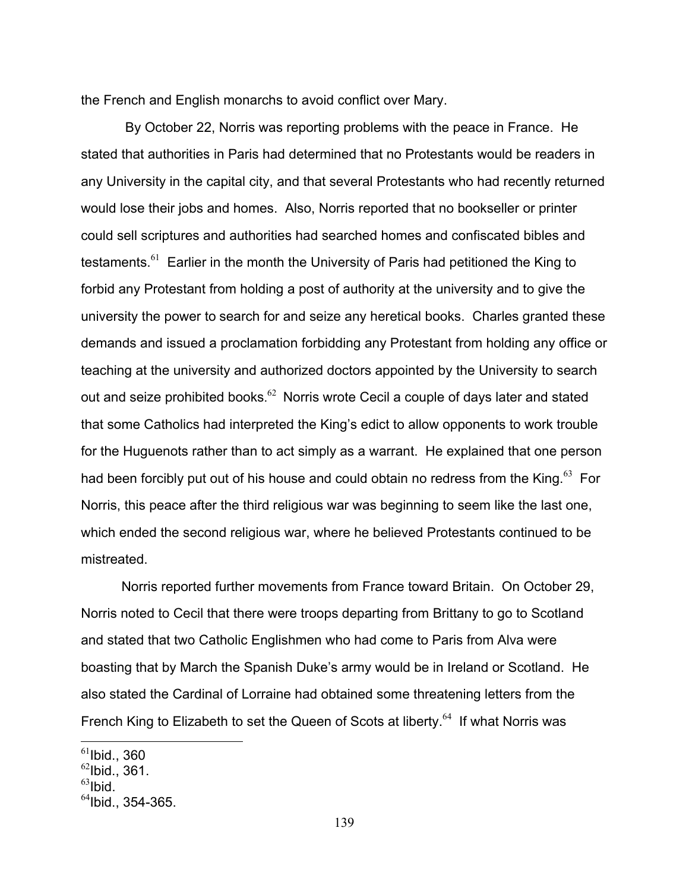the French and English monarchs to avoid conflict over Mary.

By October 22, Norris was reporting problems with the peace in France. He stated that authorities in Paris had determined that no Protestants would be readers in any University in the capital city, and that several Protestants who had recently returned would lose their jobs and homes. Also, Norris reported that no bookseller or printer could sell scriptures and authorities had searched homes and confiscated bibles and testaments.[61] Earlier in the month the University of Paris had petitioned the King to forbid any Protestant from holding a post of authority at the university and to give the university the power to search for and seize any heretical books. Charles granted these demands and issued a proclamation forbidding any Protestant from holding any office or teaching at the university and authorized doctors appointed by the University to search out and seize prohibited books.[62] Norris wrote Cecil a couple of days later and stated that some Catholics had interpreted the King's edict to allow opponents to work trouble for the Huguenots rather than to act simply as a warrant. He explained that one person had been forcibly put out of his house and could obtain no redress from the King.[63] For Norris, this peace after the third religious war was beginning to seem like the last one, which ended the second religious war, where he believed Protestants continued to be mistreated.

Norris reported further movements from France toward Britain. On October 29, Norris noted to Cecil that there were troops departing from Brittany to go to Scotland and stated that two Catholic Englishmen who had come to Paris from Alva were boasting that by March the Spanish Duke's army would be in Ireland or Scotland. He also stated the Cardinal of Lorraine had obtained some threatening letters from the French King to Elizabeth to set the Queen of Scots at liberty.[64] If what Norris was

---

[61] Ibid., 360
[62] Ibid., 361.
[63] Ibid.
[64] Ibid., 354-365.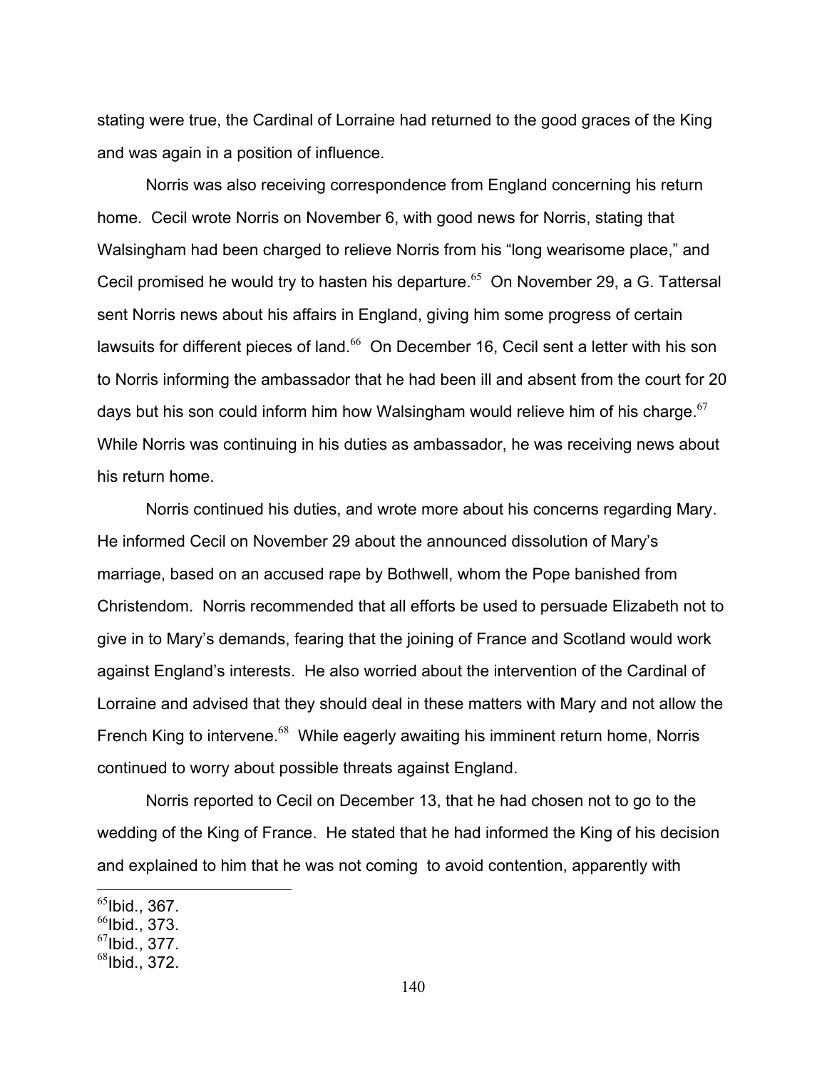stating were true, the Cardinal of Lorraine had returned to the good graces of the King and was again in a position of influence.

Norris was also receiving correspondence from England concerning his return home. Cecil wrote Norris on November 6, with good news for Norris, stating that Walsingham had been charged to relieve Norris from his "long wearisome place," and Cecil promised he would try to hasten his departure.[65] On November 29, a G. Tattersal sent Norris news about his affairs in England, giving him some progress of certain lawsuits for different pieces of land.[66] On December 16, Cecil sent a letter with his son to Norris informing the ambassador that he had been ill and absent from the court for 20 days but his son could inform him how Walsingham would relieve him of his charge.[67] While Norris was continuing in his duties as ambassador, he was receiving news about his return home.

Norris continued his duties, and wrote more about his concerns regarding Mary. He informed Cecil on November 29 about the announced dissolution of Mary's marriage, based on an accused rape by Bothwell, whom the Pope banished from Christendom. Norris recommended that all efforts be used to persuade Elizabeth not to give in to Mary's demands, fearing that the joining of France and Scotland would work against England's interests. He also worried about the intervention of the Cardinal of Lorraine and advised that they should deal in these matters with Mary and not allow the French King to intervene.[68] While eagerly awaiting his imminent return home, Norris continued to worry about possible threats against England.

Norris reported to Cecil on December 13, that he had chosen not to go to the wedding of the King of France. He stated that he had informed the King of his decision and explained to him that he was not coming to avoid contention, apparently with

[65] Ibid., 367.
[66] Ibid., 373.
[67] Ibid., 377.
[68] Ibid., 372.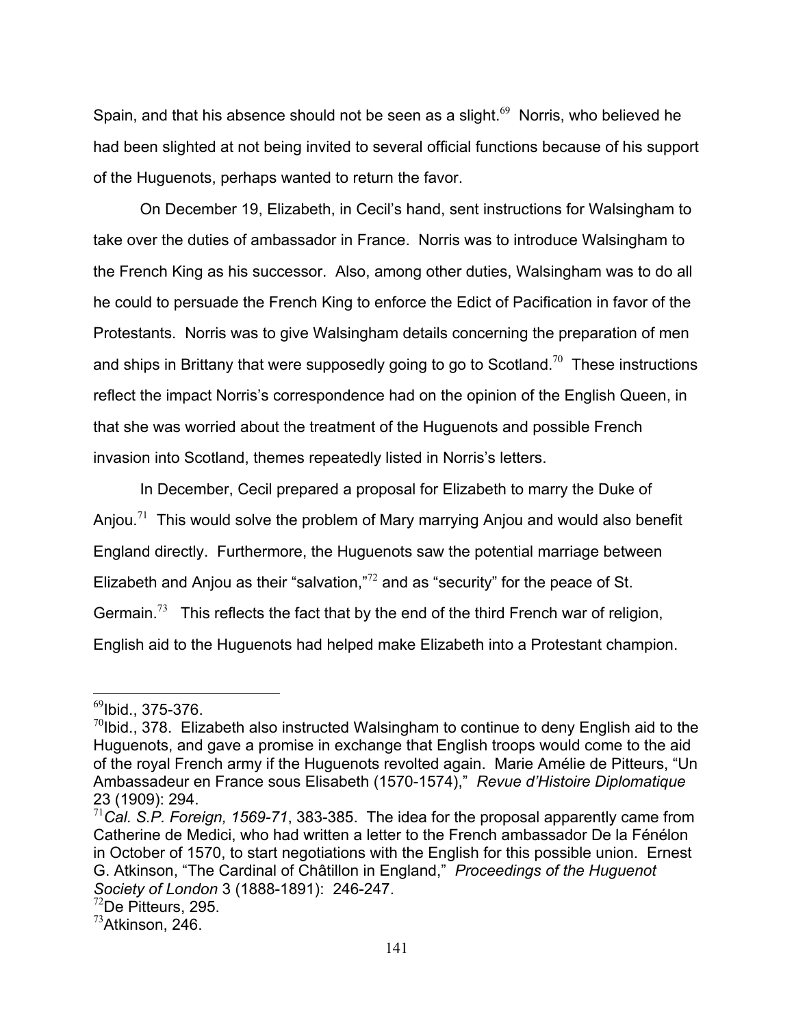Spain, and that his absence should not be seen as a slight.[69] Norris, who believed he had been slighted at not being invited to several official functions because of his support of the Huguenots, perhaps wanted to return the favor.

On December 19, Elizabeth, in Cecil's hand, sent instructions for Walsingham to take over the duties of ambassador in France. Norris was to introduce Walsingham to the French King as his successor. Also, among other duties, Walsingham was to do all he could to persuade the French King to enforce the Edict of Pacification in favor of the Protestants. Norris was to give Walsingham details concerning the preparation of men and ships in Brittany that were supposedly going to go to Scotland.[70] These instructions reflect the impact Norris's correspondence had on the opinion of the English Queen, in that she was worried about the treatment of the Huguenots and possible French invasion into Scotland, themes repeatedly listed in Norris's letters.

In December, Cecil prepared a proposal for Elizabeth to marry the Duke of Anjou.[71] This would solve the problem of Mary marrying Anjou and would also benefit England directly. Furthermore, the Huguenots saw the potential marriage between Elizabeth and Anjou as their "salvation,"[72] and as "security" for the peace of St. Germain.[73] This reflects the fact that by the end of the third French war of religion, English aid to the Huguenots had helped make Elizabeth into a Protestant champion.

---

[69]Ibid., 375-376.

[70]Ibid., 378. Elizabeth also instructed Walsingham to continue to deny English aid to the Huguenots, and gave a promise in exchange that English troops would come to the aid of the royal French army if the Huguenots revolted again. Marie Amélie de Pitteurs, "Un Ambassadeur en France sous Elisabeth (1570-1574)," *Revue d'Histoire Diplomatique* 23 (1909): 294.

[71]*Cal. S.P. Foreign, 1569-71*, 383-385. The idea for the proposal apparently came from Catherine de Medici, who had written a letter to the French ambassador De la Fénélon in October of 1570, to start negotiations with the English for this possible union. Ernest G. Atkinson, "The Cardinal of Châtillon in England," *Proceedings of the Huguenot Society of London* 3 (1888-1891): 246-247.

[72]De Pitteurs, 295.

[73]Atkinson, 246.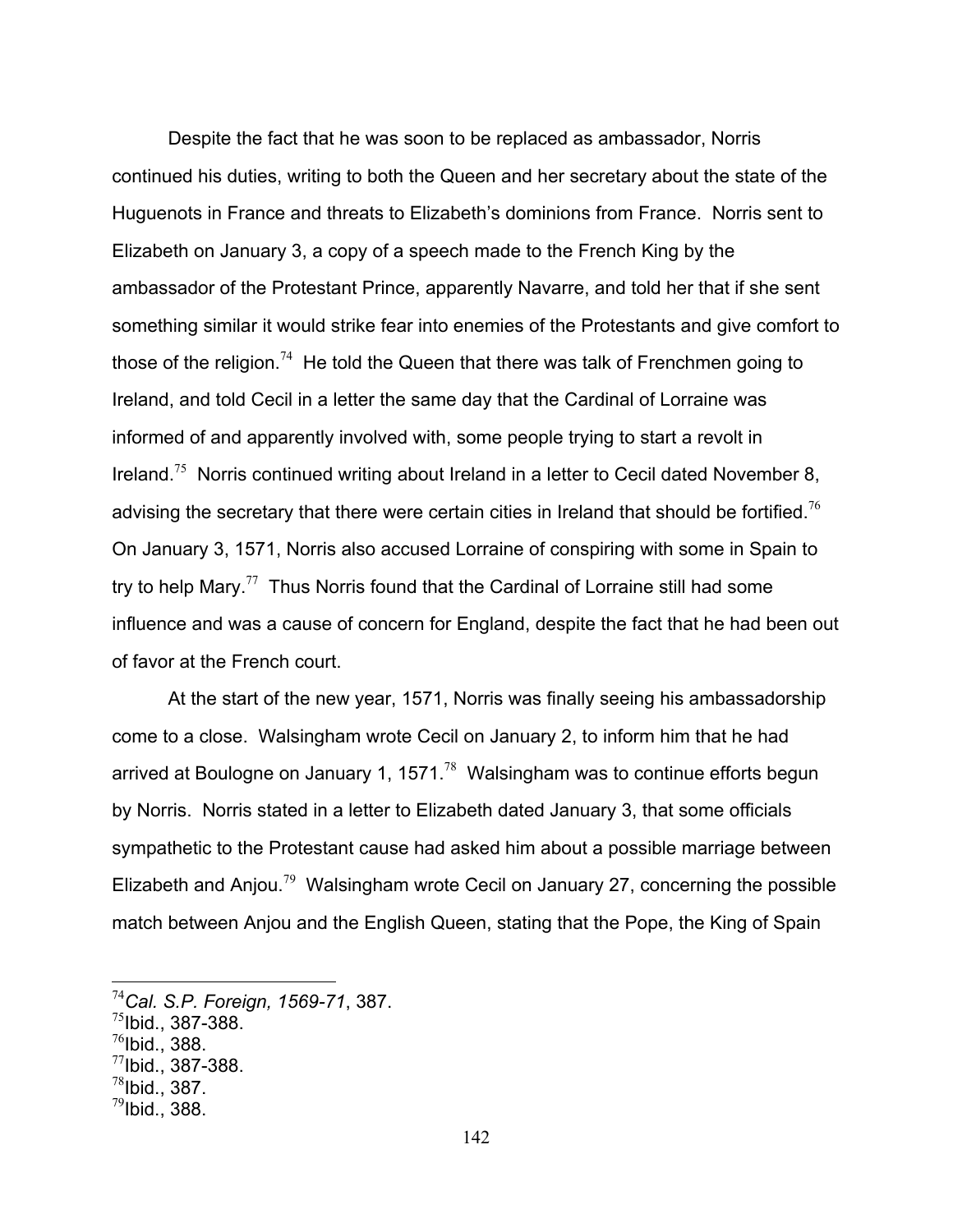Despite the fact that he was soon to be replaced as ambassador, Norris continued his duties, writing to both the Queen and her secretary about the state of the Huguenots in France and threats to Elizabeth's dominions from France. Norris sent to Elizabeth on January 3, a copy of a speech made to the French King by the ambassador of the Protestant Prince, apparently Navarre, and told her that if she sent something similar it would strike fear into enemies of the Protestants and give comfort to those of the religion.[74] He told the Queen that there was talk of Frenchmen going to Ireland, and told Cecil in a letter the same day that the Cardinal of Lorraine was informed of and apparently involved with, some people trying to start a revolt in Ireland.[75] Norris continued writing about Ireland in a letter to Cecil dated November 8, advising the secretary that there were certain cities in Ireland that should be fortified.[76] On January 3, 1571, Norris also accused Lorraine of conspiring with some in Spain to try to help Mary.[77] Thus Norris found that the Cardinal of Lorraine still had some influence and was a cause of concern for England, despite the fact that he had been out of favor at the French court.

At the start of the new year, 1571, Norris was finally seeing his ambassadorship come to a close. Walsingham wrote Cecil on January 2, to inform him that he had arrived at Boulogne on January 1, 1571.[78] Walsingham was to continue efforts begun by Norris. Norris stated in a letter to Elizabeth dated January 3, that some officials sympathetic to the Protestant cause had asked him about a possible marriage between Elizabeth and Anjou.[79] Walsingham wrote Cecil on January 27, concerning the possible match between Anjou and the English Queen, stating that the Pope, the King of Spain

---

[74] *Cal. S.P. Foreign, 1569-71*, 387.
[75] Ibid., 387-388.
[76] Ibid., 388.
[77] Ibid., 387-388.
[78] Ibid., 387.
[79] Ibid., 388.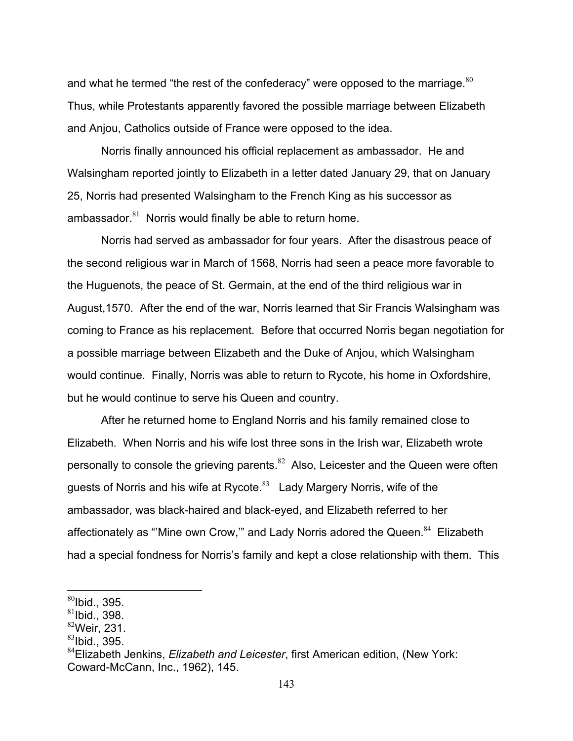and what he termed "the rest of the confederacy" were opposed to the marriage.[80] Thus, while Protestants apparently favored the possible marriage between Elizabeth and Anjou, Catholics outside of France were opposed to the idea.

Norris finally announced his official replacement as ambassador. He and Walsingham reported jointly to Elizabeth in a letter dated January 29, that on January 25, Norris had presented Walsingham to the French King as his successor as ambassador.[81] Norris would finally be able to return home.

Norris had served as ambassador for four years. After the disastrous peace of the second religious war in March of 1568, Norris had seen a peace more favorable to the Huguenots, the peace of St. Germain, at the end of the third religious war in August,1570. After the end of the war, Norris learned that Sir Francis Walsingham was coming to France as his replacement. Before that occurred Norris began negotiation for a possible marriage between Elizabeth and the Duke of Anjou, which Walsingham would continue. Finally, Norris was able to return to Rycote, his home in Oxfordshire, but he would continue to serve his Queen and country.

After he returned home to England Norris and his family remained close to Elizabeth. When Norris and his wife lost three sons in the Irish war, Elizabeth wrote personally to console the grieving parents.[82] Also, Leicester and the Queen were often guests of Norris and his wife at Rycote.[83] Lady Margery Norris, wife of the ambassador, was black-haired and black-eyed, and Elizabeth referred to her affectionately as "'Mine own Crow,'" and Lady Norris adored the Queen.[84] Elizabeth had a special fondness for Norris's family and kept a close relationship with them. This

---

[80]Ibid., 395.
[81]Ibid., 398.
[82]Weir, 231.
[83]Ibid., 395.
[84]Elizabeth Jenkins, *Elizabeth and Leicester*, first American edition, (New York: Coward-McCann, Inc., 1962), 145.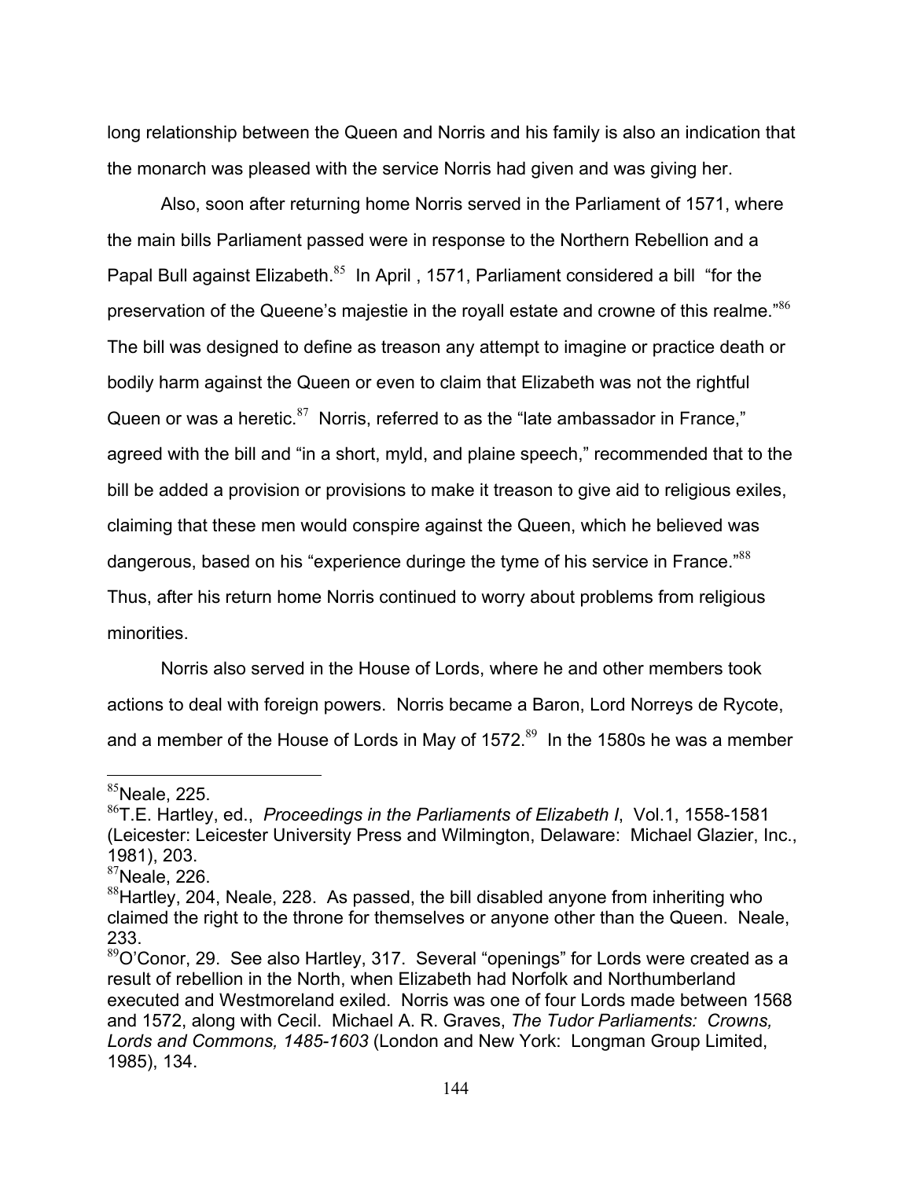long relationship between the Queen and Norris and his family is also an indication that the monarch was pleased with the service Norris had given and was giving her.

Also, soon after returning home Norris served in the Parliament of 1571, where the main bills Parliament passed were in response to the Northern Rebellion and a Papal Bull against Elizabeth.[85] In April , 1571, Parliament considered a bill "for the preservation of the Queene's majestie in the royall estate and crowne of this realme."[86] The bill was designed to define as treason any attempt to imagine or practice death or bodily harm against the Queen or even to claim that Elizabeth was not the rightful Queen or was a heretic.[87] Norris, referred to as the "late ambassador in France," agreed with the bill and "in a short, myld, and plaine speech," recommended that to the bill be added a provision or provisions to make it treason to give aid to religious exiles, claiming that these men would conspire against the Queen, which he believed was dangerous, based on his "experience duringe the tyme of his service in France."[88] Thus, after his return home Norris continued to worry about problems from religious minorities.

Norris also served in the House of Lords, where he and other members took actions to deal with foreign powers. Norris became a Baron, Lord Norreys de Rycote, and a member of the House of Lords in May of 1572.[89] In the 1580s he was a member

---

[85]Neale, 225.

[86]T.E. Hartley, ed., *Proceedings in the Parliaments of Elizabeth I*, Vol.1, 1558-1581 (Leicester: Leicester University Press and Wilmington, Delaware: Michael Glazier, Inc., 1981), 203.

[87]Neale, 226.

[88]Hartley, 204, Neale, 228. As passed, the bill disabled anyone from inheriting who claimed the right to the throne for themselves or anyone other than the Queen. Neale, 233.

[89]O'Conor, 29. See also Hartley, 317. Several "openings" for Lords were created as a result of rebellion in the North, when Elizabeth had Norfolk and Northumberland executed and Westmoreland exiled. Norris was one of four Lords made between 1568 and 1572, along with Cecil. Michael A. R. Graves, *The Tudor Parliaments: Crowns, Lords and Commons, 1485-1603* (London and New York: Longman Group Limited, 1985), 134.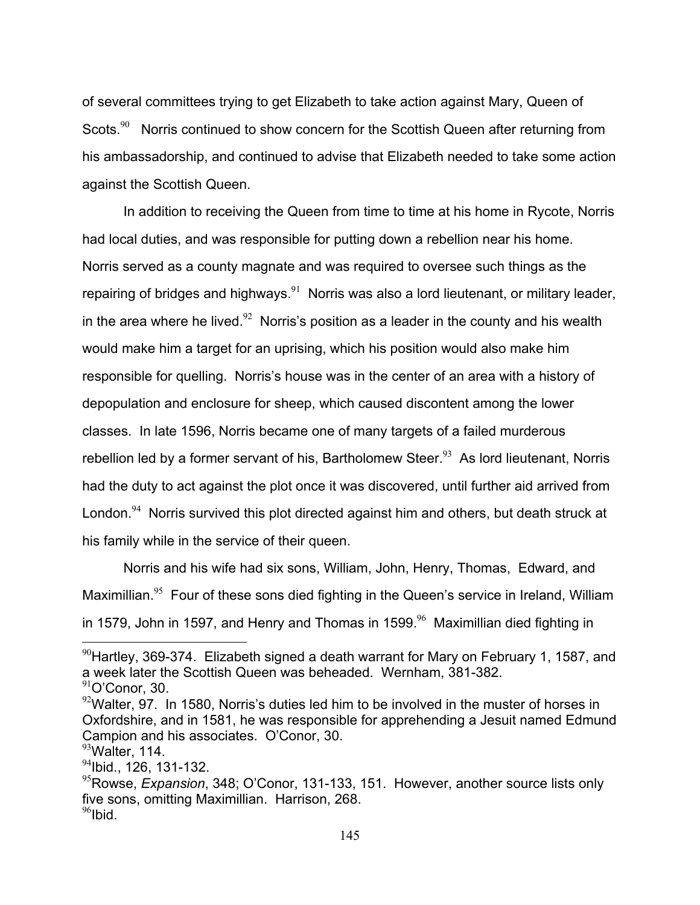of several committees trying to get Elizabeth to take action against Mary, Queen of Scots.[90] Norris continued to show concern for the Scottish Queen after returning from his ambassadorship, and continued to advise that Elizabeth needed to take some action against the Scottish Queen.

In addition to receiving the Queen from time to time at his home in Rycote, Norris had local duties, and was responsible for putting down a rebellion near his home. Norris served as a county magnate and was required to oversee such things as the repairing of bridges and highways.[91] Norris was also a lord lieutenant, or military leader, in the area where he lived.[92] Norris's position as a leader in the county and his wealth would make him a target for an uprising, which his position would also make him responsible for quelling. Norris's house was in the center of an area with a history of depopulation and enclosure for sheep, which caused discontent among the lower classes. In late 1596, Norris became one of many targets of a failed murderous rebellion led by a former servant of his, Bartholomew Steer.[93] As lord lieutenant, Norris had the duty to act against the plot once it was discovered, until further aid arrived from London.[94] Norris survived this plot directed against him and others, but death struck at his family while in the service of their queen.

Norris and his wife had six sons, William, John, Henry, Thomas, Edward, and Maximillian.[95] Four of these sons died fighting in the Queen's service in Ireland, William in 1579, John in 1597, and Henry and Thomas in 1599.[96] Maximillian died fighting in

---

[90] Hartley, 369-374. Elizabeth signed a death warrant for Mary on February 1, 1587, and a week later the Scottish Queen was beheaded. Wernham, 381-382.

[91] O'Conor, 30.

[92] Walter, 97. In 1580, Norris's duties led him to be involved in the muster of horses in Oxfordshire, and in 1581, he was responsible for apprehending a Jesuit named Edmund Campion and his associates. O'Conor, 30.

[93] Walter, 114.

[94] Ibid., 126, 131-132.

[95] Rowse, *Expansion*, 348; O'Conor, 131-133, 151. However, another source lists only five sons, omitting Maximillian. Harrison, 268.

[96] Ibid.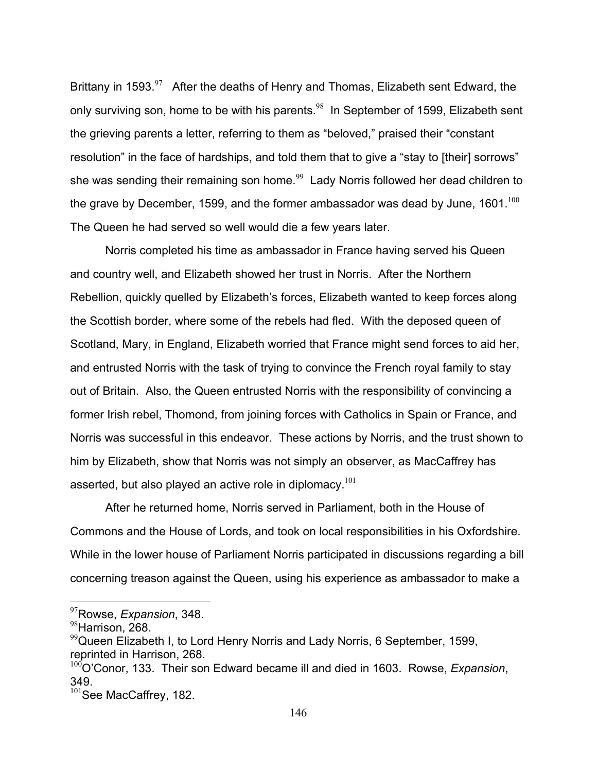Brittany in 1593.[97] After the deaths of Henry and Thomas, Elizabeth sent Edward, the only surviving son, home to be with his parents.[98] In September of 1599, Elizabeth sent the grieving parents a letter, referring to them as "beloved," praised their "constant resolution" in the face of hardships, and told them that to give a "stay to [their] sorrows" she was sending their remaining son home.[99] Lady Norris followed her dead children to the grave by December, 1599, and the former ambassador was dead by June, 1601.[100] The Queen he had served so well would die a few years later.

Norris completed his time as ambassador in France having served his Queen and country well, and Elizabeth showed her trust in Norris. After the Northern Rebellion, quickly quelled by Elizabeth's forces, Elizabeth wanted to keep forces along the Scottish border, where some of the rebels had fled. With the deposed queen of Scotland, Mary, in England, Elizabeth worried that France might send forces to aid her, and entrusted Norris with the task of trying to convince the French royal family to stay out of Britain. Also, the Queen entrusted Norris with the responsibility of convincing a former Irish rebel, Thomond, from joining forces with Catholics in Spain or France, and Norris was successful in this endeavor. These actions by Norris, and the trust shown to him by Elizabeth, show that Norris was not simply an observer, as MacCaffrey has asserted, but also played an active role in diplomacy.[101]

After he returned home, Norris served in Parliament, both in the House of Commons and the House of Lords, and took on local responsibilities in his Oxfordshire. While in the lower house of Parliament Norris participated in discussions regarding a bill concerning treason against the Queen, using his experience as ambassador to make a

---

[97] Rowse, *Expansion*, 348.

[98] Harrison, 268.

[99] Queen Elizabeth I, to Lord Henry Norris and Lady Norris, 6 September, 1599, reprinted in Harrison, 268.

[100] O'Conor, 133. Their son Edward became ill and died in 1603. Rowse, *Expansion*, 349.

[101] See MacCaffrey, 182.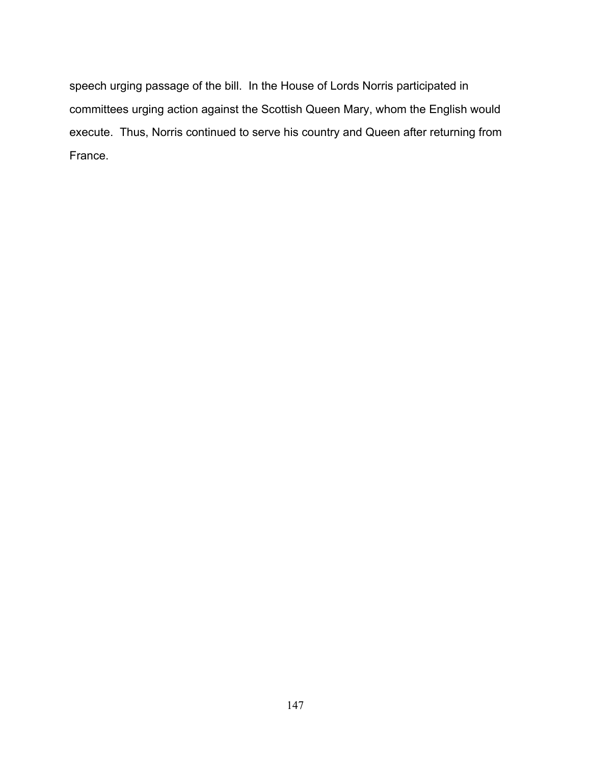speech urging passage of the bill. In the House of Lords Norris participated in committees urging action against the Scottish Queen Mary, whom the English would execute. Thus, Norris continued to serve his country and Queen after returning from France.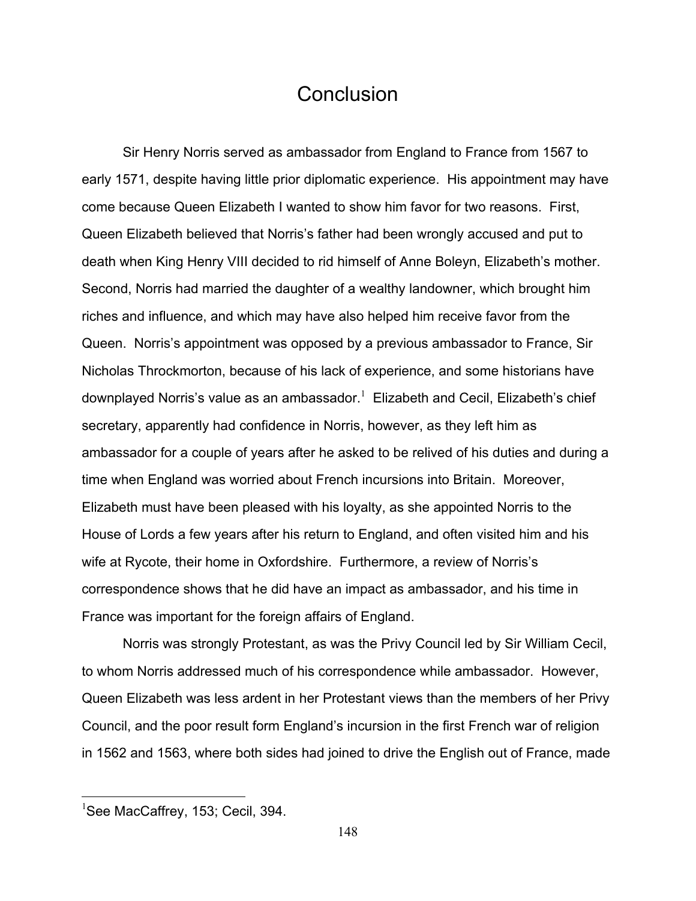# Conclusion

Sir Henry Norris served as ambassador from England to France from 1567 to early 1571, despite having little prior diplomatic experience. His appointment may have come because Queen Elizabeth I wanted to show him favor for two reasons. First, Queen Elizabeth believed that Norris's father had been wrongly accused and put to death when King Henry VIII decided to rid himself of Anne Boleyn, Elizabeth's mother. Second, Norris had married the daughter of a wealthy landowner, which brought him riches and influence, and which may have also helped him receive favor from the Queen. Norris's appointment was opposed by a previous ambassador to France, Sir Nicholas Throckmorton, because of his lack of experience, and some historians have downplayed Norris's value as an ambassador.[1] Elizabeth and Cecil, Elizabeth's chief secretary, apparently had confidence in Norris, however, as they left him as ambassador for a couple of years after he asked to be relived of his duties and during a time when England was worried about French incursions into Britain. Moreover, Elizabeth must have been pleased with his loyalty, as she appointed Norris to the House of Lords a few years after his return to England, and often visited him and his wife at Rycote, their home in Oxfordshire. Furthermore, a review of Norris's correspondence shows that he did have an impact as ambassador, and his time in France was important for the foreign affairs of England.

Norris was strongly Protestant, as was the Privy Council led by Sir William Cecil, to whom Norris addressed much of his correspondence while ambassador. However, Queen Elizabeth was less ardent in her Protestant views than the members of her Privy Council, and the poor result form England's incursion in the first French war of religion in 1562 and 1563, where both sides had joined to drive the English out of France, made

[1] See MacCaffrey, 153; Cecil, 394.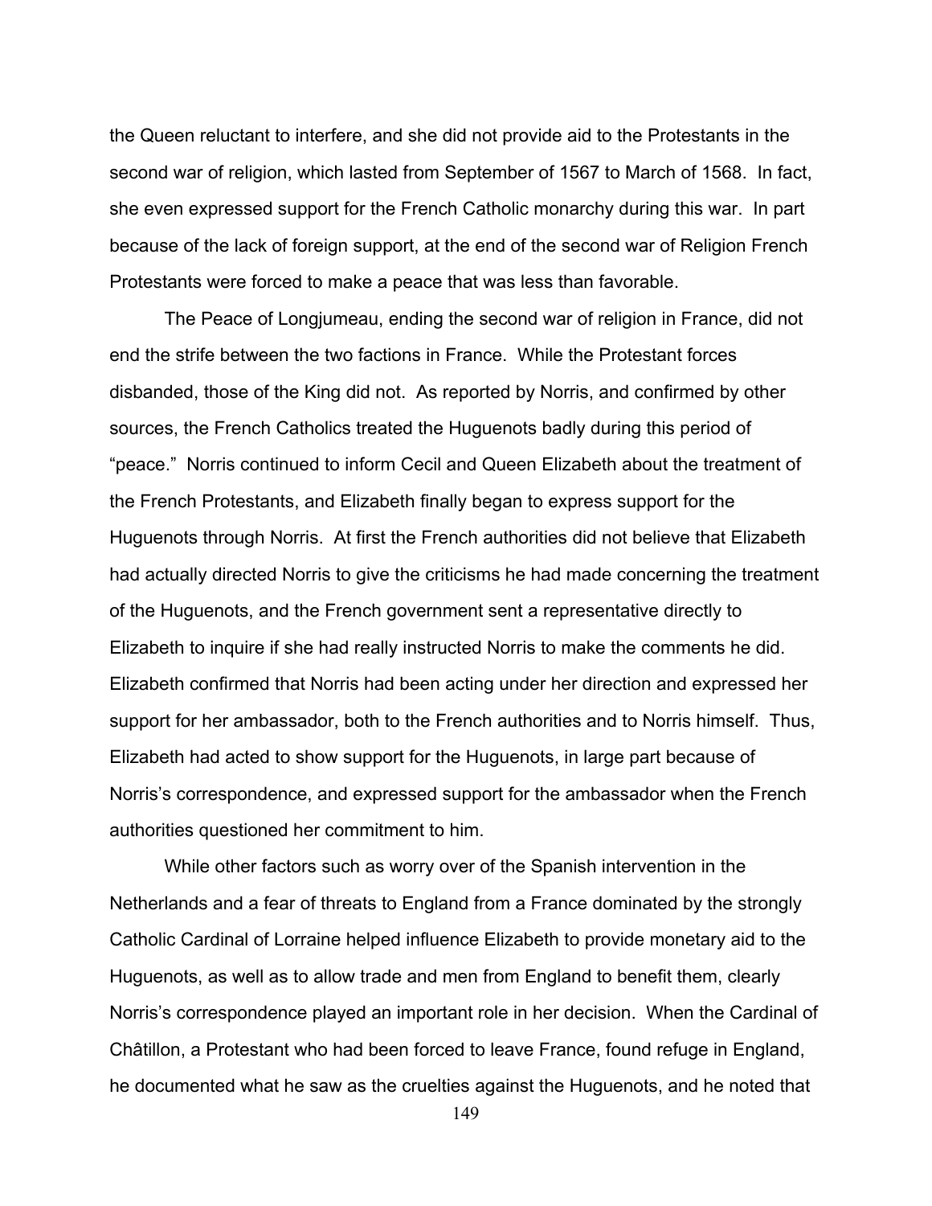the Queen reluctant to interfere, and she did not provide aid to the Protestants in the second war of religion, which lasted from September of 1567 to March of 1568. In fact, she even expressed support for the French Catholic monarchy during this war. In part because of the lack of foreign support, at the end of the second war of Religion French Protestants were forced to make a peace that was less than favorable.

The Peace of Longjumeau, ending the second war of religion in France, did not end the strife between the two factions in France. While the Protestant forces disbanded, those of the King did not. As reported by Norris, and confirmed by other sources, the French Catholics treated the Huguenots badly during this period of "peace." Norris continued to inform Cecil and Queen Elizabeth about the treatment of the French Protestants, and Elizabeth finally began to express support for the Huguenots through Norris. At first the French authorities did not believe that Elizabeth had actually directed Norris to give the criticisms he had made concerning the treatment of the Huguenots, and the French government sent a representative directly to Elizabeth to inquire if she had really instructed Norris to make the comments he did. Elizabeth confirmed that Norris had been acting under her direction and expressed her support for her ambassador, both to the French authorities and to Norris himself. Thus, Elizabeth had acted to show support for the Huguenots, in large part because of Norris's correspondence, and expressed support for the ambassador when the French authorities questioned her commitment to him.

While other factors such as worry over of the Spanish intervention in the Netherlands and a fear of threats to England from a France dominated by the strongly Catholic Cardinal of Lorraine helped influence Elizabeth to provide monetary aid to the Huguenots, as well as to allow trade and men from England to benefit them, clearly Norris's correspondence played an important role in her decision. When the Cardinal of Châtillon, a Protestant who had been forced to leave France, found refuge in England, he documented what he saw as the cruelties against the Huguenots, and he noted that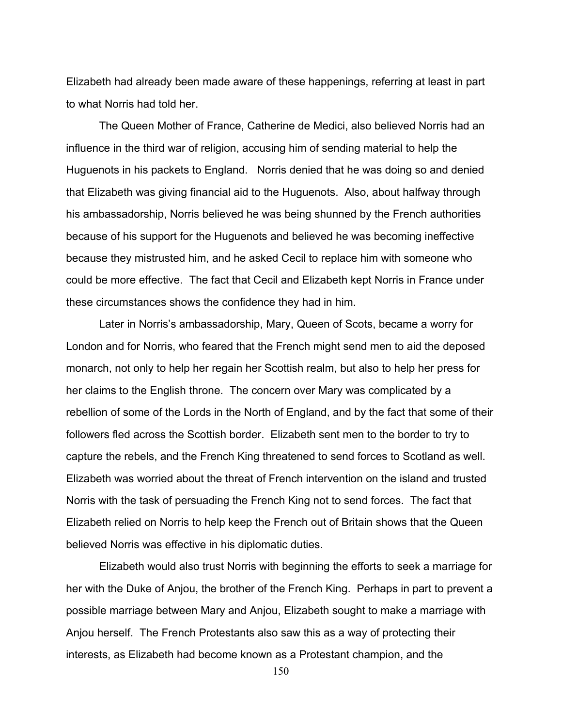Elizabeth had already been made aware of these happenings, referring at least in part to what Norris had told her.

The Queen Mother of France, Catherine de Medici, also believed Norris had an influence in the third war of religion, accusing him of sending material to help the Huguenots in his packets to England. Norris denied that he was doing so and denied that Elizabeth was giving financial aid to the Huguenots. Also, about halfway through his ambassadorship, Norris believed he was being shunned by the French authorities because of his support for the Huguenots and believed he was becoming ineffective because they mistrusted him, and he asked Cecil to replace him with someone who could be more effective. The fact that Cecil and Elizabeth kept Norris in France under these circumstances shows the confidence they had in him.

Later in Norris's ambassadorship, Mary, Queen of Scots, became a worry for London and for Norris, who feared that the French might send men to aid the deposed monarch, not only to help her regain her Scottish realm, but also to help her press for her claims to the English throne. The concern over Mary was complicated by a rebellion of some of the Lords in the North of England, and by the fact that some of their followers fled across the Scottish border. Elizabeth sent men to the border to try to capture the rebels, and the French King threatened to send forces to Scotland as well. Elizabeth was worried about the threat of French intervention on the island and trusted Norris with the task of persuading the French King not to send forces. The fact that Elizabeth relied on Norris to help keep the French out of Britain shows that the Queen believed Norris was effective in his diplomatic duties.

Elizabeth would also trust Norris with beginning the efforts to seek a marriage for her with the Duke of Anjou, the brother of the French King. Perhaps in part to prevent a possible marriage between Mary and Anjou, Elizabeth sought to make a marriage with Anjou herself. The French Protestants also saw this as a way of protecting their interests, as Elizabeth had become known as a Protestant champion, and the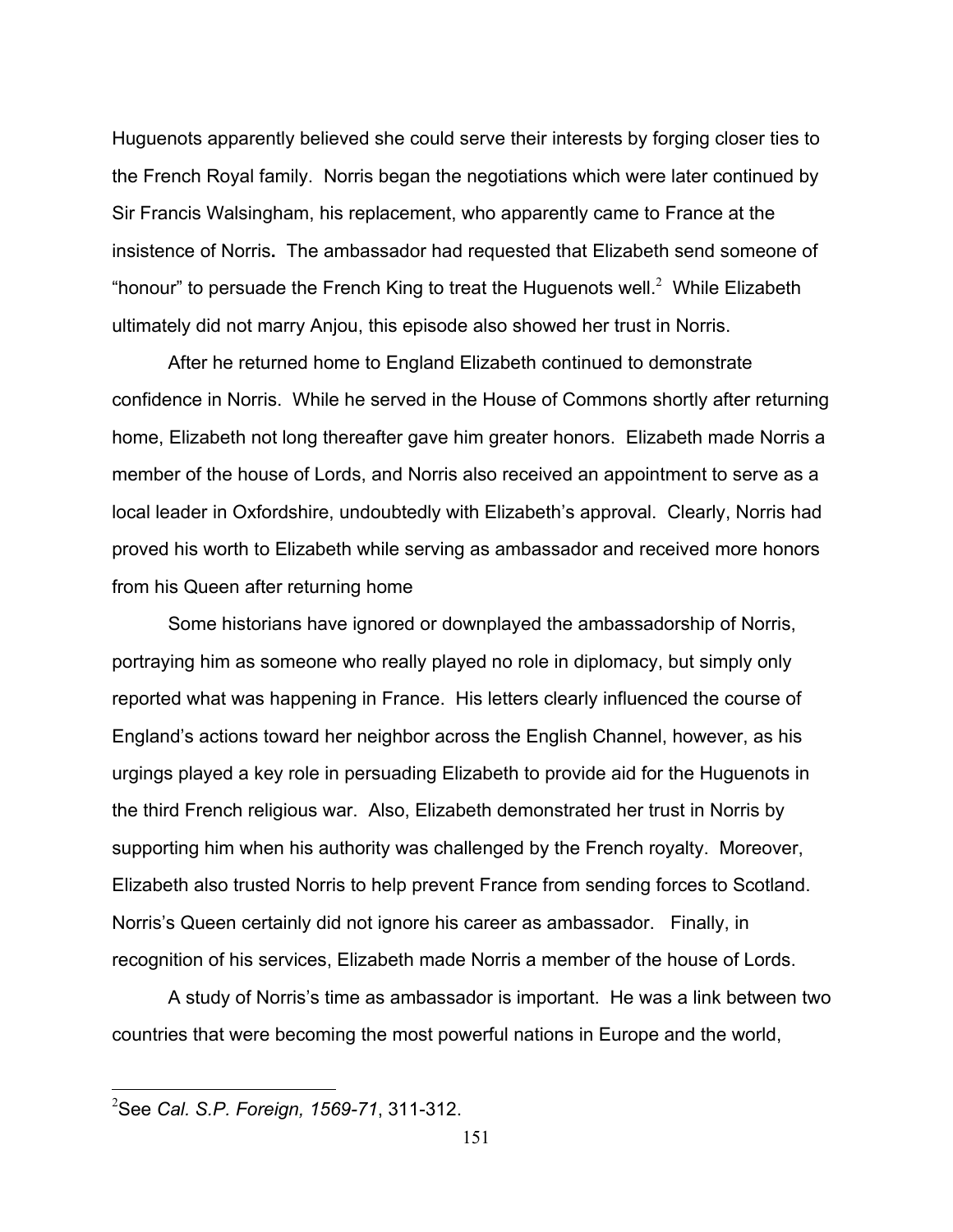Huguenots apparently believed she could serve their interests by forging closer ties to the French Royal family. Norris began the negotiations which were later continued by Sir Francis Walsingham, his replacement, who apparently came to France at the insistence of Norris**.** The ambassador had requested that Elizabeth send someone of "honour" to persuade the French King to treat the Huguenots well.[2] While Elizabeth ultimately did not marry Anjou, this episode also showed her trust in Norris.

After he returned home to England Elizabeth continued to demonstrate confidence in Norris. While he served in the House of Commons shortly after returning home, Elizabeth not long thereafter gave him greater honors. Elizabeth made Norris a member of the house of Lords, and Norris also received an appointment to serve as a local leader in Oxfordshire, undoubtedly with Elizabeth's approval. Clearly, Norris had proved his worth to Elizabeth while serving as ambassador and received more honors from his Queen after returning home

Some historians have ignored or downplayed the ambassadorship of Norris, portraying him as someone who really played no role in diplomacy, but simply only reported what was happening in France. His letters clearly influenced the course of England's actions toward her neighbor across the English Channel, however, as his urgings played a key role in persuading Elizabeth to provide aid for the Huguenots in the third French religious war. Also, Elizabeth demonstrated her trust in Norris by supporting him when his authority was challenged by the French royalty. Moreover, Elizabeth also trusted Norris to help prevent France from sending forces to Scotland. Norris's Queen certainly did not ignore his career as ambassador. Finally, in recognition of his services, Elizabeth made Norris a member of the house of Lords.

A study of Norris's time as ambassador is important. He was a link between two countries that were becoming the most powerful nations in Europe and the world,

---

[2] See *Cal. S.P. Foreign, 1569-71*, 311-312.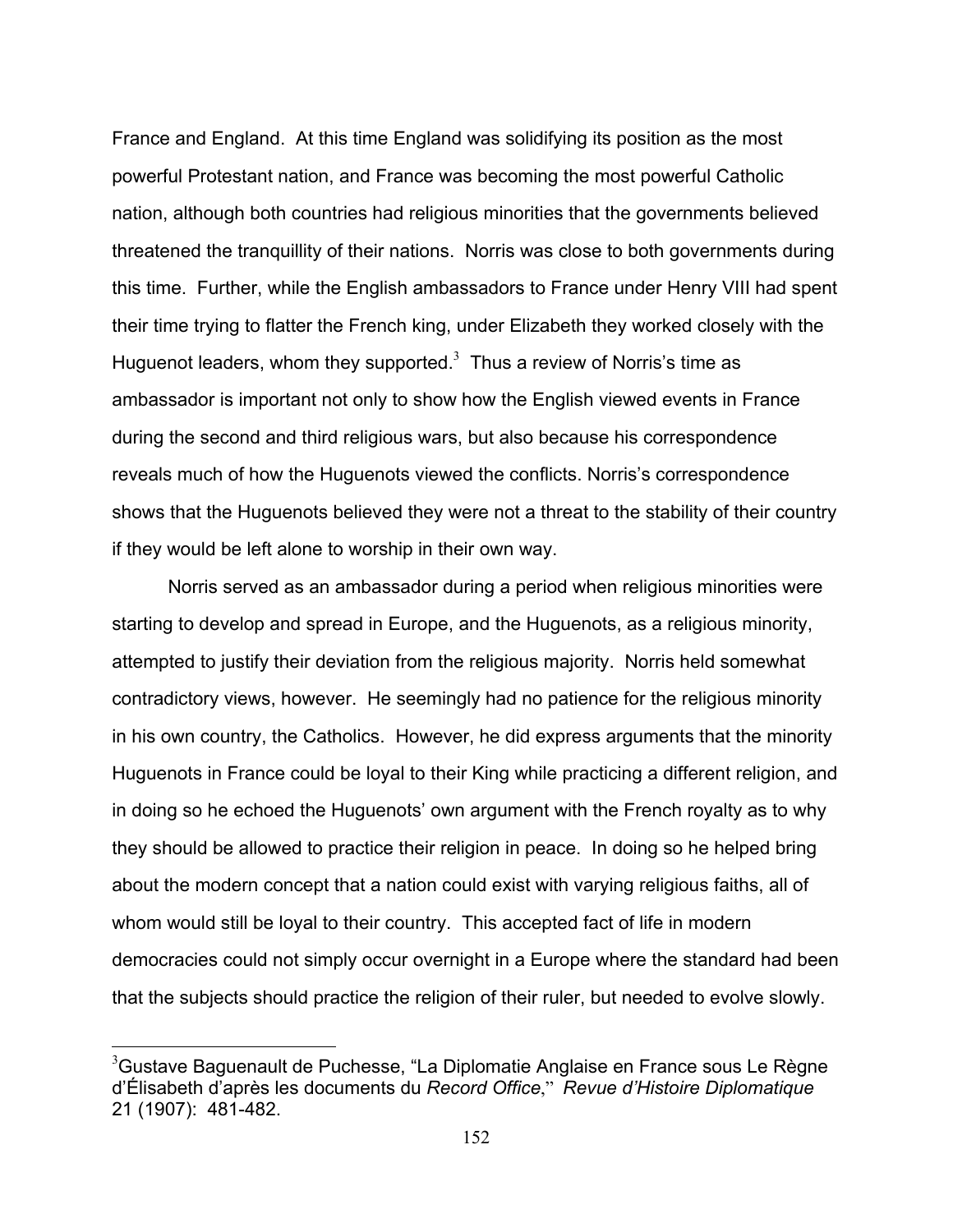France and England. At this time England was solidifying its position as the most powerful Protestant nation, and France was becoming the most powerful Catholic nation, although both countries had religious minorities that the governments believed threatened the tranquillity of their nations. Norris was close to both governments during this time. Further, while the English ambassadors to France under Henry VIII had spent their time trying to flatter the French king, under Elizabeth they worked closely with the Huguenot leaders, whom they supported.[3] Thus a review of Norris's time as ambassador is important not only to show how the English viewed events in France during the second and third religious wars, but also because his correspondence reveals much of how the Huguenots viewed the conflicts. Norris's correspondence shows that the Huguenots believed they were not a threat to the stability of their country if they would be left alone to worship in their own way.

Norris served as an ambassador during a period when religious minorities were starting to develop and spread in Europe, and the Huguenots, as a religious minority, attempted to justify their deviation from the religious majority. Norris held somewhat contradictory views, however. He seemingly had no patience for the religious minority in his own country, the Catholics. However, he did express arguments that the minority Huguenots in France could be loyal to their King while practicing a different religion, and in doing so he echoed the Huguenots' own argument with the French royalty as to why they should be allowed to practice their religion in peace. In doing so he helped bring about the modern concept that a nation could exist with varying religious faiths, all of whom would still be loyal to their country. This accepted fact of life in modern democracies could not simply occur overnight in a Europe where the standard had been that the subjects should practice the religion of their ruler, but needed to evolve slowly.

[3] Gustave Baguenault de Puchesse, "La Diplomatie Anglaise en France sous Le Règne d'Élisabeth d'après les documents du *Record Office*," *Revue d'Histoire Diplomatique* 21 (1907): 481-482.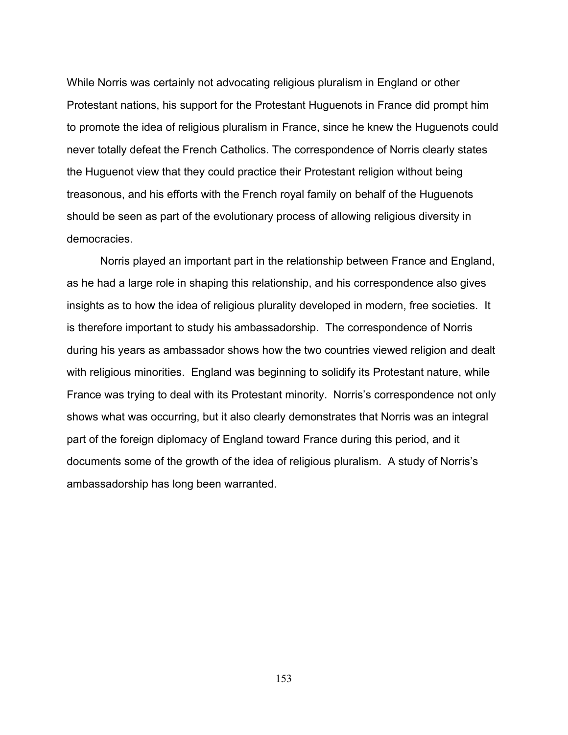While Norris was certainly not advocating religious pluralism in England or other Protestant nations, his support for the Protestant Huguenots in France did prompt him to promote the idea of religious pluralism in France, since he knew the Huguenots could never totally defeat the French Catholics. The correspondence of Norris clearly states the Huguenot view that they could practice their Protestant religion without being treasonous, and his efforts with the French royal family on behalf of the Huguenots should be seen as part of the evolutionary process of allowing religious diversity in democracies.

Norris played an important part in the relationship between France and England, as he had a large role in shaping this relationship, and his correspondence also gives insights as to how the idea of religious plurality developed in modern, free societies. It is therefore important to study his ambassadorship. The correspondence of Norris during his years as ambassador shows how the two countries viewed religion and dealt with religious minorities. England was beginning to solidify its Protestant nature, while France was trying to deal with its Protestant minority. Norris's correspondence not only shows what was occurring, but it also clearly demonstrates that Norris was an integral part of the foreign diplomacy of England toward France during this period, and it documents some of the growth of the idea of religious pluralism. A study of Norris's ambassadorship has long been warranted.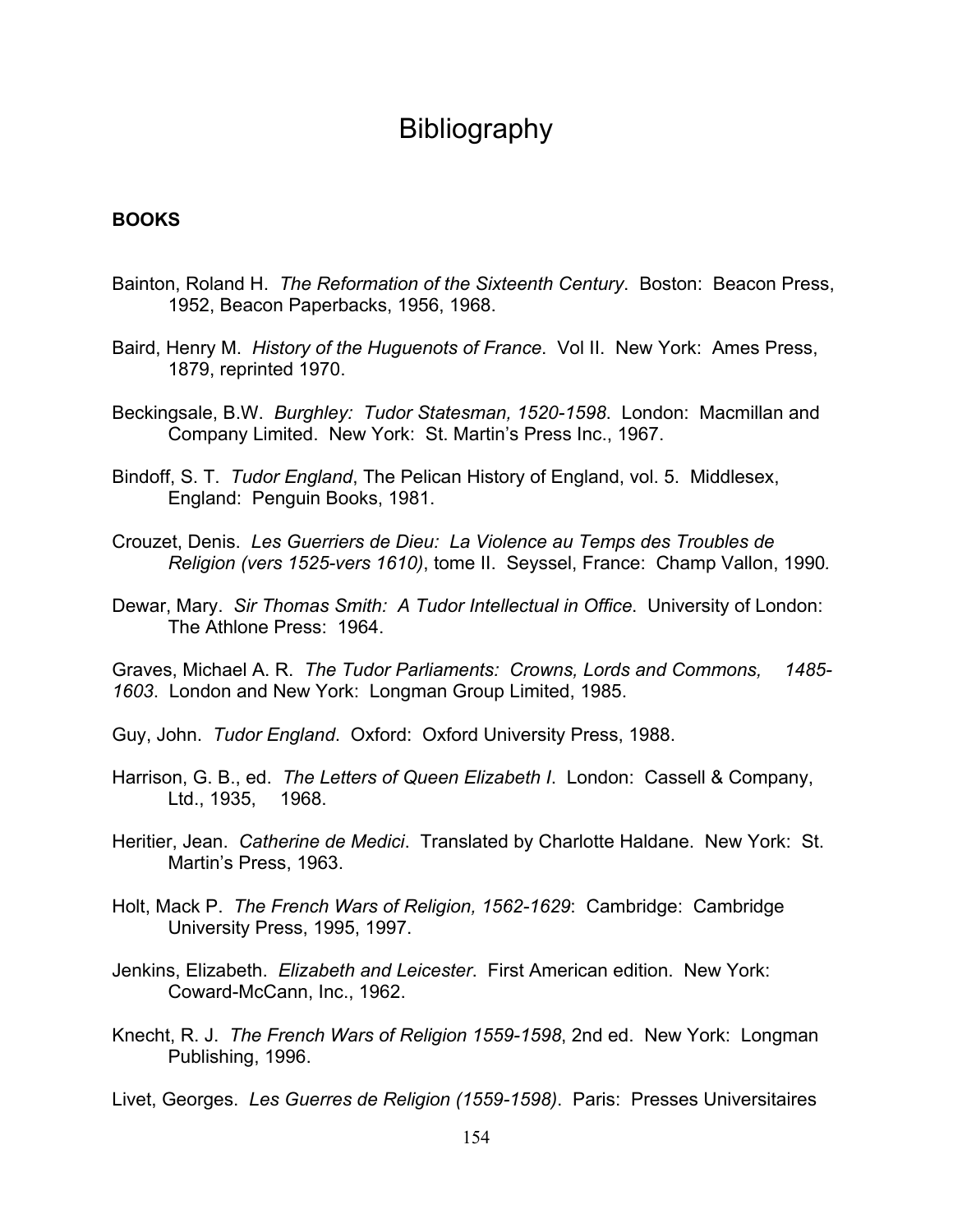# Bibliography

**BOOKS**

Bainton, Roland H. *The Reformation of the Sixteenth Century*. Boston: Beacon Press, 1952, Beacon Paperbacks, 1956, 1968.

Baird, Henry M. *History of the Huguenots of France*. Vol II. New York: Ames Press, 1879, reprinted 1970.

Beckingsale, B.W. *Burghley: Tudor Statesman, 1520-1598*. London: Macmillan and Company Limited. New York: St. Martin's Press Inc., 1967.

Bindoff, S. T. *Tudor England*, The Pelican History of England, vol. 5. Middlesex, England: Penguin Books, 1981.

Crouzet, Denis. *Les Guerriers de Dieu: La Violence au Temps des Troubles de Religion (vers 1525-vers 1610)*, tome II. Seyssel, France: Champ Vallon, 1990.

Dewar, Mary. *Sir Thomas Smith: A Tudor Intellectual in Office*. University of London: The Athlone Press: 1964.

Graves, Michael A. R. *The Tudor Parliaments: Crowns, Lords and Commons, 1485-1603*. London and New York: Longman Group Limited, 1985.

Guy, John. *Tudor England*. Oxford: Oxford University Press, 1988.

Harrison, G. B., ed. *The Letters of Queen Elizabeth I*. London: Cassell & Company, Ltd., 1935, 1968.

Heritier, Jean. *Catherine de Medici*. Translated by Charlotte Haldane. New York: St. Martin's Press, 1963.

Holt, Mack P. *The French Wars of Religion, 1562-1629*: Cambridge: Cambridge University Press, 1995, 1997.

Jenkins, Elizabeth. *Elizabeth and Leicester*. First American edition. New York: Coward-McCann, Inc., 1962.

Knecht, R. J. *The French Wars of Religion 1559-1598*, 2nd ed. New York: Longman Publishing, 1996.

Livet, Georges. *Les Guerres de Religion (1559-1598)*. Paris: Presses Universitaires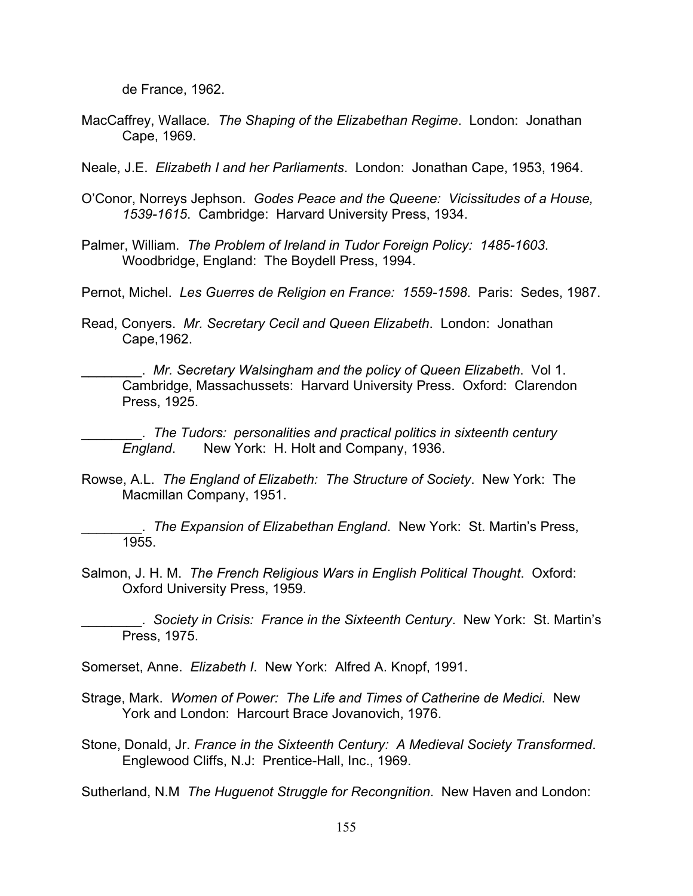de France, 1962.

MacCaffrey, Wallace*.* *The Shaping of the Elizabethan Regime*. London: Jonathan Cape, 1969.

Neale, J.E. *Elizabeth I and her Parliaments*. London: Jonathan Cape, 1953, 1964.

O'Conor, Norreys Jephson. *Godes Peace and the Queene: Vicissitudes of a House, 1539-1615*. Cambridge: Harvard University Press, 1934.

Palmer, William. *The Problem of Ireland in Tudor Foreign Policy: 1485-1603*. Woodbridge, England: The Boydell Press, 1994.

Pernot, Michel. *Les Guerres de Religion en France: 1559-1598*. Paris: Sedes, 1987.

Read, Conyers. *Mr. Secretary Cecil and Queen Elizabeth*. London: Jonathan Cape,1962.

________. *Mr. Secretary Walsingham and the policy of Queen Elizabeth*. Vol 1. Cambridge, Massachussets: Harvard University Press. Oxford: Clarendon Press, 1925.

________. *The Tudors: personalities and practical politics in sixteenth century England*. New York: H. Holt and Company, 1936.

Rowse, A.L. *The England of Elizabeth: The Structure of Society*. New York: The Macmillan Company, 1951.

________. *The Expansion of Elizabethan England*. New York: St. Martin's Press, 1955.

Salmon, J. H. M. *The French Religious Wars in English Political Thought*. Oxford: Oxford University Press, 1959.

________. *Society in Crisis: France in the Sixteenth Century*. New York: St. Martin's Press, 1975.

Somerset, Anne. *Elizabeth I*. New York: Alfred A. Knopf, 1991.

Strage, Mark. *Women of Power: The Life and Times of Catherine de Medici*. New York and London: Harcourt Brace Jovanovich, 1976.

Stone, Donald, Jr. *France in the Sixteenth Century: A Medieval Society Transformed*. Englewood Cliffs, N.J: Prentice-Hall, Inc., 1969.

Sutherland, N.M *The Huguenot Struggle for Recongnition*. New Haven and London: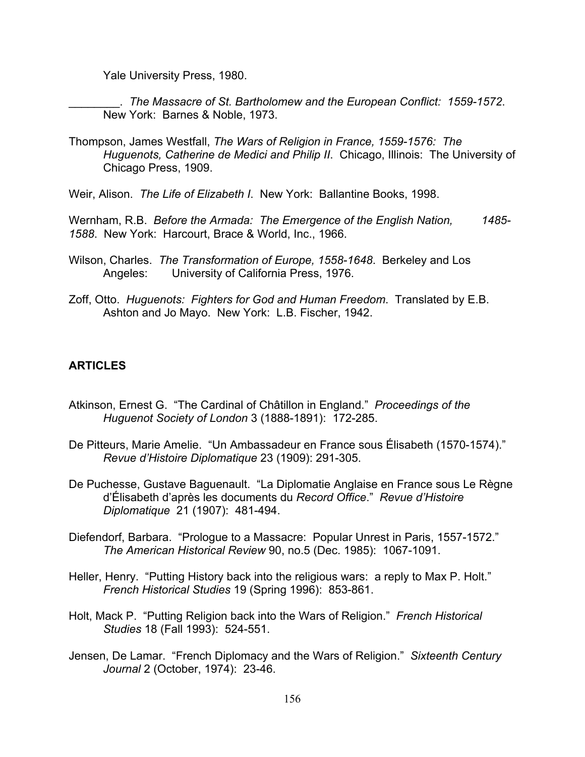Yale University Press, 1980.

________. *The Massacre of St. Bartholomew and the European Conflict: 1559-1572*. New York: Barnes & Noble, 1973.

Thompson, James Westfall, *The Wars of Religion in France, 1559-1576: The Huguenots, Catherine de Medici and Philip II*. Chicago, Illinois: The University of Chicago Press, 1909.

Weir, Alison. *The Life of Elizabeth I*. New York: Ballantine Books, 1998.

Wernham, R.B. *Before the Armada: The Emergence of the English Nation, 1485-1588*. New York: Harcourt, Brace & World, Inc., 1966.

Wilson, Charles. *The Transformation of Europe, 1558-1648*. Berkeley and Los Angeles: University of California Press, 1976.

Zoff, Otto. *Huguenots: Fighters for God and Human Freedom*. Translated by E.B. Ashton and Jo Mayo. New York: L.B. Fischer, 1942.

## ARTICLES

Atkinson, Ernest G. "The Cardinal of Châtillon in England." *Proceedings of the Huguenot Society of London* 3 (1888-1891): 172-285.

De Pitteurs, Marie Amelie. "Un Ambassadeur en France sous Élisabeth (1570-1574)." *Revue d'Histoire Diplomatique* 23 (1909): 291-305.

De Puchesse, Gustave Baguenault. "La Diplomatie Anglaise en France sous Le Règne d'Élisabeth d'après les documents du *Record Office*." *Revue d'Histoire Diplomatique* 21 (1907): 481-494.

Diefendorf, Barbara. "Prologue to a Massacre: Popular Unrest in Paris, 1557-1572." *The American Historical Review* 90, no.5 (Dec. 1985): 1067-1091.

Heller, Henry. "Putting History back into the religious wars: a reply to Max P. Holt." *French Historical Studies* 19 (Spring 1996): 853-861.

Holt, Mack P. "Putting Religion back into the Wars of Religion." *French Historical Studies* 18 (Fall 1993): 524-551.

Jensen, De Lamar. "French Diplomacy and the Wars of Religion." *Sixteenth Century Journal* 2 (October, 1974): 23-46.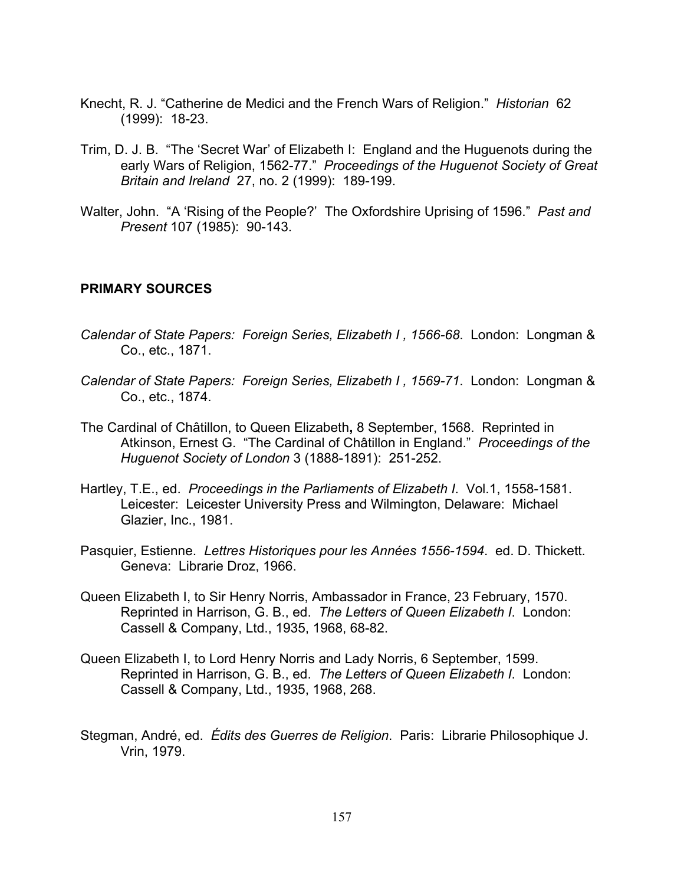Knecht, R. J. "Catherine de Medici and the French Wars of Religion." *Historian* 62 (1999): 18-23.

Trim, D. J. B. "The 'Secret War' of Elizabeth I: England and the Huguenots during the early Wars of Religion, 1562-77." *Proceedings of the Huguenot Society of Great Britain and Ireland* 27, no. 2 (1999): 189-199.

Walter, John. "A 'Rising of the People?' The Oxfordshire Uprising of 1596." *Past and Present* 107 (1985): 90-143.

## PRIMARY SOURCES

*Calendar of State Papers: Foreign Series, Elizabeth I , 1566-68*. London: Longman & Co., etc., 1871.

*Calendar of State Papers: Foreign Series, Elizabeth I , 1569-71*. London: Longman & Co., etc., 1874.

The Cardinal of Châtillon, to Queen Elizabeth**,** 8 September, 1568. Reprinted in Atkinson, Ernest G. "The Cardinal of Châtillon in England." *Proceedings of the Huguenot Society of London* 3 (1888-1891): 251-252.

Hartley, T.E., ed. *Proceedings in the Parliaments of Elizabeth I*. Vol.1, 1558-1581. Leicester: Leicester University Press and Wilmington, Delaware: Michael Glazier, Inc., 1981.

Pasquier, Estienne. *Lettres Historiques pour les Années 1556-1594*. ed. D. Thickett. Geneva: Librarie Droz, 1966.

Queen Elizabeth I, to Sir Henry Norris, Ambassador in France, 23 February, 1570. Reprinted in Harrison, G. B., ed. *The Letters of Queen Elizabeth I*. London: Cassell & Company, Ltd., 1935, 1968, 68-82.

Queen Elizabeth I, to Lord Henry Norris and Lady Norris, 6 September, 1599. Reprinted in Harrison, G. B., ed. *The Letters of Queen Elizabeth I*. London: Cassell & Company, Ltd., 1935, 1968, 268.

Stegman, André, ed. *Édits des Guerres de Religion*. Paris: Librarie Philosophique J. Vrin, 1979.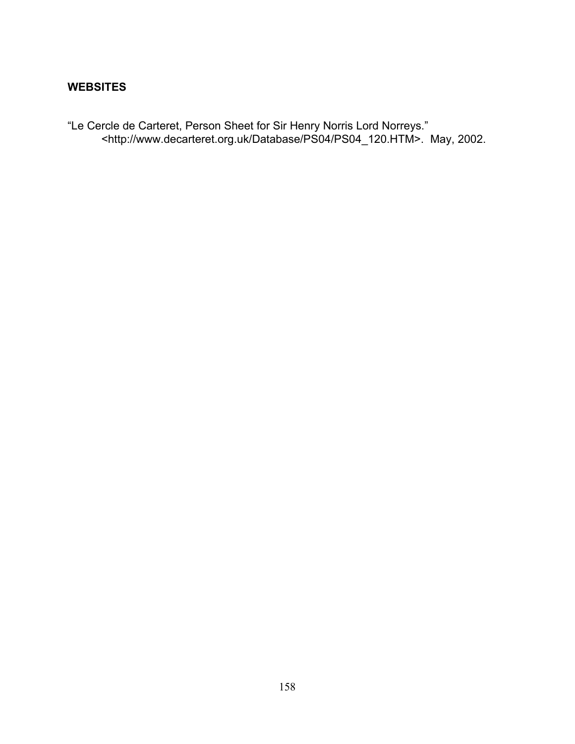## WEBSITES

"Le Cercle de Carteret, Person Sheet for Sir Henry Norris Lord Norreys." <http://www.decarteret.org.uk/Database/PS04/PS04_120.HTM>. May, 2002.